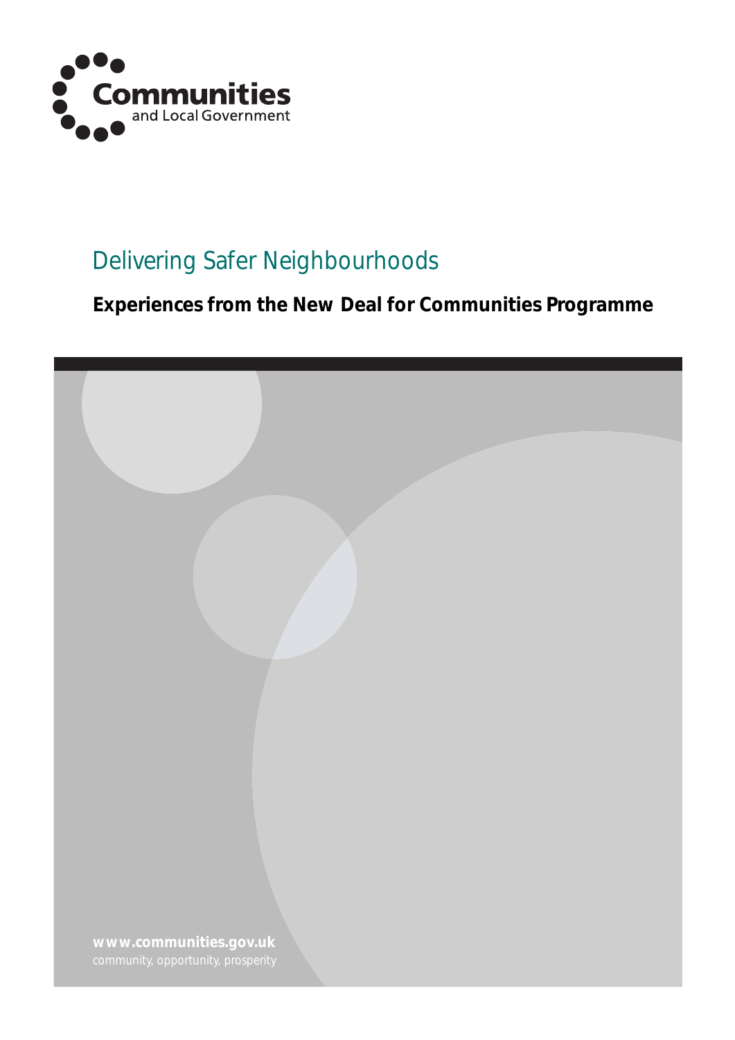Communities and Local Government

# Delivering Safer Neighbourhoods

## Experiences from the New Deal for Communities Programme

**www.communities.gov.uk**
community, opportunity, prosperity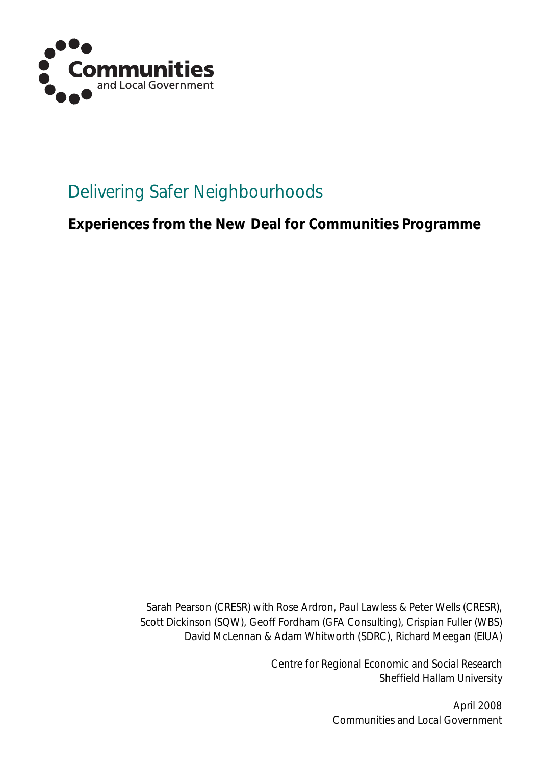Communities and Local Government

# Delivering Safer Neighbourhoods

## Experiences from the New Deal for Communities Programme

Sarah Pearson (CRESR) with Rose Ardron, Paul Lawless & Peter Wells (CRESR),
Scott Dickinson (SQW), Geoff Fordham (GFA Consulting), Crispian Fuller (WBS)
David McLennan & Adam Whitworth (SDRC), Richard Meegan (EIUA)

Centre for Regional Economic and Social Research
Sheffield Hallam University

April 2008
Communities and Local Government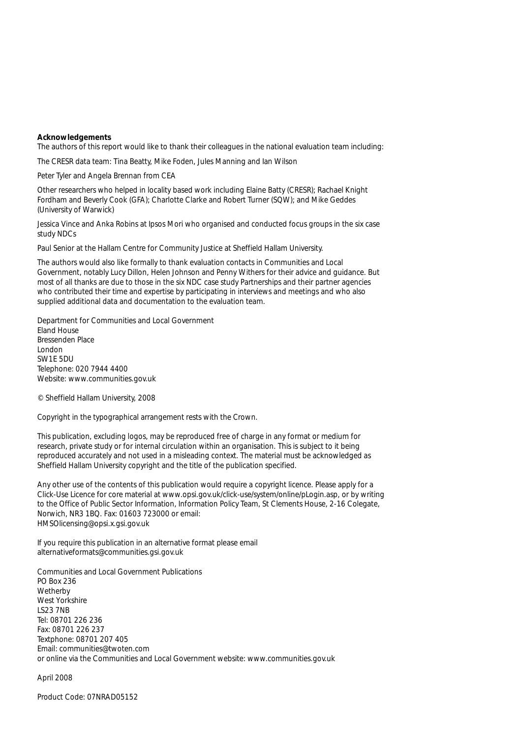**Acknowledgements**

The authors of this report would like to thank their colleagues in the national evaluation team including:

The CRESR data team: Tina Beatty, Mike Foden, Jules Manning and Ian Wilson

Peter Tyler and Angela Brennan from CEA

Other researchers who helped in locality based work including Elaine Batty (CRESR); Rachael Knight Fordham and Beverly Cook (GFA); Charlotte Clarke and Robert Turner (SQW); and Mike Geddes (University of Warwick)

Jessica Vince and Anka Robins at Ipsos Mori who organised and conducted focus groups in the six case study NDCs

Paul Senior at the Hallam Centre for Community Justice at Sheffield Hallam University.

The authors would also like formally to thank evaluation contacts in Communities and Local Government, notably Lucy Dillon, Helen Johnson and Penny Withers for their advice and guidance. But most of all thanks are due to those in the six NDC case study Partnerships and their partner agencies who contributed their time and expertise by participating in interviews and meetings and who also supplied additional data and documentation to the evaluation team.

Department for Communities and Local Government
Eland House
Bressenden Place
London
SW1E 5DU
Telephone: 020 7944 4400
Website: www.communities.gov.uk

© Sheffield Hallam University, 2008

Copyright in the typographical arrangement rests with the Crown.

This publication, excluding logos, may be reproduced free of charge in any format or medium for research, private study or for internal circulation within an organisation. This is subject to it being reproduced accurately and not used in a misleading context. The material must be acknowledged as Sheffield Hallam University copyright and the title of the publication specified.

Any other use of the contents of this publication would require a copyright licence. Please apply for a Click-Use Licence for core material at www.opsi.gov.uk/click-use/system/online/pLogin.asp, or by writing to the Office of Public Sector Information, Information Policy Team, St Clements House, 2-16 Colegate, Norwich, NR3 1BQ. Fax: 01603 723000 or email: HMSOlicensing@opsi.x.gsi.gov.uk

If you require this publication in an alternative format please email alternativeformats@communities.gsi.gov.uk

Communities and Local Government Publications
PO Box 236
Wetherby
West Yorkshire
LS23 7NB
Tel: 08701 226 236
Fax: 08701 226 237
Textphone: 08701 207 405
Email: communities@twoten.com
or online via the Communities and Local Government website: www.communities.gov.uk

April 2008

Product Code: 07NRAD05152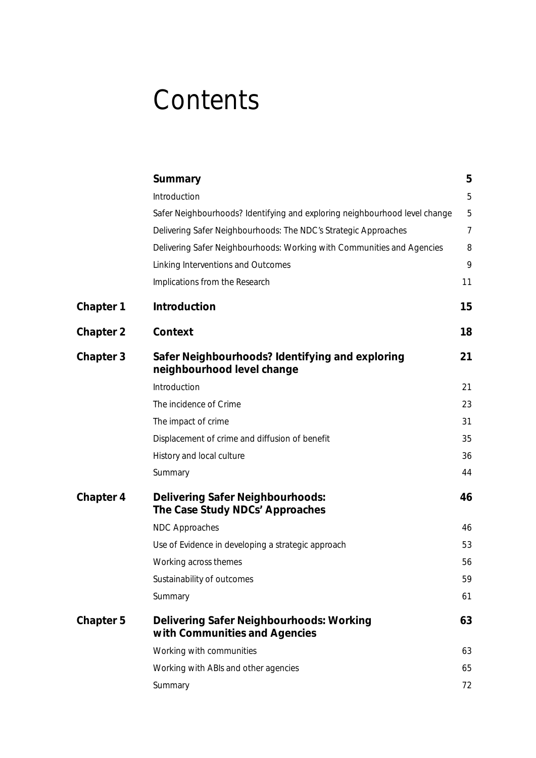# Contents

| | | |
|---|---|---|
| | **Summary** | **5** |
| | Introduction | 5 |
| | Safer Neighbourhoods? Identifying and exploring neighbourhood level change | 5 |
| | Delivering Safer Neighbourhoods: The NDC's Strategic Approaches | 7 |
| | Delivering Safer Neighbourhoods: Working with Communities and Agencies | 8 |
| | Linking Interventions and Outcomes | 9 |
| | Implications from the Research | 11 |
| **Chapter 1** | **Introduction** | **15** |
| **Chapter 2** | **Context** | **18** |
| **Chapter 3** | **Safer Neighbourhoods? Identifying and exploring neighbourhood level change** | **21** |
| | Introduction | 21 |
| | The incidence of Crime | 23 |
| | The impact of crime | 31 |
| | Displacement of crime and diffusion of benefit | 35 |
| | History and local culture | 36 |
| | Summary | 44 |
| **Chapter 4** | **Delivering Safer Neighbourhoods: The Case Study NDCs' Approaches** | **46** |
| | NDC Approaches | 46 |
| | Use of Evidence in developing a strategic approach | 53 |
| | Working across themes | 56 |
| | Sustainability of outcomes | 59 |
| | Summary | 61 |
| **Chapter 5** | **Delivering Safer Neighbourhoods: Working with Communities and Agencies** | **63** |
| | Working with communities | 63 |
| | Working with ABIs and other agencies | 65 |
| | Summary | 72 |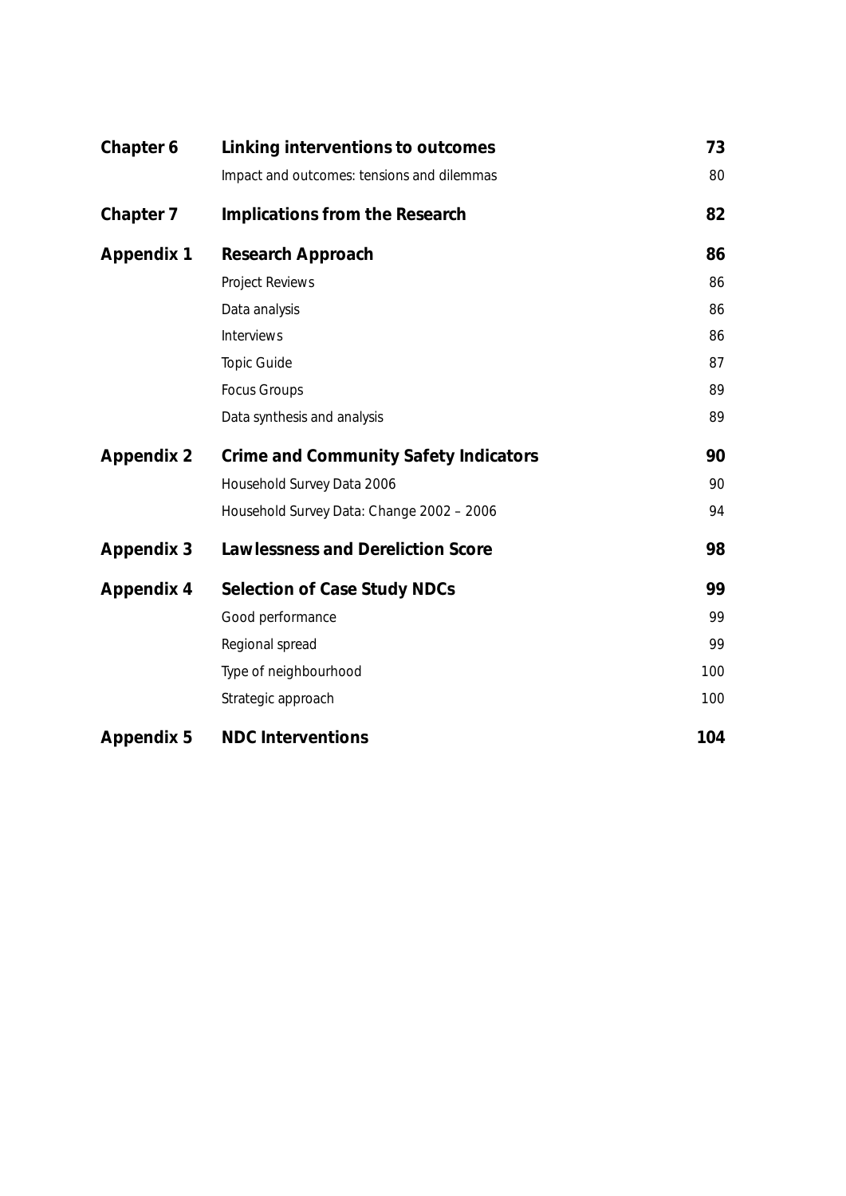| | | |
|---|---|---|
| **Chapter 6** | **Linking interventions to outcomes** | **73** |
| | Impact and outcomes: tensions and dilemmas | 80 |
| **Chapter 7** | **Implications from the Research** | **82** |
| **Appendix 1** | **Research Approach** | **86** |
| | Project Reviews | 86 |
| | Data analysis | 86 |
| | Interviews | 86 |
| | Topic Guide | 87 |
| | Focus Groups | 89 |
| | Data synthesis and analysis | 89 |
| **Appendix 2** | **Crime and Community Safety Indicators** | **90** |
| | Household Survey Data 2006 | 90 |
| | Household Survey Data: Change 2002 – 2006 | 94 |
| **Appendix 3** | **Lawlessness and Dereliction Score** | **98** |
| **Appendix 4** | **Selection of Case Study NDCs** | **99** |
| | Good performance | 99 |
| | Regional spread | 99 |
| | Type of neighbourhood | 100 |
| | Strategic approach | 100 |
| **Appendix 5** | **NDC Interventions** | **104** |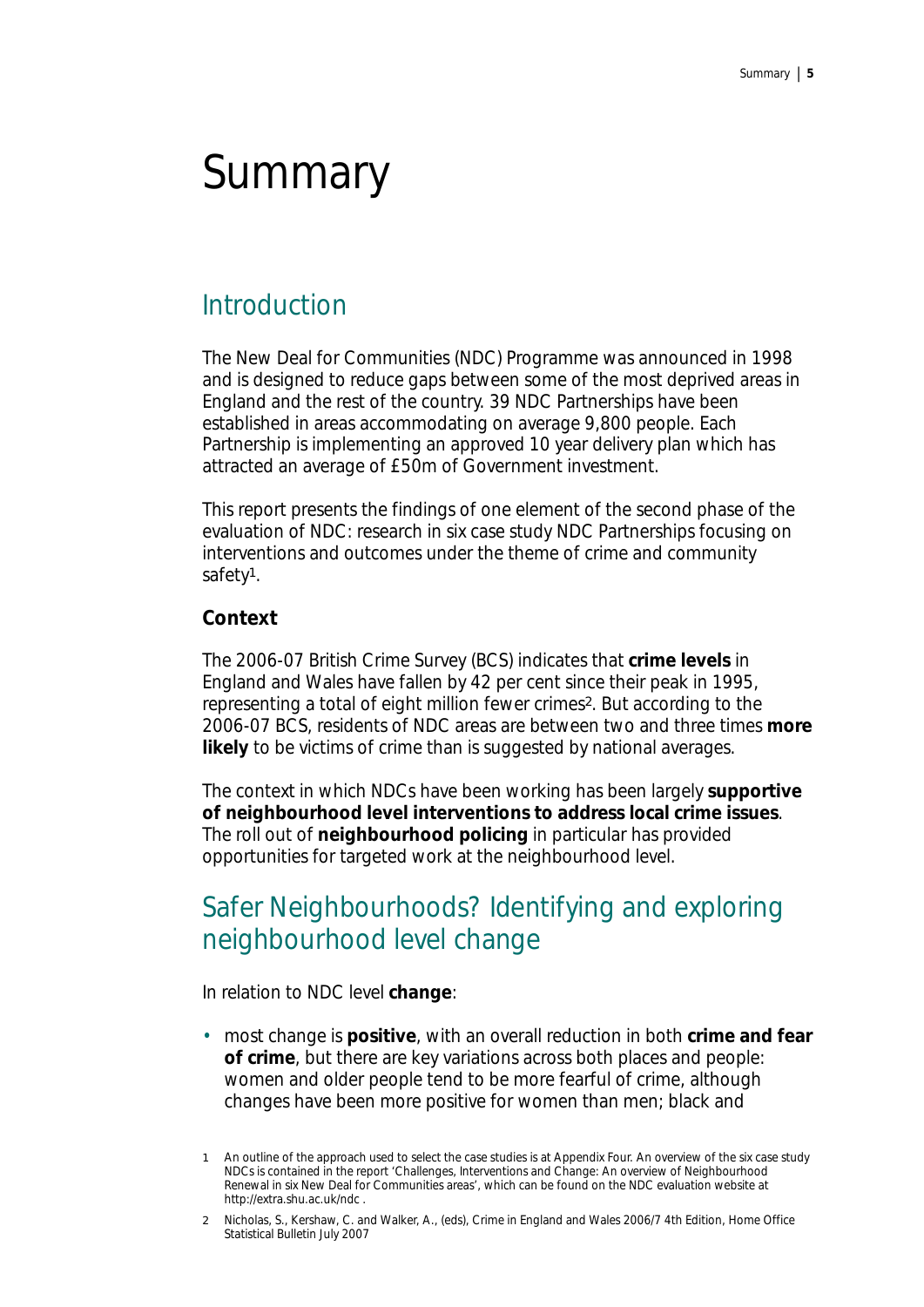# Summary

## Introduction

The New Deal for Communities (NDC) Programme was announced in 1998 and is designed to reduce gaps between some of the most deprived areas in England and the rest of the country. 39 NDC Partnerships have been established in areas accommodating on average 9,800 people. Each Partnership is implementing an approved 10 year delivery plan which has attracted an average of £50m of Government investment.

This report presents the findings of one element of the second phase of the evaluation of NDC: research in six case study NDC Partnerships focusing on interventions and outcomes under the theme of crime and community safety[1].

### Context

The 2006-07 British Crime Survey (BCS) indicates that **crime levels** in England and Wales have fallen by 42 per cent since their peak in 1995, representing a total of eight million fewer crimes[2]. But according to the 2006-07 BCS, residents of NDC areas are between two and three times **more likely** to be victims of crime than is suggested by national averages.

The context in which NDCs have been working has been largely **supportive of neighbourhood level interventions to address local crime issues**. The roll out of **neighbourhood policing** in particular has provided opportunities for targeted work at the neighbourhood level.

## Safer Neighbourhoods? Identifying and exploring neighbourhood level change

In relation to NDC level **change**:

- most change is **positive**, with an overall reduction in both **crime and fear of crime**, but there are key variations across both places and people: women and older people tend to be more fearful of crime, although changes have been more positive for women than men; black and

1 An outline of the approach used to select the case studies is at Appendix Four. An overview of the six case study NDCs is contained in the report 'Challenges, Interventions and Change: An overview of Neighbourhood Renewal in six New Deal for Communities areas', which can be found on the NDC evaluation website at http://extra.shu.ac.uk/ndc .

2 Nicholas, S., Kershaw, C. and Walker, A., (eds), Crime in England and Wales 2006/7 4th Edition, Home Office Statistical Bulletin July 2007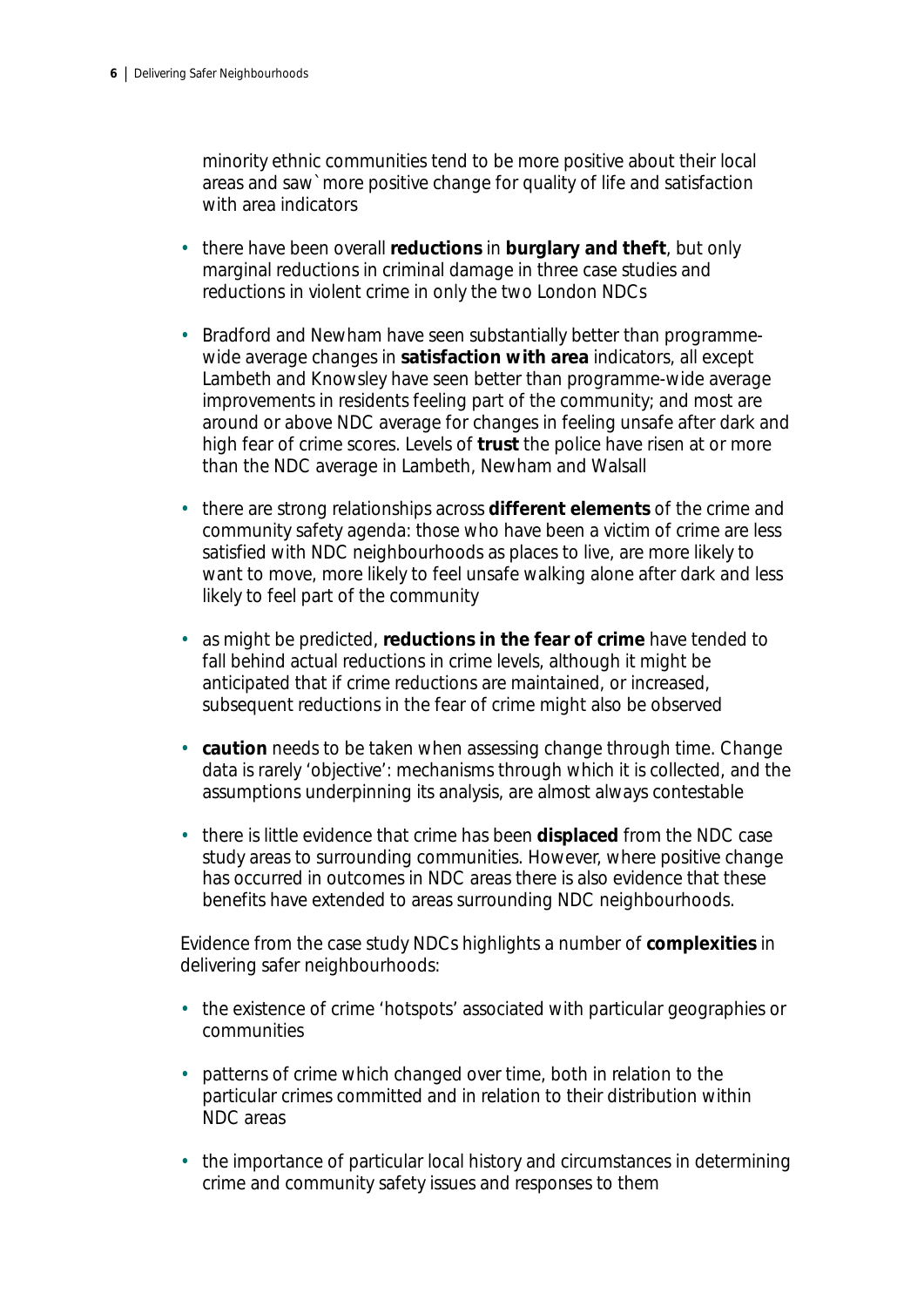minority ethnic communities tend to be more positive about their local areas and saw` more positive change for quality of life and satisfaction with area indicators

- there have been overall **reductions** in **burglary and theft**, but only marginal reductions in criminal damage in three case studies and reductions in violent crime in only the two London NDCs
- Bradford and Newham have seen substantially better than programme-wide average changes in **satisfaction with area** indicators, all except Lambeth and Knowsley have seen better than programme-wide average improvements in residents feeling part of the community; and most are around or above NDC average for changes in feeling unsafe after dark and high fear of crime scores. Levels of **trust** the police have risen at or more than the NDC average in Lambeth, Newham and Walsall
- there are strong relationships across **different elements** of the crime and community safety agenda: those who have been a victim of crime are less satisfied with NDC neighbourhoods as places to live, are more likely to want to move, more likely to feel unsafe walking alone after dark and less likely to feel part of the community
- as might be predicted, **reductions in the fear of crime** have tended to fall behind actual reductions in crime levels, although it might be anticipated that if crime reductions are maintained, or increased, subsequent reductions in the fear of crime might also be observed
- **caution** needs to be taken when assessing change through time. Change data is rarely 'objective': mechanisms through which it is collected, and the assumptions underpinning its analysis, are almost always contestable
- there is little evidence that crime has been **displaced** from the NDC case study areas to surrounding communities. However, where positive change has occurred in outcomes in NDC areas there is also evidence that these benefits have extended to areas surrounding NDC neighbourhoods.

Evidence from the case study NDCs highlights a number of **complexities** in delivering safer neighbourhoods:

- the existence of crime 'hotspots' associated with particular geographies or communities
- patterns of crime which changed over time, both in relation to the particular crimes committed and in relation to their distribution within NDC areas
- the importance of particular local history and circumstances in determining crime and community safety issues and responses to them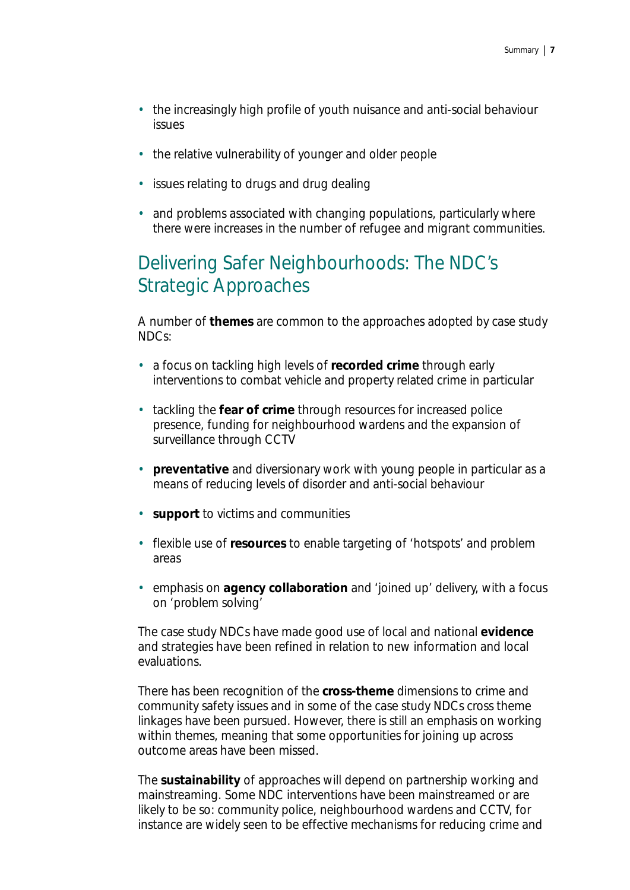- the increasingly high profile of youth nuisance and anti-social behaviour issues
- the relative vulnerability of younger and older people
- issues relating to drugs and drug dealing
- and problems associated with changing populations, particularly where there were increases in the number of refugee and migrant communities.

## Delivering Safer Neighbourhoods: The NDC's Strategic Approaches

A number of **themes** are common to the approaches adopted by case study NDCs:

- a focus on tackling high levels of **recorded crime** through early interventions to combat vehicle and property related crime in particular
- tackling the **fear of crime** through resources for increased police presence, funding for neighbourhood wardens and the expansion of surveillance through CCTV
- **preventative** and diversionary work with young people in particular as a means of reducing levels of disorder and anti-social behaviour
- **support** to victims and communities
- flexible use of **resources** to enable targeting of 'hotspots' and problem areas
- emphasis on **agency collaboration** and 'joined up' delivery, with a focus on 'problem solving'

The case study NDCs have made good use of local and national **evidence** and strategies have been refined in relation to new information and local evaluations.

There has been recognition of the **cross-theme** dimensions to crime and community safety issues and in some of the case study NDCs cross theme linkages have been pursued. However, there is still an emphasis on working within themes, meaning that some opportunities for joining up across outcome areas have been missed.

The **sustainability** of approaches will depend on partnership working and mainstreaming. Some NDC interventions have been mainstreamed or are likely to be so: community police, neighbourhood wardens and CCTV, for instance are widely seen to be effective mechanisms for reducing crime and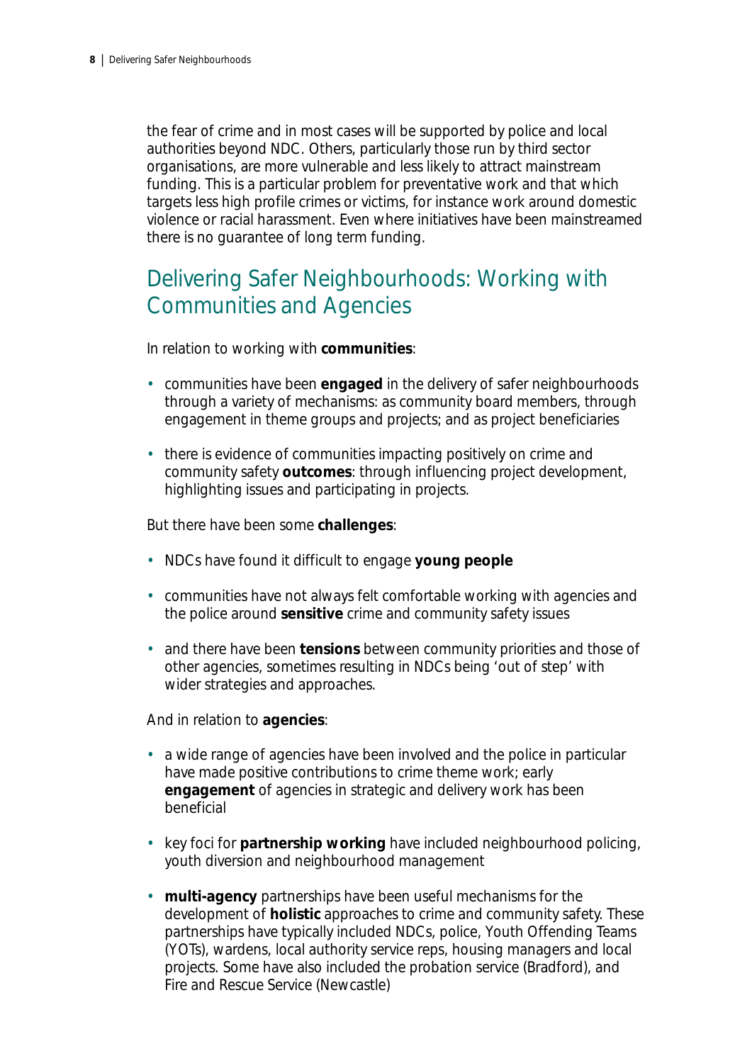the fear of crime and in most cases will be supported by police and local authorities beyond NDC. Others, particularly those run by third sector organisations, are more vulnerable and less likely to attract mainstream funding. This is a particular problem for preventative work and that which targets less high profile crimes or victims, for instance work around domestic violence or racial harassment. Even where initiatives have been mainstreamed there is no guarantee of long term funding.

## Delivering Safer Neighbourhoods: Working with Communities and Agencies

In relation to working with **communities**:

- communities have been **engaged** in the delivery of safer neighbourhoods through a variety of mechanisms: as community board members, through engagement in theme groups and projects; and as project beneficiaries
- there is evidence of communities impacting positively on crime and community safety **outcomes**: through influencing project development, highlighting issues and participating in projects.

But there have been some **challenges**:

- NDCs have found it difficult to engage **young people**
- communities have not always felt comfortable working with agencies and the police around **sensitive** crime and community safety issues
- and there have been **tensions** between community priorities and those of other agencies, sometimes resulting in NDCs being 'out of step' with wider strategies and approaches.

And in relation to **agencies**:

- a wide range of agencies have been involved and the police in particular have made positive contributions to crime theme work; early **engagement** of agencies in strategic and delivery work has been beneficial
- key foci for **partnership working** have included neighbourhood policing, youth diversion and neighbourhood management
- **multi-agency** partnerships have been useful mechanisms for the development of **holistic** approaches to crime and community safety. These partnerships have typically included NDCs, police, Youth Offending Teams (YOTs), wardens, local authority service reps, housing managers and local projects. Some have also included the probation service (Bradford), and Fire and Rescue Service (Newcastle)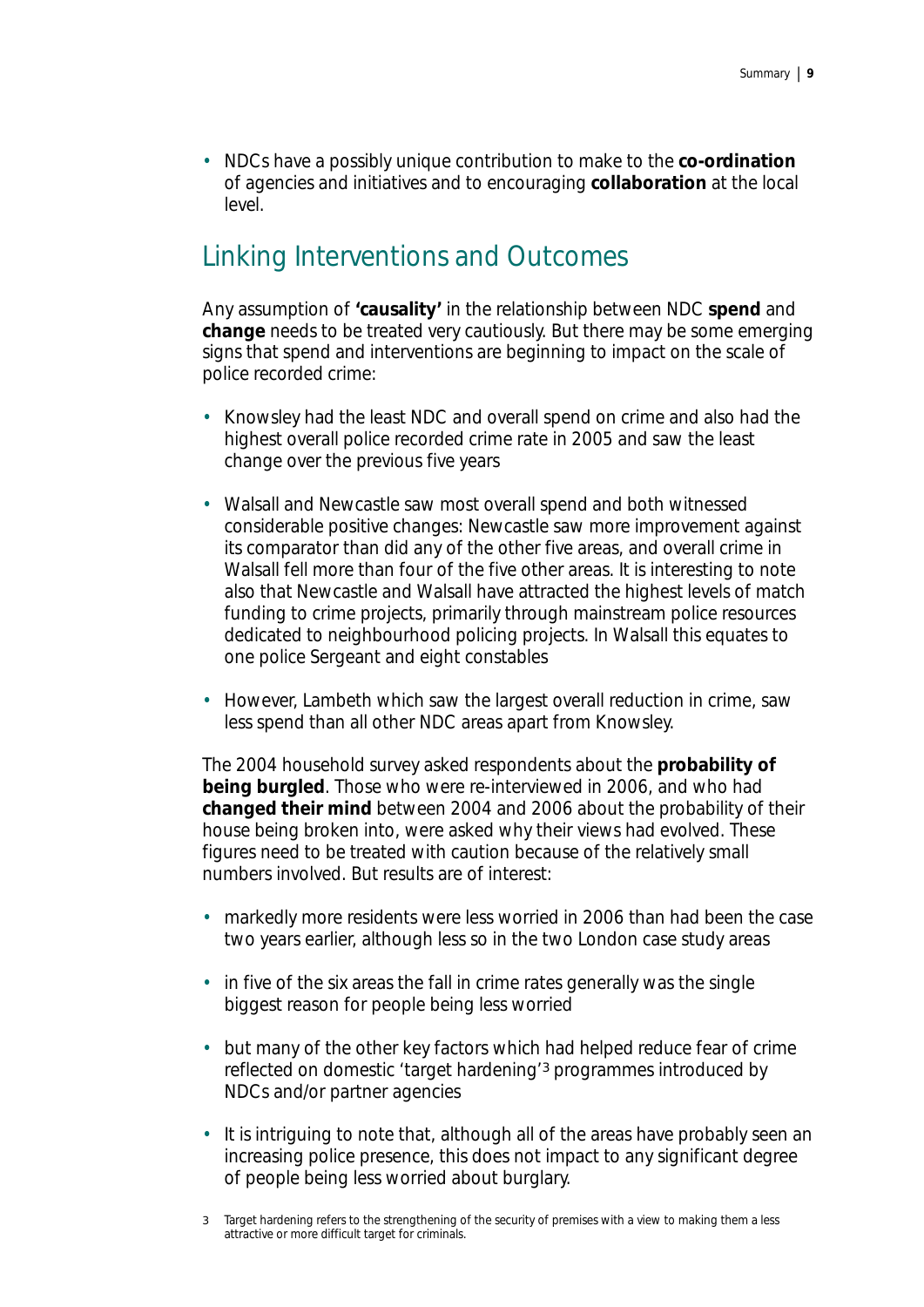- NDCs have a possibly unique contribution to make to the **co-ordination** of agencies and initiatives and to encouraging **collaboration** at the local level.

## Linking Interventions and Outcomes

Any assumption of **'causality'** in the relationship between NDC **spend** and **change** needs to be treated very cautiously. But there may be some emerging signs that spend and interventions are beginning to impact on the scale of police recorded crime:

- Knowsley had the least NDC and overall spend on crime and also had the highest overall police recorded crime rate in 2005 and saw the least change over the previous five years
- Walsall and Newcastle saw most overall spend and both witnessed considerable positive changes: Newcastle saw more improvement against its comparator than did any of the other five areas, and overall crime in Walsall fell more than four of the five other areas. It is interesting to note also that Newcastle and Walsall have attracted the highest levels of match funding to crime projects, primarily through mainstream police resources dedicated to neighbourhood policing projects. In Walsall this equates to one police Sergeant and eight constables
- However, Lambeth which saw the largest overall reduction in crime, saw less spend than all other NDC areas apart from Knowsley.

The 2004 household survey asked respondents about the **probability of being burgled**. Those who were re-interviewed in 2006, and who had **changed their mind** between 2004 and 2006 about the probability of their house being broken into, were asked why their views had evolved. These figures need to be treated with caution because of the relatively small numbers involved. But results are of interest:

- markedly more residents were less worried in 2006 than had been the case two years earlier, although less so in the two London case study areas
- in five of the six areas the fall in crime rates generally was the single biggest reason for people being less worried
- but many of the other key factors which had helped reduce fear of crime reflected on domestic 'target hardening'[3] programmes introduced by NDCs and/or partner agencies
- It is intriguing to note that, although all of the areas have probably seen an increasing police presence, this does not impact to any significant degree of people being less worried about burglary.

3 Target hardening refers to the strengthening of the security of premises with a view to making them a less attractive or more difficult target for criminals.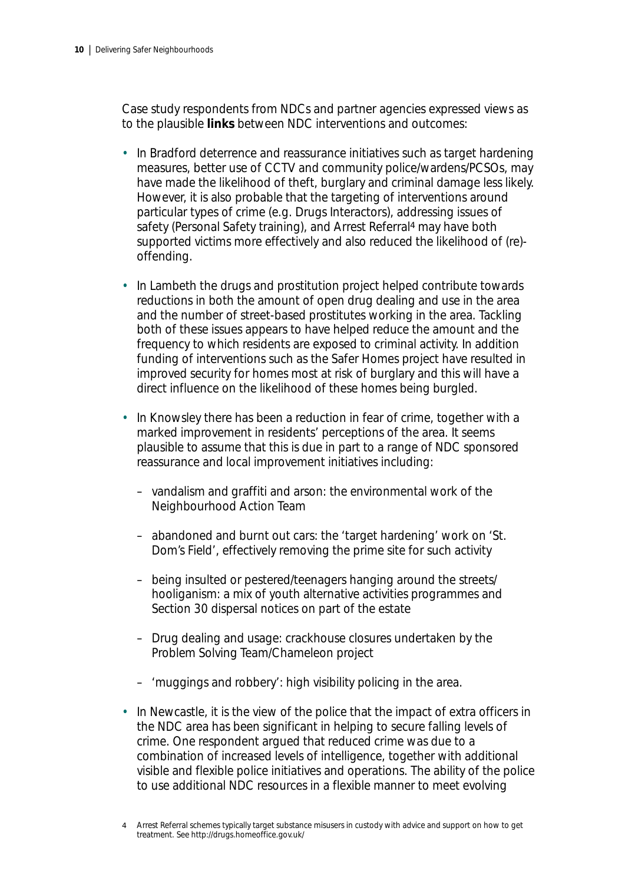Case study respondents from NDCs and partner agencies expressed views as to the plausible **links** between NDC interventions and outcomes:

- In Bradford deterrence and reassurance initiatives such as target hardening measures, better use of CCTV and community police/wardens/PCSOs, may have made the likelihood of theft, burglary and criminal damage less likely. However, it is also probable that the targeting of interventions around particular types of crime (e.g. Drugs Interactors), addressing issues of safety (Personal Safety training), and Arrest Referral[4] may have both supported victims more effectively and also reduced the likelihood of (re)-offending.

- In Lambeth the drugs and prostitution project helped contribute towards reductions in both the amount of open drug dealing and use in the area and the number of street-based prostitutes working in the area. Tackling both of these issues appears to have helped reduce the amount and the frequency to which residents are exposed to criminal activity. In addition funding of interventions such as the Safer Homes project have resulted in improved security for homes most at risk of burglary and this will have a direct influence on the likelihood of these homes being burgled.

- In Knowsley there has been a reduction in fear of crime, together with a marked improvement in residents' perceptions of the area. It seems plausible to assume that this is due in part to a range of NDC sponsored reassurance and local improvement initiatives including:

  – vandalism and graffiti and arson: the environmental work of the Neighbourhood Action Team

  – abandoned and burnt out cars: the 'target hardening' work on 'St. Dom's Field', effectively removing the prime site for such activity

  – being insulted or pestered/teenagers hanging around the streets/ hooliganism: a mix of youth alternative activities programmes and Section 30 dispersal notices on part of the estate

  – Drug dealing and usage: crackhouse closures undertaken by the Problem Solving Team/Chameleon project

  – 'muggings and robbery': high visibility policing in the area.

- In Newcastle, it is the view of the police that the impact of extra officers in the NDC area has been significant in helping to secure falling levels of crime. One respondent argued that reduced crime was due to a combination of increased levels of intelligence, together with additional visible and flexible police initiatives and operations. The ability of the police to use additional NDC resources in a flexible manner to meet evolving

4 Arrest Referral schemes typically target substance misusers in custody with advice and support on how to get treatment. See http://drugs.homeoffice.gov.uk/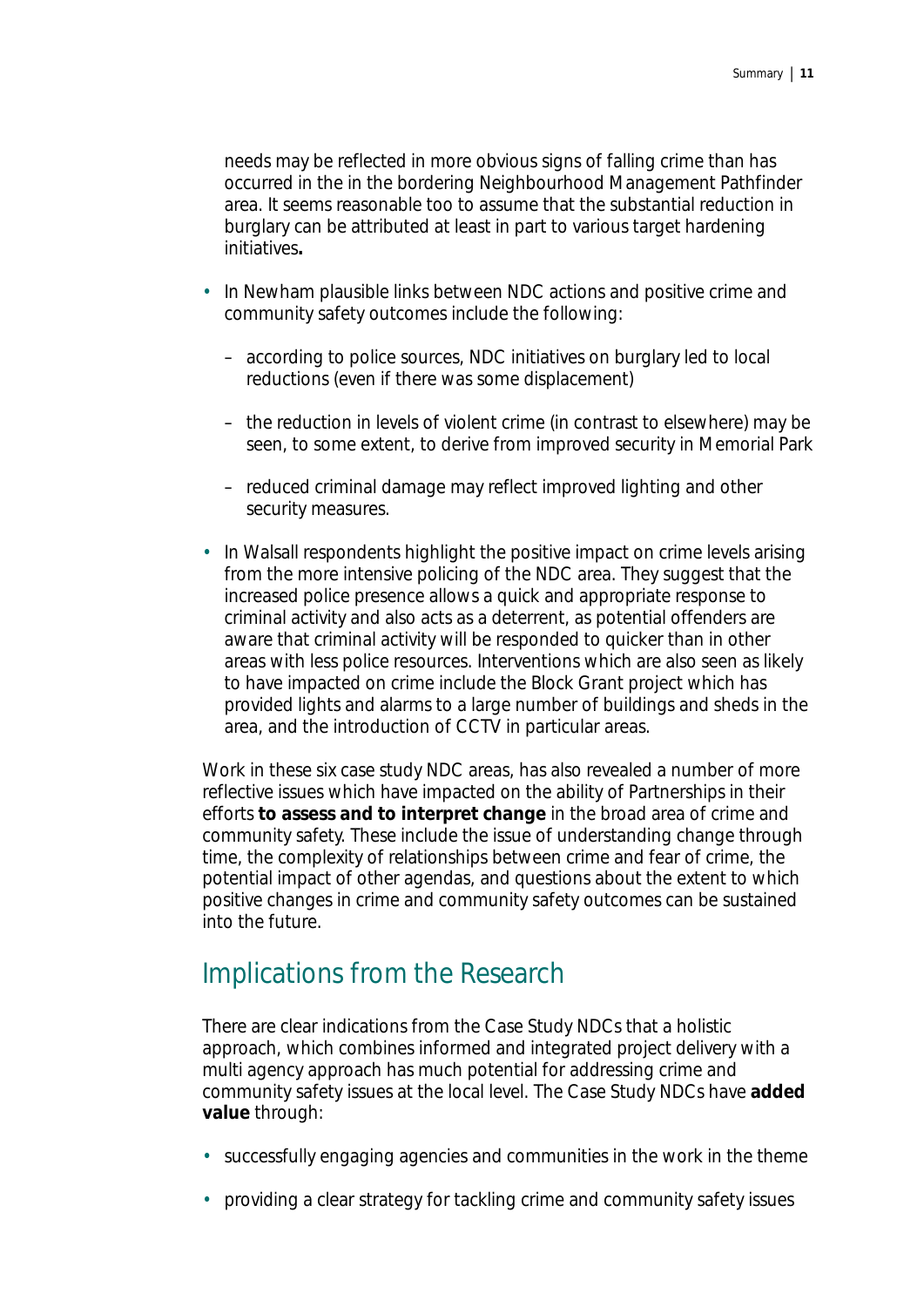needs may be reflected in more obvious signs of falling crime than has occurred in the in the bordering Neighbourhood Management Pathfinder area. It seems reasonable too to assume that the substantial reduction in burglary can be attributed at least in part to various target hardening initiatives**.**

- In Newham plausible links between NDC actions and positive crime and community safety outcomes include the following:
  - according to police sources, NDC initiatives on burglary led to local reductions (even if there was some displacement)
  - the reduction in levels of violent crime (in contrast to elsewhere) may be seen, to some extent, to derive from improved security in Memorial Park
  - reduced criminal damage may reflect improved lighting and other security measures.
- In Walsall respondents highlight the positive impact on crime levels arising from the more intensive policing of the NDC area. They suggest that the increased police presence allows a quick and appropriate response to criminal activity and also acts as a deterrent, as potential offenders are aware that criminal activity will be responded to quicker than in other areas with less police resources. Interventions which are also seen as likely to have impacted on crime include the Block Grant project which has provided lights and alarms to a large number of buildings and sheds in the area, and the introduction of CCTV in particular areas.

Work in these six case study NDC areas, has also revealed a number of more reflective issues which have impacted on the ability of Partnerships in their efforts **to assess and to interpret change** in the broad area of crime and community safety. These include the issue of understanding change through time, the complexity of relationships between crime and fear of crime, the potential impact of other agendas, and questions about the extent to which positive changes in crime and community safety outcomes can be sustained into the future.

## Implications from the Research

There are clear indications from the Case Study NDCs that a holistic approach, which combines informed and integrated project delivery with a multi agency approach has much potential for addressing crime and community safety issues at the local level. The Case Study NDCs have **added value** through:

- successfully engaging agencies and communities in the work in the theme
- providing a clear strategy for tackling crime and community safety issues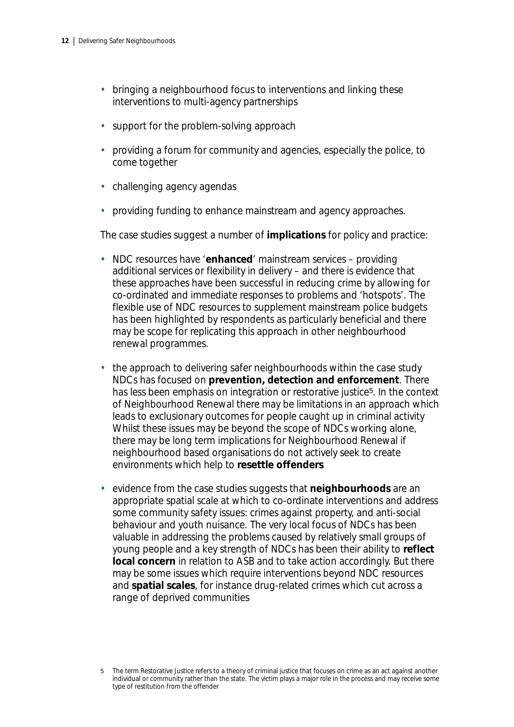- bringing a neighbourhood focus to interventions and linking these interventions to multi-agency partnerships
- support for the problem-solving approach
- providing a forum for community and agencies, especially the police, to come together
- challenging agency agendas
- providing funding to enhance mainstream and agency approaches.

The case studies suggest a number of **implications** for policy and practice:

- NDC resources have '**enhanced**' mainstream services – providing additional services or flexibility in delivery – and there is evidence that these approaches have been successful in reducing crime by allowing for co-ordinated and immediate responses to problems and 'hotspots'. The flexible use of NDC resources to supplement mainstream police budgets has been highlighted by respondents as particularly beneficial and there may be scope for replicating this approach in other neighbourhood renewal programmes.
- the approach to delivering safer neighbourhoods within the case study NDCs has focused on **prevention, detection and enforcement**. There has less been emphasis on integration or restorative justice[5]. In the context of Neighbourhood Renewal there may be limitations in an approach which leads to exclusionary outcomes for people caught up in criminal activity Whilst these issues may be beyond the scope of NDCs working alone, there may be long term implications for Neighbourhood Renewal if neighbourhood based organisations do not actively seek to create environments which help to **resettle offenders**
- evidence from the case studies suggests that **neighbourhoods** are an appropriate spatial scale at which to co-ordinate interventions and address some community safety issues: crimes against property, and anti-social behaviour and youth nuisance. The very local focus of NDCs has been valuable in addressing the problems caused by relatively small groups of young people and a key strength of NDCs has been their ability to **reflect local concern** in relation to ASB and to take action accordingly. But there may be some issues which require interventions beyond NDC resources and **spatial scales**, for instance drug-related crimes which cut across a range of deprived communities

5 The term Restorative Justice refers to a theory of criminal justice that focuses on crime as an act against another individual or community rather than the state. The victim plays a major role in the process and may receive some type of restitution from the offender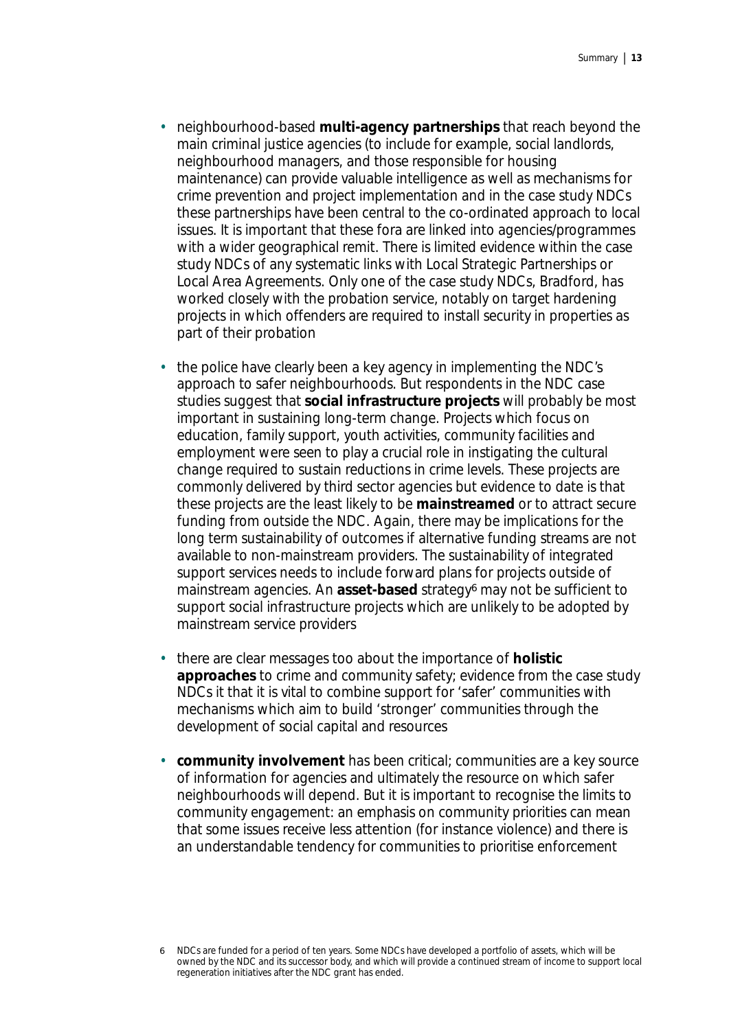- neighbourhood-based **multi-agency partnerships** that reach beyond the main criminal justice agencies (to include for example, social landlords, neighbourhood managers, and those responsible for housing maintenance) can provide valuable intelligence as well as mechanisms for crime prevention and project implementation and in the case study NDCs these partnerships have been central to the co-ordinated approach to local issues. It is important that these fora are linked into agencies/programmes with a wider geographical remit. There is limited evidence within the case study NDCs of any systematic links with Local Strategic Partnerships or Local Area Agreements. Only one of the case study NDCs, Bradford, has worked closely with the probation service, notably on target hardening projects in which offenders are required to install security in properties as part of their probation

- the police have clearly been a key agency in implementing the NDC's approach to safer neighbourhoods. But respondents in the NDC case studies suggest that **social infrastructure projects** will probably be most important in sustaining long-term change. Projects which focus on education, family support, youth activities, community facilities and employment were seen to play a crucial role in instigating the cultural change required to sustain reductions in crime levels. These projects are commonly delivered by third sector agencies but evidence to date is that these projects are the least likely to be **mainstreamed** or to attract secure funding from outside the NDC. Again, there may be implications for the long term sustainability of outcomes if alternative funding streams are not available to non-mainstream providers. The sustainability of integrated support services needs to include forward plans for projects outside of mainstream agencies. An **asset-based** strategy[6] may not be sufficient to support social infrastructure projects which are unlikely to be adopted by mainstream service providers

- there are clear messages too about the importance of **holistic approaches** to crime and community safety; evidence from the case study NDCs it that it is vital to combine support for 'safer' communities with mechanisms which aim to build 'stronger' communities through the development of social capital and resources

- **community involvement** has been critical; communities are a key source of information for agencies and ultimately the resource on which safer neighbourhoods will depend. But it is important to recognise the limits to community engagement: an emphasis on community priorities can mean that some issues receive less attention (for instance violence) and there is an understandable tendency for communities to prioritise enforcement

6 NDCs are funded for a period of ten years. Some NDCs have developed a portfolio of assets, which will be owned by the NDC and its successor body, and which will provide a continued stream of income to support local regeneration initiatives after the NDC grant has ended.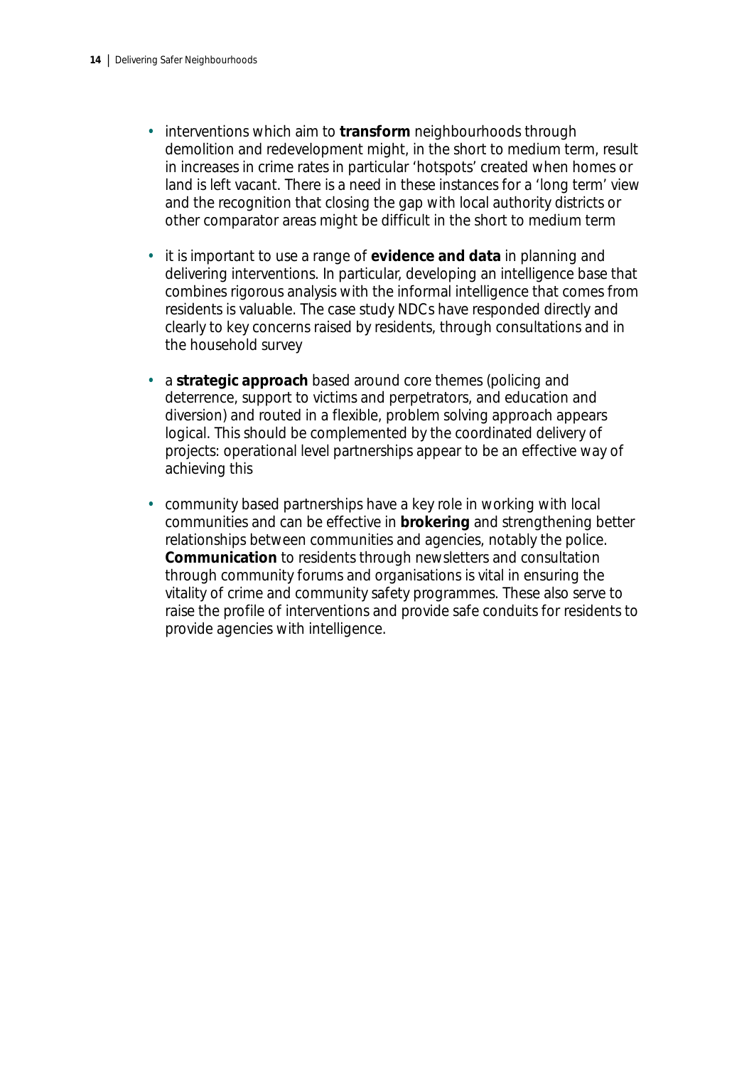- interventions which aim to **transform** neighbourhoods through demolition and redevelopment might, in the short to medium term, result in increases in crime rates in particular 'hotspots' created when homes or land is left vacant. There is a need in these instances for a 'long term' view and the recognition that closing the gap with local authority districts or other comparator areas might be difficult in the short to medium term

- it is important to use a range of **evidence and data** in planning and delivering interventions. In particular, developing an intelligence base that combines rigorous analysis with the informal intelligence that comes from residents is valuable. The case study NDCs have responded directly and clearly to key concerns raised by residents, through consultations and in the household survey

- a **strategic approach** based around core themes (policing and deterrence, support to victims and perpetrators, and education and diversion) and routed in a flexible, problem solving approach appears logical. This should be complemented by the coordinated delivery of projects: operational level partnerships appear to be an effective way of achieving this

- community based partnerships have a key role in working with local communities and can be effective in **brokering** and strengthening better relationships between communities and agencies, notably the police. **Communication** to residents through newsletters and consultation through community forums and organisations is vital in ensuring the vitality of crime and community safety programmes. These also serve to raise the profile of interventions and provide safe conduits for residents to provide agencies with intelligence.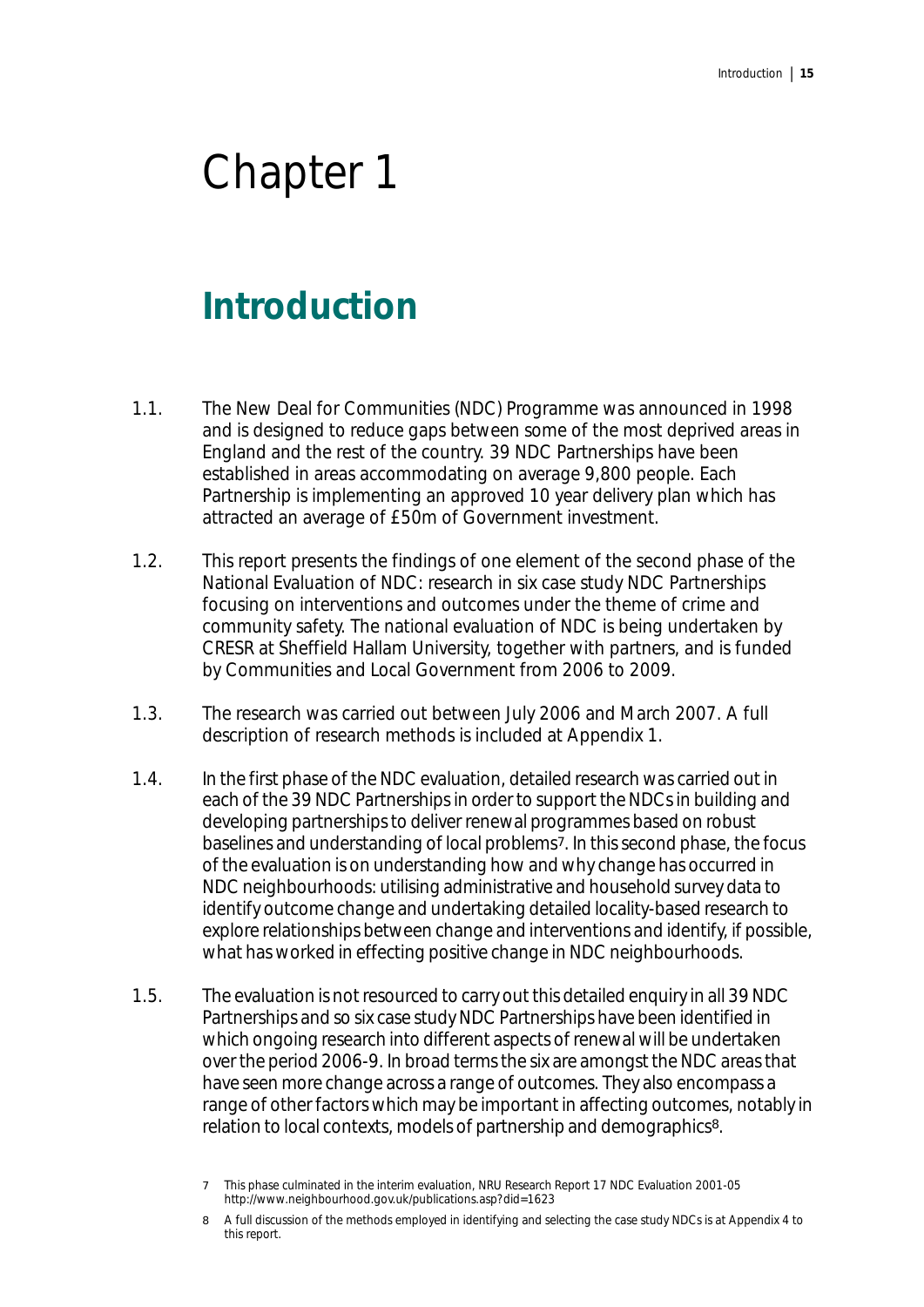# Chapter 1

## Introduction

1.1. The New Deal for Communities (NDC) Programme was announced in 1998 and is designed to reduce gaps between some of the most deprived areas in England and the rest of the country. 39 NDC Partnerships have been established in areas accommodating on average 9,800 people. Each Partnership is implementing an approved 10 year delivery plan which has attracted an average of £50m of Government investment.

1.2. This report presents the findings of one element of the second phase of the National Evaluation of NDC: research in six case study NDC Partnerships focusing on interventions and outcomes under the theme of crime and community safety. The national evaluation of NDC is being undertaken by CRESR at Sheffield Hallam University, together with partners, and is funded by Communities and Local Government from 2006 to 2009.

1.3. The research was carried out between July 2006 and March 2007. A full description of research methods is included at Appendix 1.

1.4. In the first phase of the NDC evaluation, detailed research was carried out in each of the 39 NDC Partnerships in order to support the NDCs in building and developing partnerships to deliver renewal programmes based on robust baselines and understanding of local problems[7]. In this second phase, the focus of the evaluation is on understanding how and why change has occurred in NDC neighbourhoods: utilising administrative and household survey data to identify outcome change and undertaking detailed locality-based research to explore relationships between change and interventions and identify, if possible, what has worked in effecting positive change in NDC neighbourhoods.

1.5. The evaluation is not resourced to carry out this detailed enquiry in all 39 NDC Partnerships and so six case study NDC Partnerships have been identified in which ongoing research into different aspects of renewal will be undertaken over the period 2006-9. In broad terms the six are amongst the NDC areas that have seen more change across a range of outcomes. They also encompass a range of other factors which may be important in affecting outcomes, notably in relation to local contexts, models of partnership and demographics[8].

7 This phase culminated in the interim evaluation, NRU Research Report 17 NDC Evaluation 2001-05 http://www.neighbourhood.gov.uk/publications.asp?did=1623

8 A full discussion of the methods employed in identifying and selecting the case study NDCs is at Appendix 4 to this report.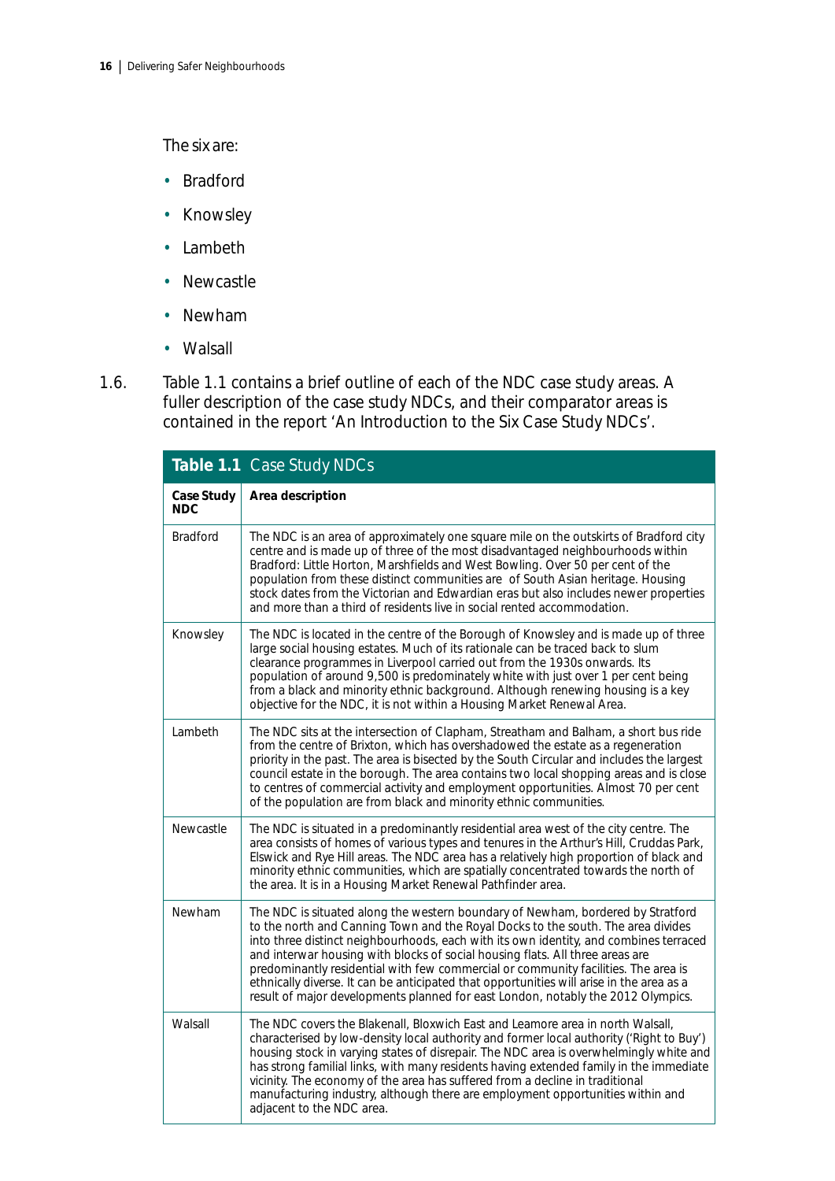The six are:

- Bradford
- Knowsley
- Lambeth
- Newcastle
- Newham
- Walsall

1.6. Table 1.1 contains a brief outline of each of the NDC case study areas. A fuller description of the case study NDCs, and their comparator areas is contained in the report 'An Introduction to the Six Case Study NDCs'.

**Table 1.1** Case Study NDCs

| Case Study NDC | Area description |
|---|---|
| Bradford | The NDC is an area of approximately one square mile on the outskirts of Bradford city centre and is made up of three of the most disadvantaged neighbourhoods within Bradford: Little Horton, Marshfields and West Bowling. Over 50 per cent of the population from these distinct communities are of South Asian heritage. Housing stock dates from the Victorian and Edwardian eras but also includes newer properties and more than a third of residents live in social rented accommodation. |
| Knowsley | The NDC is located in the centre of the Borough of Knowsley and is made up of three large social housing estates. Much of its rationale can be traced back to slum clearance programmes in Liverpool carried out from the 1930s onwards. Its population of around 9,500 is predominately white with just over 1 per cent being from a black and minority ethnic background. Although renewing housing is a key objective for the NDC, it is not within a Housing Market Renewal Area. |
| Lambeth | The NDC sits at the intersection of Clapham, Streatham and Balham, a short bus ride from the centre of Brixton, which has overshadowed the estate as a regeneration priority in the past. The area is bisected by the South Circular and includes the largest council estate in the borough. The area contains two local shopping areas and is close to centres of commercial activity and employment opportunities. Almost 70 per cent of the population are from black and minority ethnic communities. |
| Newcastle | The NDC is situated in a predominantly residential area west of the city centre. The area consists of homes of various types and tenures in the Arthur's Hill, Cruddas Park, Elswick and Rye Hill areas. The NDC area has a relatively high proportion of black and minority ethnic communities, which are spatially concentrated towards the north of the area. It is in a Housing Market Renewal Pathfinder area. |
| Newham | The NDC is situated along the western boundary of Newham, bordered by Stratford to the north and Canning Town and the Royal Docks to the south. The area divides into three distinct neighbourhoods, each with its own identity, and combines terraced and interwar housing with blocks of social housing flats. All three areas are predominantly residential with few commercial or community facilities. The area is ethnically diverse. It can be anticipated that opportunities will arise in the area as a result of major developments planned for east London, notably the 2012 Olympics. |
| Walsall | The NDC covers the Blakenall, Bloxwich East and Leamore area in north Walsall, characterised by low-density local authority and former local authority ('Right to Buy') housing stock in varying states of disrepair. The NDC area is overwhelmingly white and has strong familial links, with many residents having extended family in the immediate vicinity. The economy of the area has suffered from a decline in traditional manufacturing industry, although there are employment opportunities within and adjacent to the NDC area. |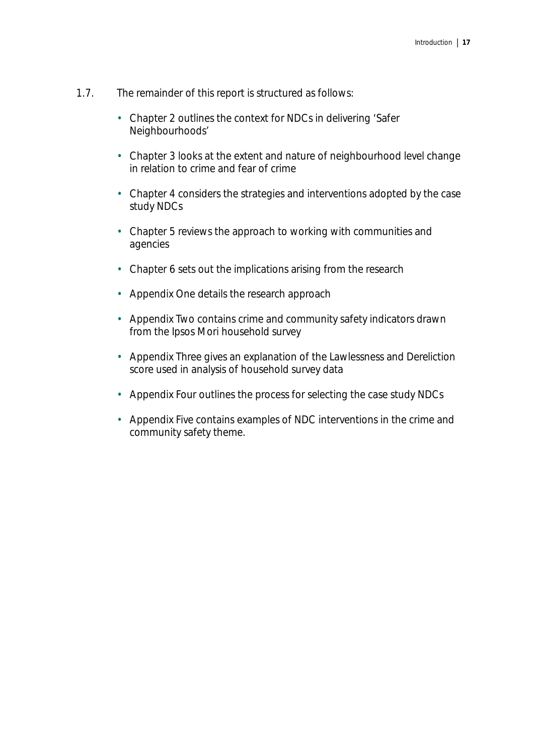1.7. The remainder of this report is structured as follows:

- Chapter 2 outlines the context for NDCs in delivering 'Safer Neighbourhoods'
- Chapter 3 looks at the extent and nature of neighbourhood level change in relation to crime and fear of crime
- Chapter 4 considers the strategies and interventions adopted by the case study NDCs
- Chapter 5 reviews the approach to working with communities and agencies
- Chapter 6 sets out the implications arising from the research
- Appendix One details the research approach
- Appendix Two contains crime and community safety indicators drawn from the Ipsos Mori household survey
- Appendix Three gives an explanation of the Lawlessness and Dereliction score used in analysis of household survey data
- Appendix Four outlines the process for selecting the case study NDCs
- Appendix Five contains examples of NDC interventions in the crime and community safety theme.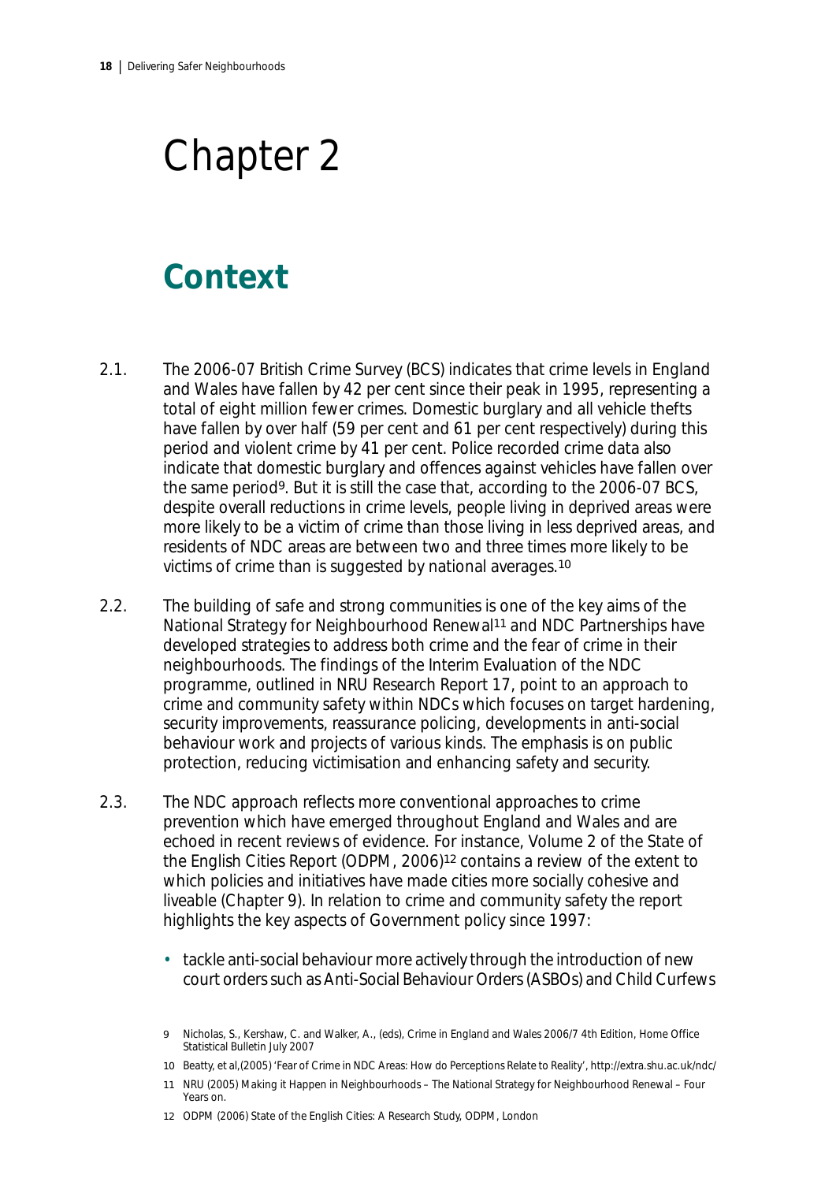# Chapter 2

## Context

2.1. The 2006-07 British Crime Survey (BCS) indicates that crime levels in England and Wales have fallen by 42 per cent since their peak in 1995, representing a total of eight million fewer crimes. Domestic burglary and all vehicle thefts have fallen by over half (59 per cent and 61 per cent respectively) during this period and violent crime by 41 per cent. Police recorded crime data also indicate that domestic burglary and offences against vehicles have fallen over the same period[9]. But it is still the case that, according to the 2006-07 BCS, despite overall reductions in crime levels, people living in deprived areas were more likely to be a victim of crime than those living in less deprived areas, and residents of NDC areas are between two and three times more likely to be victims of crime than is suggested by national averages.[10]

2.2. The building of safe and strong communities is one of the key aims of the National Strategy for Neighbourhood Renewal[11] and NDC Partnerships have developed strategies to address both crime and the fear of crime in their neighbourhoods. The findings of the Interim Evaluation of the NDC programme, outlined in NRU Research Report 17, point to an approach to crime and community safety within NDCs which focuses on target hardening, security improvements, reassurance policing, developments in anti-social behaviour work and projects of various kinds. The emphasis is on public protection, reducing victimisation and enhancing safety and security.

2.3. The NDC approach reflects more conventional approaches to crime prevention which have emerged throughout England and Wales and are echoed in recent reviews of evidence. For instance, Volume 2 of the State of the English Cities Report (ODPM, 2006)[12] contains a review of the extent to which policies and initiatives have made cities more socially cohesive and liveable (Chapter 9). In relation to crime and community safety the report highlights the key aspects of Government policy since 1997:

- tackle anti-social behaviour more actively through the introduction of new court orders such as Anti-Social Behaviour Orders (ASBOs) and Child Curfews

---

9 Nicholas, S., Kershaw, C. and Walker, A., (eds), Crime in England and Wales 2006/7 4th Edition, Home Office Statistical Bulletin July 2007

10 Beatty, et al,(2005) 'Fear of Crime in NDC Areas: How do Perceptions Relate to Reality', http://extra.shu.ac.uk/ndc/

11 NRU (2005) Making it Happen in Neighbourhoods – The National Strategy for Neighbourhood Renewal – Four Years on.

12 ODPM (2006) State of the English Cities: A Research Study, ODPM, London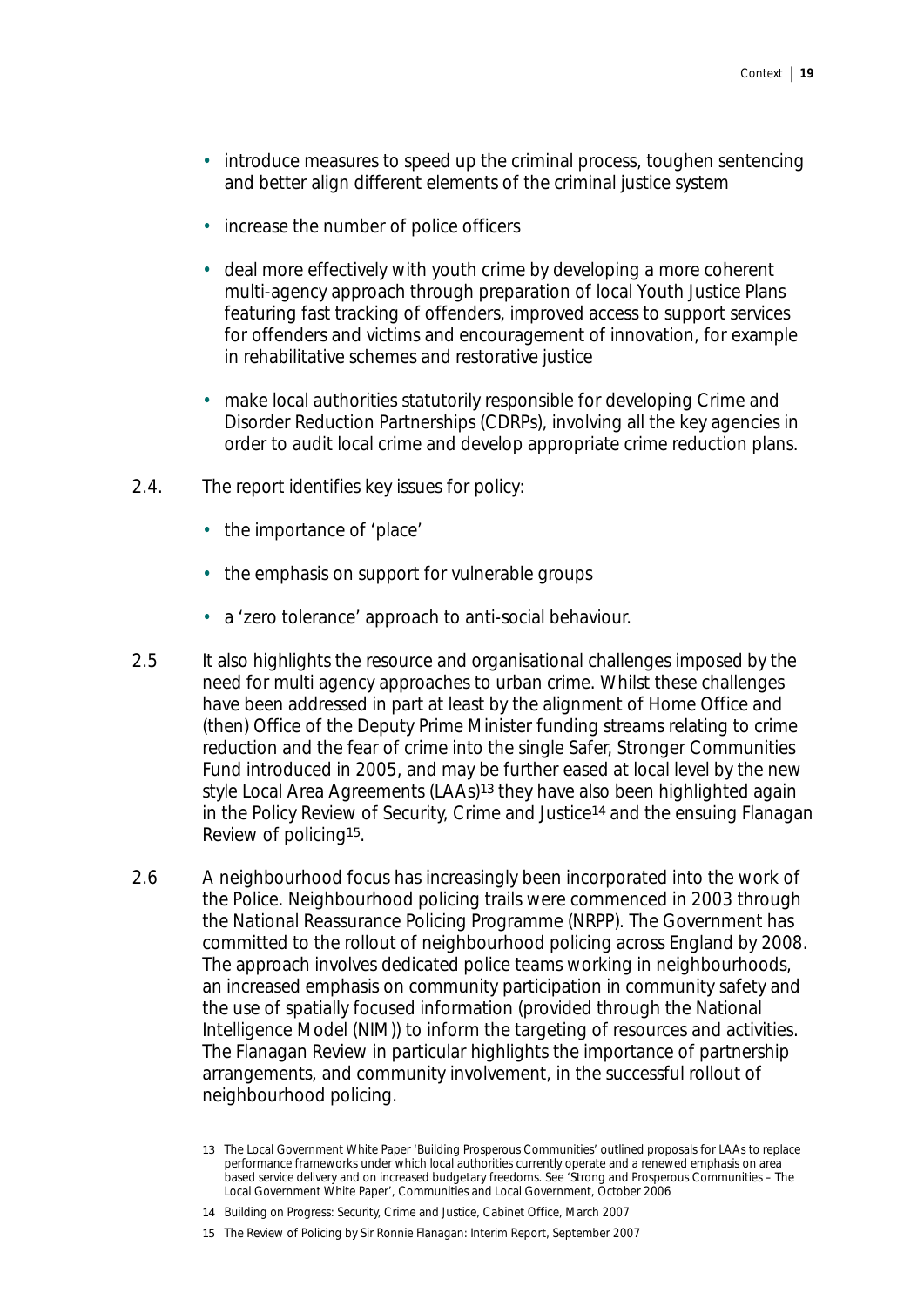- introduce measures to speed up the criminal process, toughen sentencing and better align different elements of the criminal justice system
- increase the number of police officers
- deal more effectively with youth crime by developing a more coherent multi-agency approach through preparation of local Youth Justice Plans featuring fast tracking of offenders, improved access to support services for offenders and victims and encouragement of innovation, for example in rehabilitative schemes and restorative justice
- make local authorities statutorily responsible for developing Crime and Disorder Reduction Partnerships (CDRPs), involving all the key agencies in order to audit local crime and develop appropriate crime reduction plans.

2.4. The report identifies key issues for policy:

- the importance of 'place'
- the emphasis on support for vulnerable groups
- a 'zero tolerance' approach to anti-social behaviour.

2.5 It also highlights the resource and organisational challenges imposed by the need for multi agency approaches to urban crime. Whilst these challenges have been addressed in part at least by the alignment of Home Office and (then) Office of the Deputy Prime Minister funding streams relating to crime reduction and the fear of crime into the single Safer, Stronger Communities Fund introduced in 2005, and may be further eased at local level by the new style Local Area Agreements (LAAs)[13] they have also been highlighted again in the Policy Review of Security, Crime and Justice[14] and the ensuing Flanagan Review of policing[15].

2.6 A neighbourhood focus has increasingly been incorporated into the work of the Police. Neighbourhood policing trails were commenced in 2003 through the National Reassurance Policing Programme (NRPP). The Government has committed to the rollout of neighbourhood policing across England by 2008. The approach involves dedicated police teams working in neighbourhoods, an increased emphasis on community participation in community safety and the use of spatially focused information (provided through the National Intelligence Model (NIM)) to inform the targeting of resources and activities. The Flanagan Review in particular highlights the importance of partnership arrangements, and community involvement, in the successful rollout of neighbourhood policing.

13 The Local Government White Paper 'Building Prosperous Communities' outlined proposals for LAAs to replace performance frameworks under which local authorities currently operate and a renewed emphasis on area based service delivery and on increased budgetary freedoms. See 'Strong and Prosperous Communities – The Local Government White Paper', Communities and Local Government, October 2006

14 Building on Progress: Security, Crime and Justice, Cabinet Office, March 2007

15 The Review of Policing by Sir Ronnie Flanagan: Interim Report, September 2007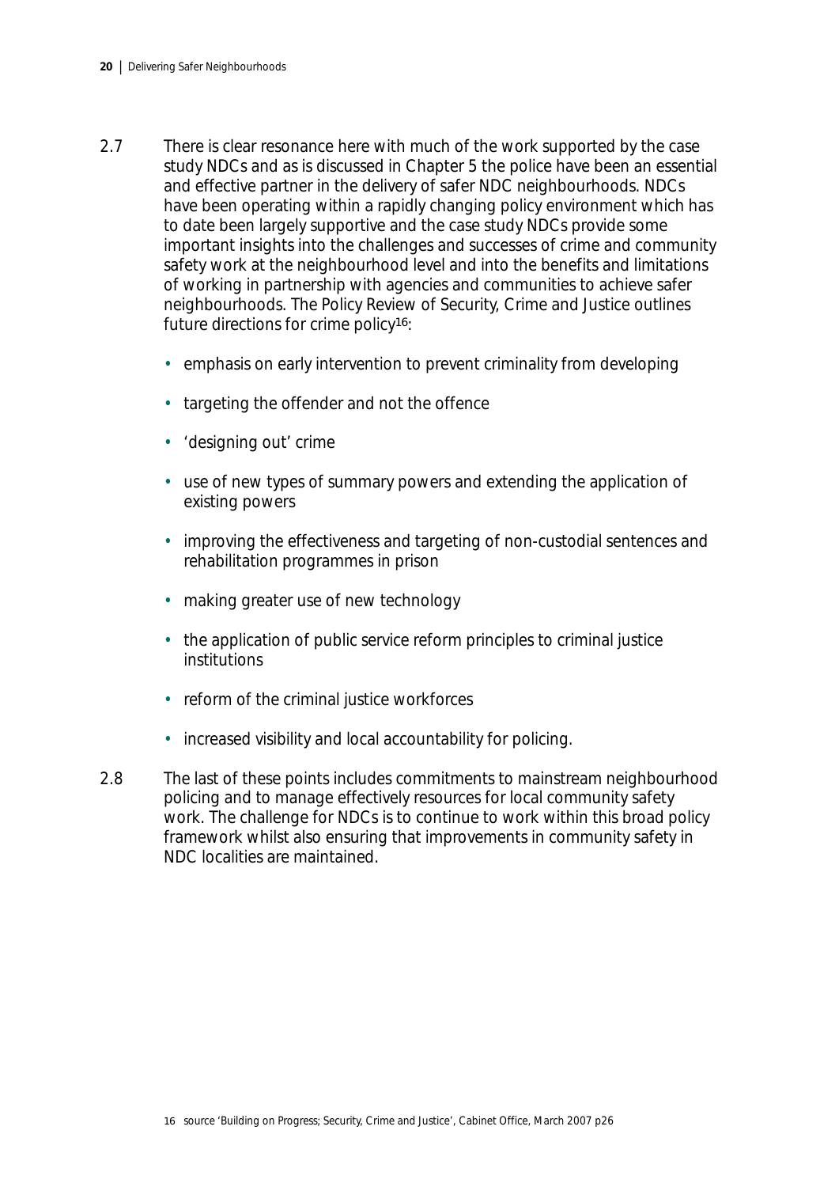2.7 There is clear resonance here with much of the work supported by the case study NDCs and as is discussed in Chapter 5 the police have been an essential and effective partner in the delivery of safer NDC neighbourhoods. NDCs have been operating within a rapidly changing policy environment which has to date been largely supportive and the case study NDCs provide some important insights into the challenges and successes of crime and community safety work at the neighbourhood level and into the benefits and limitations of working in partnership with agencies and communities to achieve safer neighbourhoods. The Policy Review of Security, Crime and Justice outlines future directions for crime policy[16]:

- emphasis on early intervention to prevent criminality from developing
- targeting the offender and not the offence
- 'designing out' crime
- use of new types of summary powers and extending the application of existing powers
- improving the effectiveness and targeting of non-custodial sentences and rehabilitation programmes in prison
- making greater use of new technology
- the application of public service reform principles to criminal justice institutions
- reform of the criminal justice workforces
- increased visibility and local accountability for policing.

2.8 The last of these points includes commitments to mainstream neighbourhood policing and to manage effectively resources for local community safety work. The challenge for NDCs is to continue to work within this broad policy framework whilst also ensuring that improvements in community safety in NDC localities are maintained.

16 source 'Building on Progress; Security, Crime and Justice', Cabinet Office, March 2007 p26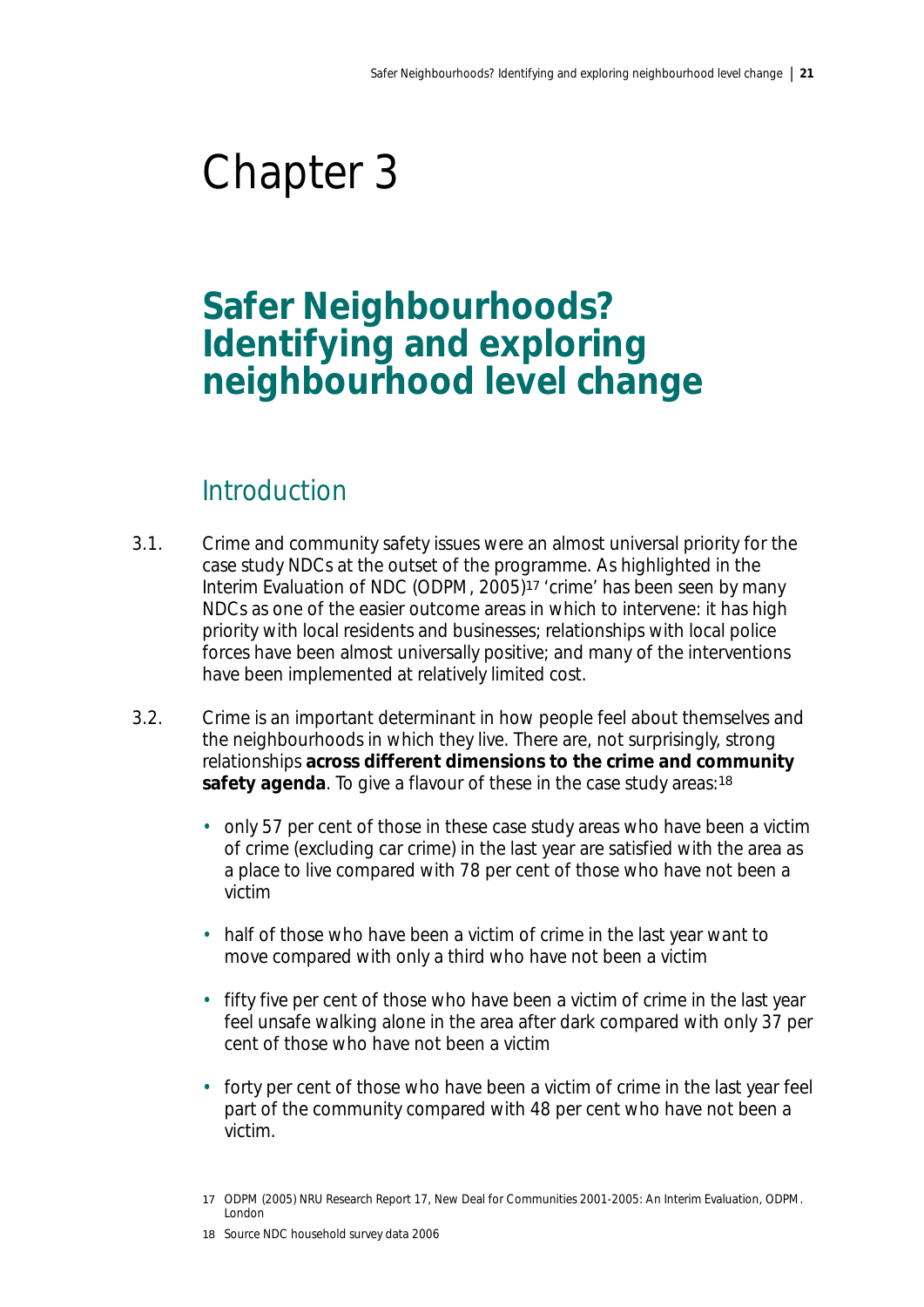# Chapter 3

# Safer Neighbourhoods? Identifying and exploring neighbourhood level change

## Introduction

3.1. Crime and community safety issues were an almost universal priority for the case study NDCs at the outset of the programme. As highlighted in the Interim Evaluation of NDC (ODPM, 2005)[17] 'crime' has been seen by many NDCs as one of the easier outcome areas in which to intervene: it has high priority with local residents and businesses; relationships with local police forces have been almost universally positive; and many of the interventions have been implemented at relatively limited cost.

3.2. Crime is an important determinant in how people feel about themselves and the neighbourhoods in which they live. There are, not surprisingly, strong relationships **across different dimensions to the crime and community safety agenda**. To give a flavour of these in the case study areas:[18]

- only 57 per cent of those in these case study areas who have been a victim of crime (excluding car crime) in the last year are satisfied with the area as a place to live compared with 78 per cent of those who have not been a victim
- half of those who have been a victim of crime in the last year want to move compared with only a third who have not been a victim
- fifty five per cent of those who have been a victim of crime in the last year feel unsafe walking alone in the area after dark compared with only 37 per cent of those who have not been a victim
- forty per cent of those who have been a victim of crime in the last year feel part of the community compared with 48 per cent who have not been a victim.

17 ODPM (2005) NRU Research Report 17, New Deal for Communities 2001-2005: An Interim Evaluation, ODPM. London

18 Source NDC household survey data 2006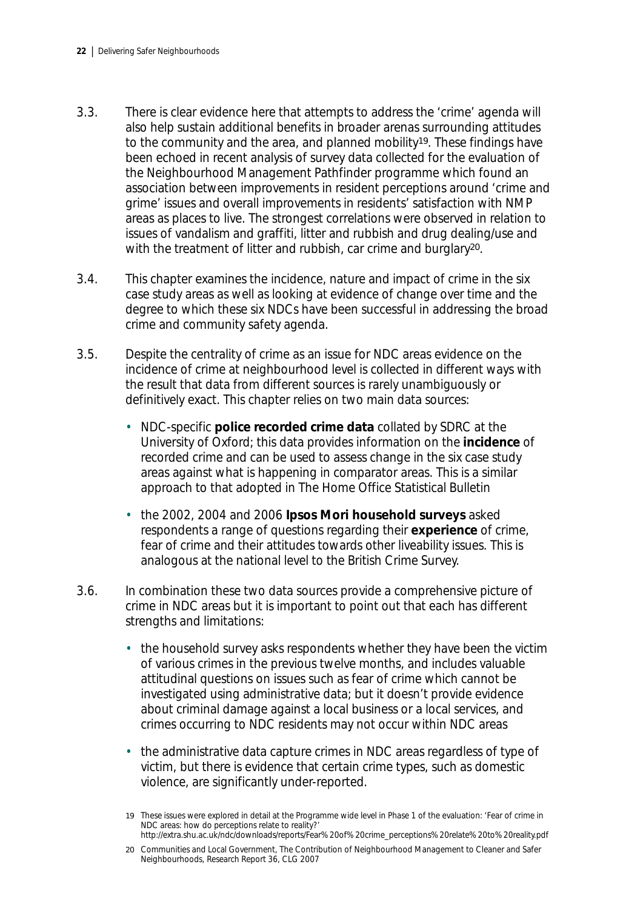3.3. There is clear evidence here that attempts to address the 'crime' agenda will also help sustain additional benefits in broader arenas surrounding attitudes to the community and the area, and planned mobility[19]. These findings have been echoed in recent analysis of survey data collected for the evaluation of the Neighbourhood Management Pathfinder programme which found an association between improvements in resident perceptions around 'crime and grime' issues and overall improvements in residents' satisfaction with NMP areas as places to live. The strongest correlations were observed in relation to issues of vandalism and graffiti, litter and rubbish and drug dealing/use and with the treatment of litter and rubbish, car crime and burglary[20].

3.4. This chapter examines the incidence, nature and impact of crime in the six case study areas as well as looking at evidence of change over time and the degree to which these six NDCs have been successful in addressing the broad crime and community safety agenda.

3.5. Despite the centrality of crime as an issue for NDC areas evidence on the incidence of crime at neighbourhood level is collected in different ways with the result that data from different sources is rarely unambiguously or definitively exact. This chapter relies on two main data sources:

- NDC-specific **police recorded crime data** collated by SDRC at the University of Oxford; this data provides information on the **incidence** of recorded crime and can be used to assess change in the six case study areas against what is happening in comparator areas. This is a similar approach to that adopted in The Home Office Statistical Bulletin
- the 2002, 2004 and 2006 **Ipsos Mori household surveys** asked respondents a range of questions regarding their **experience** of crime, fear of crime and their attitudes towards other liveability issues. This is analogous at the national level to the British Crime Survey.

3.6. In combination these two data sources provide a comprehensive picture of crime in NDC areas but it is important to point out that each has different strengths and limitations:

- the household survey asks respondents whether they have been the victim of various crimes in the previous twelve months, and includes valuable attitudinal questions on issues such as fear of crime which cannot be investigated using administrative data; but it doesn't provide evidence about criminal damage against a local business or a local services, and crimes occurring to NDC residents may not occur within NDC areas
- the administrative data capture crimes in NDC areas regardless of type of victim, but there is evidence that certain crime types, such as domestic violence, are significantly under-reported.

19 These issues were explored in detail at the Programme wide level in Phase 1 of the evaluation: 'Fear of crime in NDC areas: how do perceptions relate to reality?' http://extra.shu.ac.uk/ndc/downloads/reports/Fear%20of%20crime_perceptions%20relate%20to%20reality.pdf

20 Communities and Local Government, The Contribution of Neighbourhood Management to Cleaner and Safer Neighbourhoods, Research Report 36, CLG 2007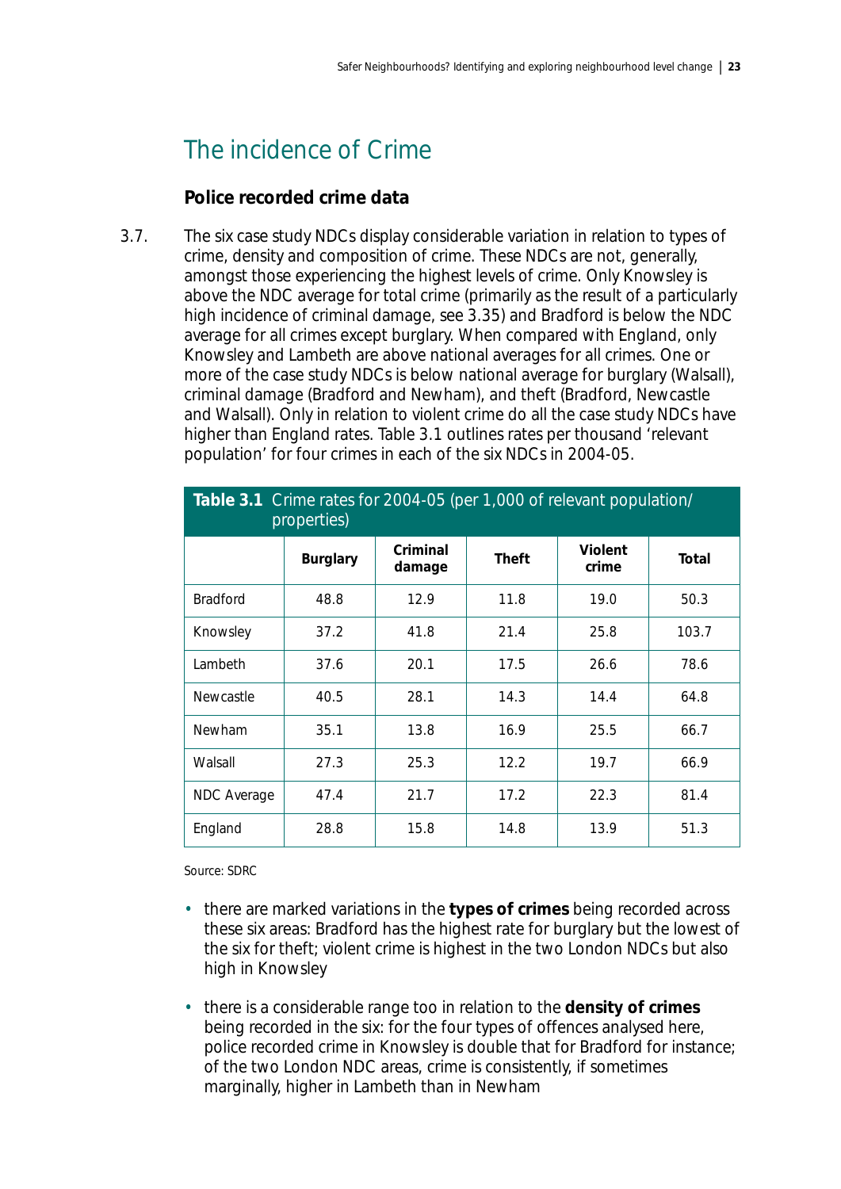# The incidence of Crime

### Police recorded crime data

3.7. The six case study NDCs display considerable variation in relation to types of crime, density and composition of crime. These NDCs are not, generally, amongst those experiencing the highest levels of crime. Only Knowsley is above the NDC average for total crime (primarily as the result of a particularly high incidence of criminal damage, see 3.35) and Bradford is below the NDC average for all crimes except burglary. When compared with England, only Knowsley and Lambeth are above national averages for all crimes. One or more of the case study NDCs is below national average for burglary (Walsall), criminal damage (Bradford and Newham), and theft (Bradford, Newcastle and Walsall). Only in relation to violent crime do all the case study NDCs have higher than England rates. Table 3.1 outlines rates per thousand 'relevant population' for four crimes in each of the six NDCs in 2004-05.

**Table 3.1** Crime rates for 2004-05 (per 1,000 of relevant population/ properties)

| | Burglary | Criminal damage | Theft | Violent crime | Total |
|---|---|---|---|---|---|
| Bradford | 48.8 | 12.9 | 11.8 | 19.0 | 50.3 |
| Knowsley | 37.2 | 41.8 | 21.4 | 25.8 | 103.7 |
| Lambeth | 37.6 | 20.1 | 17.5 | 26.6 | 78.6 |
| Newcastle | 40.5 | 28.1 | 14.3 | 14.4 | 64.8 |
| Newham | 35.1 | 13.8 | 16.9 | 25.5 | 66.7 |
| Walsall | 27.3 | 25.3 | 12.2 | 19.7 | 66.9 |
| NDC Average | 47.4 | 21.7 | 17.2 | 22.3 | 81.4 |
| England | 28.8 | 15.8 | 14.8 | 13.9 | 51.3 |

Source: SDRC

- there are marked variations in the **types of crimes** being recorded across these six areas: Bradford has the highest rate for burglary but the lowest of the six for theft; violent crime is highest in the two London NDCs but also high in Knowsley
- there is a considerable range too in relation to the **density of crimes** being recorded in the six: for the four types of offences analysed here, police recorded crime in Knowsley is double that for Bradford for instance; of the two London NDC areas, crime is consistently, if sometimes marginally, higher in Lambeth than in Newham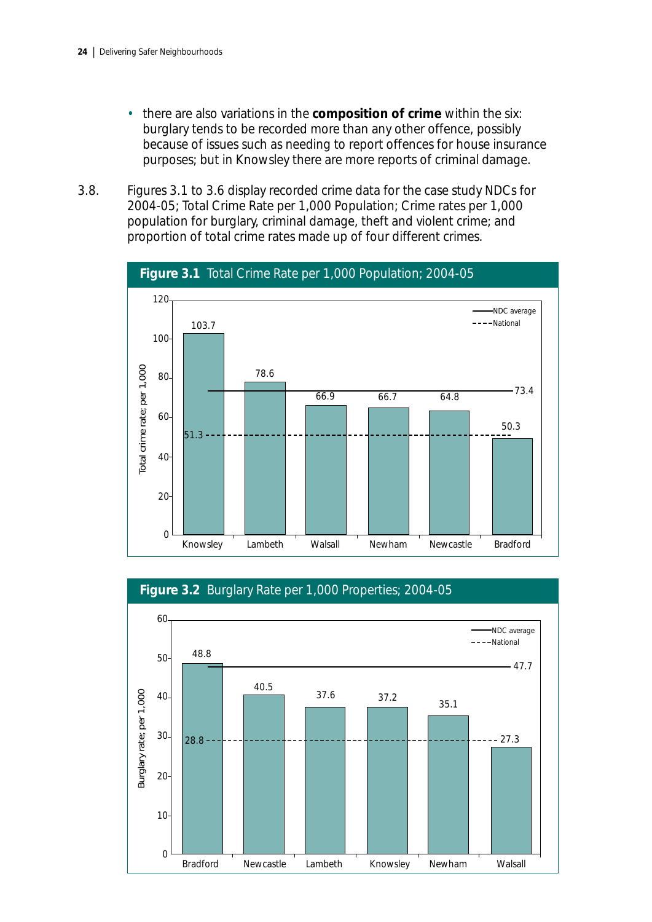- there are also variations in the **composition of crime** within the six: burglary tends to be recorded more than any other offence, possibly because of issues such as needing to report offences for house insurance purposes; but in Knowsley there are more reports of criminal damage.

3.8. Figures 3.1 to 3.6 display recorded crime data for the case study NDCs for 2004-05; Total Crime Rate per 1,000 Population; Crime rates per 1,000 population for burglary, criminal damage, theft and violent crime; and proportion of total crime rates made up of four different crimes.

**Figure 3.1** Total Crime Rate per 1,000 Population; 2004-05

| NDC | Total crime rate; per 1,000 |
| --- | --- |
| Knowsley | 103.7 |
| Lambeth | 78.6 |
| Walsall | 66.9 |
| Newham | 66.7 |
| Newcastle | 64.8 |
| Bradford | 50.3 |
| NDC average | 73.4 |
| National | 51.3 |

**Figure 3.2** Burglary Rate per 1,000 Properties; 2004-05

| NDC | Burglary rate; per 1,000 |
| --- | --- |
| Bradford | 48.8 |
| Newcastle | 40.5 |
| Lambeth | 37.6 |
| Knowsley | 37.2 |
| Newham | 35.1 |
| Walsall | 27.3 |
| NDC average | 47.7 |
| National | 28.8 |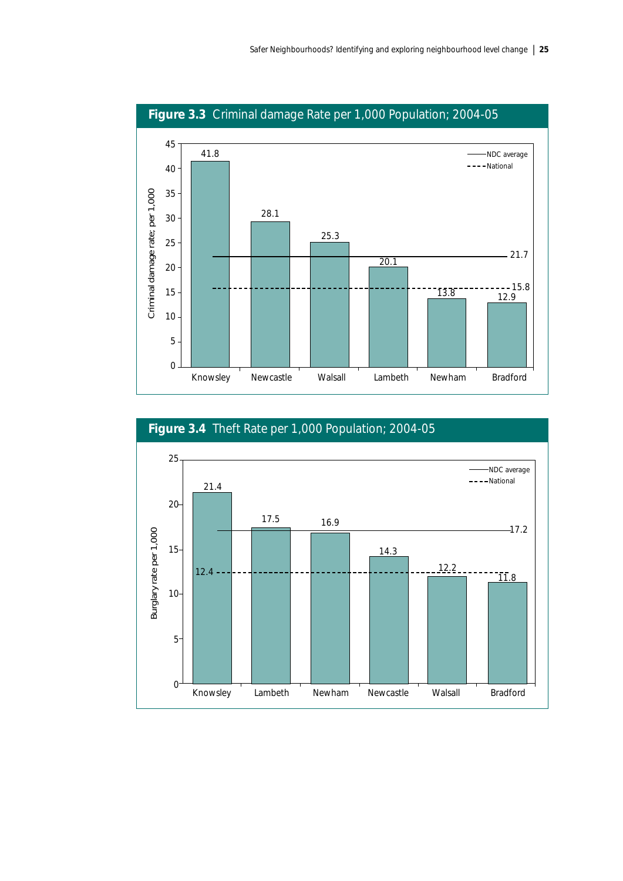**Figure 3.3** Criminal damage Rate per 1,000 Population; 2004-05

| | Criminal damage rate; per 1,000 |
|---|---|
| Knowsley | 41.8 |
| Newcastle | 28.1 |
| Walsall | 25.3 |
| Lambeth | 20.1 |
| Newham | 13.8 |
| Bradford | 12.9 |

NDC average: 21.7; National: 15.8

**Figure 3.4** Theft Rate per 1,000 Population; 2004-05

| | Burglary rate per 1,000 |
|---|---|
| Knowsley | 21.4 |
| Lambeth | 17.5 |
| Newham | 16.9 |
| Newcastle | 14.3 |
| Walsall | 12.2 |
| Bradford | 11.8 |

NDC average: 17.2; National: 12.4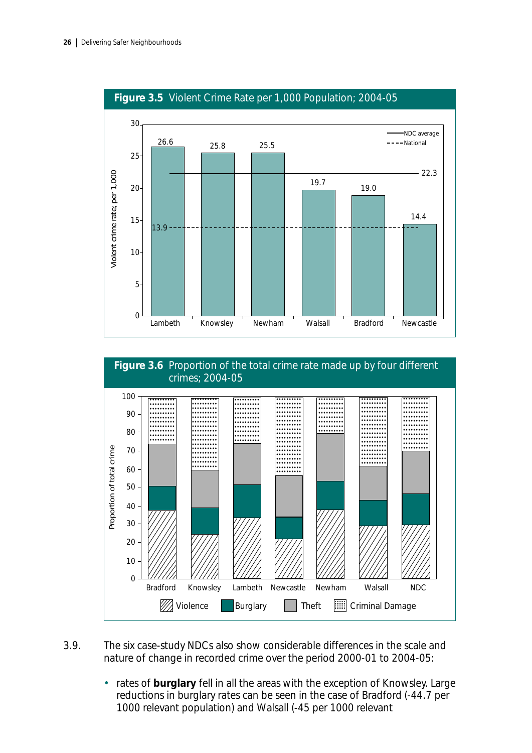**Figure 3.5** Violent Crime Rate per 1,000 Population; 2004-05

| Area | Violent crime rate; per 1,000 |
|---|---|
| Lambeth | 26.6 |
| Knowsley | 25.8 |
| Newham | 25.5 |
| Walsall | 19.7 |
| Bradford | 19.0 |
| Newcastle | 14.4 |

NDC average: 22.3
National: 13.9

**Figure 3.6** Proportion of the total crime rate made up by four different crimes; 2004-05

Categories: Bradford, Knowsley, Lambeth, Newcastle, Newham, Walsall, NDC

Legend: Violence, Burglary, Theft, Criminal Damage

3.9. The six case-study NDCs also show considerable differences in the scale and nature of change in recorded crime over the period 2000-01 to 2004-05:

- rates of **burglary** fell in all the areas with the exception of Knowsley. Large reductions in burglary rates can be seen in the case of Bradford (-44.7 per 1000 relevant population) and Walsall (-45 per 1000 relevant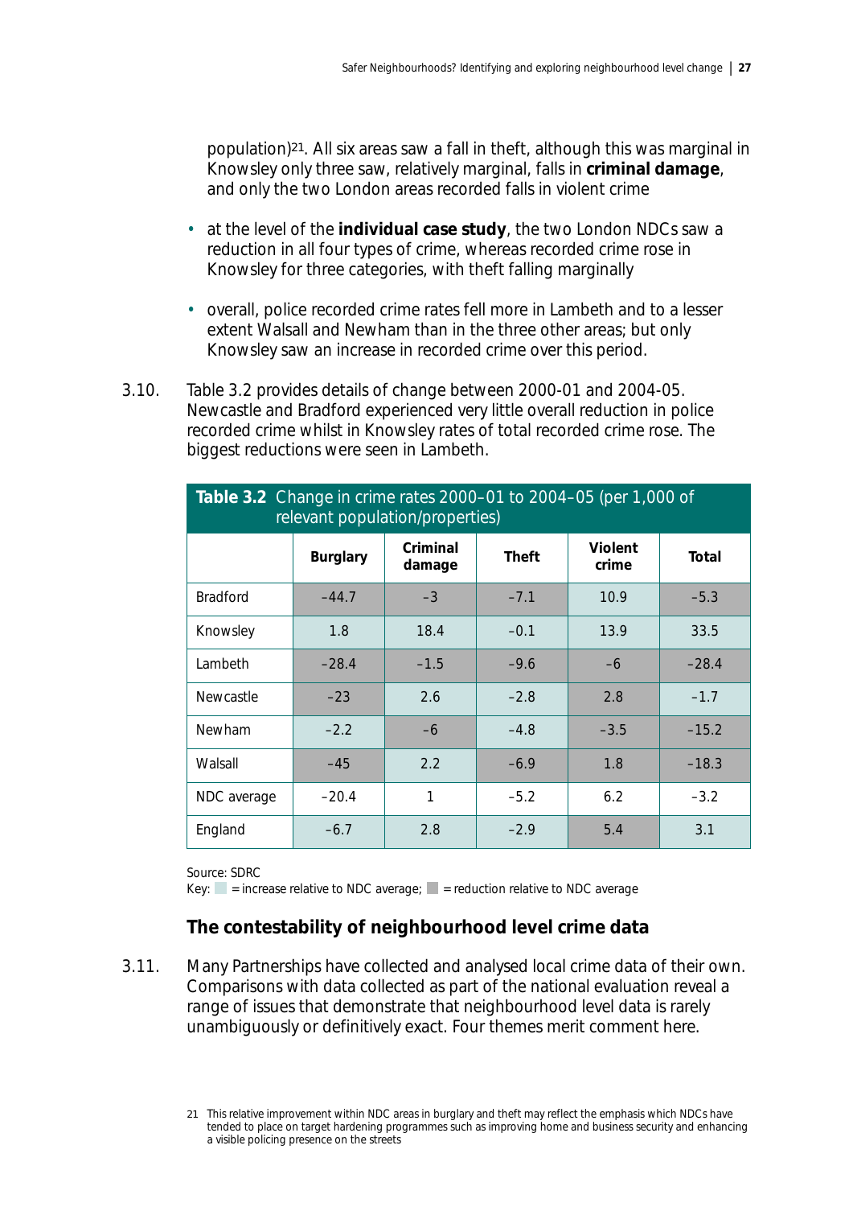population)[21]. All six areas saw a fall in theft, although this was marginal in Knowsley only three saw, relatively marginal, falls in **criminal damage**, and only the two London areas recorded falls in violent crime

- at the level of the **individual case study**, the two London NDCs saw a reduction in all four types of crime, whereas recorded crime rose in Knowsley for three categories, with theft falling marginally
- overall, police recorded crime rates fell more in Lambeth and to a lesser extent Walsall and Newham than in the three other areas; but only Knowsley saw an increase in recorded crime over this period.

3.10. Table 3.2 provides details of change between 2000-01 and 2004-05. Newcastle and Bradford experienced very little overall reduction in police recorded crime whilst in Knowsley rates of total recorded crime rose. The biggest reductions were seen in Lambeth.

**Table 3.2** Change in crime rates 2000–01 to 2004–05 (per 1,000 of relevant population/properties)

| | Burglary | Criminal damage | Theft | Violent crime | Total |
|---|---|---|---|---|---|
| Bradford | –44.7 | –3 | –7.1 | 10.9 | –5.3 |
| Knowsley | 1.8 | 18.4 | –0.1 | 13.9 | 33.5 |
| Lambeth | –28.4 | –1.5 | –9.6 | –6 | –28.4 |
| Newcastle | –23 | 2.6 | –2.8 | 2.8 | –1.7 |
| Newham | –2.2 | –6 | –4.8 | –3.5 | –15.2 |
| Walsall | –45 | 2.2 | –6.9 | 1.8 | –18.3 |
| NDC average | –20.4 | 1 | –5.2 | 6.2 | –3.2 |
| England | –6.7 | 2.8 | –2.9 | 5.4 | 3.1 |

Source: SDRC
Key: (light shading) = increase relative to NDC average; (dark shading) = reduction relative to NDC average

### The contestability of neighbourhood level crime data

3.11. Many Partnerships have collected and analysed local crime data of their own. Comparisons with data collected as part of the national evaluation reveal a range of issues that demonstrate that neighbourhood level data is rarely unambiguously or definitively exact. Four themes merit comment here.

21 This relative improvement within NDC areas in burglary and theft may reflect the emphasis which NDCs have tended to place on target hardening programmes such as improving home and business security and enhancing a visible policing presence on the streets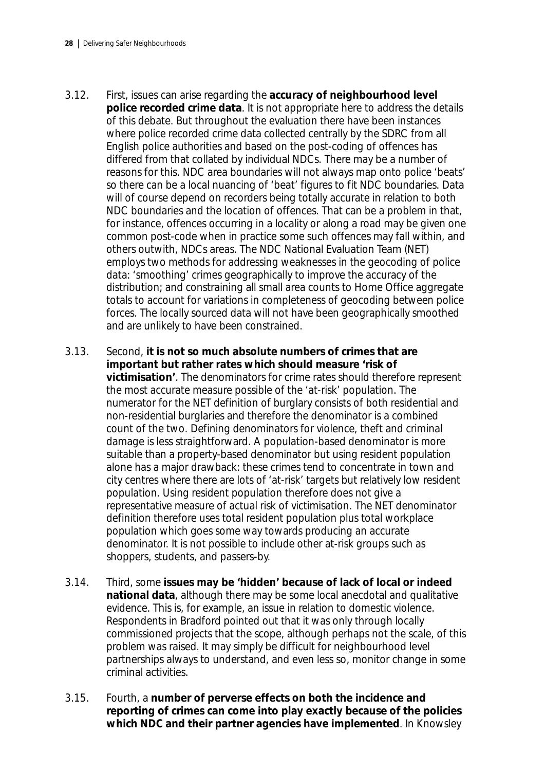3.12. First, issues can arise regarding the **accuracy of neighbourhood level police recorded crime data**. It is not appropriate here to address the details of this debate. But throughout the evaluation there have been instances where police recorded crime data collected centrally by the SDRC from all English police authorities and based on the post-coding of offences has differed from that collated by individual NDCs. There may be a number of reasons for this. NDC area boundaries will not always map onto police 'beats' so there can be a local nuancing of 'beat' figures to fit NDC boundaries. Data will of course depend on recorders being totally accurate in relation to both NDC boundaries and the location of offences. That can be a problem in that, for instance, offences occurring in a locality or along a road may be given one common post-code when in practice some such offences may fall within, and others outwith, NDCs areas. The NDC National Evaluation Team (NET) employs two methods for addressing weaknesses in the geocoding of police data: 'smoothing' crimes geographically to improve the accuracy of the distribution; and constraining all small area counts to Home Office aggregate totals to account for variations in completeness of geocoding between police forces. The locally sourced data will not have been geographically smoothed and are unlikely to have been constrained.

3.13. Second, **it is not so much absolute numbers of crimes that are important but rather rates which should measure 'risk of victimisation'**. The denominators for crime rates should therefore represent the most accurate measure possible of the 'at-risk' population. The numerator for the NET definition of burglary consists of both residential and non-residential burglaries and therefore the denominator is a combined count of the two. Defining denominators for violence, theft and criminal damage is less straightforward. A population-based denominator is more suitable than a property-based denominator but using resident population alone has a major drawback: these crimes tend to concentrate in town and city centres where there are lots of 'at-risk' targets but relatively low resident population. Using resident population therefore does not give a representative measure of actual risk of victimisation. The NET denominator definition therefore uses total resident population plus total workplace population which goes some way towards producing an accurate denominator. It is not possible to include other at-risk groups such as shoppers, students, and passers-by.

3.14. Third, some **issues may be 'hidden' because of lack of local or indeed national data**, although there may be some local anecdotal and qualitative evidence. This is, for example, an issue in relation to domestic violence. Respondents in Bradford pointed out that it was only through locally commissioned projects that the scope, although perhaps not the scale, of this problem was raised. It may simply be difficult for neighbourhood level partnerships always to understand, and even less so, monitor change in some criminal activities.

3.15. Fourth, a **number of perverse effects on both the incidence and reporting of crimes can come into play exactly because of the policies which NDC and their partner agencies have implemented**. In Knowsley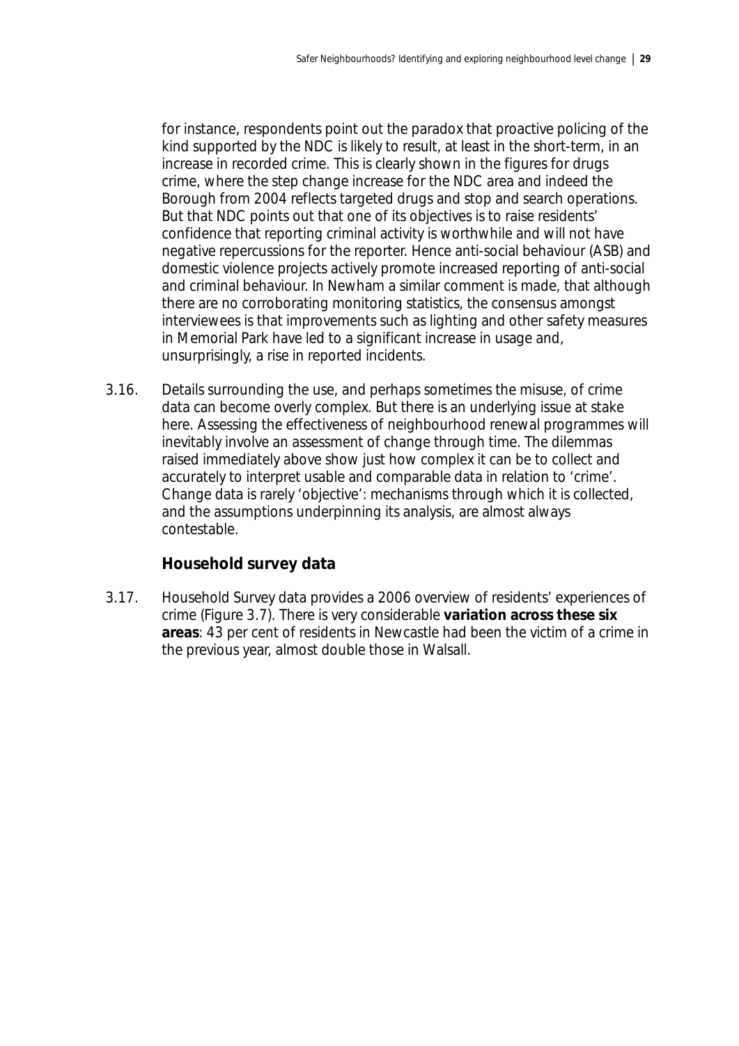for instance, respondents point out the paradox that proactive policing of the kind supported by the NDC is likely to result, at least in the short-term, in an increase in recorded crime. This is clearly shown in the figures for drugs crime, where the step change increase for the NDC area and indeed the Borough from 2004 reflects targeted drugs and stop and search operations. But that NDC points out that one of its objectives is to raise residents' confidence that reporting criminal activity is worthwhile and will not have negative repercussions for the reporter. Hence anti-social behaviour (ASB) and domestic violence projects actively promote increased reporting of anti-social and criminal behaviour. In Newham a similar comment is made, that although there are no corroborating monitoring statistics, the consensus amongst interviewees is that improvements such as lighting and other safety measures in Memorial Park have led to a significant increase in usage and, unsurprisingly, a rise in reported incidents.

3.16. Details surrounding the use, and perhaps sometimes the misuse, of crime data can become overly complex. But there is an underlying issue at stake here. Assessing the effectiveness of neighbourhood renewal programmes will inevitably involve an assessment of change through time. The dilemmas raised immediately above show just how complex it can be to collect and accurately to interpret usable and comparable data in relation to 'crime'. Change data is rarely 'objective': mechanisms through which it is collected, and the assumptions underpinning its analysis, are almost always contestable.

### Household survey data

3.17. Household Survey data provides a 2006 overview of residents' experiences of crime (Figure 3.7). There is very considerable **variation across these six areas**: 43 per cent of residents in Newcastle had been the victim of a crime in the previous year, almost double those in Walsall.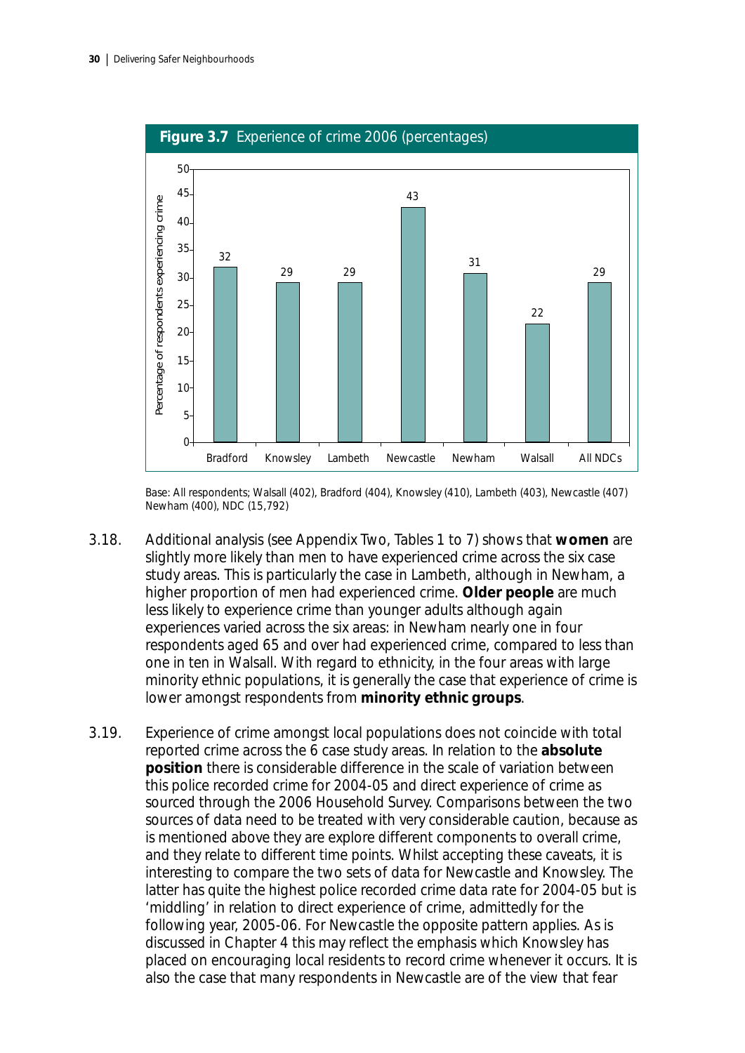**Figure 3.7** Experience of crime 2006 (percentages)

| Area | Percentage of respondents experiencing crime |
|---|---|
| Bradford | 32 |
| Knowsley | 29 |
| Lambeth | 29 |
| Newcastle | 43 |
| Newham | 31 |
| Walsall | 22 |
| All NDCs | 29 |

Base: All respondents; Walsall (402), Bradford (404), Knowsley (410), Lambeth (403), Newcastle (407) Newham (400), NDC (15,792)

3.18. Additional analysis (see Appendix Two, Tables 1 to 7) shows that **women** are slightly more likely than men to have experienced crime across the six case study areas. This is particularly the case in Lambeth, although in Newham, a higher proportion of men had experienced crime. **Older people** are much less likely to experience crime than younger adults although again experiences varied across the six areas: in Newham nearly one in four respondents aged 65 and over had experienced crime, compared to less than one in ten in Walsall. With regard to ethnicity, in the four areas with large minority ethnic populations, it is generally the case that experience of crime is lower amongst respondents from **minority ethnic groups**.

3.19. Experience of crime amongst local populations does not coincide with total reported crime across the 6 case study areas. In relation to the **absolute position** there is considerable difference in the scale of variation between this police recorded crime for 2004-05 and direct experience of crime as sourced through the 2006 Household Survey. Comparisons between the two sources of data need to be treated with very considerable caution, because as is mentioned above they are explore different components to overall crime, and they relate to different time points. Whilst accepting these caveats, it is interesting to compare the two sets of data for Newcastle and Knowsley. The latter has quite the highest police recorded crime data rate for 2004-05 but is 'middling' in relation to direct experience of crime, admittedly for the following year, 2005-06. For Newcastle the opposite pattern applies. As is discussed in Chapter 4 this may reflect the emphasis which Knowsley has placed on encouraging local residents to record crime whenever it occurs. It is also the case that many respondents in Newcastle are of the view that fear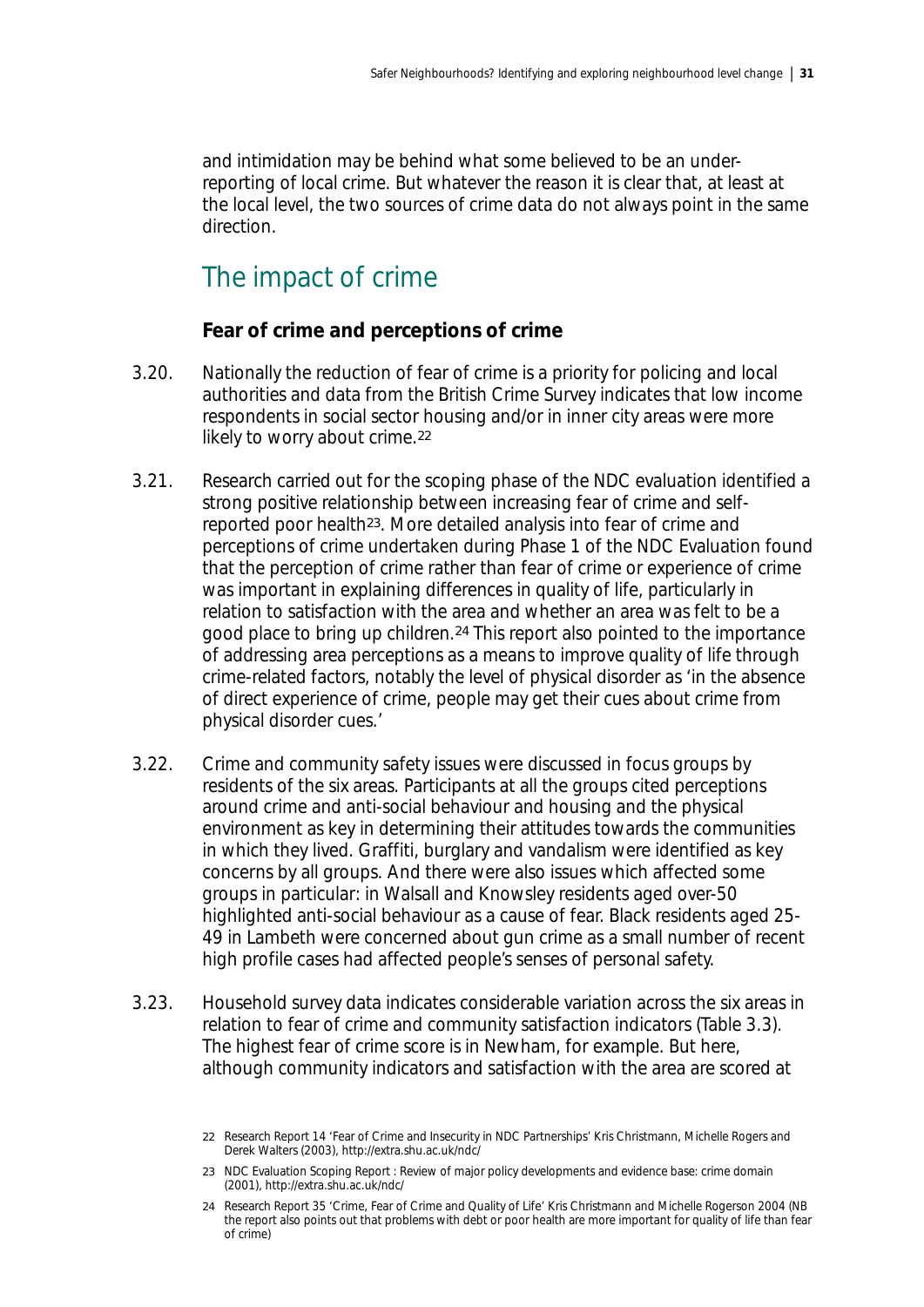and intimidation may be behind what some believed to be an under-reporting of local crime. But whatever the reason it is clear that, at least at the local level, the two sources of crime data do not always point in the same direction.

## The impact of crime

### Fear of crime and perceptions of crime

3.20. Nationally the reduction of fear of crime is a priority for policing and local authorities and data from the British Crime Survey indicates that low income respondents in social sector housing and/or in inner city areas were more likely to worry about crime.[22]

3.21. Research carried out for the scoping phase of the NDC evaluation identified a strong positive relationship between increasing fear of crime and self-reported poor health[23]. More detailed analysis into fear of crime and perceptions of crime undertaken during Phase 1 of the NDC Evaluation found that the perception of crime rather than fear of crime or experience of crime was important in explaining differences in quality of life, particularly in relation to satisfaction with the area and whether an area was felt to be a good place to bring up children.[24] This report also pointed to the importance of addressing area perceptions as a means to improve quality of life through crime-related factors, notably the level of physical disorder as 'in the absence of direct experience of crime, people may get their cues about crime from physical disorder cues.'

3.22. Crime and community safety issues were discussed in focus groups by residents of the six areas. Participants at all the groups cited perceptions around crime and anti-social behaviour and housing and the physical environment as key in determining their attitudes towards the communities in which they lived. Graffiti, burglary and vandalism were identified as key concerns by all groups. And there were also issues which affected some groups in particular: in Walsall and Knowsley residents aged over-50 highlighted anti-social behaviour as a cause of fear. Black residents aged 25-49 in Lambeth were concerned about gun crime as a small number of recent high profile cases had affected people's senses of personal safety.

3.23. Household survey data indicates considerable variation across the six areas in relation to fear of crime and community satisfaction indicators (Table 3.3). The highest fear of crime score is in Newham, for example. But here, although community indicators and satisfaction with the area are scored at

---

22 Research Report 14 'Fear of Crime and Insecurity in NDC Partnerships' Kris Christmann, Michelle Rogers and Derek Walters (2003), http://extra.shu.ac.uk/ndc/

23 NDC Evaluation Scoping Report : Review of major policy developments and evidence base: crime domain (2001), http://extra.shu.ac.uk/ndc/

24 Research Report 35 'Crime, Fear of Crime and Quality of Life' Kris Christmann and Michelle Rogerson 2004 (NB the report also points out that problems with debt or poor health are more important for quality of life than fear of crime)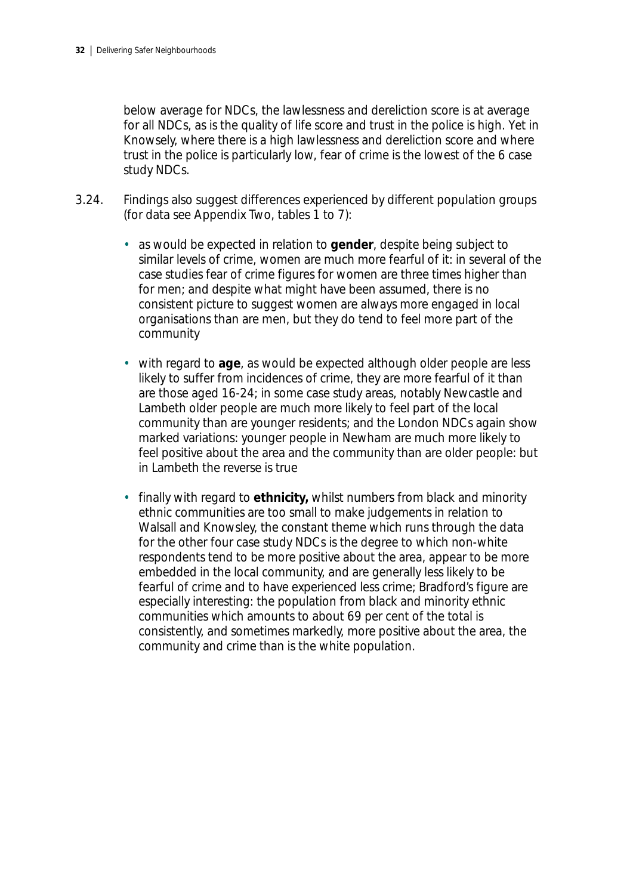below average for NDCs, the lawlessness and dereliction score is at average for all NDCs, as is the quality of life score and trust in the police is high. Yet in Knowsely, where there is a high lawlessness and dereliction score and where trust in the police is particularly low, fear of crime is the lowest of the 6 case study NDCs.

3.24. Findings also suggest differences experienced by different population groups (for data see Appendix Two, tables 1 to 7):

- as would be expected in relation to **gender**, despite being subject to similar levels of crime, women are much more fearful of it: in several of the case studies fear of crime figures for women are three times higher than for men; and despite what might have been assumed, there is no consistent picture to suggest women are always more engaged in local organisations than are men, but they do tend to feel more part of the community

- with regard to **age**, as would be expected although older people are less likely to suffer from incidences of crime, they are more fearful of it than are those aged 16-24; in some case study areas, notably Newcastle and Lambeth older people are much more likely to feel part of the local community than are younger residents; and the London NDCs again show marked variations: younger people in Newham are much more likely to feel positive about the area and the community than are older people: but in Lambeth the reverse is true

- finally with regard to **ethnicity,** whilst numbers from black and minority ethnic communities are too small to make judgements in relation to Walsall and Knowsley, the constant theme which runs through the data for the other four case study NDCs is the degree to which non-white respondents tend to be more positive about the area, appear to be more embedded in the local community, and are generally less likely to be fearful of crime and to have experienced less crime; Bradford's figure are especially interesting: the population from black and minority ethnic communities which amounts to about 69 per cent of the total is consistently, and sometimes markedly, more positive about the area, the community and crime than is the white population.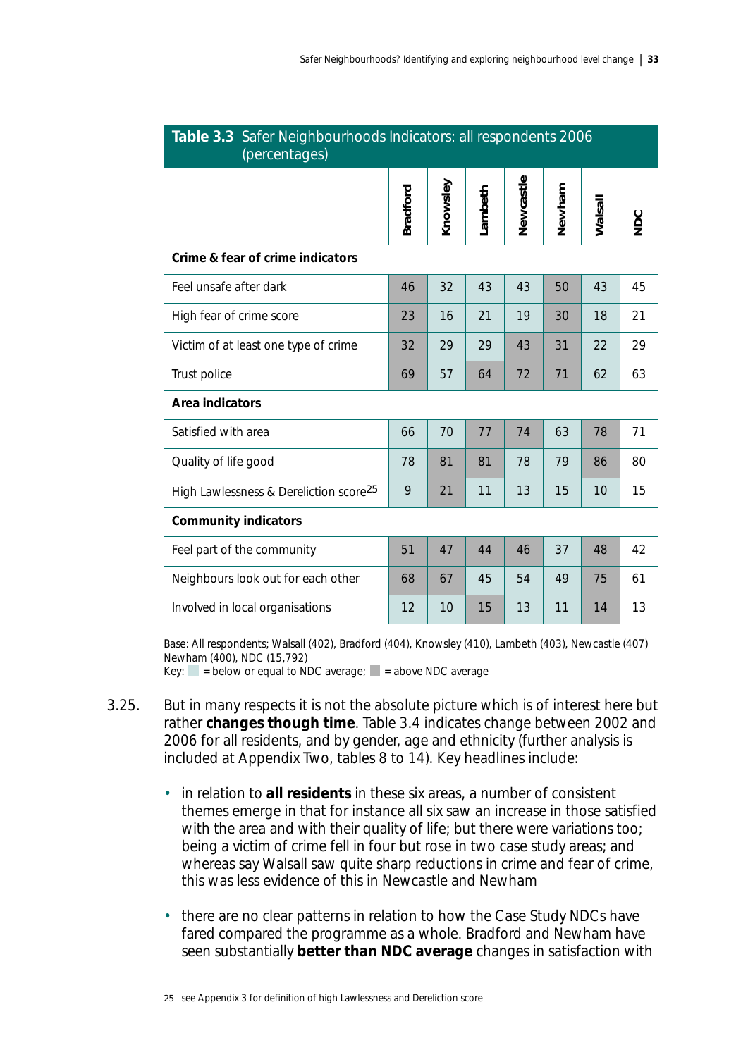**Table 3.3** Safer Neighbourhoods Indicators: all respondents 2006 (percentages)

| | Bradford | Knowsley | Lambeth | Newcastle | Newham | Walsall | NDC |
|---|---|---|---|---|---|---|---|
| **Crime & fear of crime indicators** | | | | | | | |
| Feel unsafe after dark | 46 | 32 | 43 | 43 | 50 | 43 | 45 |
| High fear of crime score | 23 | 16 | 21 | 19 | 30 | 18 | 21 |
| Victim of at least one type of crime | 32 | 29 | 29 | 43 | 31 | 22 | 29 |
| Trust police | 69 | 57 | 64 | 72 | 71 | 62 | 63 |
| **Area indicators** | | | | | | | |
| Satisfied with area | 66 | 70 | 77 | 74 | 63 | 78 | 71 |
| Quality of life good | 78 | 81 | 81 | 78 | 79 | 86 | 80 |
| High Lawlessness & Dereliction score[25] | 9 | 21 | 11 | 13 | 15 | 10 | 15 |
| **Community indicators** | | | | | | | |
| Feel part of the community | 51 | 47 | 44 | 46 | 37 | 48 | 42 |
| Neighbours look out for each other | 68 | 67 | 45 | 54 | 49 | 75 | 61 |
| Involved in local organisations | 12 | 10 | 15 | 13 | 11 | 14 | 13 |

Base: All respondents; Walsall (402), Bradford (404), Knowsley (410), Lambeth (403), Newcastle (407) Newham (400), NDC (15,792)
Key: ▢ = below or equal to NDC average; ■ = above NDC average

3.25. But in many respects it is not the absolute picture which is of interest here but rather **changes though time**. Table 3.4 indicates change between 2002 and 2006 for all residents, and by gender, age and ethnicity (further analysis is included at Appendix Two, tables 8 to 14). Key headlines include:

- in relation to **all residents** in these six areas, a number of consistent themes emerge in that for instance all six saw an increase in those satisfied with the area and with their quality of life; but there were variations too; being a victim of crime fell in four but rose in two case study areas; and whereas say Walsall saw quite sharp reductions in crime and fear of crime, this was less evidence of this in Newcastle and Newham

- there are no clear patterns in relation to how the Case Study NDCs have fared compared the programme as a whole. Bradford and Newham have seen substantially **better than NDC average** changes in satisfaction with

25 see Appendix 3 for definition of high Lawlessness and Dereliction score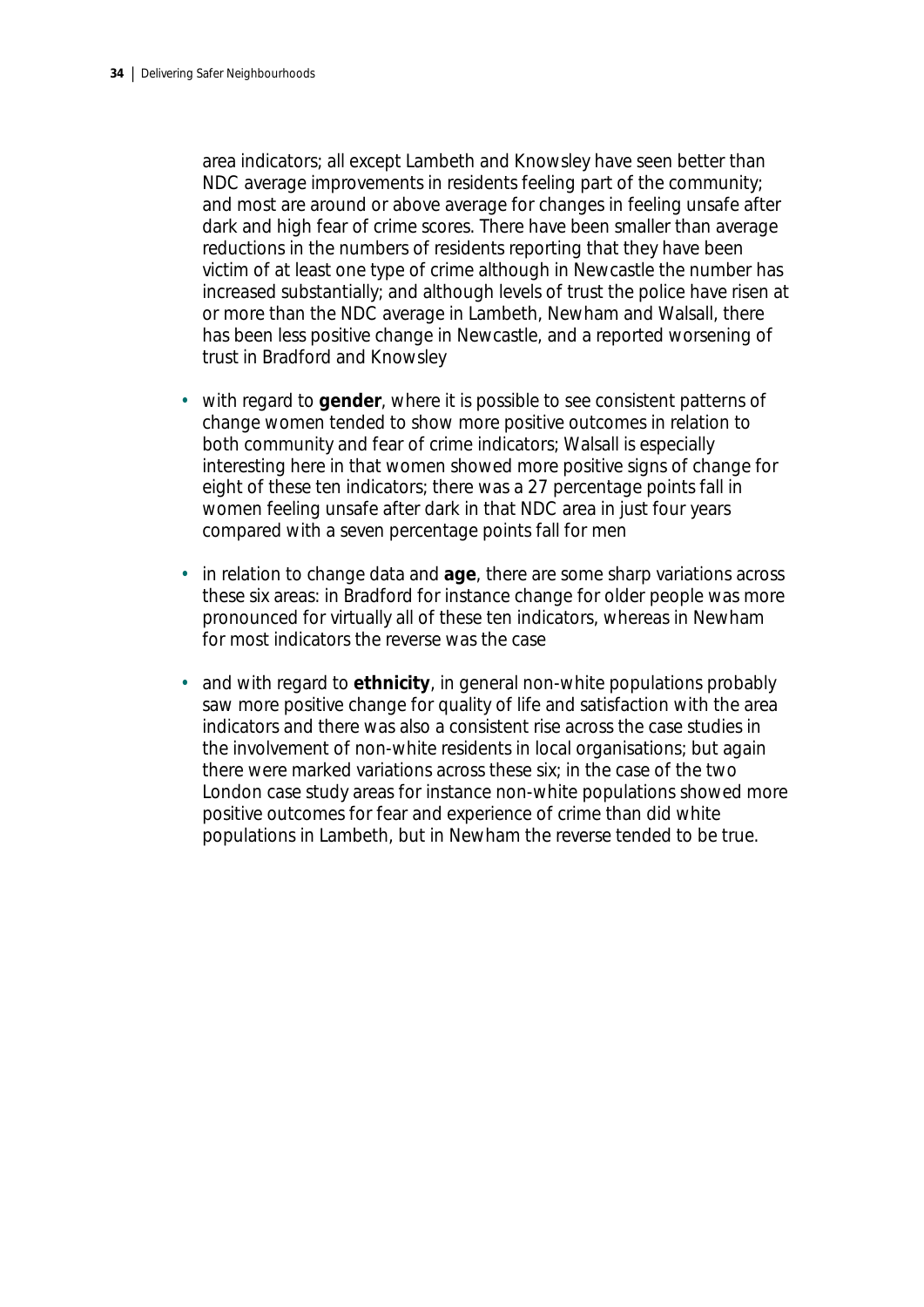area indicators; all except Lambeth and Knowsley have seen better than NDC average improvements in residents feeling part of the community; and most are around or above average for changes in feeling unsafe after dark and high fear of crime scores. There have been smaller than average reductions in the numbers of residents reporting that they have been victim of at least one type of crime although in Newcastle the number has increased substantially; and although levels of trust the police have risen at or more than the NDC average in Lambeth, Newham and Walsall, there has been less positive change in Newcastle, and a reported worsening of trust in Bradford and Knowsley

- with regard to **gender**, where it is possible to see consistent patterns of change women tended to show more positive outcomes in relation to both community and fear of crime indicators; Walsall is especially interesting here in that women showed more positive signs of change for eight of these ten indicators; there was a 27 percentage points fall in women feeling unsafe after dark in that NDC area in just four years compared with a seven percentage points fall for men
- in relation to change data and **age**, there are some sharp variations across these six areas: in Bradford for instance change for older people was more pronounced for virtually all of these ten indicators, whereas in Newham for most indicators the reverse was the case
- and with regard to **ethnicity**, in general non-white populations probably saw more positive change for quality of life and satisfaction with the area indicators and there was also a consistent rise across the case studies in the involvement of non-white residents in local organisations; but again there were marked variations across these six; in the case of the two London case study areas for instance non-white populations showed more positive outcomes for fear and experience of crime than did white populations in Lambeth, but in Newham the reverse tended to be true.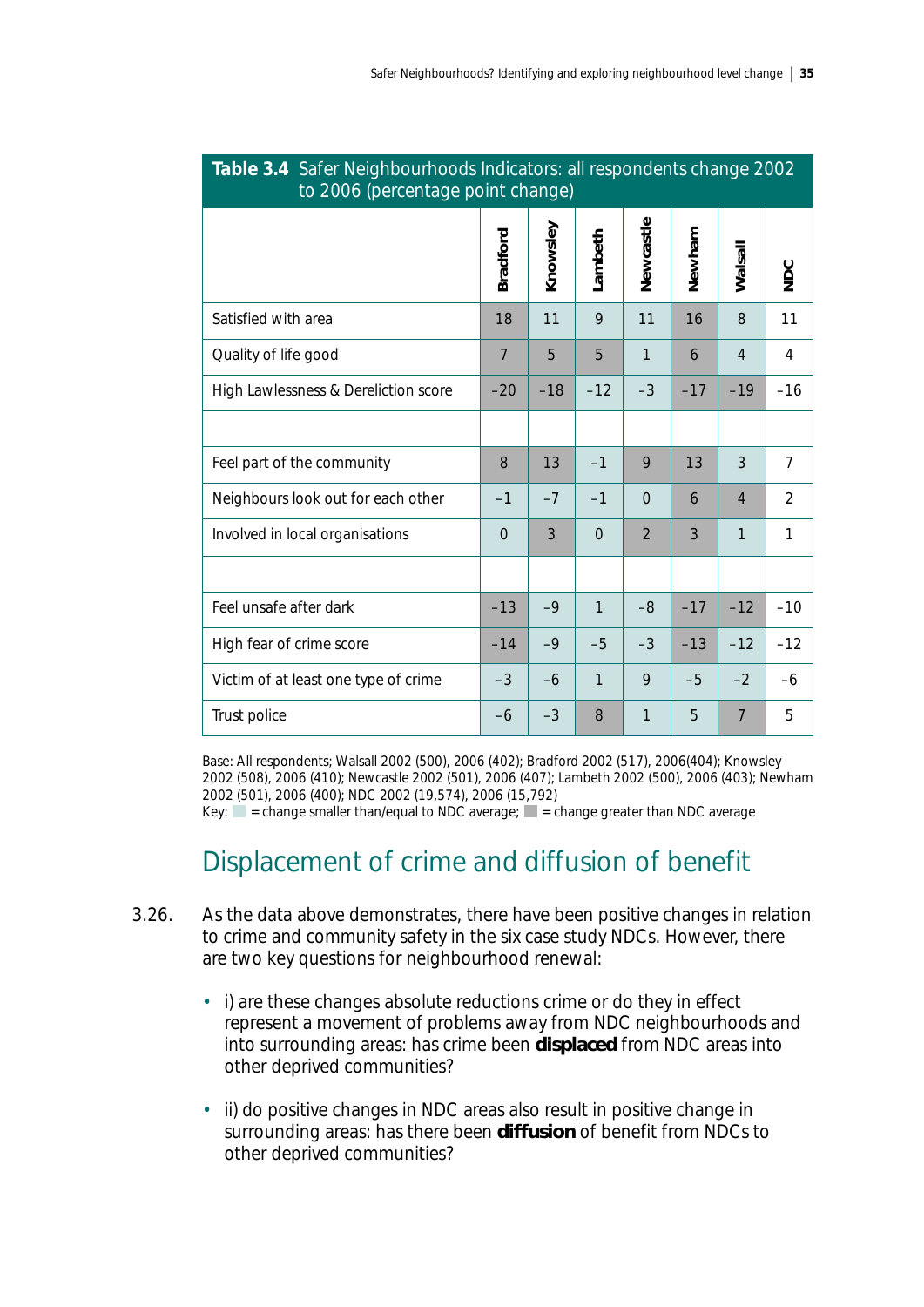**Table 3.4** Safer Neighbourhoods Indicators: all respondents change 2002 to 2006 (percentage point change)

| | Bradford | Knowsley | Lambeth | Newcastle | Newham | Walsall | NDC |
|---|---|---|---|---|---|---|---|
| Satisfied with area | 18 | 11 | 9 | 11 | 16 | 8 | 11 |
| Quality of life good | 7 | 5 | 5 | 1 | 6 | 4 | 4 |
| High Lawlessness & Dereliction score | –20 | –18 | –12 | –3 | –17 | –19 | –16 |
| | | | | | | | |
| Feel part of the community | 8 | 13 | –1 | 9 | 13 | 3 | 7 |
| Neighbours look out for each other | –1 | –7 | –1 | 0 | 6 | 4 | 2 |
| Involved in local organisations | 0 | 3 | 0 | 2 | 3 | 1 | 1 |
| | | | | | | | |
| Feel unsafe after dark | –13 | –9 | 1 | –8 | –17 | –12 | –10 |
| High fear of crime score | –14 | –9 | –5 | –3 | –13 | –12 | –12 |
| Victim of at least one type of crime | –3 | –6 | 1 | 9 | –5 | –2 | –6 |
| Trust police | –6 | –3 | 8 | 1 | 5 | 7 | 5 |

Base: All respondents; Walsall 2002 (500), 2006 (402); Bradford 2002 (517), 2006(404); Knowsley 2002 (508), 2006 (410); Newcastle 2002 (501), 2006 (407); Lambeth 2002 (500), 2006 (403); Newham 2002 (501), 2006 (400); NDC 2002 (19,574), 2006 (15,792)
Key: ░ = change smaller than/equal to NDC average; ▓ = change greater than NDC average

## Displacement of crime and diffusion of benefit

3.26. As the data above demonstrates, there have been positive changes in relation to crime and community safety in the six case study NDCs. However, there are two key questions for neighbourhood renewal:

- i) are these changes absolute reductions crime or do they in effect represent a movement of problems away from NDC neighbourhoods and into surrounding areas: has crime been **displaced** from NDC areas into other deprived communities?

- ii) do positive changes in NDC areas also result in positive change in surrounding areas: has there been **diffusion** of benefit from NDCs to other deprived communities?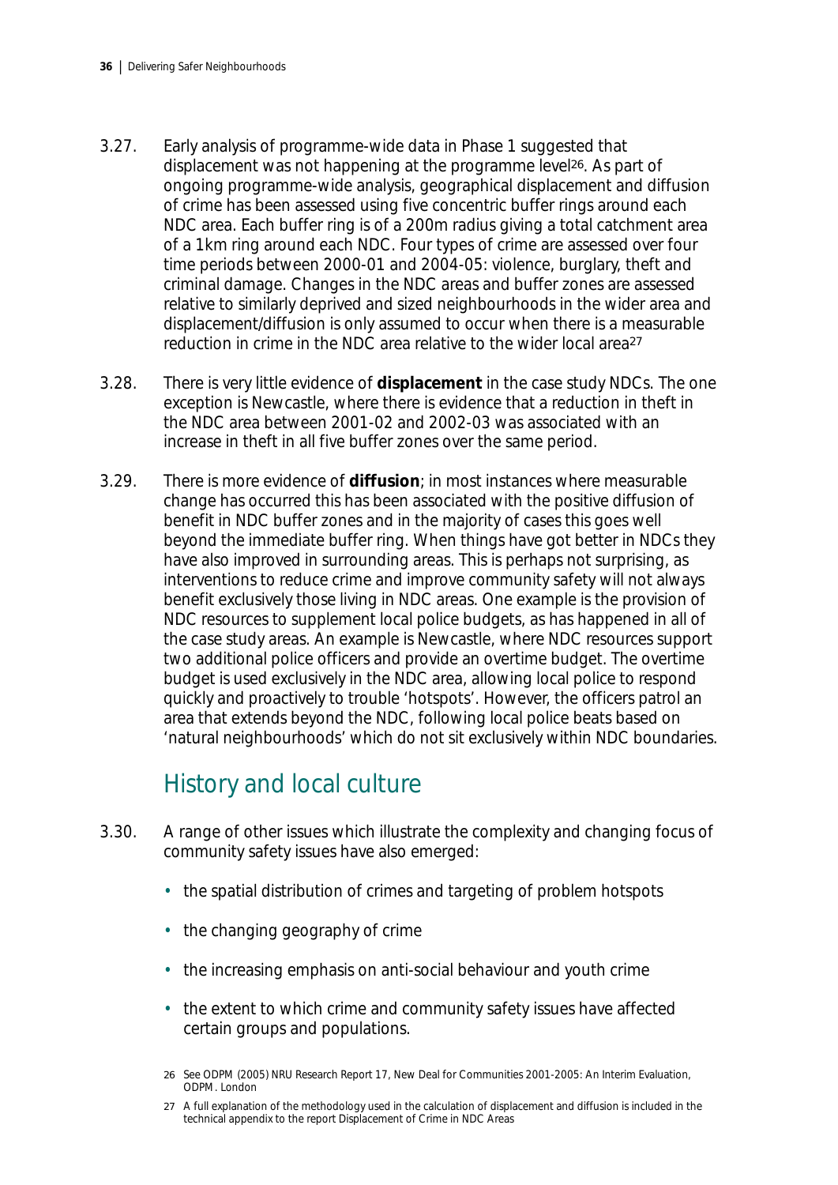3.27. Early analysis of programme-wide data in Phase 1 suggested that displacement was not happening at the programme level[26]. As part of ongoing programme-wide analysis, geographical displacement and diffusion of crime has been assessed using five concentric buffer rings around each NDC area. Each buffer ring is of a 200m radius giving a total catchment area of a 1km ring around each NDC. Four types of crime are assessed over four time periods between 2000-01 and 2004-05: violence, burglary, theft and criminal damage. Changes in the NDC areas and buffer zones are assessed relative to similarly deprived and sized neighbourhoods in the wider area and displacement/diffusion is only assumed to occur when there is a measurable reduction in crime in the NDC area relative to the wider local area[27]

3.28. There is very little evidence of **displacement** in the case study NDCs. The one exception is Newcastle, where there is evidence that a reduction in theft in the NDC area between 2001-02 and 2002-03 was associated with an increase in theft in all five buffer zones over the same period.

3.29. There is more evidence of **diffusion**; in most instances where measurable change has occurred this has been associated with the positive diffusion of benefit in NDC buffer zones and in the majority of cases this goes well beyond the immediate buffer ring. When things have got better in NDCs they have also improved in surrounding areas. This is perhaps not surprising, as interventions to reduce crime and improve community safety will not always benefit exclusively those living in NDC areas. One example is the provision of NDC resources to supplement local police budgets, as has happened in all of the case study areas. An example is Newcastle, where NDC resources support two additional police officers and provide an overtime budget. The overtime budget is used exclusively in the NDC area, allowing local police to respond quickly and proactively to trouble 'hotspots'. However, the officers patrol an area that extends beyond the NDC, following local police beats based on 'natural neighbourhoods' which do not sit exclusively within NDC boundaries.

## History and local culture

3.30. A range of other issues which illustrate the complexity and changing focus of community safety issues have also emerged:

- the spatial distribution of crimes and targeting of problem hotspots
- the changing geography of crime
- the increasing emphasis on anti-social behaviour and youth crime
- the extent to which crime and community safety issues have affected certain groups and populations.

26 See ODPM (2005) NRU Research Report 17, New Deal for Communities 2001-2005: An Interim Evaluation, ODPM. London

27 A full explanation of the methodology used in the calculation of displacement and diffusion is included in the technical appendix to the report Displacement of Crime in NDC Areas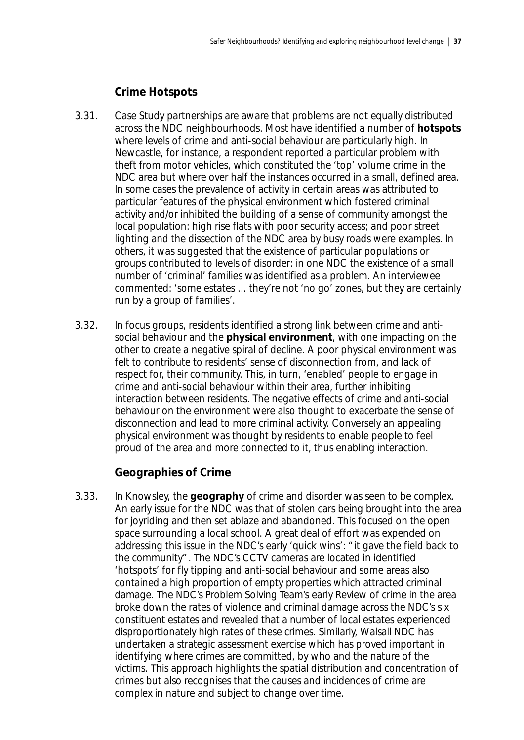### Crime Hotspots

3.31. Case Study partnerships are aware that problems are not equally distributed across the NDC neighbourhoods. Most have identified a number of **hotspots** where levels of crime and anti-social behaviour are particularly high. In Newcastle, for instance, a respondent reported a particular problem with theft from motor vehicles, which constituted the 'top' volume crime in the NDC area but where over half the instances occurred in a small, defined area. In some cases the prevalence of activity in certain areas was attributed to particular features of the physical environment which fostered criminal activity and/or inhibited the building of a sense of community amongst the local population: high rise flats with poor security access; and poor street lighting and the dissection of the NDC area by busy roads were examples. In others, it was suggested that the existence of particular populations or groups contributed to levels of disorder: in one NDC the existence of a small number of 'criminal' families was identified as a problem. An interviewee commented: 'some estates … they're not 'no go' zones, but they are certainly run by a group of families'.

3.32. In focus groups, residents identified a strong link between crime and anti-social behaviour and the **physical environment**, with one impacting on the other to create a negative spiral of decline. A poor physical environment was felt to contribute to residents' sense of disconnection from, and lack of respect for, their community. This, in turn, 'enabled' people to engage in crime and anti-social behaviour within their area, further inhibiting interaction between residents. The negative effects of crime and anti-social behaviour on the environment were also thought to exacerbate the sense of disconnection and lead to more criminal activity. Conversely an appealing physical environment was thought by residents to enable people to feel proud of the area and more connected to it, thus enabling interaction.

### Geographies of Crime

3.33. In Knowsley, the **geography** of crime and disorder was seen to be complex. An early issue for the NDC was that of stolen cars being brought into the area for joyriding and then set ablaze and abandoned. This focused on the open space surrounding a local school. A great deal of effort was expended on addressing this issue in the NDC's early 'quick wins': "it gave the field back to the community". The NDC's CCTV cameras are located in identified 'hotspots' for fly tipping and anti-social behaviour and some areas also contained a high proportion of empty properties which attracted criminal damage. The NDC's Problem Solving Team's early Review of crime in the area broke down the rates of violence and criminal damage across the NDC's six constituent estates and revealed that a number of local estates experienced disproportionately high rates of these crimes. Similarly, Walsall NDC has undertaken a strategic assessment exercise which has proved important in identifying where crimes are committed, by who and the nature of the victims. This approach highlights the spatial distribution and concentration of crimes but also recognises that the causes and incidences of crime are complex in nature and subject to change over time.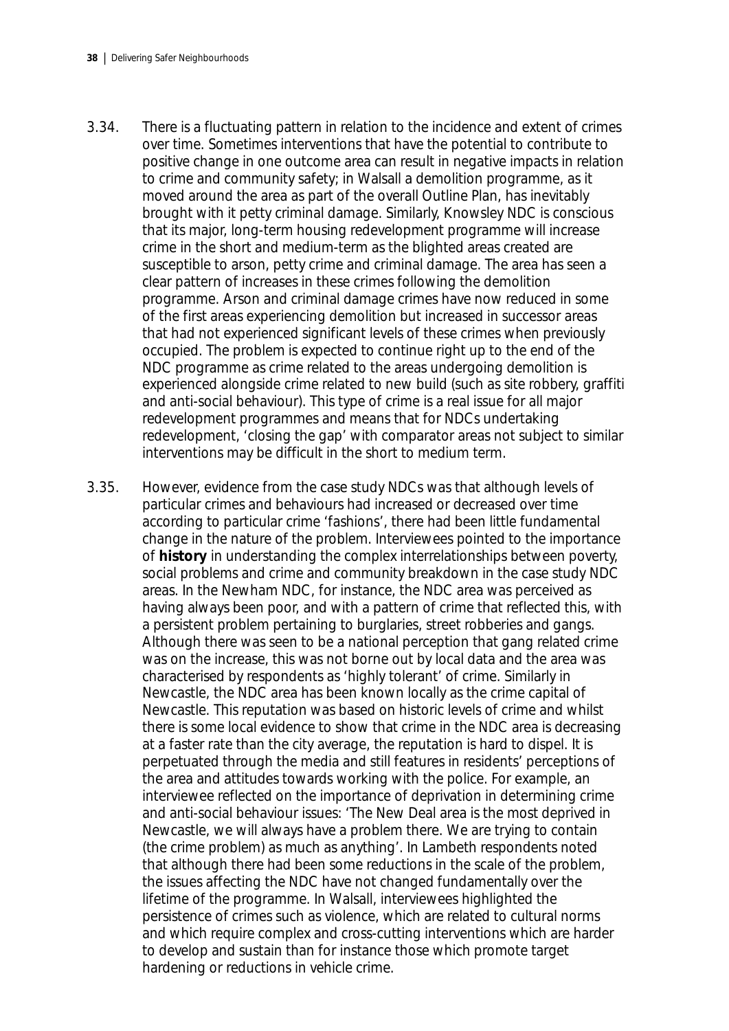3.34. There is a fluctuating pattern in relation to the incidence and extent of crimes over time. Sometimes interventions that have the potential to contribute to positive change in one outcome area can result in negative impacts in relation to crime and community safety; in Walsall a demolition programme, as it moved around the area as part of the overall Outline Plan, has inevitably brought with it petty criminal damage. Similarly, Knowsley NDC is conscious that its major, long-term housing redevelopment programme will increase crime in the short and medium-term as the blighted areas created are susceptible to arson, petty crime and criminal damage. The area has seen a clear pattern of increases in these crimes following the demolition programme. Arson and criminal damage crimes have now reduced in some of the first areas experiencing demolition but increased in successor areas that had not experienced significant levels of these crimes when previously occupied. The problem is expected to continue right up to the end of the NDC programme as crime related to the areas undergoing demolition is experienced alongside crime related to new build (such as site robbery, graffiti and anti-social behaviour). This type of crime is a real issue for all major redevelopment programmes and means that for NDCs undertaking redevelopment, 'closing the gap' with comparator areas not subject to similar interventions may be difficult in the short to medium term.

3.35. However, evidence from the case study NDCs was that although levels of particular crimes and behaviours had increased or decreased over time according to particular crime 'fashions', there had been little fundamental change in the nature of the problem. Interviewees pointed to the importance of **history** in understanding the complex interrelationships between poverty, social problems and crime and community breakdown in the case study NDC areas. In the Newham NDC, for instance, the NDC area was perceived as having always been poor, and with a pattern of crime that reflected this, with a persistent problem pertaining to burglaries, street robberies and gangs. Although there was seen to be a national perception that gang related crime was on the increase, this was not borne out by local data and the area was characterised by respondents as 'highly tolerant' of crime. Similarly in Newcastle, the NDC area has been known locally as the crime capital of Newcastle. This reputation was based on historic levels of crime and whilst there is some local evidence to show that crime in the NDC area is decreasing at a faster rate than the city average, the reputation is hard to dispel. It is perpetuated through the media and still features in residents' perceptions of the area and attitudes towards working with the police. For example, an interviewee reflected on the importance of deprivation in determining crime and anti-social behaviour issues: 'The New Deal area is the most deprived in Newcastle, we will always have a problem there. We are trying to contain (the crime problem) as much as anything'. In Lambeth respondents noted that although there had been some reductions in the scale of the problem, the issues affecting the NDC have not changed fundamentally over the lifetime of the programme. In Walsall, interviewees highlighted the persistence of crimes such as violence, which are related to cultural norms and which require complex and cross-cutting interventions which are harder to develop and sustain than for instance those which promote target hardening or reductions in vehicle crime.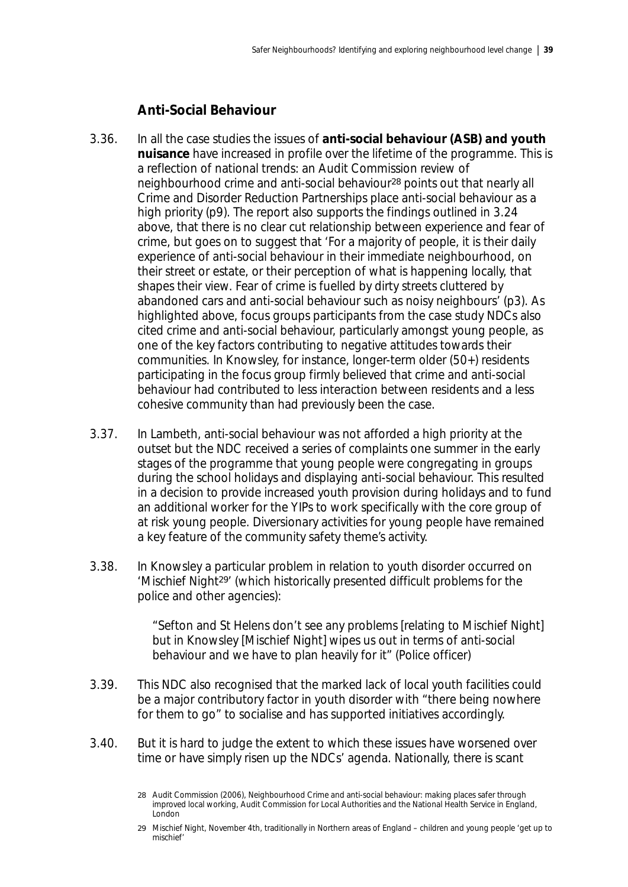### Anti-Social Behaviour

3.36. In all the case studies the issues of **anti-social behaviour (ASB) and youth nuisance** have increased in profile over the lifetime of the programme. This is a reflection of national trends: an Audit Commission review of neighbourhood crime and anti-social behaviour[28] points out that nearly all Crime and Disorder Reduction Partnerships place anti-social behaviour as a high priority (p9). The report also supports the findings outlined in 3.24 above, that there is no clear cut relationship between experience and fear of crime, but goes on to suggest that 'For a majority of people, it is their daily experience of anti-social behaviour in their immediate neighbourhood, on their street or estate, or their perception of what is happening locally, that shapes their view. Fear of crime is fuelled by dirty streets cluttered by abandoned cars and anti-social behaviour such as noisy neighbours' (p3). As highlighted above, focus groups participants from the case study NDCs also cited crime and anti-social behaviour, particularly amongst young people, as one of the key factors contributing to negative attitudes towards their communities. In Knowsley, for instance, longer-term older (50+) residents participating in the focus group firmly believed that crime and anti-social behaviour had contributed to less interaction between residents and a less cohesive community than had previously been the case.

3.37. In Lambeth, anti-social behaviour was not afforded a high priority at the outset but the NDC received a series of complaints one summer in the early stages of the programme that young people were congregating in groups during the school holidays and displaying anti-social behaviour. This resulted in a decision to provide increased youth provision during holidays and to fund an additional worker for the YIPs to work specifically with the core group of at risk young people. Diversionary activities for young people have remained a key feature of the community safety theme's activity.

3.38. In Knowsley a particular problem in relation to youth disorder occurred on 'Mischief Night[29]' (which historically presented difficult problems for the police and other agencies):

> "Sefton and St Helens don't see any problems [relating to Mischief Night] but in Knowsley [Mischief Night] wipes us out in terms of anti-social behaviour and we have to plan heavily for it" (Police officer)

3.39. This NDC also recognised that the marked lack of local youth facilities could be a major contributory factor in youth disorder with "there being nowhere for them to go" to socialise and has supported initiatives accordingly.

3.40. But it is hard to judge the extent to which these issues have worsened over time or have simply risen up the NDCs' agenda. Nationally, there is scant

---

28 Audit Commission (2006), Neighbourhood Crime and anti-social behaviour: making places safer through improved local working, Audit Commission for Local Authorities and the National Health Service in England, London

29 Mischief Night, November 4th, traditionally in Northern areas of England – children and young people 'get up to mischief'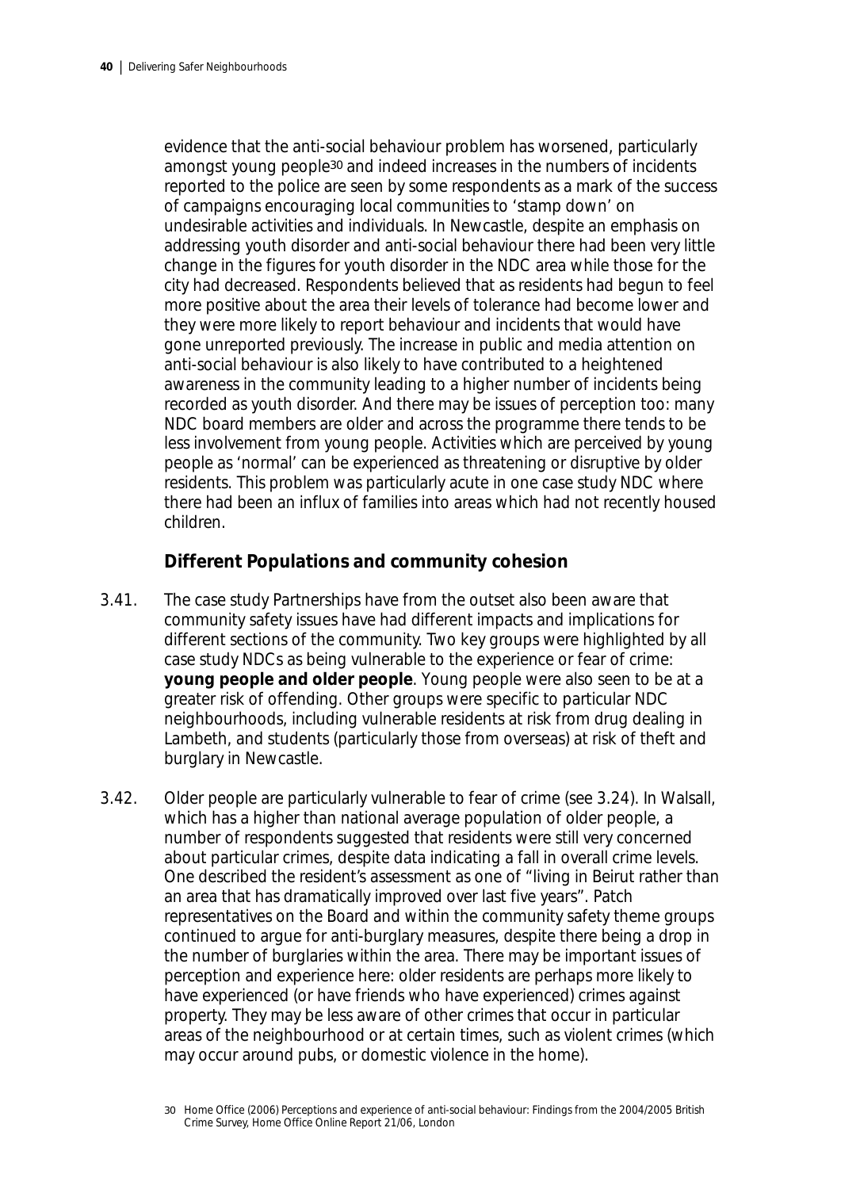evidence that the anti-social behaviour problem has worsened, particularly amongst young people[30] and indeed increases in the numbers of incidents reported to the police are seen by some respondents as a mark of the success of campaigns encouraging local communities to 'stamp down' on undesirable activities and individuals. In Newcastle, despite an emphasis on addressing youth disorder and anti-social behaviour there had been very little change in the figures for youth disorder in the NDC area while those for the city had decreased. Respondents believed that as residents had begun to feel more positive about the area their levels of tolerance had become lower and they were more likely to report behaviour and incidents that would have gone unreported previously. The increase in public and media attention on anti-social behaviour is also likely to have contributed to a heightened awareness in the community leading to a higher number of incidents being recorded as youth disorder. And there may be issues of perception too: many NDC board members are older and across the programme there tends to be less involvement from young people. Activities which are perceived by young people as 'normal' can be experienced as threatening or disruptive by older residents. This problem was particularly acute in one case study NDC where there had been an influx of families into areas which had not recently housed children.

### Different Populations and community cohesion

3.41. The case study Partnerships have from the outset also been aware that community safety issues have had different impacts and implications for different sections of the community. Two key groups were highlighted by all case study NDCs as being vulnerable to the experience or fear of crime: **young people and older people**. Young people were also seen to be at a greater risk of offending. Other groups were specific to particular NDC neighbourhoods, including vulnerable residents at risk from drug dealing in Lambeth, and students (particularly those from overseas) at risk of theft and burglary in Newcastle.

3.42. Older people are particularly vulnerable to fear of crime (see 3.24). In Walsall, which has a higher than national average population of older people, a number of respondents suggested that residents were still very concerned about particular crimes, despite data indicating a fall in overall crime levels. One described the resident's assessment as one of "living in Beirut rather than an area that has dramatically improved over last five years". Patch representatives on the Board and within the community safety theme groups continued to argue for anti-burglary measures, despite there being a drop in the number of burglaries within the area. There may be important issues of perception and experience here: older residents are perhaps more likely to have experienced (or have friends who have experienced) crimes against property. They may be less aware of other crimes that occur in particular areas of the neighbourhood or at certain times, such as violent crimes (which may occur around pubs, or domestic violence in the home).

30 Home Office (2006) Perceptions and experience of anti-social behaviour: Findings from the 2004/2005 British Crime Survey, Home Office Online Report 21/06, London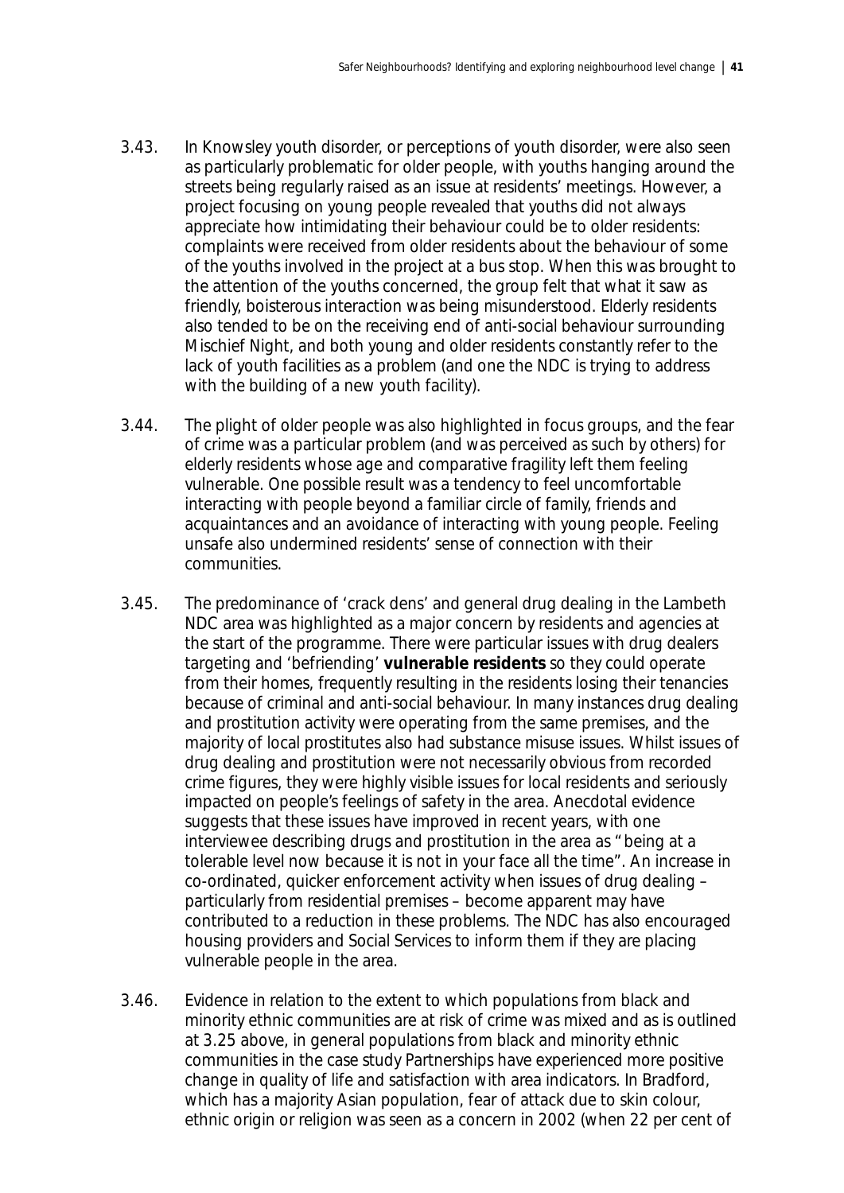3.43. In Knowsley youth disorder, or perceptions of youth disorder, were also seen as particularly problematic for older people, with youths hanging around the streets being regularly raised as an issue at residents' meetings. However, a project focusing on young people revealed that youths did not always appreciate how intimidating their behaviour could be to older residents: complaints were received from older residents about the behaviour of some of the youths involved in the project at a bus stop. When this was brought to the attention of the youths concerned, the group felt that what it saw as friendly, boisterous interaction was being misunderstood. Elderly residents also tended to be on the receiving end of anti-social behaviour surrounding Mischief Night, and both young and older residents constantly refer to the lack of youth facilities as a problem (and one the NDC is trying to address with the building of a new youth facility).

3.44. The plight of older people was also highlighted in focus groups, and the fear of crime was a particular problem (and was perceived as such by others) for elderly residents whose age and comparative fragility left them feeling vulnerable. One possible result was a tendency to feel uncomfortable interacting with people beyond a familiar circle of family, friends and acquaintances and an avoidance of interacting with young people. Feeling unsafe also undermined residents' sense of connection with their communities.

3.45. The predominance of 'crack dens' and general drug dealing in the Lambeth NDC area was highlighted as a major concern by residents and agencies at the start of the programme. There were particular issues with drug dealers targeting and 'befriending' **vulnerable residents** so they could operate from their homes, frequently resulting in the residents losing their tenancies because of criminal and anti-social behaviour. In many instances drug dealing and prostitution activity were operating from the same premises, and the majority of local prostitutes also had substance misuse issues. Whilst issues of drug dealing and prostitution were not necessarily obvious from recorded crime figures, they were highly visible issues for local residents and seriously impacted on people's feelings of safety in the area. Anecdotal evidence suggests that these issues have improved in recent years, with one interviewee describing drugs and prostitution in the area as "being at a tolerable level now because it is not in your face all the time". An increase in co-ordinated, quicker enforcement activity when issues of drug dealing – particularly from residential premises – become apparent may have contributed to a reduction in these problems. The NDC has also encouraged housing providers and Social Services to inform them if they are placing vulnerable people in the area.

3.46. Evidence in relation to the extent to which populations from black and minority ethnic communities are at risk of crime was mixed and as is outlined at 3.25 above, in general populations from black and minority ethnic communities in the case study Partnerships have experienced more positive change in quality of life and satisfaction with area indicators. In Bradford, which has a majority Asian population, fear of attack due to skin colour, ethnic origin or religion was seen as a concern in 2002 (when 22 per cent of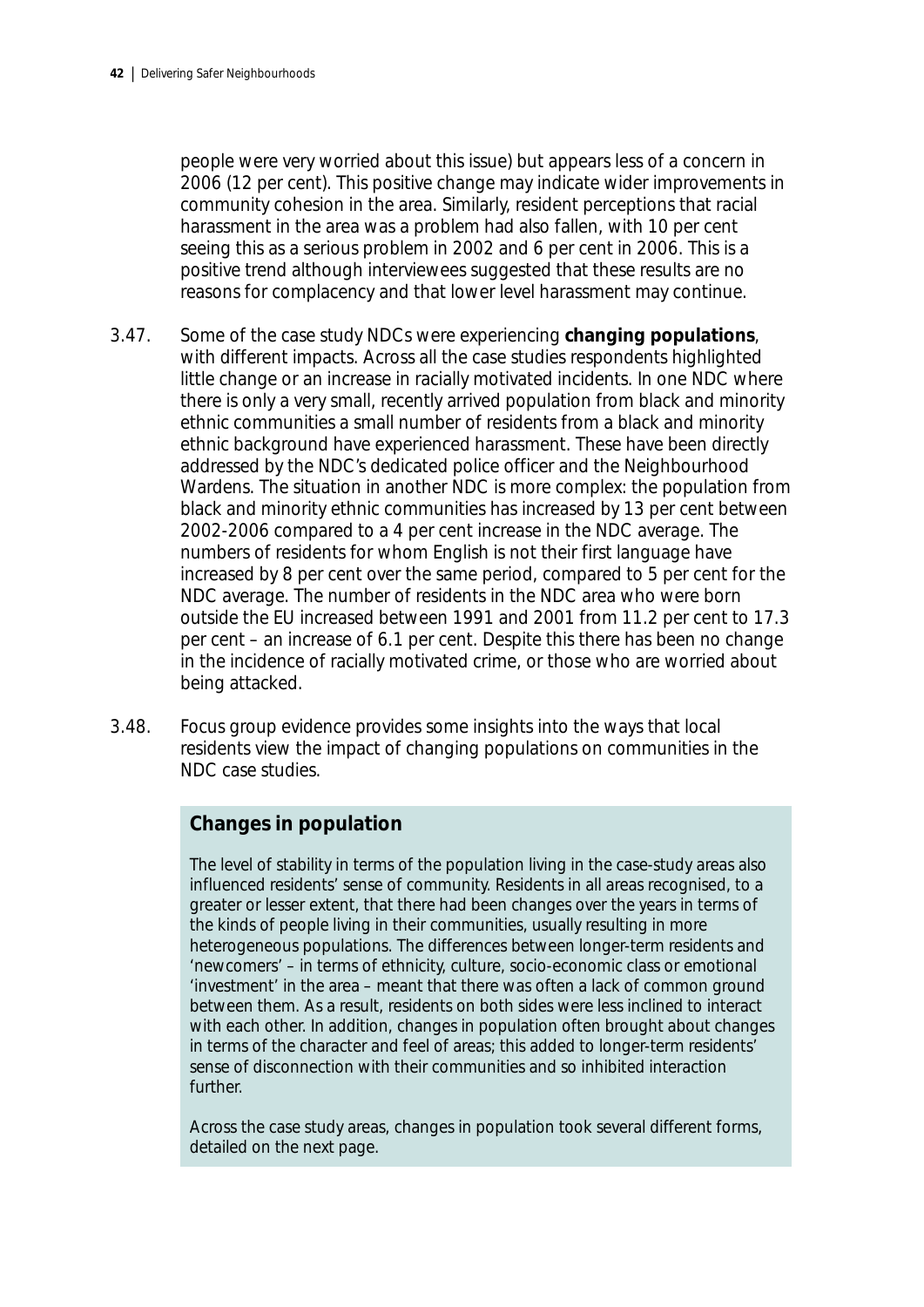people were very worried about this issue) but appears less of a concern in 2006 (12 per cent). This positive change may indicate wider improvements in community cohesion in the area. Similarly, resident perceptions that racial harassment in the area was a problem had also fallen, with 10 per cent seeing this as a serious problem in 2002 and 6 per cent in 2006. This is a positive trend although interviewees suggested that these results are no reasons for complacency and that lower level harassment may continue.

3.47. Some of the case study NDCs were experiencing **changing populations**, with different impacts. Across all the case studies respondents highlighted little change or an increase in racially motivated incidents. In one NDC where there is only a very small, recently arrived population from black and minority ethnic communities a small number of residents from a black and minority ethnic background have experienced harassment. These have been directly addressed by the NDC's dedicated police officer and the Neighbourhood Wardens. The situation in another NDC is more complex: the population from black and minority ethnic communities has increased by 13 per cent between 2002-2006 compared to a 4 per cent increase in the NDC average. The numbers of residents for whom English is not their first language have increased by 8 per cent over the same period, compared to 5 per cent for the NDC average. The number of residents in the NDC area who were born outside the EU increased between 1991 and 2001 from 11.2 per cent to 17.3 per cent – an increase of 6.1 per cent. Despite this there has been no change in the incidence of racially motivated crime, or those who are worried about being attacked.

3.48. Focus group evidence provides some insights into the ways that local residents view the impact of changing populations on communities in the NDC case studies.

### Changes in population

The level of stability in terms of the population living in the case-study areas also influenced residents' sense of community. Residents in all areas recognised, to a greater or lesser extent, that there had been changes over the years in terms of the kinds of people living in their communities, usually resulting in more heterogeneous populations. The differences between longer-term residents and 'newcomers' – in terms of ethnicity, culture, socio-economic class or emotional 'investment' in the area – meant that there was often a lack of common ground between them. As a result, residents on both sides were less inclined to interact with each other. In addition, changes in population often brought about changes in terms of the character and feel of areas; this added to longer-term residents' sense of disconnection with their communities and so inhibited interaction further.

Across the case study areas, changes in population took several different forms, detailed on the next page.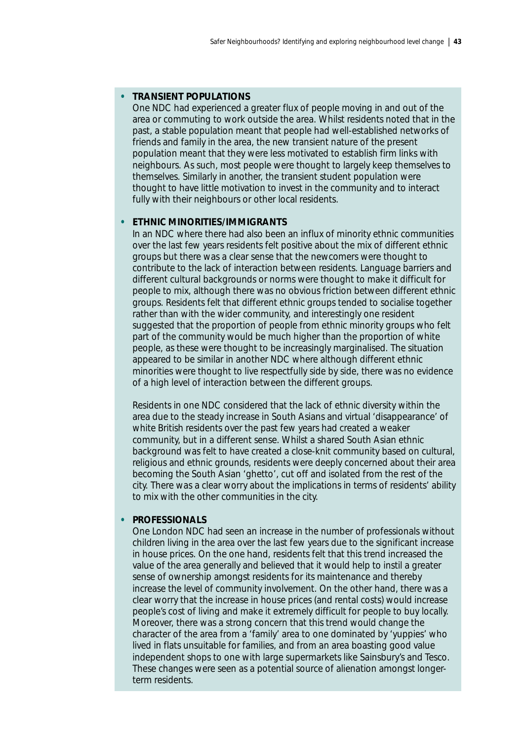- **TRANSIENT POPULATIONS**

  One NDC had experienced a greater flux of people moving in and out of the area or commuting to work outside the area. Whilst residents noted that in the past, a stable population meant that people had well-established networks of friends and family in the area, the new transient nature of the present population meant that they were less motivated to establish firm links with neighbours. As such, most people were thought to largely keep themselves to themselves. Similarly in another, the transient student population were thought to have little motivation to invest in the community and to interact fully with their neighbours or other local residents.

- **ETHNIC MINORITIES/IMMIGRANTS**

  In an NDC where there had also been an influx of minority ethnic communities over the last few years residents felt positive about the mix of different ethnic groups but there was a clear sense that the newcomers were thought to contribute to the lack of interaction between residents. Language barriers and different cultural backgrounds or norms were thought to make it difficult for people to mix, although there was no obvious friction between different ethnic groups. Residents felt that different ethnic groups tended to socialise together rather than with the wider community, and interestingly one resident suggested that the proportion of people from ethnic minority groups who felt part of the community would be much higher than the proportion of white people, as these were thought to be increasingly marginalised. The situation appeared to be similar in another NDC where although different ethnic minorities were thought to live respectfully side by side, there was no evidence of a high level of interaction between the different groups.

  Residents in one NDC considered that the lack of ethnic diversity within the area due to the steady increase in South Asians and virtual 'disappearance' of white British residents over the past few years had created a weaker community, but in a different sense. Whilst a shared South Asian ethnic background was felt to have created a close-knit community based on cultural, religious and ethnic grounds, residents were deeply concerned about their area becoming the South Asian 'ghetto', cut off and isolated from the rest of the city. There was a clear worry about the implications in terms of residents' ability to mix with the other communities in the city.

- **PROFESSIONALS**

  One London NDC had seen an increase in the number of professionals without children living in the area over the last few years due to the significant increase in house prices. On the one hand, residents felt that this trend increased the value of the area generally and believed that it would help to instil a greater sense of ownership amongst residents for its maintenance and thereby increase the level of community involvement. On the other hand, there was a clear worry that the increase in house prices (and rental costs) would increase people's cost of living and make it extremely difficult for people to buy locally. Moreover, there was a strong concern that this trend would change the character of the area from a 'family' area to one dominated by 'yuppies' who lived in flats unsuitable for families, and from an area boasting good value independent shops to one with large supermarkets like Sainsbury's and Tesco. These changes were seen as a potential source of alienation amongst longer-term residents.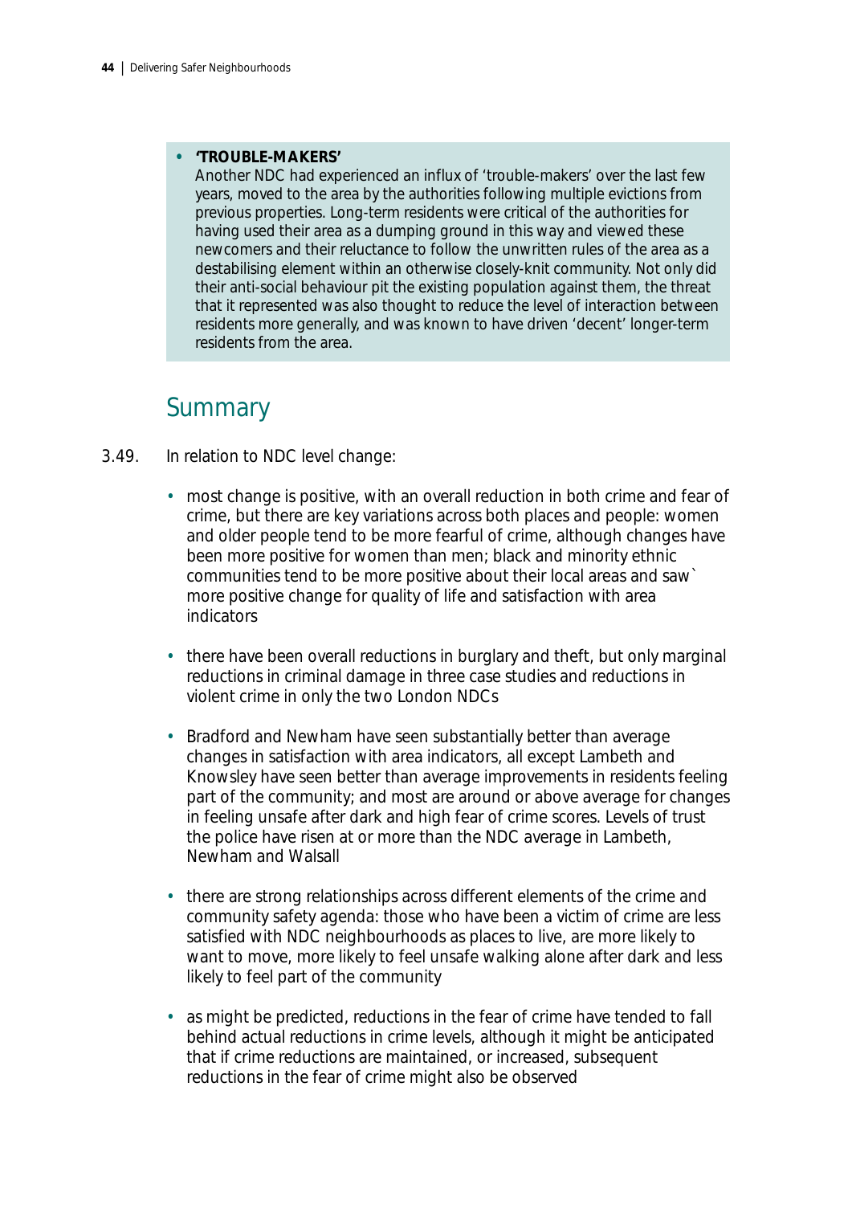- **'TROUBLE-MAKERS'**
  Another NDC had experienced an influx of 'trouble-makers' over the last few years, moved to the area by the authorities following multiple evictions from previous properties. Long-term residents were critical of the authorities for having used their area as a dumping ground in this way and viewed these newcomers and their reluctance to follow the unwritten rules of the area as a destabilising element within an otherwise closely-knit community. Not only did their anti-social behaviour pit the existing population against them, the threat that it represented was also thought to reduce the level of interaction between residents more generally, and was known to have driven 'decent' longer-term residents from the area.

## Summary

3.49. In relation to NDC level change:

- most change is positive, with an overall reduction in both crime and fear of crime, but there are key variations across both places and people: women and older people tend to be more fearful of crime, although changes have been more positive for women than men; black and minority ethnic communities tend to be more positive about their local areas and saw` more positive change for quality of life and satisfaction with area indicators
- there have been overall reductions in burglary and theft, but only marginal reductions in criminal damage in three case studies and reductions in violent crime in only the two London NDCs
- Bradford and Newham have seen substantially better than average changes in satisfaction with area indicators, all except Lambeth and Knowsley have seen better than average improvements in residents feeling part of the community; and most are around or above average for changes in feeling unsafe after dark and high fear of crime scores. Levels of trust the police have risen at or more than the NDC average in Lambeth, Newham and Walsall
- there are strong relationships across different elements of the crime and community safety agenda: those who have been a victim of crime are less satisfied with NDC neighbourhoods as places to live, are more likely to want to move, more likely to feel unsafe walking alone after dark and less likely to feel part of the community
- as might be predicted, reductions in the fear of crime have tended to fall behind actual reductions in crime levels, although it might be anticipated that if crime reductions are maintained, or increased, subsequent reductions in the fear of crime might also be observed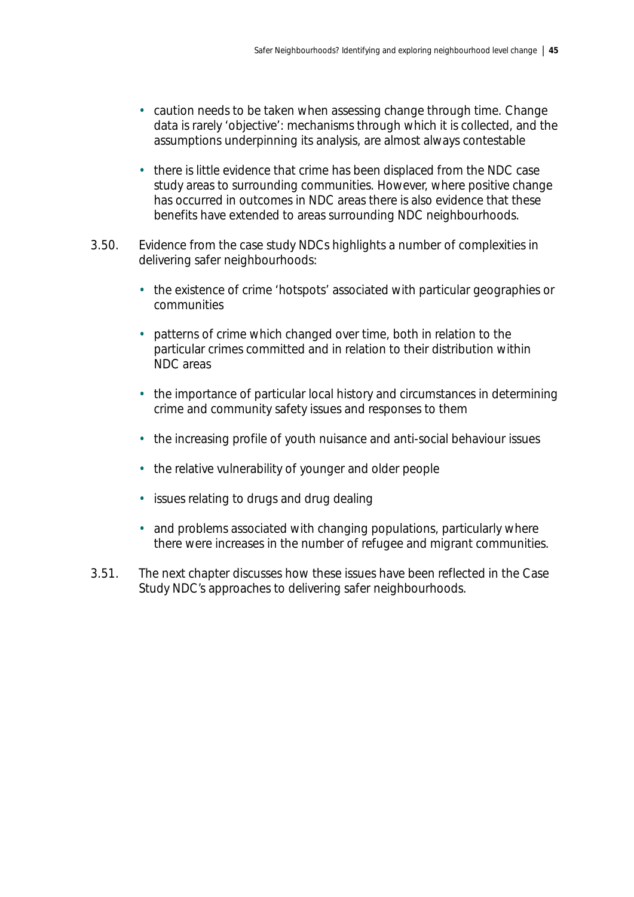- caution needs to be taken when assessing change through time. Change data is rarely 'objective': mechanisms through which it is collected, and the assumptions underpinning its analysis, are almost always contestable
- there is little evidence that crime has been displaced from the NDC case study areas to surrounding communities. However, where positive change has occurred in outcomes in NDC areas there is also evidence that these benefits have extended to areas surrounding NDC neighbourhoods.

3.50. Evidence from the case study NDCs highlights a number of complexities in delivering safer neighbourhoods:

- the existence of crime 'hotspots' associated with particular geographies or communities
- patterns of crime which changed over time, both in relation to the particular crimes committed and in relation to their distribution within NDC areas
- the importance of particular local history and circumstances in determining crime and community safety issues and responses to them
- the increasing profile of youth nuisance and anti-social behaviour issues
- the relative vulnerability of younger and older people
- issues relating to drugs and drug dealing
- and problems associated with changing populations, particularly where there were increases in the number of refugee and migrant communities.

3.51. The next chapter discusses how these issues have been reflected in the Case Study NDC's approaches to delivering safer neighbourhoods.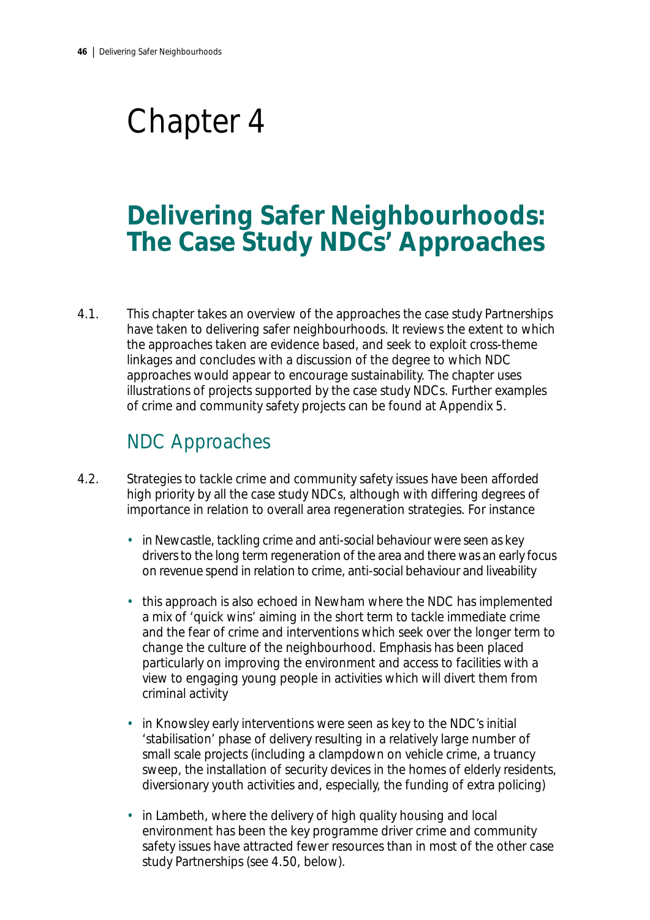# Chapter 4

## Delivering Safer Neighbourhoods: The Case Study NDCs' Approaches

4.1. This chapter takes an overview of the approaches the case study Partnerships have taken to delivering safer neighbourhoods. It reviews the extent to which the approaches taken are evidence based, and seek to exploit cross-theme linkages and concludes with a discussion of the degree to which NDC approaches would appear to encourage sustainability. The chapter uses illustrations of projects supported by the case study NDCs. Further examples of crime and community safety projects can be found at Appendix 5.

### NDC Approaches

4.2. Strategies to tackle crime and community safety issues have been afforded high priority by all the case study NDCs, although with differing degrees of importance in relation to overall area regeneration strategies. For instance

- in Newcastle, tackling crime and anti-social behaviour were seen as key drivers to the long term regeneration of the area and there was an early focus on revenue spend in relation to crime, anti-social behaviour and liveability
- this approach is also echoed in Newham where the NDC has implemented a mix of 'quick wins' aiming in the short term to tackle immediate crime and the fear of crime and interventions which seek over the longer term to change the culture of the neighbourhood. Emphasis has been placed particularly on improving the environment and access to facilities with a view to engaging young people in activities which will divert them from criminal activity
- in Knowsley early interventions were seen as key to the NDC's initial 'stabilisation' phase of delivery resulting in a relatively large number of small scale projects (including a clampdown on vehicle crime, a truancy sweep, the installation of security devices in the homes of elderly residents, diversionary youth activities and, especially, the funding of extra policing)
- in Lambeth, where the delivery of high quality housing and local environment has been the key programme driver crime and community safety issues have attracted fewer resources than in most of the other case study Partnerships (see 4.50, below).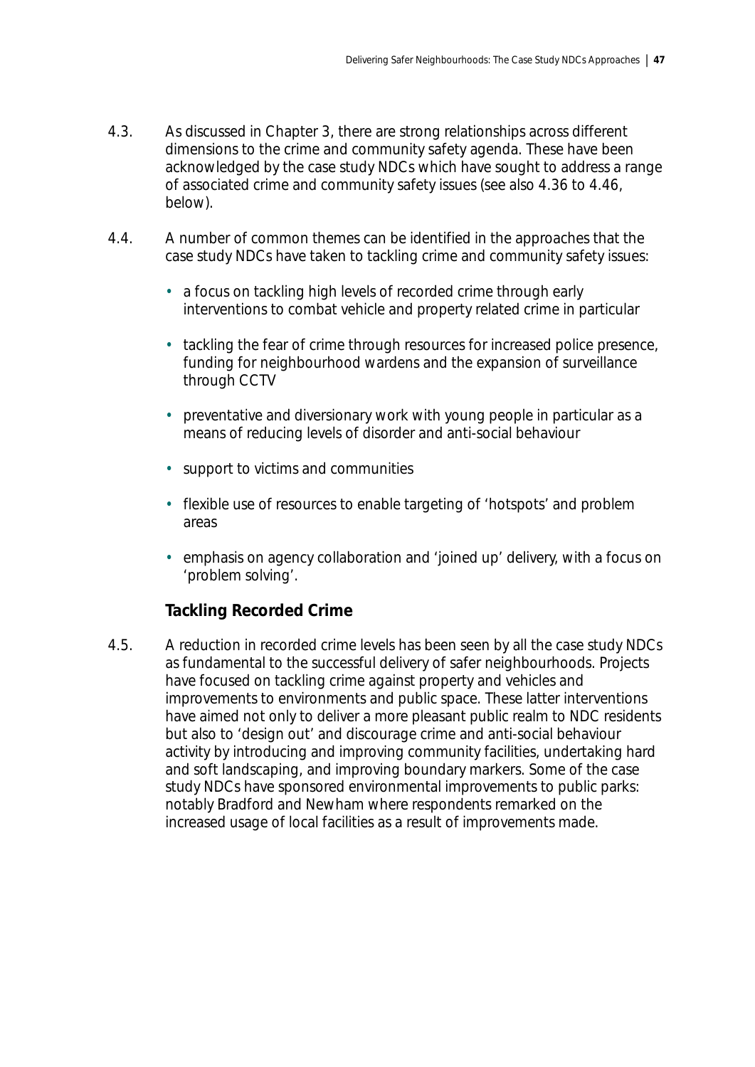4.3. As discussed in Chapter 3, there are strong relationships across different dimensions to the crime and community safety agenda. These have been acknowledged by the case study NDCs which have sought to address a range of associated crime and community safety issues (see also 4.36 to 4.46, below).

4.4. A number of common themes can be identified in the approaches that the case study NDCs have taken to tackling crime and community safety issues:

- a focus on tackling high levels of recorded crime through early interventions to combat vehicle and property related crime in particular
- tackling the fear of crime through resources for increased police presence, funding for neighbourhood wardens and the expansion of surveillance through CCTV
- preventative and diversionary work with young people in particular as a means of reducing levels of disorder and anti-social behaviour
- support to victims and communities
- flexible use of resources to enable targeting of 'hotspots' and problem areas
- emphasis on agency collaboration and 'joined up' delivery, with a focus on 'problem solving'.

### Tackling Recorded Crime

4.5. A reduction in recorded crime levels has been seen by all the case study NDCs as fundamental to the successful delivery of safer neighbourhoods. Projects have focused on tackling crime against property and vehicles and improvements to environments and public space. These latter interventions have aimed not only to deliver a more pleasant public realm to NDC residents but also to 'design out' and discourage crime and anti-social behaviour activity by introducing and improving community facilities, undertaking hard and soft landscaping, and improving boundary markers. Some of the case study NDCs have sponsored environmental improvements to public parks: notably Bradford and Newham where respondents remarked on the increased usage of local facilities as a result of improvements made.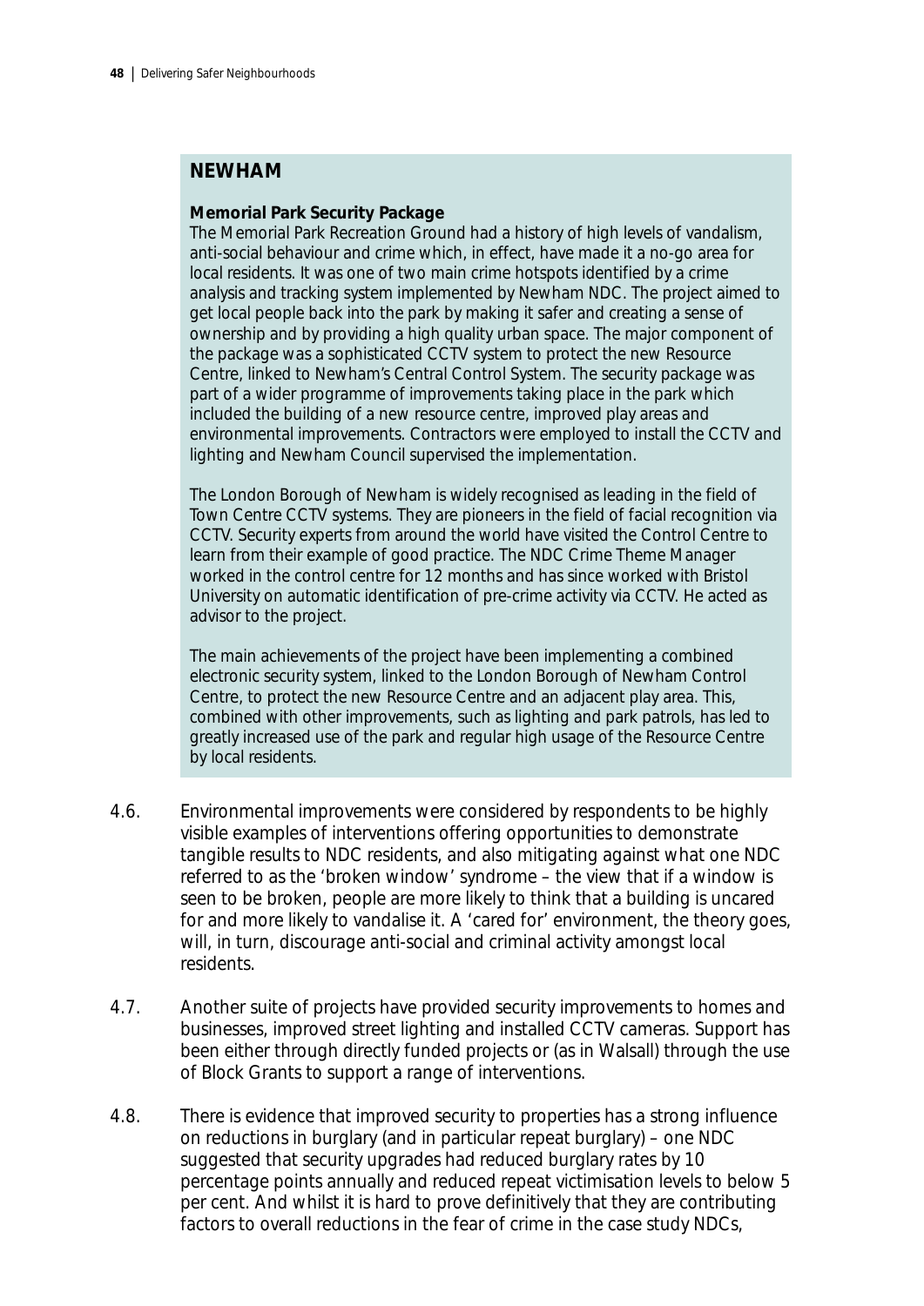## NEWHAM

**Memorial Park Security Package**

The Memorial Park Recreation Ground had a history of high levels of vandalism, anti-social behaviour and crime which, in effect, have made it a no-go area for local residents. It was one of two main crime hotspots identified by a crime analysis and tracking system implemented by Newham NDC. The project aimed to get local people back into the park by making it safer and creating a sense of ownership and by providing a high quality urban space. The major component of the package was a sophisticated CCTV system to protect the new Resource Centre, linked to Newham's Central Control System. The security package was part of a wider programme of improvements taking place in the park which included the building of a new resource centre, improved play areas and environmental improvements. Contractors were employed to install the CCTV and lighting and Newham Council supervised the implementation.

The London Borough of Newham is widely recognised as leading in the field of Town Centre CCTV systems. They are pioneers in the field of facial recognition via CCTV. Security experts from around the world have visited the Control Centre to learn from their example of good practice. The NDC Crime Theme Manager worked in the control centre for 12 months and has since worked with Bristol University on automatic identification of pre-crime activity via CCTV. He acted as advisor to the project.

The main achievements of the project have been implementing a combined electronic security system, linked to the London Borough of Newham Control Centre, to protect the new Resource Centre and an adjacent play area. This, combined with other improvements, such as lighting and park patrols, has led to greatly increased use of the park and regular high usage of the Resource Centre by local residents.

4.6. Environmental improvements were considered by respondents to be highly visible examples of interventions offering opportunities to demonstrate tangible results to NDC residents, and also mitigating against what one NDC referred to as the 'broken window' syndrome – the view that if a window is seen to be broken, people are more likely to think that a building is uncared for and more likely to vandalise it. A 'cared for' environment, the theory goes, will, in turn, discourage anti-social and criminal activity amongst local residents.

4.7. Another suite of projects have provided security improvements to homes and businesses, improved street lighting and installed CCTV cameras. Support has been either through directly funded projects or (as in Walsall) through the use of Block Grants to support a range of interventions.

4.8. There is evidence that improved security to properties has a strong influence on reductions in burglary (and in particular repeat burglary) – one NDC suggested that security upgrades had reduced burglary rates by 10 percentage points annually and reduced repeat victimisation levels to below 5 per cent. And whilst it is hard to prove definitively that they are contributing factors to overall reductions in the fear of crime in the case study NDCs,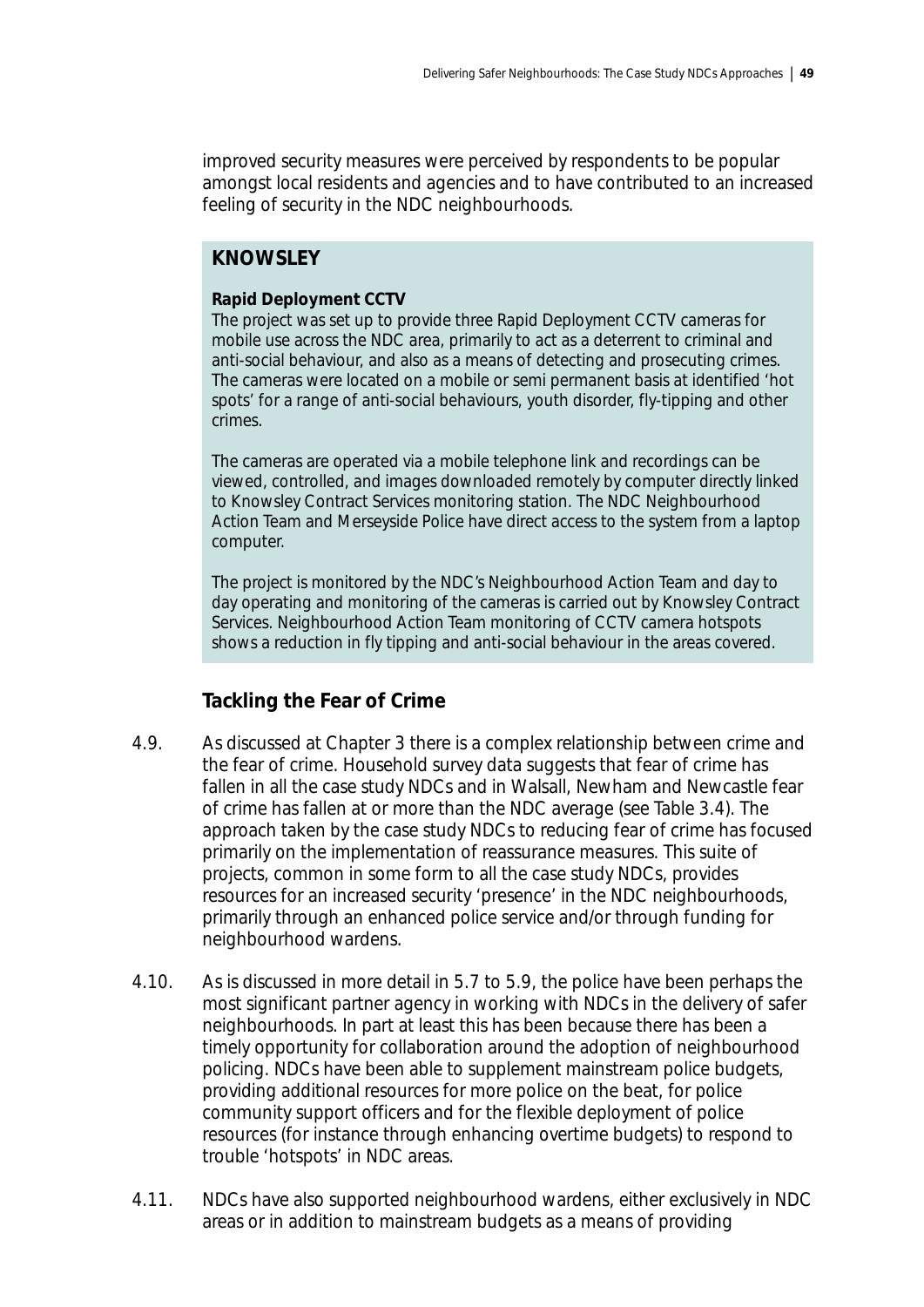improved security measures were perceived by respondents to be popular amongst local residents and agencies and to have contributed to an increased feeling of security in the NDC neighbourhoods.

> **KNOWSLEY**
>
> **Rapid Deployment CCTV**
>
> The project was set up to provide three Rapid Deployment CCTV cameras for mobile use across the NDC area, primarily to act as a deterrent to criminal and anti-social behaviour, and also as a means of detecting and prosecuting crimes. The cameras were located on a mobile or semi permanent basis at identified 'hot spots' for a range of anti-social behaviours, youth disorder, fly-tipping and other crimes.
>
> The cameras are operated via a mobile telephone link and recordings can be viewed, controlled, and images downloaded remotely by computer directly linked to Knowsley Contract Services monitoring station. The NDC Neighbourhood Action Team and Merseyside Police have direct access to the system from a laptop computer.
>
> The project is monitored by the NDC's Neighbourhood Action Team and day to day operating and monitoring of the cameras is carried out by Knowsley Contract Services. Neighbourhood Action Team monitoring of CCTV camera hotspots shows a reduction in fly tipping and anti-social behaviour in the areas covered.

### Tackling the Fear of Crime

4.9. As discussed at Chapter 3 there is a complex relationship between crime and the fear of crime. Household survey data suggests that fear of crime has fallen in all the case study NDCs and in Walsall, Newham and Newcastle fear of crime has fallen at or more than the NDC average (see Table 3.4). The approach taken by the case study NDCs to reducing fear of crime has focused primarily on the implementation of reassurance measures. This suite of projects, common in some form to all the case study NDCs, provides resources for an increased security 'presence' in the NDC neighbourhoods, primarily through an enhanced police service and/or through funding for neighbourhood wardens.

4.10. As is discussed in more detail in 5.7 to 5.9, the police have been perhaps the most significant partner agency in working with NDCs in the delivery of safer neighbourhoods. In part at least this has been because there has been a timely opportunity for collaboration around the adoption of neighbourhood policing. NDCs have been able to supplement mainstream police budgets, providing additional resources for more police on the beat, for police community support officers and for the flexible deployment of police resources (for instance through enhancing overtime budgets) to respond to trouble 'hotspots' in NDC areas.

4.11. NDCs have also supported neighbourhood wardens, either exclusively in NDC areas or in addition to mainstream budgets as a means of providing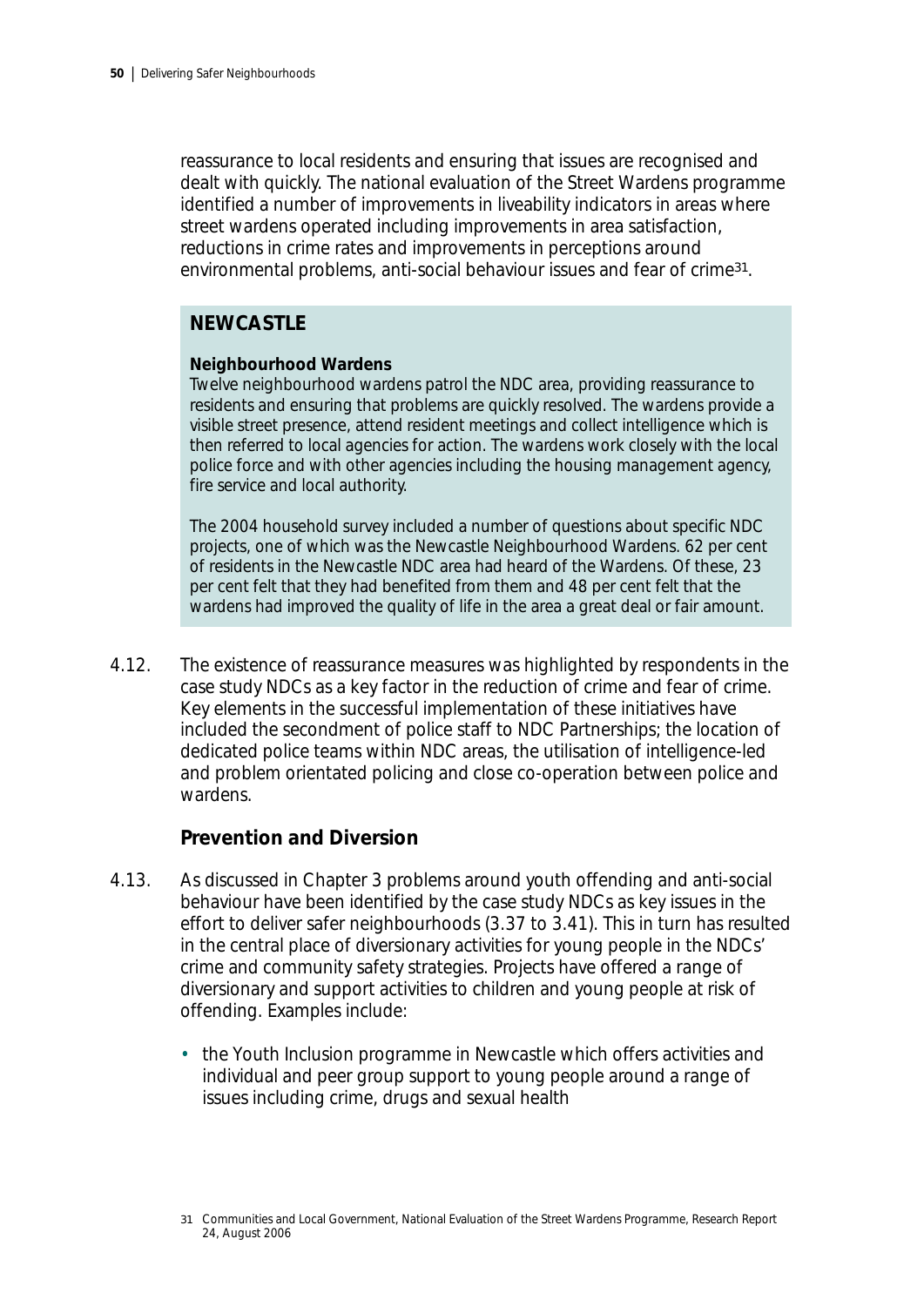reassurance to local residents and ensuring that issues are recognised and dealt with quickly. The national evaluation of the Street Wardens programme identified a number of improvements in liveability indicators in areas where street wardens operated including improvements in area satisfaction, reductions in crime rates and improvements in perceptions around environmental problems, anti-social behaviour issues and fear of crime[31].

## NEWCASTLE

**Neighbourhood Wardens**

Twelve neighbourhood wardens patrol the NDC area, providing reassurance to residents and ensuring that problems are quickly resolved. The wardens provide a visible street presence, attend resident meetings and collect intelligence which is then referred to local agencies for action. The wardens work closely with the local police force and with other agencies including the housing management agency, fire service and local authority.

The 2004 household survey included a number of questions about specific NDC projects, one of which was the Newcastle Neighbourhood Wardens. 62 per cent of residents in the Newcastle NDC area had heard of the Wardens. Of these, 23 per cent felt that they had benefited from them and 48 per cent felt that the wardens had improved the quality of life in the area a great deal or fair amount.

4.12. The existence of reassurance measures was highlighted by respondents in the case study NDCs as a key factor in the reduction of crime and fear of crime. Key elements in the successful implementation of these initiatives have included the secondment of police staff to NDC Partnerships; the location of dedicated police teams within NDC areas, the utilisation of intelligence-led and problem orientated policing and close co-operation between police and wardens.

### Prevention and Diversion

4.13. As discussed in Chapter 3 problems around youth offending and anti-social behaviour have been identified by the case study NDCs as key issues in the effort to deliver safer neighbourhoods (3.37 to 3.41). This in turn has resulted in the central place of diversionary activities for young people in the NDCs' crime and community safety strategies. Projects have offered a range of diversionary and support activities to children and young people at risk of offending. Examples include:

- the Youth Inclusion programme in Newcastle which offers activities and individual and peer group support to young people around a range of issues including crime, drugs and sexual health

31 Communities and Local Government, National Evaluation of the Street Wardens Programme, Research Report 24, August 2006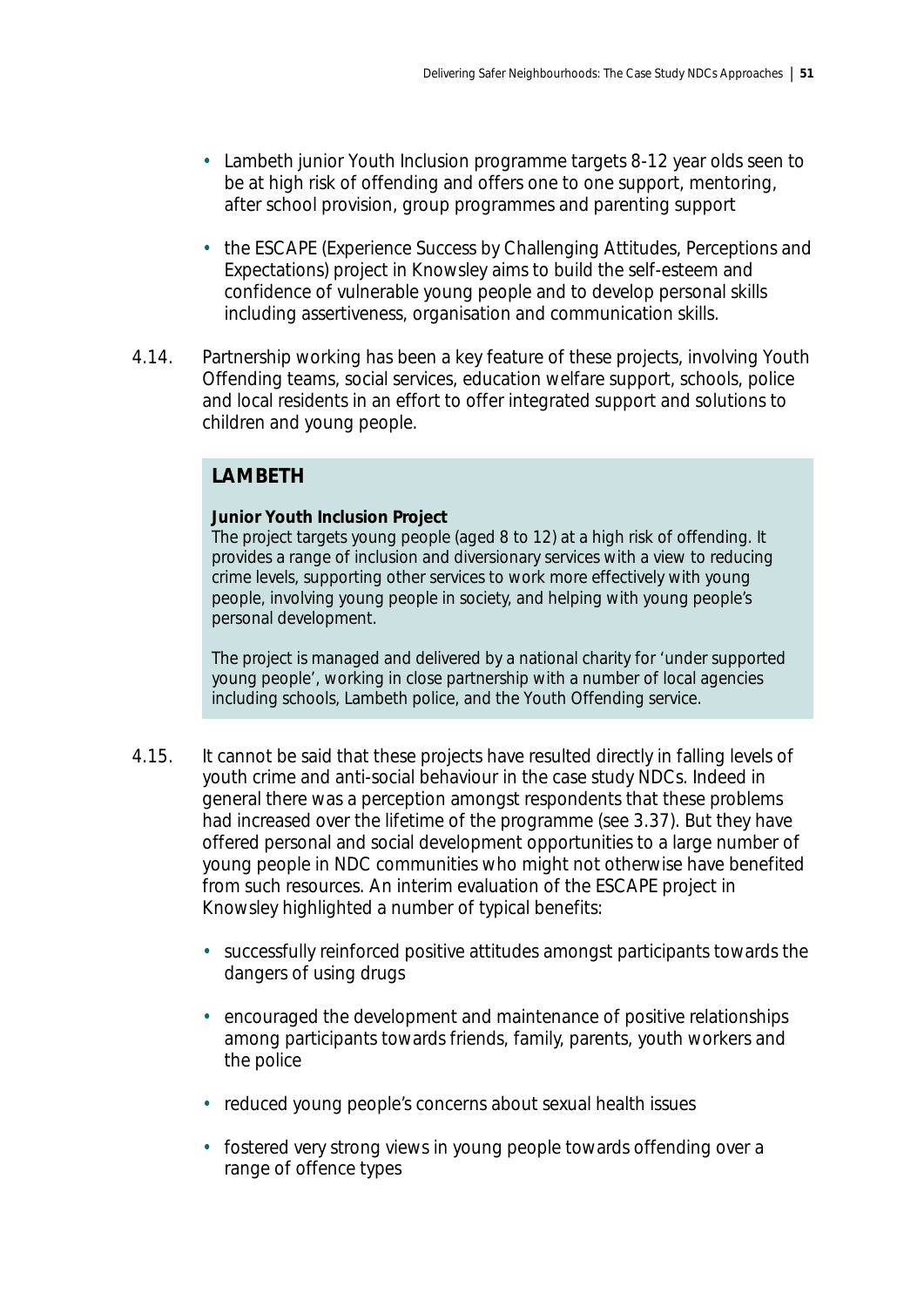- Lambeth junior Youth Inclusion programme targets 8-12 year olds seen to be at high risk of offending and offers one to one support, mentoring, after school provision, group programmes and parenting support
- the ESCAPE (Experience Success by Challenging Attitudes, Perceptions and Expectations) project in Knowsley aims to build the self-esteem and confidence of vulnerable young people and to develop personal skills including assertiveness, organisation and communication skills.

4.14. Partnership working has been a key feature of these projects, involving Youth Offending teams, social services, education welfare support, schools, police and local residents in an effort to offer integrated support and solutions to children and young people.

> **LAMBETH**
>
> **Junior Youth Inclusion Project**
> The project targets young people (aged 8 to 12) at a high risk of offending. It provides a range of inclusion and diversionary services with a view to reducing crime levels, supporting other services to work more effectively with young people, involving young people in society, and helping with young people's personal development.
>
> The project is managed and delivered by a national charity for 'under supported young people', working in close partnership with a number of local agencies including schools, Lambeth police, and the Youth Offending service.

4.15. It cannot be said that these projects have resulted directly in falling levels of youth crime and anti-social behaviour in the case study NDCs. Indeed in general there was a perception amongst respondents that these problems had increased over the lifetime of the programme (see 3.37). But they have offered personal and social development opportunities to a large number of young people in NDC communities who might not otherwise have benefited from such resources. An interim evaluation of the ESCAPE project in Knowsley highlighted a number of typical benefits:

- successfully reinforced positive attitudes amongst participants towards the dangers of using drugs
- encouraged the development and maintenance of positive relationships among participants towards friends, family, parents, youth workers and the police
- reduced young people's concerns about sexual health issues
- fostered very strong views in young people towards offending over a range of offence types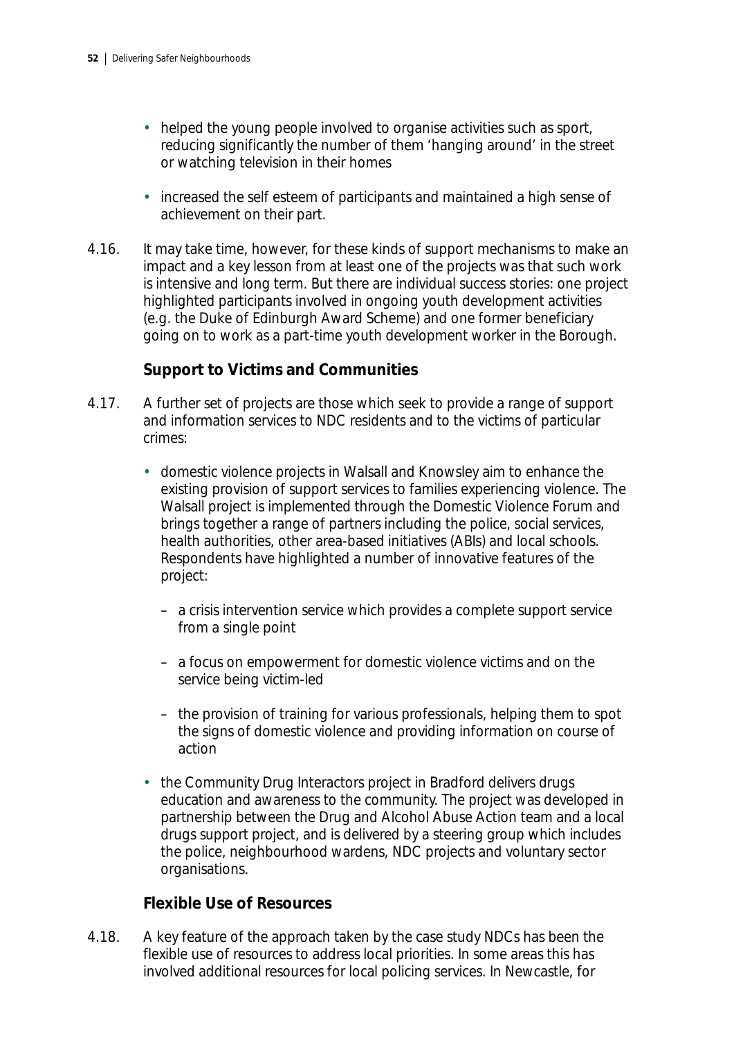- helped the young people involved to organise activities such as sport, reducing significantly the number of them 'hanging around' in the street or watching television in their homes
- increased the self esteem of participants and maintained a high sense of achievement on their part.

4.16. It may take time, however, for these kinds of support mechanisms to make an impact and a key lesson from at least one of the projects was that such work is intensive and long term. But there are individual success stories: one project highlighted participants involved in ongoing youth development activities (e.g. the Duke of Edinburgh Award Scheme) and one former beneficiary going on to work as a part-time youth development worker in the Borough.

### Support to Victims and Communities

4.17. A further set of projects are those which seek to provide a range of support and information services to NDC residents and to the victims of particular crimes:

- domestic violence projects in Walsall and Knowsley aim to enhance the existing provision of support services to families experiencing violence. The Walsall project is implemented through the Domestic Violence Forum and brings together a range of partners including the police, social services, health authorities, other area-based initiatives (ABIs) and local schools. Respondents have highlighted a number of innovative features of the project:
  - a crisis intervention service which provides a complete support service from a single point
  - a focus on empowerment for domestic violence victims and on the service being victim-led
  - the provision of training for various professionals, helping them to spot the signs of domestic violence and providing information on course of action
- the Community Drug Interactors project in Bradford delivers drugs education and awareness to the community. The project was developed in partnership between the Drug and Alcohol Abuse Action team and a local drugs support project, and is delivered by a steering group which includes the police, neighbourhood wardens, NDC projects and voluntary sector organisations.

### Flexible Use of Resources

4.18. A key feature of the approach taken by the case study NDCs has been the flexible use of resources to address local priorities. In some areas this has involved additional resources for local policing services. In Newcastle, for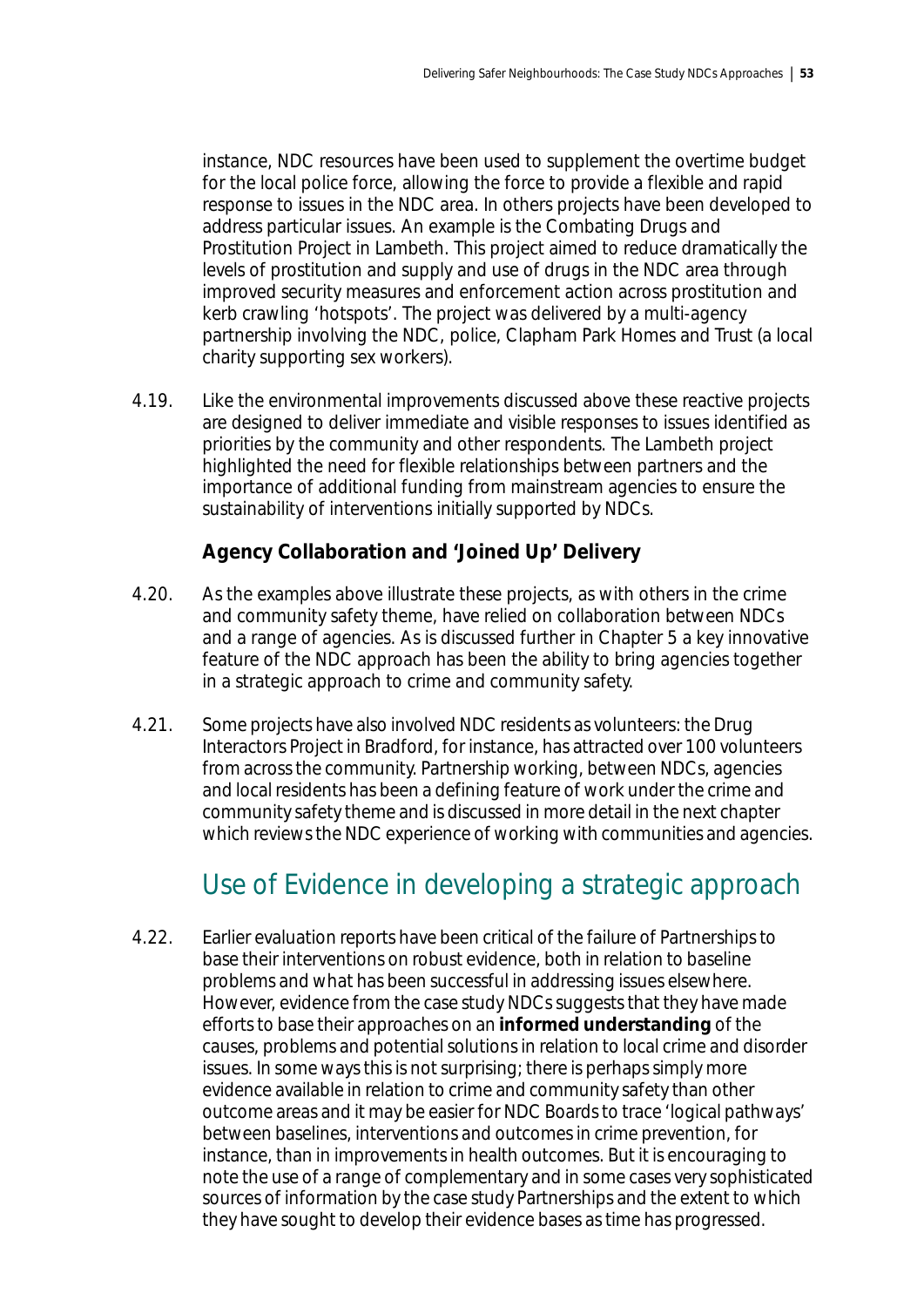instance, NDC resources have been used to supplement the overtime budget for the local police force, allowing the force to provide a flexible and rapid response to issues in the NDC area. In others projects have been developed to address particular issues. An example is the Combating Drugs and Prostitution Project in Lambeth. This project aimed to reduce dramatically the levels of prostitution and supply and use of drugs in the NDC area through improved security measures and enforcement action across prostitution and kerb crawling 'hotspots'. The project was delivered by a multi-agency partnership involving the NDC, police, Clapham Park Homes and Trust (a local charity supporting sex workers).

4.19. Like the environmental improvements discussed above these reactive projects are designed to deliver immediate and visible responses to issues identified as priorities by the community and other respondents. The Lambeth project highlighted the need for flexible relationships between partners and the importance of additional funding from mainstream agencies to ensure the sustainability of interventions initially supported by NDCs.

### Agency Collaboration and 'Joined Up' Delivery

4.20. As the examples above illustrate these projects, as with others in the crime and community safety theme, have relied on collaboration between NDCs and a range of agencies. As is discussed further in Chapter 5 a key innovative feature of the NDC approach has been the ability to bring agencies together in a strategic approach to crime and community safety.

4.21. Some projects have also involved NDC residents as volunteers: the Drug Interactors Project in Bradford, for instance, has attracted over 100 volunteers from across the community. Partnership working, between NDCs, agencies and local residents has been a defining feature of work under the crime and community safety theme and is discussed in more detail in the next chapter which reviews the NDC experience of working with communities and agencies.

## Use of Evidence in developing a strategic approach

4.22. Earlier evaluation reports have been critical of the failure of Partnerships to base their interventions on robust evidence, both in relation to baseline problems and what has been successful in addressing issues elsewhere. However, evidence from the case study NDCs suggests that they have made efforts to base their approaches on an **informed understanding** of the causes, problems and potential solutions in relation to local crime and disorder issues. In some ways this is not surprising; there is perhaps simply more evidence available in relation to crime and community safety than other outcome areas and it may be easier for NDC Boards to trace 'logical pathways' between baselines, interventions and outcomes in crime prevention, for instance, than in improvements in health outcomes. But it is encouraging to note the use of a range of complementary and in some cases very sophisticated sources of information by the case study Partnerships and the extent to which they have sought to develop their evidence bases as time has progressed.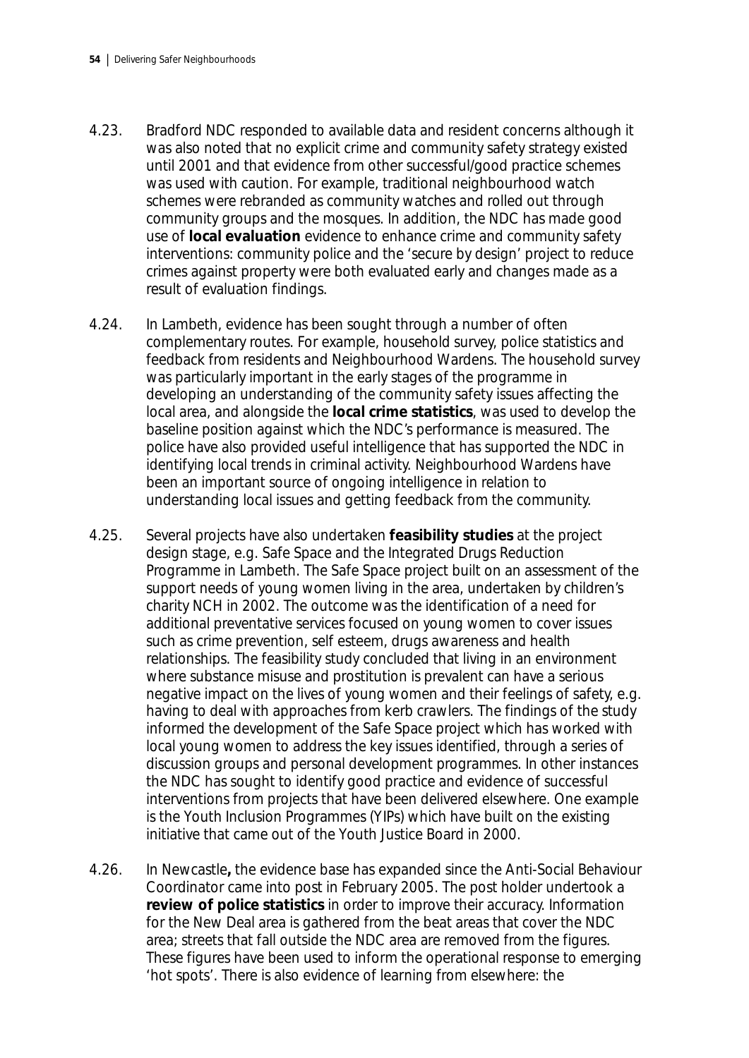4.23. Bradford NDC responded to available data and resident concerns although it was also noted that no explicit crime and community safety strategy existed until 2001 and that evidence from other successful/good practice schemes was used with caution. For example, traditional neighbourhood watch schemes were rebranded as community watches and rolled out through community groups and the mosques. In addition, the NDC has made good use of **local evaluation** evidence to enhance crime and community safety interventions: community police and the 'secure by design' project to reduce crimes against property were both evaluated early and changes made as a result of evaluation findings.

4.24. In Lambeth, evidence has been sought through a number of often complementary routes. For example, household survey, police statistics and feedback from residents and Neighbourhood Wardens. The household survey was particularly important in the early stages of the programme in developing an understanding of the community safety issues affecting the local area, and alongside the **local crime statistics**, was used to develop the baseline position against which the NDC's performance is measured. The police have also provided useful intelligence that has supported the NDC in identifying local trends in criminal activity. Neighbourhood Wardens have been an important source of ongoing intelligence in relation to understanding local issues and getting feedback from the community.

4.25. Several projects have also undertaken **feasibility studies** at the project design stage, e.g. Safe Space and the Integrated Drugs Reduction Programme in Lambeth. The Safe Space project built on an assessment of the support needs of young women living in the area, undertaken by children's charity NCH in 2002. The outcome was the identification of a need for additional preventative services focused on young women to cover issues such as crime prevention, self esteem, drugs awareness and health relationships. The feasibility study concluded that living in an environment where substance misuse and prostitution is prevalent can have a serious negative impact on the lives of young women and their feelings of safety, e.g. having to deal with approaches from kerb crawlers. The findings of the study informed the development of the Safe Space project which has worked with local young women to address the key issues identified, through a series of discussion groups and personal development programmes. In other instances the NDC has sought to identify good practice and evidence of successful interventions from projects that have been delivered elsewhere. One example is the Youth Inclusion Programmes (YIPs) which have built on the existing initiative that came out of the Youth Justice Board in 2000.

4.26. In Newcastle**,** the evidence base has expanded since the Anti-Social Behaviour Coordinator came into post in February 2005. The post holder undertook a **review of police statistics** in order to improve their accuracy. Information for the New Deal area is gathered from the beat areas that cover the NDC area; streets that fall outside the NDC area are removed from the figures. These figures have been used to inform the operational response to emerging 'hot spots'. There is also evidence of learning from elsewhere: the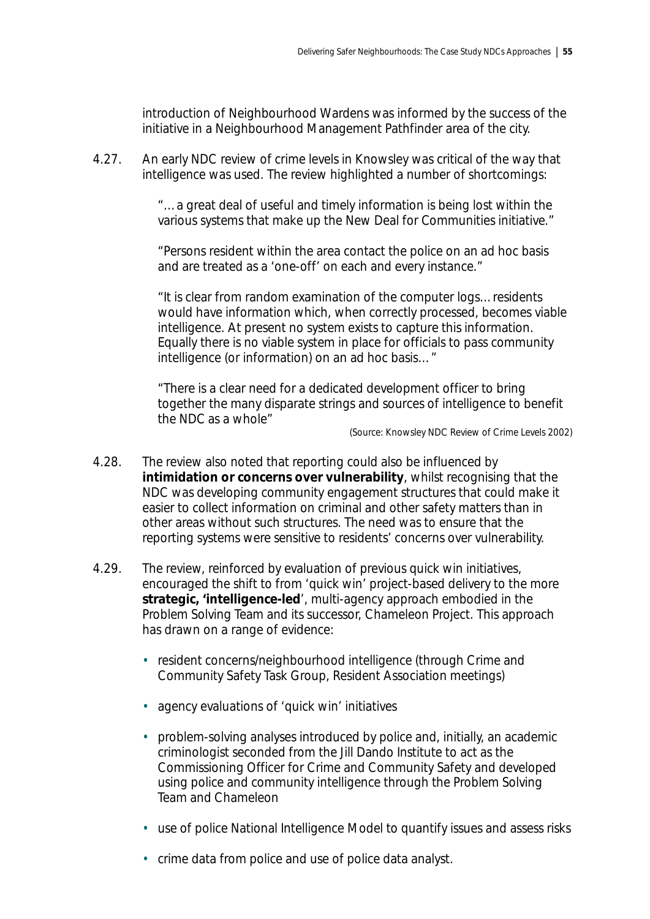introduction of Neighbourhood Wardens was informed by the success of the initiative in a Neighbourhood Management Pathfinder area of the city.

4.27. An early NDC review of crime levels in Knowsley was critical of the way that intelligence was used. The review highlighted a number of shortcomings:

> "… a great deal of useful and timely information is being lost within the various systems that make up the New Deal for Communities initiative."
>
> "Persons resident within the area contact the police on an ad hoc basis and are treated as a 'one-off' on each and every instance."
>
> "It is clear from random examination of the computer logs… residents would have information which, when correctly processed, becomes viable intelligence. At present no system exists to capture this information. Equally there is no viable system in place for officials to pass community intelligence (or information) on an ad hoc basis…"
>
> "There is a clear need for a dedicated development officer to bring together the many disparate strings and sources of intelligence to benefit the NDC as a whole"
>
> *(Source: Knowsley NDC Review of Crime Levels 2002)*

4.28. The review also noted that reporting could also be influenced by **intimidation or concerns over vulnerability**, whilst recognising that the NDC was developing community engagement structures that could make it easier to collect information on criminal and other safety matters than in other areas without such structures. The need was to ensure that the reporting systems were sensitive to residents' concerns over vulnerability.

4.29. The review, reinforced by evaluation of previous quick win initiatives, encouraged the shift to from 'quick win' project-based delivery to the more **strategic, 'intelligence-led**', multi-agency approach embodied in the Problem Solving Team and its successor, Chameleon Project. This approach has drawn on a range of evidence:

- resident concerns/neighbourhood intelligence (through Crime and Community Safety Task Group, Resident Association meetings)
- agency evaluations of 'quick win' initiatives
- problem-solving analyses introduced by police and, initially, an academic criminologist seconded from the Jill Dando Institute to act as the Commissioning Officer for Crime and Community Safety and developed using police and community intelligence through the Problem Solving Team and Chameleon
- use of police National Intelligence Model to quantify issues and assess risks
- crime data from police and use of police data analyst.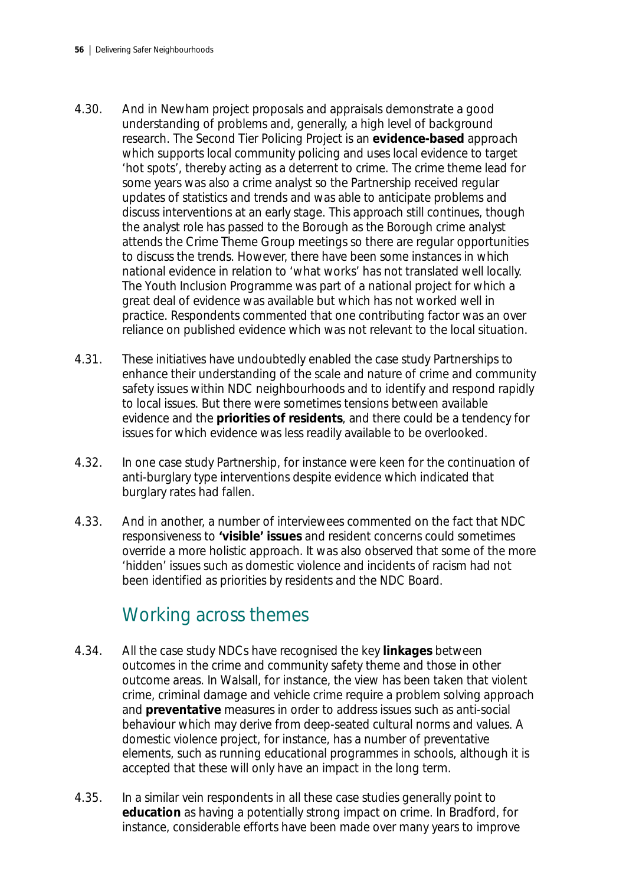4.30. And in Newham project proposals and appraisals demonstrate a good understanding of problems and, generally, a high level of background research. The Second Tier Policing Project is an **evidence-based** approach which supports local community policing and uses local evidence to target 'hot spots', thereby acting as a deterrent to crime. The crime theme lead for some years was also a crime analyst so the Partnership received regular updates of statistics and trends and was able to anticipate problems and discuss interventions at an early stage. This approach still continues, though the analyst role has passed to the Borough as the Borough crime analyst attends the Crime Theme Group meetings so there are regular opportunities to discuss the trends. However, there have been some instances in which national evidence in relation to 'what works' has not translated well locally. The Youth Inclusion Programme was part of a national project for which a great deal of evidence was available but which has not worked well in practice. Respondents commented that one contributing factor was an over reliance on published evidence which was not relevant to the local situation.

4.31. These initiatives have undoubtedly enabled the case study Partnerships to enhance their understanding of the scale and nature of crime and community safety issues within NDC neighbourhoods and to identify and respond rapidly to local issues. But there were sometimes tensions between available evidence and the **priorities of residents**, and there could be a tendency for issues for which evidence was less readily available to be overlooked.

4.32. In one case study Partnership, for instance were keen for the continuation of anti-burglary type interventions despite evidence which indicated that burglary rates had fallen.

4.33. And in another, a number of interviewees commented on the fact that NDC responsiveness to **'visible' issues** and resident concerns could sometimes override a more holistic approach. It was also observed that some of the more 'hidden' issues such as domestic violence and incidents of racism had not been identified as priorities by residents and the NDC Board.

## Working across themes

4.34. All the case study NDCs have recognised the key **linkages** between outcomes in the crime and community safety theme and those in other outcome areas. In Walsall, for instance, the view has been taken that violent crime, criminal damage and vehicle crime require a problem solving approach and **preventative** measures in order to address issues such as anti-social behaviour which may derive from deep-seated cultural norms and values. A domestic violence project, for instance, has a number of preventative elements, such as running educational programmes in schools, although it is accepted that these will only have an impact in the long term.

4.35. In a similar vein respondents in all these case studies generally point to **education** as having a potentially strong impact on crime. In Bradford, for instance, considerable efforts have been made over many years to improve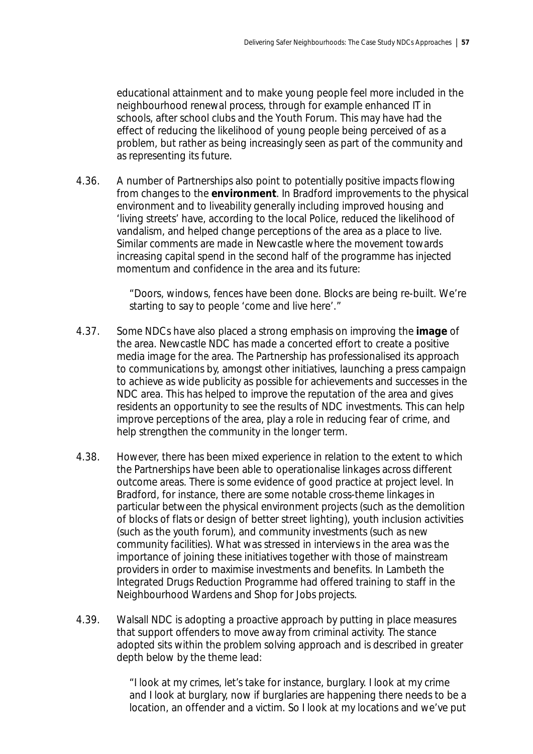educational attainment and to make young people feel more included in the neighbourhood renewal process, through for example enhanced IT in schools, after school clubs and the Youth Forum. This may have had the effect of reducing the likelihood of young people being perceived of as a problem, but rather as being increasingly seen as part of the community and as representing its future.

4.36. A number of Partnerships also point to potentially positive impacts flowing from changes to the **environment**. In Bradford improvements to the physical environment and to liveability generally including improved housing and 'living streets' have, according to the local Police, reduced the likelihood of vandalism, and helped change perceptions of the area as a place to live. Similar comments are made in Newcastle where the movement towards increasing capital spend in the second half of the programme has injected momentum and confidence in the area and its future:

> "Doors, windows, fences have been done. Blocks are being re-built. We're starting to say to people 'come and live here'."

4.37. Some NDCs have also placed a strong emphasis on improving the **image** of the area. Newcastle NDC has made a concerted effort to create a positive media image for the area. The Partnership has professionalised its approach to communications by, amongst other initiatives, launching a press campaign to achieve as wide publicity as possible for achievements and successes in the NDC area. This has helped to improve the reputation of the area and gives residents an opportunity to see the results of NDC investments. This can help improve perceptions of the area, play a role in reducing fear of crime, and help strengthen the community in the longer term.

4.38. However, there has been mixed experience in relation to the extent to which the Partnerships have been able to operationalise linkages across different outcome areas. There is some evidence of good practice at project level. In Bradford, for instance, there are some notable cross-theme linkages in particular between the physical environment projects (such as the demolition of blocks of flats or design of better street lighting), youth inclusion activities (such as the youth forum), and community investments (such as new community facilities). What was stressed in interviews in the area was the importance of joining these initiatives together with those of mainstream providers in order to maximise investments and benefits. In Lambeth the Integrated Drugs Reduction Programme had offered training to staff in the Neighbourhood Wardens and Shop for Jobs projects.

4.39. Walsall NDC is adopting a proactive approach by putting in place measures that support offenders to move away from criminal activity. The stance adopted sits within the problem solving approach and is described in greater depth below by the theme lead:

> "I look at my crimes, let's take for instance, burglary. I look at my crime and I look at burglary, now if burglaries are happening there needs to be a location, an offender and a victim. So I look at my locations and we've put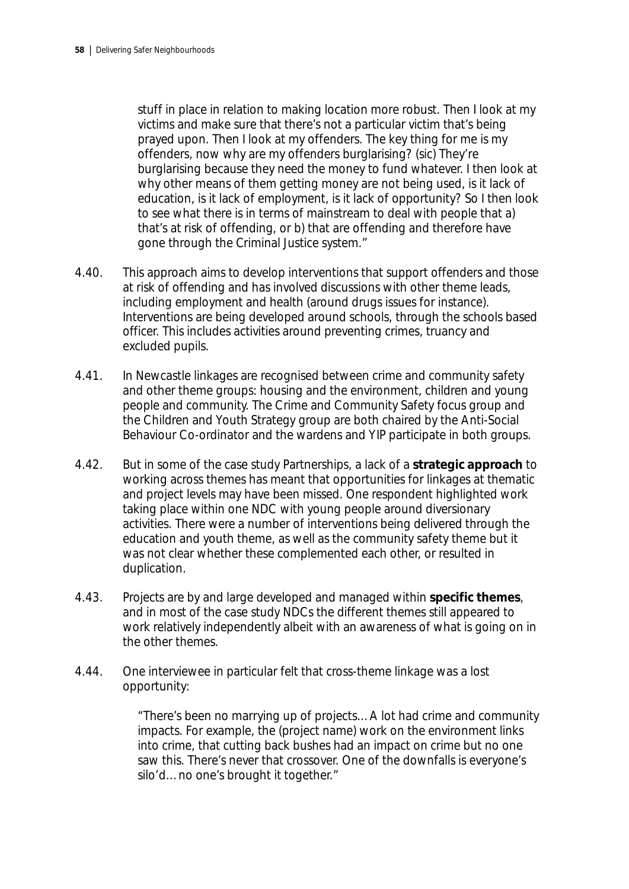> stuff in place in relation to making location more robust. Then I look at my victims and make sure that there's not a particular victim that's being prayed upon. Then I look at my offenders. The key thing for me is my offenders, now why are my offenders burglarising? (sic) They're burglarising because they need the money to fund whatever. I then look at why other means of them getting money are not being used, is it lack of education, is it lack of employment, is it lack of opportunity? So I then look to see what there is in terms of mainstream to deal with people that a) that's at risk of offending, or b) that are offending and therefore have gone through the Criminal Justice system."

4.40. This approach aims to develop interventions that support offenders and those at risk of offending and has involved discussions with other theme leads, including employment and health (around drugs issues for instance). Interventions are being developed around schools, through the schools based officer. This includes activities around preventing crimes, truancy and excluded pupils.

4.41. In Newcastle linkages are recognised between crime and community safety and other theme groups: housing and the environment, children and young people and community. The Crime and Community Safety focus group and the Children and Youth Strategy group are both chaired by the Anti-Social Behaviour Co-ordinator and the wardens and YIP participate in both groups.

4.42. But in some of the case study Partnerships, a lack of a **strategic approach** to working across themes has meant that opportunities for linkages at thematic and project levels may have been missed. One respondent highlighted work taking place within one NDC with young people around diversionary activities. There were a number of interventions being delivered through the education and youth theme, as well as the community safety theme but it was not clear whether these complemented each other, or resulted in duplication.

4.43. Projects are by and large developed and managed within **specific themes**, and in most of the case study NDCs the different themes still appeared to work relatively independently albeit with an awareness of what is going on in the other themes.

4.44. One interviewee in particular felt that cross-theme linkage was a lost opportunity:

> "There's been no marrying up of projects… A lot had crime and community impacts. For example, the (project name) work on the environment links into crime, that cutting back bushes had an impact on crime but no one saw this. There's never that crossover. One of the downfalls is everyone's silo'd… no one's brought it together."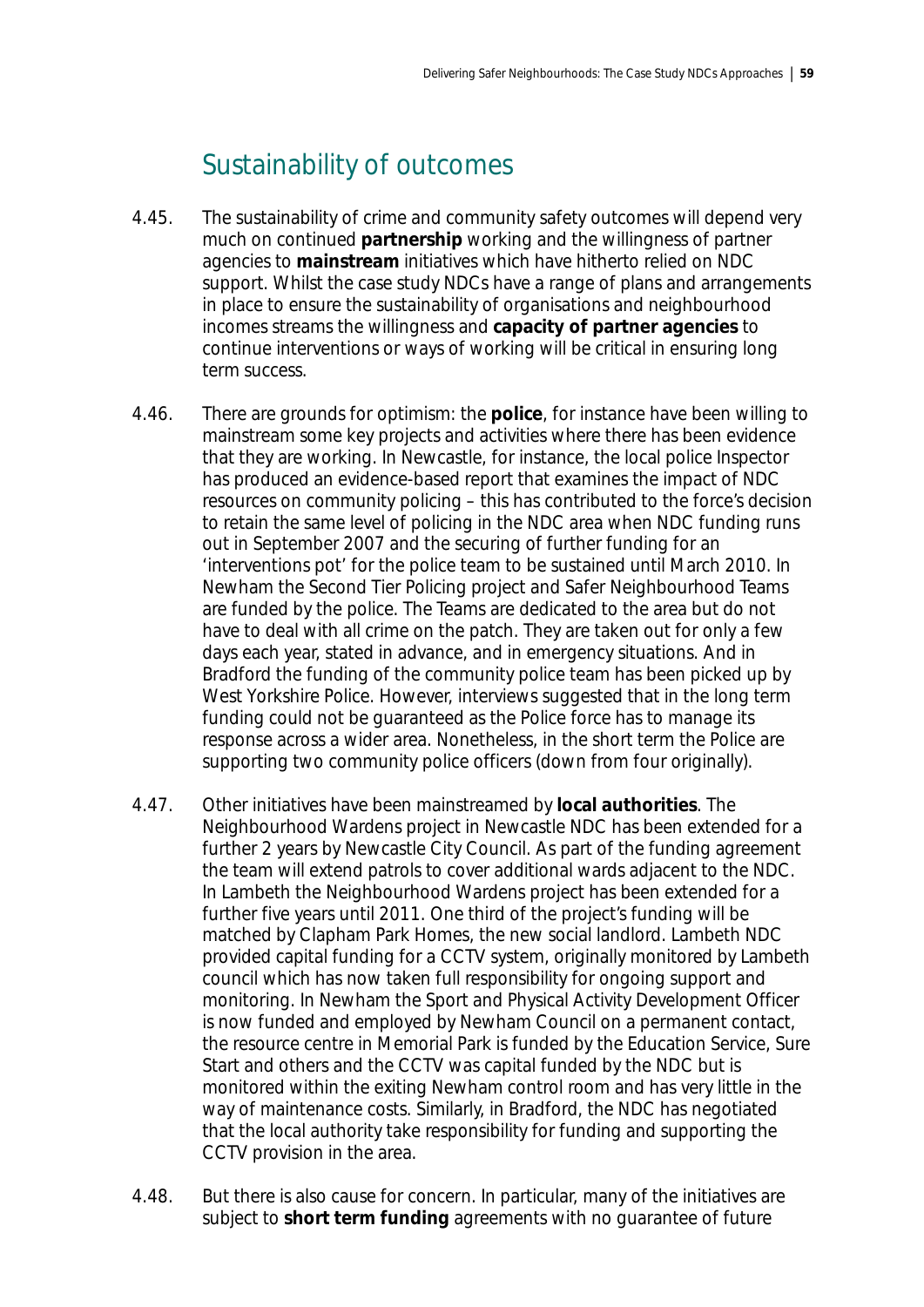## Sustainability of outcomes

4.45. The sustainability of crime and community safety outcomes will depend very much on continued **partnership** working and the willingness of partner agencies to **mainstream** initiatives which have hitherto relied on NDC support. Whilst the case study NDCs have a range of plans and arrangements in place to ensure the sustainability of organisations and neighbourhood incomes streams the willingness and **capacity of partner agencies** to continue interventions or ways of working will be critical in ensuring long term success.

4.46. There are grounds for optimism: the **police**, for instance have been willing to mainstream some key projects and activities where there has been evidence that they are working. In Newcastle, for instance, the local police Inspector has produced an evidence-based report that examines the impact of NDC resources on community policing – this has contributed to the force's decision to retain the same level of policing in the NDC area when NDC funding runs out in September 2007 and the securing of further funding for an 'interventions pot' for the police team to be sustained until March 2010. In Newham the Second Tier Policing project and Safer Neighbourhood Teams are funded by the police. The Teams are dedicated to the area but do not have to deal with all crime on the patch. They are taken out for only a few days each year, stated in advance, and in emergency situations. And in Bradford the funding of the community police team has been picked up by West Yorkshire Police. However, interviews suggested that in the long term funding could not be guaranteed as the Police force has to manage its response across a wider area. Nonetheless, in the short term the Police are supporting two community police officers (down from four originally).

4.47. Other initiatives have been mainstreamed by **local authorities**. The Neighbourhood Wardens project in Newcastle NDC has been extended for a further 2 years by Newcastle City Council. As part of the funding agreement the team will extend patrols to cover additional wards adjacent to the NDC. In Lambeth the Neighbourhood Wardens project has been extended for a further five years until 2011. One third of the project's funding will be matched by Clapham Park Homes, the new social landlord. Lambeth NDC provided capital funding for a CCTV system, originally monitored by Lambeth council which has now taken full responsibility for ongoing support and monitoring. In Newham the Sport and Physical Activity Development Officer is now funded and employed by Newham Council on a permanent contact, the resource centre in Memorial Park is funded by the Education Service, Sure Start and others and the CCTV was capital funded by the NDC but is monitored within the exiting Newham control room and has very little in the way of maintenance costs. Similarly, in Bradford, the NDC has negotiated that the local authority take responsibility for funding and supporting the CCTV provision in the area.

4.48. But there is also cause for concern. In particular, many of the initiatives are subject to **short term funding** agreements with no guarantee of future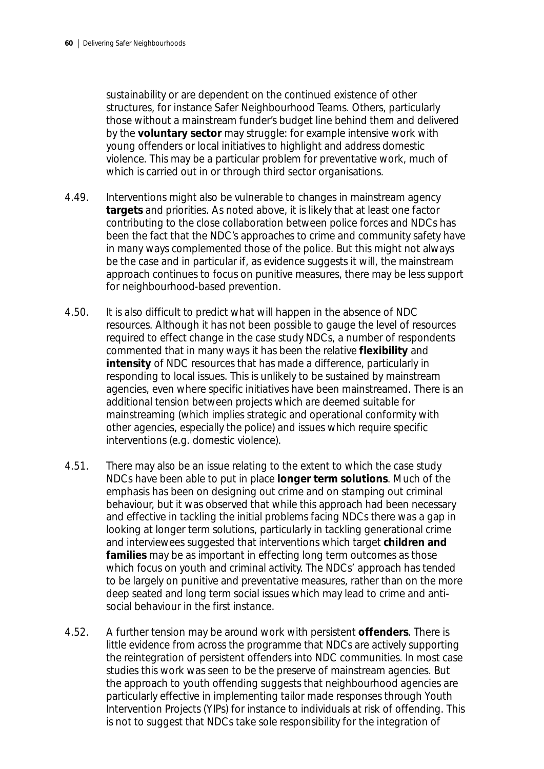sustainability or are dependent on the continued existence of other structures, for instance Safer Neighbourhood Teams. Others, particularly those without a mainstream funder's budget line behind them and delivered by the **voluntary sector** may struggle: for example intensive work with young offenders or local initiatives to highlight and address domestic violence. This may be a particular problem for preventative work, much of which is carried out in or through third sector organisations.

4.49. Interventions might also be vulnerable to changes in mainstream agency **targets** and priorities. As noted above, it is likely that at least one factor contributing to the close collaboration between police forces and NDCs has been the fact that the NDC's approaches to crime and community safety have in many ways complemented those of the police. But this might not always be the case and in particular if, as evidence suggests it will, the mainstream approach continues to focus on punitive measures, there may be less support for neighbourhood-based prevention.

4.50. It is also difficult to predict what will happen in the absence of NDC resources. Although it has not been possible to gauge the level of resources required to effect change in the case study NDCs, a number of respondents commented that in many ways it has been the relative **flexibility** and **intensity** of NDC resources that has made a difference, particularly in responding to local issues. This is unlikely to be sustained by mainstream agencies, even where specific initiatives have been mainstreamed. There is an additional tension between projects which are deemed suitable for mainstreaming (which implies strategic and operational conformity with other agencies, especially the police) and issues which require specific interventions (e.g. domestic violence).

4.51. There may also be an issue relating to the extent to which the case study NDCs have been able to put in place **longer term solutions**. Much of the emphasis has been on designing out crime and on stamping out criminal behaviour, but it was observed that while this approach had been necessary and effective in tackling the initial problems facing NDCs there was a gap in looking at longer term solutions, particularly in tackling generational crime and interviewees suggested that interventions which target **children and families** may be as important in effecting long term outcomes as those which focus on youth and criminal activity. The NDCs' approach has tended to be largely on punitive and preventative measures, rather than on the more deep seated and long term social issues which may lead to crime and anti-social behaviour in the first instance.

4.52. A further tension may be around work with persistent **offenders**. There is little evidence from across the programme that NDCs are actively supporting the reintegration of persistent offenders into NDC communities. In most case studies this work was seen to be the preserve of mainstream agencies. But the approach to youth offending suggests that neighbourhood agencies are particularly effective in implementing tailor made responses through Youth Intervention Projects (YIPs) for instance to individuals at risk of offending. This is not to suggest that NDCs take sole responsibility for the integration of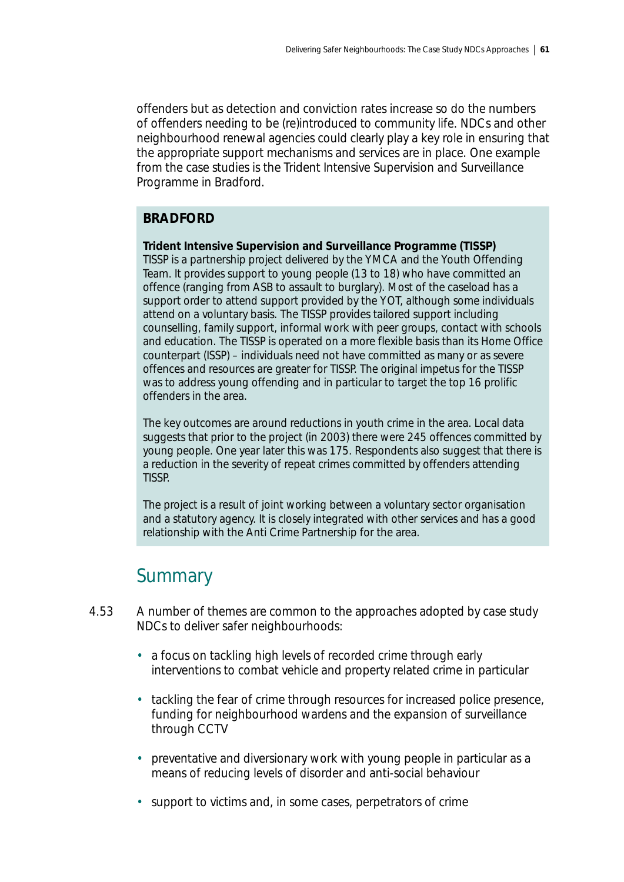offenders but as detection and conviction rates increase so do the numbers of offenders needing to be (re)introduced to community life. NDCs and other neighbourhood renewal agencies could clearly play a key role in ensuring that the appropriate support mechanisms and services are in place. One example from the case studies is the Trident Intensive Supervision and Surveillance Programme in Bradford.

**BRADFORD**

**Trident Intensive Supervision and Surveillance Programme (TISSP)**
TISSP is a partnership project delivered by the YMCA and the Youth Offending Team. It provides support to young people (13 to 18) who have committed an offence (ranging from ASB to assault to burglary). Most of the caseload has a support order to attend support provided by the YOT, although some individuals attend on a voluntary basis. The TISSP provides tailored support including counselling, family support, informal work with peer groups, contact with schools and education. The TISSP is operated on a more flexible basis than its Home Office counterpart (ISSP) – individuals need not have committed as many or as severe offences and resources are greater for TISSP. The original impetus for the TISSP was to address young offending and in particular to target the top 16 prolific offenders in the area.

The key outcomes are around reductions in youth crime in the area. Local data suggests that prior to the project (in 2003) there were 245 offences committed by young people. One year later this was 175. Respondents also suggest that there is a reduction in the severity of repeat crimes committed by offenders attending TISSP.

The project is a result of joint working between a voluntary sector organisation and a statutory agency. It is closely integrated with other services and has a good relationship with the Anti Crime Partnership for the area.

## Summary

4.53 A number of themes are common to the approaches adopted by case study NDCs to deliver safer neighbourhoods:

- a focus on tackling high levels of recorded crime through early interventions to combat vehicle and property related crime in particular
- tackling the fear of crime through resources for increased police presence, funding for neighbourhood wardens and the expansion of surveillance through CCTV
- preventative and diversionary work with young people in particular as a means of reducing levels of disorder and anti-social behaviour
- support to victims and, in some cases, perpetrators of crime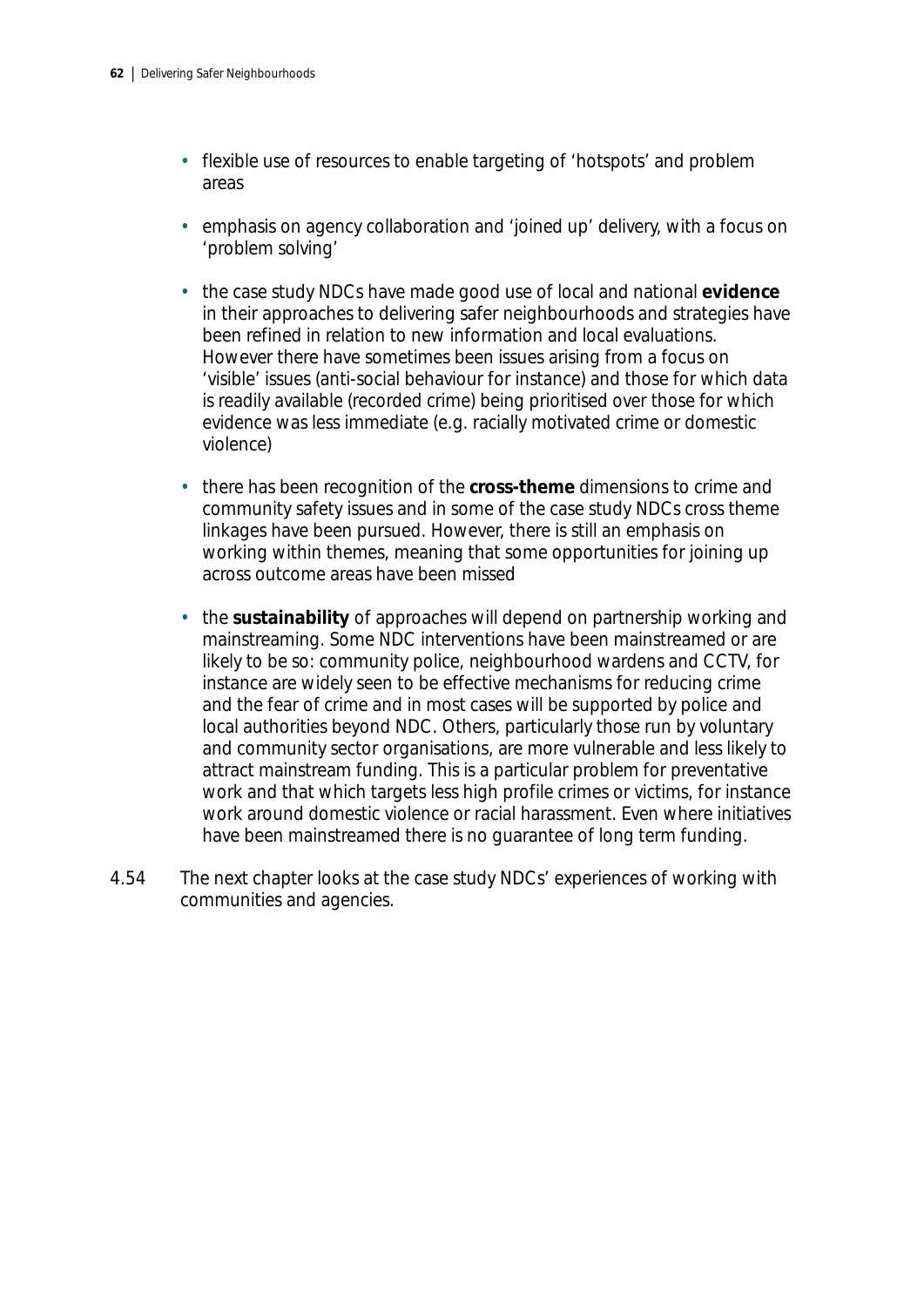- flexible use of resources to enable targeting of 'hotspots' and problem areas
- emphasis on agency collaboration and 'joined up' delivery, with a focus on 'problem solving'
- the case study NDCs have made good use of local and national **evidence** in their approaches to delivering safer neighbourhoods and strategies have been refined in relation to new information and local evaluations. However there have sometimes been issues arising from a focus on 'visible' issues (anti-social behaviour for instance) and those for which data is readily available (recorded crime) being prioritised over those for which evidence was less immediate (e.g. racially motivated crime or domestic violence)
- there has been recognition of the **cross-theme** dimensions to crime and community safety issues and in some of the case study NDCs cross theme linkages have been pursued. However, there is still an emphasis on working within themes, meaning that some opportunities for joining up across outcome areas have been missed
- the **sustainability** of approaches will depend on partnership working and mainstreaming. Some NDC interventions have been mainstreamed or are likely to be so: community police, neighbourhood wardens and CCTV, for instance are widely seen to be effective mechanisms for reducing crime and the fear of crime and in most cases will be supported by police and local authorities beyond NDC. Others, particularly those run by voluntary and community sector organisations, are more vulnerable and less likely to attract mainstream funding. This is a particular problem for preventative work and that which targets less high profile crimes or victims, for instance work around domestic violence or racial harassment. Even where initiatives have been mainstreamed there is no guarantee of long term funding.

4.54 The next chapter looks at the case study NDCs' experiences of working with communities and agencies.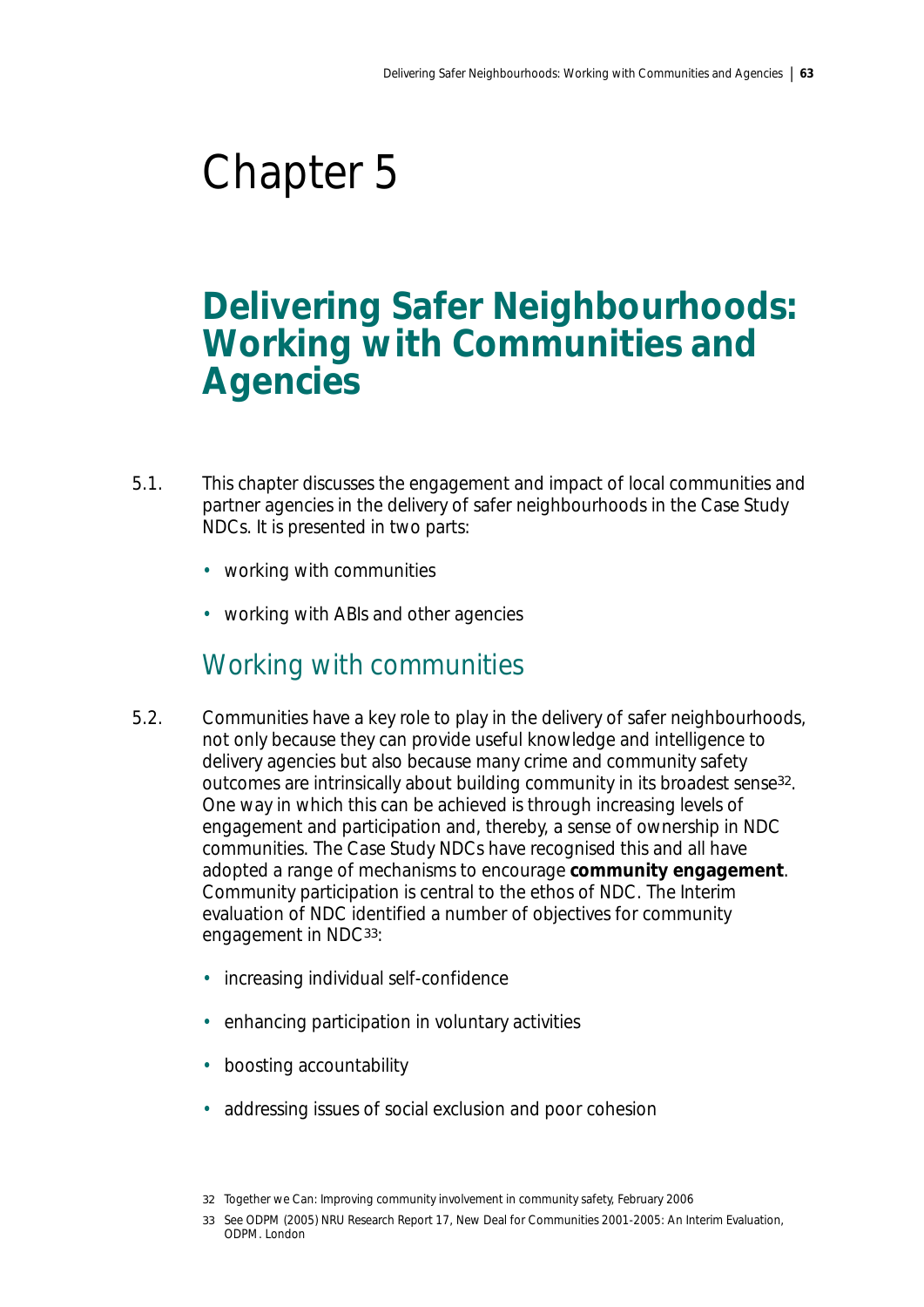# Chapter 5

## Delivering Safer Neighbourhoods: Working with Communities and Agencies

5.1. This chapter discusses the engagement and impact of local communities and partner agencies in the delivery of safer neighbourhoods in the Case Study NDCs. It is presented in two parts:

- working with communities
- working with ABIs and other agencies

### Working with communities

5.2. Communities have a key role to play in the delivery of safer neighbourhoods, not only because they can provide useful knowledge and intelligence to delivery agencies but also because many crime and community safety outcomes are intrinsically about building community in its broadest sense[32]. One way in which this can be achieved is through increasing levels of engagement and participation and, thereby, a sense of ownership in NDC communities. The Case Study NDCs have recognised this and all have adopted a range of mechanisms to encourage **community engagement**. Community participation is central to the ethos of NDC. The Interim evaluation of NDC identified a number of objectives for community engagement in NDC[33]:

- increasing individual self-confidence
- enhancing participation in voluntary activities
- boosting accountability
- addressing issues of social exclusion and poor cohesion

32 Together we Can: Improving community involvement in community safety, February 2006

33 See ODPM (2005) NRU Research Report 17, New Deal for Communities 2001-2005: An Interim Evaluation, ODPM. London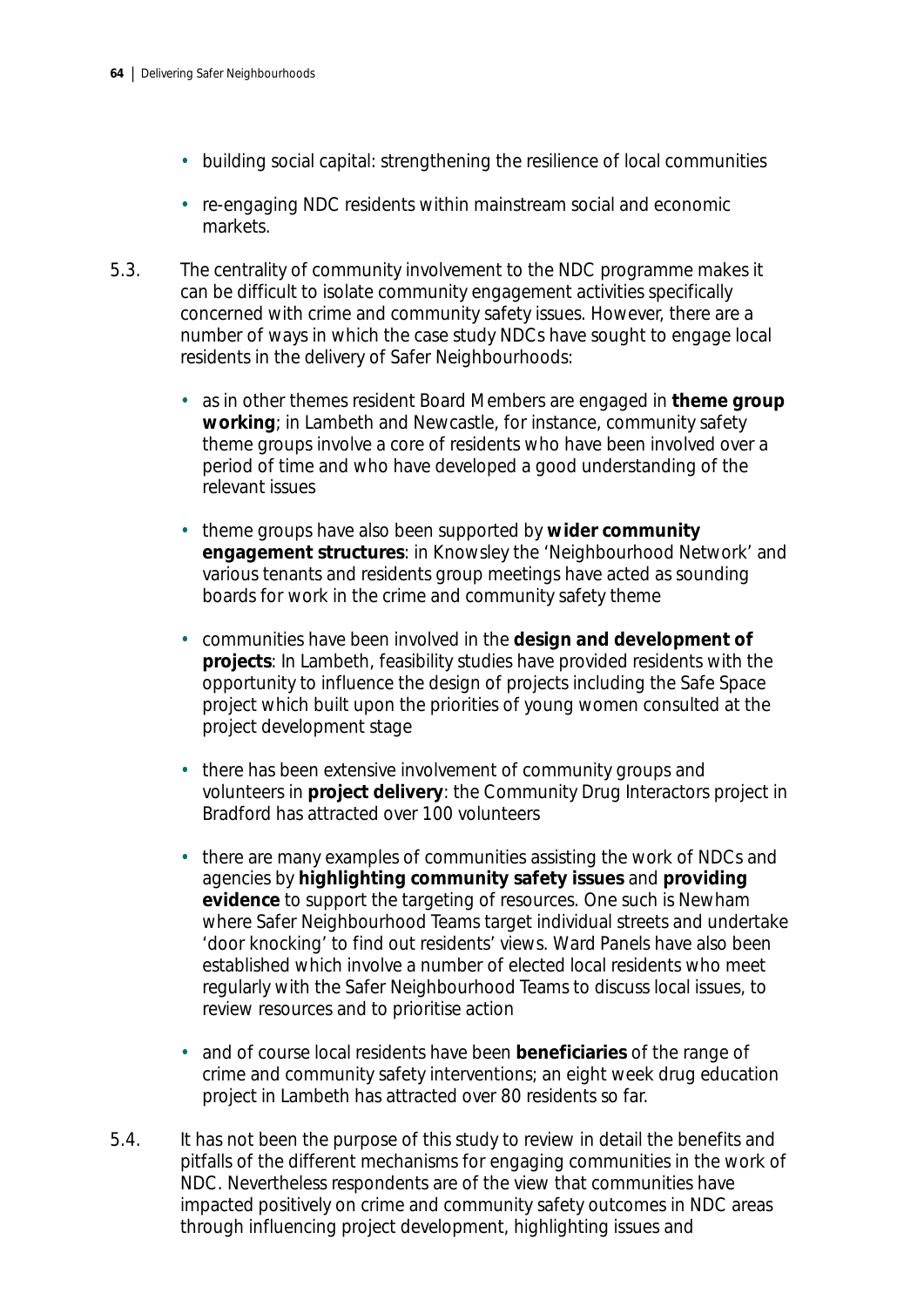- building social capital: strengthening the resilience of local communities
- re-engaging NDC residents within mainstream social and economic markets.

5.3. The centrality of community involvement to the NDC programme makes it can be difficult to isolate community engagement activities specifically concerned with crime and community safety issues. However, there are a number of ways in which the case study NDCs have sought to engage local residents in the delivery of Safer Neighbourhoods:

- as in other themes resident Board Members are engaged in **theme group working**; in Lambeth and Newcastle, for instance, community safety theme groups involve a core of residents who have been involved over a period of time and who have developed a good understanding of the relevant issues
- theme groups have also been supported by **wider community engagement structures**: in Knowsley the 'Neighbourhood Network' and various tenants and residents group meetings have acted as sounding boards for work in the crime and community safety theme
- communities have been involved in the **design and development of projects**: In Lambeth, feasibility studies have provided residents with the opportunity to influence the design of projects including the Safe Space project which built upon the priorities of young women consulted at the project development stage
- there has been extensive involvement of community groups and volunteers in **project delivery**: the Community Drug Interactors project in Bradford has attracted over 100 volunteers
- there are many examples of communities assisting the work of NDCs and agencies by **highlighting community safety issues** and **providing evidence** to support the targeting of resources. One such is Newham where Safer Neighbourhood Teams target individual streets and undertake 'door knocking' to find out residents' views. Ward Panels have also been established which involve a number of elected local residents who meet regularly with the Safer Neighbourhood Teams to discuss local issues, to review resources and to prioritise action
- and of course local residents have been **beneficiaries** of the range of crime and community safety interventions; an eight week drug education project in Lambeth has attracted over 80 residents so far.

5.4. It has not been the purpose of this study to review in detail the benefits and pitfalls of the different mechanisms for engaging communities in the work of NDC. Nevertheless respondents are of the view that communities have impacted positively on crime and community safety outcomes in NDC areas through influencing project development, highlighting issues and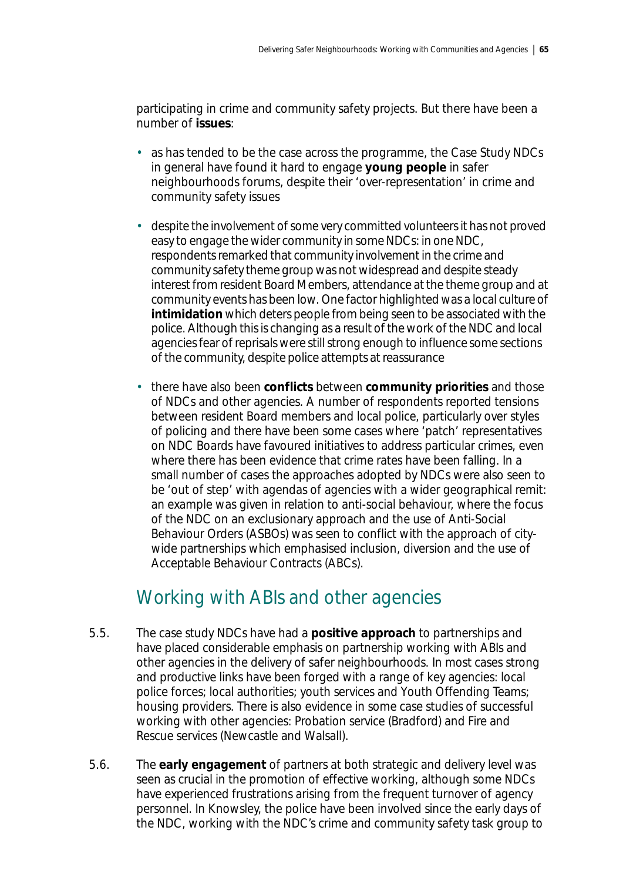participating in crime and community safety projects. But there have been a number of **issues**:

- as has tended to be the case across the programme, the Case Study NDCs in general have found it hard to engage **young people** in safer neighbourhoods forums, despite their 'over-representation' in crime and community safety issues
- despite the involvement of some very committed volunteers it has not proved easy to engage the wider community in some NDCs: in one NDC, respondents remarked that community involvement in the crime and community safety theme group was not widespread and despite steady interest from resident Board Members, attendance at the theme group and at community events has been low. One factor highlighted was a local culture of **intimidation** which deters people from being seen to be associated with the police. Although this is changing as a result of the work of the NDC and local agencies fear of reprisals were still strong enough to influence some sections of the community, despite police attempts at reassurance
- there have also been **conflicts** between **community priorities** and those of NDCs and other agencies. A number of respondents reported tensions between resident Board members and local police, particularly over styles of policing and there have been some cases where 'patch' representatives on NDC Boards have favoured initiatives to address particular crimes, even where there has been evidence that crime rates have been falling. In a small number of cases the approaches adopted by NDCs were also seen to be 'out of step' with agendas of agencies with a wider geographical remit: an example was given in relation to anti-social behaviour, where the focus of the NDC on an exclusionary approach and the use of Anti-Social Behaviour Orders (ASBOs) was seen to conflict with the approach of city-wide partnerships which emphasised inclusion, diversion and the use of Acceptable Behaviour Contracts (ABCs).

## Working with ABIs and other agencies

5.5. The case study NDCs have had a **positive approach** to partnerships and have placed considerable emphasis on partnership working with ABIs and other agencies in the delivery of safer neighbourhoods. In most cases strong and productive links have been forged with a range of key agencies: local police forces; local authorities; youth services and Youth Offending Teams; housing providers. There is also evidence in some case studies of successful working with other agencies: Probation service (Bradford) and Fire and Rescue services (Newcastle and Walsall).

5.6. The **early engagement** of partners at both strategic and delivery level was seen as crucial in the promotion of effective working, although some NDCs have experienced frustrations arising from the frequent turnover of agency personnel. In Knowsley, the police have been involved since the early days of the NDC, working with the NDC's crime and community safety task group to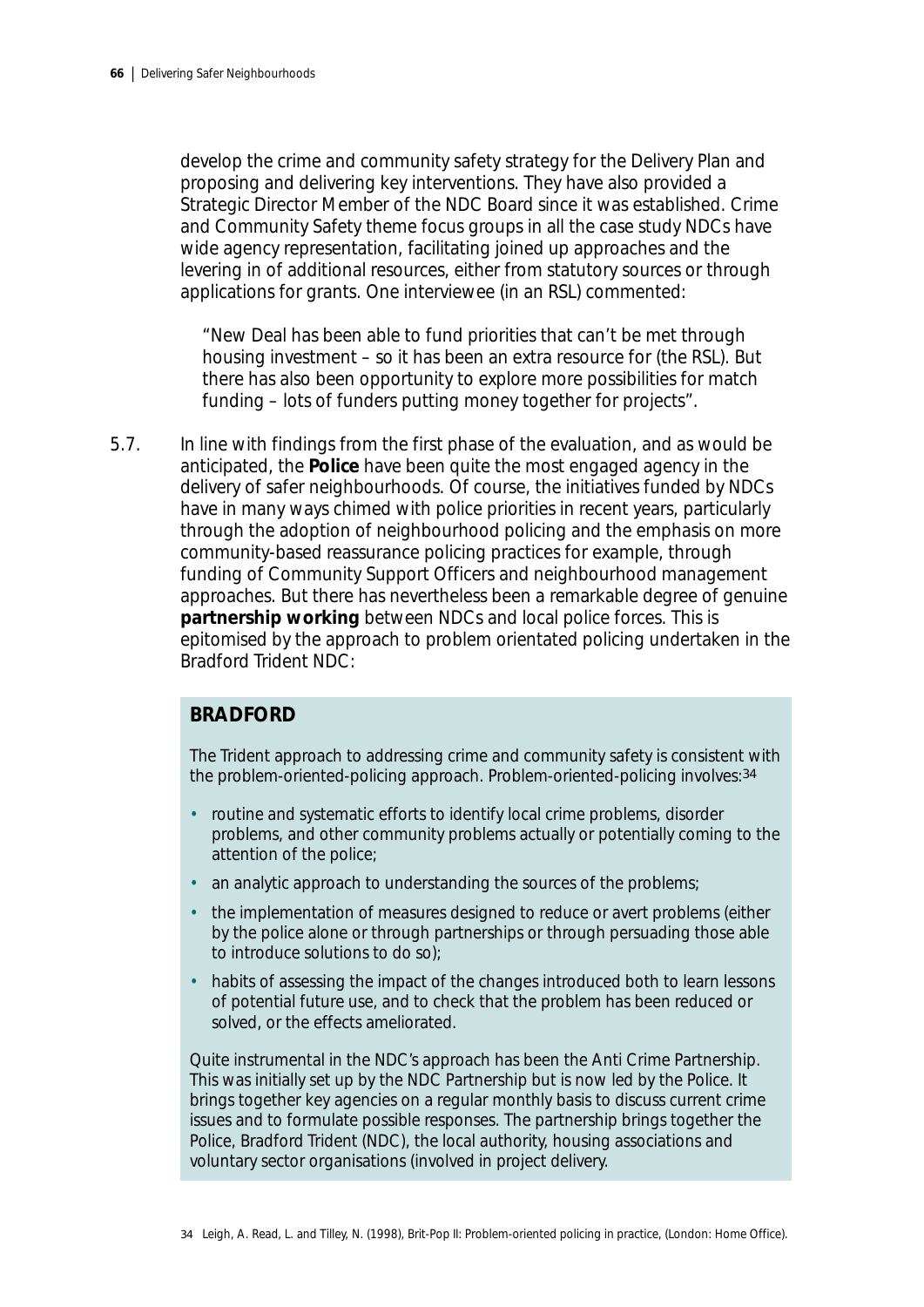develop the crime and community safety strategy for the Delivery Plan and proposing and delivering key interventions. They have also provided a Strategic Director Member of the NDC Board since it was established. Crime and Community Safety theme focus groups in all the case study NDCs have wide agency representation, facilitating joined up approaches and the levering in of additional resources, either from statutory sources or through applications for grants. One interviewee (in an RSL) commented:

> "New Deal has been able to fund priorities that can't be met through housing investment – so it has been an extra resource for (the RSL). But there has also been opportunity to explore more possibilities for match funding – lots of funders putting money together for projects".

5.7. In line with findings from the first phase of the evaluation, and as would be anticipated, the **Police** have been quite the most engaged agency in the delivery of safer neighbourhoods. Of course, the initiatives funded by NDCs have in many ways chimed with police priorities in recent years, particularly through the adoption of neighbourhood policing and the emphasis on more community-based reassurance policing practices for example, through funding of Community Support Officers and neighbourhood management approaches. But there has nevertheless been a remarkable degree of genuine **partnership working** between NDCs and local police forces. This is epitomised by the approach to problem orientated policing undertaken in the Bradford Trident NDC:

### BRADFORD

The Trident approach to addressing crime and community safety is consistent with the problem-oriented-policing approach. Problem-oriented-policing involves:[34]

- routine and systematic efforts to identify local crime problems, disorder problems, and other community problems actually or potentially coming to the attention of the police;
- an analytic approach to understanding the sources of the problems;
- the implementation of measures designed to reduce or avert problems (either by the police alone or through partnerships or through persuading those able to introduce solutions to do so);
- habits of assessing the impact of the changes introduced both to learn lessons of potential future use, and to check that the problem has been reduced or solved, or the effects ameliorated.

Quite instrumental in the NDC's approach has been the Anti Crime Partnership. This was initially set up by the NDC Partnership but is now led by the Police. It brings together key agencies on a regular monthly basis to discuss current crime issues and to formulate possible responses. The partnership brings together the Police, Bradford Trident (NDC), the local authority, housing associations and voluntary sector organisations (involved in project delivery.

34 Leigh, A. Read, L. and Tilley, N. (1998), Brit-Pop II: Problem-oriented policing in practice, (London: Home Office).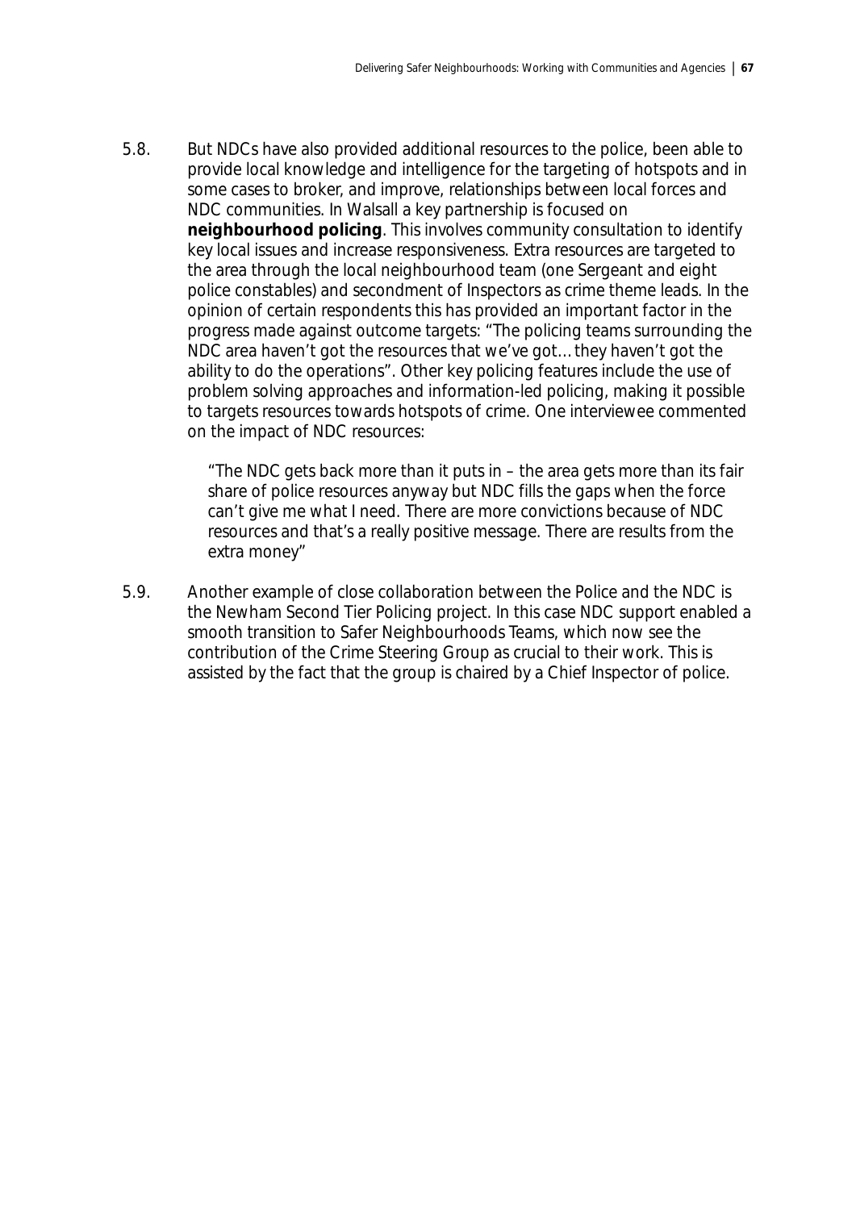5.8. But NDCs have also provided additional resources to the police, been able to provide local knowledge and intelligence for the targeting of hotspots and in some cases to broker, and improve, relationships between local forces and NDC communities. In Walsall a key partnership is focused on **neighbourhood policing**. This involves community consultation to identify key local issues and increase responsiveness. Extra resources are targeted to the area through the local neighbourhood team (one Sergeant and eight police constables) and secondment of Inspectors as crime theme leads. In the opinion of certain respondents this has provided an important factor in the progress made against outcome targets: "The policing teams surrounding the NDC area haven't got the resources that we've got… they haven't got the ability to do the operations". Other key policing features include the use of problem solving approaches and information-led policing, making it possible to targets resources towards hotspots of crime. One interviewee commented on the impact of NDC resources:

> "The NDC gets back more than it puts in – the area gets more than its fair share of police resources anyway but NDC fills the gaps when the force can't give me what I need. There are more convictions because of NDC resources and that's a really positive message. There are results from the extra money"

5.9. Another example of close collaboration between the Police and the NDC is the Newham Second Tier Policing project. In this case NDC support enabled a smooth transition to Safer Neighbourhoods Teams, which now see the contribution of the Crime Steering Group as crucial to their work. This is assisted by the fact that the group is chaired by a Chief Inspector of police.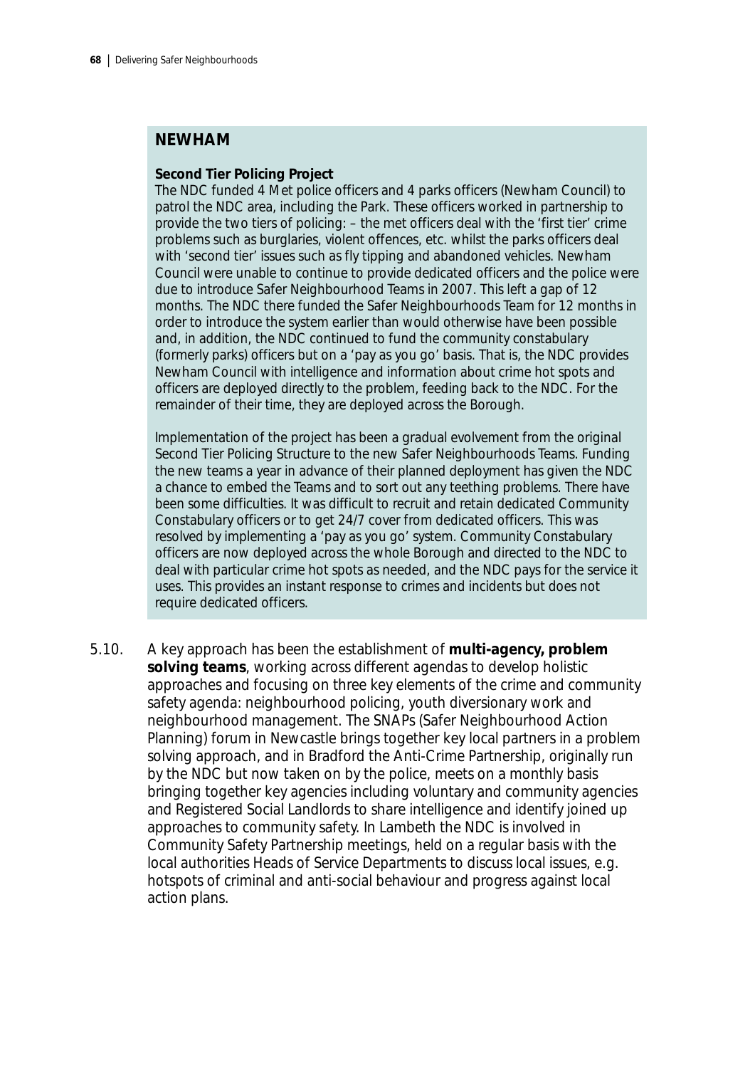## NEWHAM

**Second Tier Policing Project**

The NDC funded 4 Met police officers and 4 parks officers (Newham Council) to patrol the NDC area, including the Park. These officers worked in partnership to provide the two tiers of policing: – the met officers deal with the 'first tier' crime problems such as burglaries, violent offences, etc. whilst the parks officers deal with 'second tier' issues such as fly tipping and abandoned vehicles. Newham Council were unable to continue to provide dedicated officers and the police were due to introduce Safer Neighbourhood Teams in 2007. This left a gap of 12 months. The NDC there funded the Safer Neighbourhoods Team for 12 months in order to introduce the system earlier than would otherwise have been possible and, in addition, the NDC continued to fund the community constabulary (formerly parks) officers but on a 'pay as you go' basis. That is, the NDC provides Newham Council with intelligence and information about crime hot spots and officers are deployed directly to the problem, feeding back to the NDC. For the remainder of their time, they are deployed across the Borough.

Implementation of the project has been a gradual evolvement from the original Second Tier Policing Structure to the new Safer Neighbourhoods Teams. Funding the new teams a year in advance of their planned deployment has given the NDC a chance to embed the Teams and to sort out any teething problems. There have been some difficulties. It was difficult to recruit and retain dedicated Community Constabulary officers or to get 24/7 cover from dedicated officers. This was resolved by implementing a 'pay as you go' system. Community Constabulary officers are now deployed across the whole Borough and directed to the NDC to deal with particular crime hot spots as needed, and the NDC pays for the service it uses. This provides an instant response to crimes and incidents but does not require dedicated officers.

5.10. A key approach has been the establishment of **multi-agency, problem solving teams**, working across different agendas to develop holistic approaches and focusing on three key elements of the crime and community safety agenda: neighbourhood policing, youth diversionary work and neighbourhood management. The SNAPs (Safer Neighbourhood Action Planning) forum in Newcastle brings together key local partners in a problem solving approach, and in Bradford the Anti-Crime Partnership, originally run by the NDC but now taken on by the police, meets on a monthly basis bringing together key agencies including voluntary and community agencies and Registered Social Landlords to share intelligence and identify joined up approaches to community safety. In Lambeth the NDC is involved in Community Safety Partnership meetings, held on a regular basis with the local authorities Heads of Service Departments to discuss local issues, e.g. hotspots of criminal and anti-social behaviour and progress against local action plans.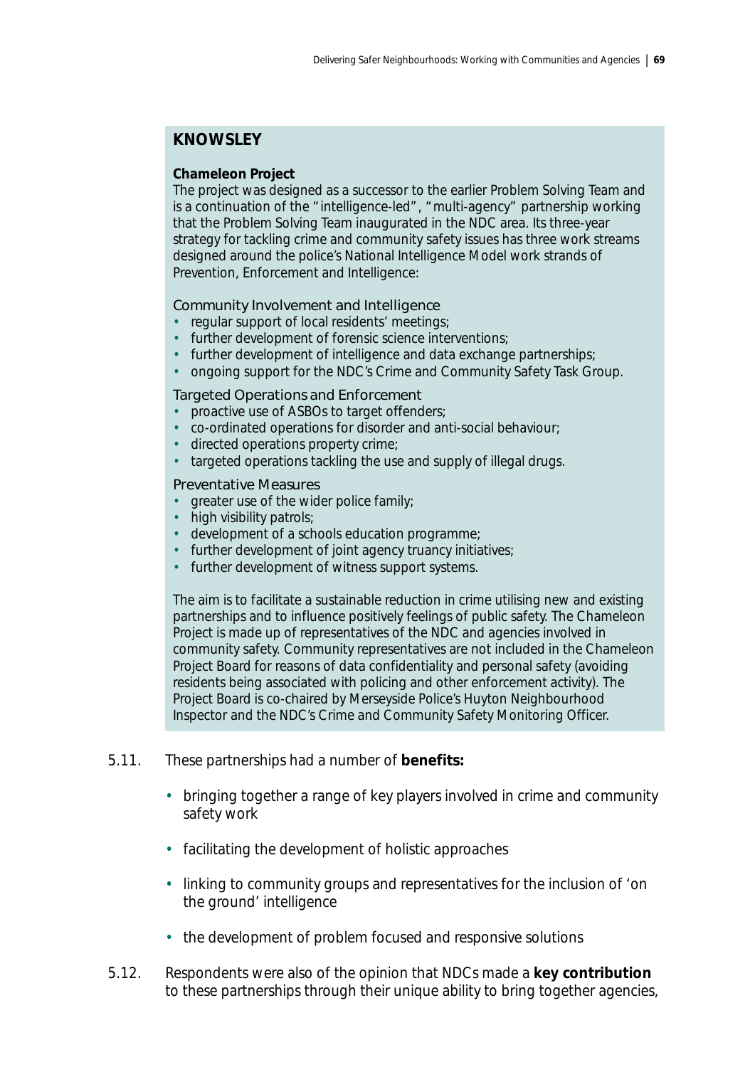## KNOWSLEY

**Chameleon Project**

The project was designed as a successor to the earlier Problem Solving Team and is a continuation of the "intelligence-led", "multi-agency" partnership working that the Problem Solving Team inaugurated in the NDC area. Its three-year strategy for tackling crime and community safety issues has three work streams designed around the police's National Intelligence Model work strands of Prevention, Enforcement and Intelligence:

Community Involvement and Intelligence

- regular support of local residents' meetings;
- further development of forensic science interventions;
- further development of intelligence and data exchange partnerships;
- ongoing support for the NDC's Crime and Community Safety Task Group.

Targeted Operations and Enforcement

- proactive use of ASBOs to target offenders;
- co-ordinated operations for disorder and anti-social behaviour;
- directed operations property crime;
- targeted operations tackling the use and supply of illegal drugs.

Preventative Measures

- greater use of the wider police family;
- high visibility patrols;
- development of a schools education programme;
- further development of joint agency truancy initiatives;
- further development of witness support systems.

The aim is to facilitate a sustainable reduction in crime utilising new and existing partnerships and to influence positively feelings of public safety. The Chameleon Project is made up of representatives of the NDC and agencies involved in community safety. Community representatives are not included in the Chameleon Project Board for reasons of data confidentiality and personal safety (avoiding residents being associated with policing and other enforcement activity). The Project Board is co-chaired by Merseyside Police's Huyton Neighbourhood Inspector and the NDC's Crime and Community Safety Monitoring Officer.

5.11. These partnerships had a number of **benefits:**

- bringing together a range of key players involved in crime and community safety work
- facilitating the development of holistic approaches
- linking to community groups and representatives for the inclusion of 'on the ground' intelligence
- the development of problem focused and responsive solutions

5.12. Respondents were also of the opinion that NDCs made a **key contribution** to these partnerships through their unique ability to bring together agencies,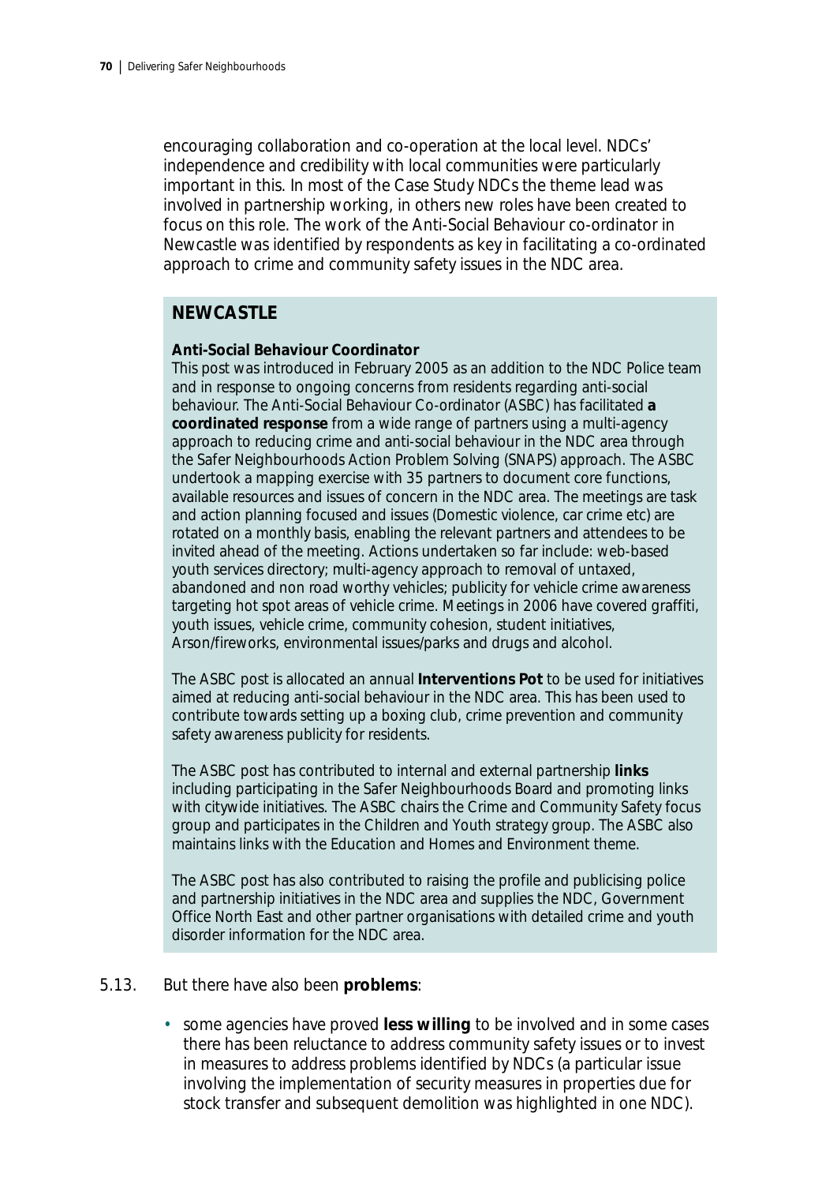encouraging collaboration and co-operation at the local level. NDCs' independence and credibility with local communities were particularly important in this. In most of the Case Study NDCs the theme lead was involved in partnership working, in others new roles have been created to focus on this role. The work of the Anti-Social Behaviour co-ordinator in Newcastle was identified by respondents as key in facilitating a co-ordinated approach to crime and community safety issues in the NDC area.

### NEWCASTLE

**Anti-Social Behaviour Coordinator**

This post was introduced in February 2005 as an addition to the NDC Police team and in response to ongoing concerns from residents regarding anti-social behaviour. The Anti-Social Behaviour Co-ordinator (ASBC) has facilitated **a coordinated response** from a wide range of partners using a multi-agency approach to reducing crime and anti-social behaviour in the NDC area through the Safer Neighbourhoods Action Problem Solving (SNAPS) approach. The ASBC undertook a mapping exercise with 35 partners to document core functions, available resources and issues of concern in the NDC area. The meetings are task and action planning focused and issues (Domestic violence, car crime etc) are rotated on a monthly basis, enabling the relevant partners and attendees to be invited ahead of the meeting. Actions undertaken so far include: web-based youth services directory; multi-agency approach to removal of untaxed, abandoned and non road worthy vehicles; publicity for vehicle crime awareness targeting hot spot areas of vehicle crime. Meetings in 2006 have covered graffiti, youth issues, vehicle crime, community cohesion, student initiatives, Arson/fireworks, environmental issues/parks and drugs and alcohol.

The ASBC post is allocated an annual **Interventions Pot** to be used for initiatives aimed at reducing anti-social behaviour in the NDC area. This has been used to contribute towards setting up a boxing club, crime prevention and community safety awareness publicity for residents.

The ASBC post has contributed to internal and external partnership **links** including participating in the Safer Neighbourhoods Board and promoting links with citywide initiatives. The ASBC chairs the Crime and Community Safety focus group and participates in the Children and Youth strategy group. The ASBC also maintains links with the Education and Homes and Environment theme.

The ASBC post has also contributed to raising the profile and publicising police and partnership initiatives in the NDC area and supplies the NDC, Government Office North East and other partner organisations with detailed crime and youth disorder information for the NDC area.

5.13. But there have also been **problems**:

- some agencies have proved **less willing** to be involved and in some cases there has been reluctance to address community safety issues or to invest in measures to address problems identified by NDCs (a particular issue involving the implementation of security measures in properties due for stock transfer and subsequent demolition was highlighted in one NDC).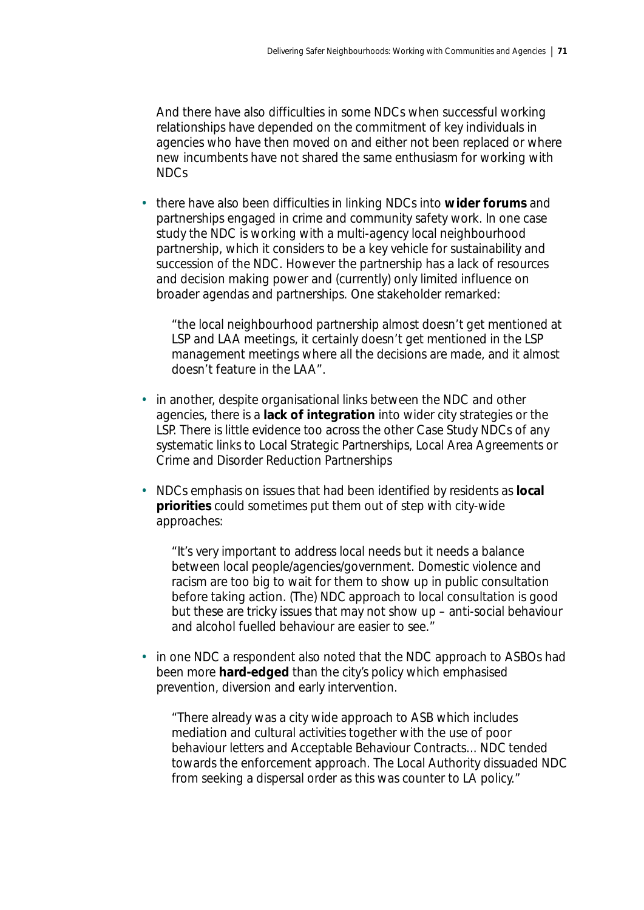And there have also difficulties in some NDCs when successful working relationships have depended on the commitment of key individuals in agencies who have then moved on and either not been replaced or where new incumbents have not shared the same enthusiasm for working with NDCs

- there have also been difficulties in linking NDCs into **wider forums** and partnerships engaged in crime and community safety work. In one case study the NDC is working with a multi-agency local neighbourhood partnership, which it considers to be a key vehicle for sustainability and succession of the NDC. However the partnership has a lack of resources and decision making power and (currently) only limited influence on broader agendas and partnerships. One stakeholder remarked:

  "the local neighbourhood partnership almost doesn't get mentioned at LSP and LAA meetings, it certainly doesn't get mentioned in the LSP management meetings where all the decisions are made, and it almost doesn't feature in the LAA".

- in another, despite organisational links between the NDC and other agencies, there is a **lack of integration** into wider city strategies or the LSP. There is little evidence too across the other Case Study NDCs of any systematic links to Local Strategic Partnerships, Local Area Agreements or Crime and Disorder Reduction Partnerships

- NDCs emphasis on issues that had been identified by residents as **local priorities** could sometimes put them out of step with city-wide approaches:

  "It's very important to address local needs but it needs a balance between local people/agencies/government. Domestic violence and racism are too big to wait for them to show up in public consultation before taking action. (The) NDC approach to local consultation is good but these are tricky issues that may not show up – anti-social behaviour and alcohol fuelled behaviour are easier to see."

- in one NDC a respondent also noted that the NDC approach to ASBOs had been more **hard-edged** than the city's policy which emphasised prevention, diversion and early intervention.

  "There already was a city wide approach to ASB which includes mediation and cultural activities together with the use of poor behaviour letters and Acceptable Behaviour Contracts… NDC tended towards the enforcement approach. The Local Authority dissuaded NDC from seeking a dispersal order as this was counter to LA policy."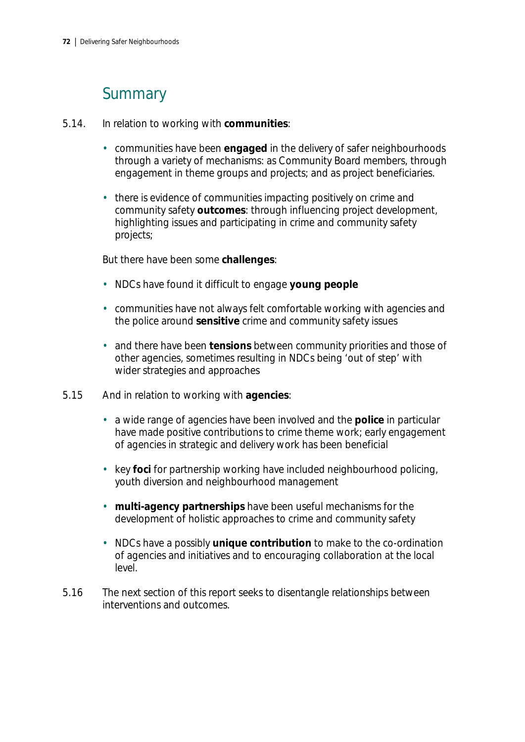## Summary

5.14. In relation to working with **communities**:

- communities have been **engaged** in the delivery of safer neighbourhoods through a variety of mechanisms: as Community Board members, through engagement in theme groups and projects; and as project beneficiaries.
- there is evidence of communities impacting positively on crime and community safety **outcomes**: through influencing project development, highlighting issues and participating in crime and community safety projects;

But there have been some **challenges**:

- NDCs have found it difficult to engage **young people**
- communities have not always felt comfortable working with agencies and the police around **sensitive** crime and community safety issues
- and there have been **tensions** between community priorities and those of other agencies, sometimes resulting in NDCs being 'out of step' with wider strategies and approaches

5.15 And in relation to working with **agencies**:

- a wide range of agencies have been involved and the **police** in particular have made positive contributions to crime theme work; early engagement of agencies in strategic and delivery work has been beneficial
- key **foci** for partnership working have included neighbourhood policing, youth diversion and neighbourhood management
- **multi-agency partnerships** have been useful mechanisms for the development of holistic approaches to crime and community safety
- NDCs have a possibly **unique contribution** to make to the co-ordination of agencies and initiatives and to encouraging collaboration at the local level.

5.16 The next section of this report seeks to disentangle relationships between interventions and outcomes.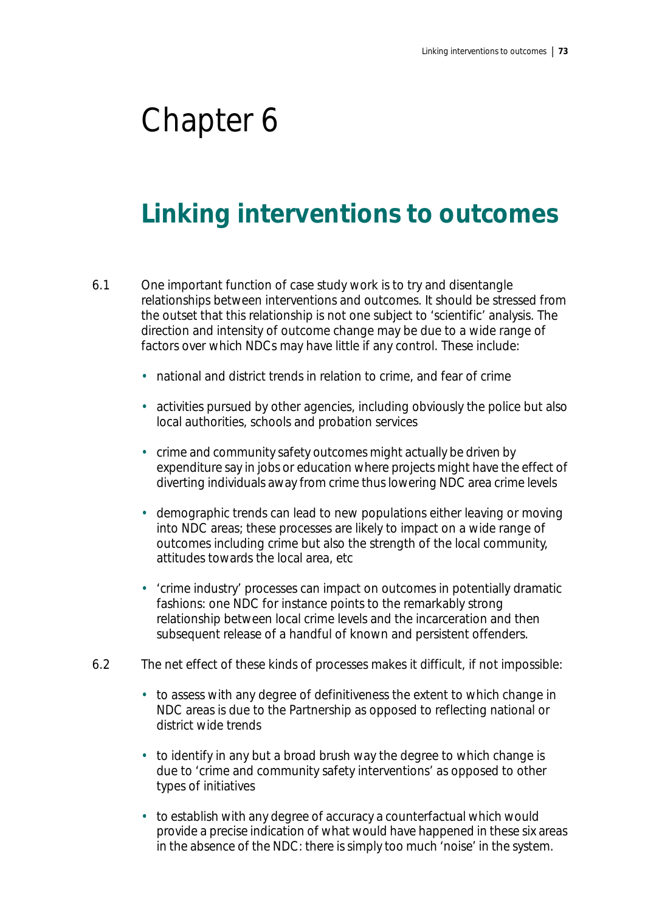# Chapter 6

## Linking interventions to outcomes

6.1 One important function of case study work is to try and disentangle relationships between interventions and outcomes. It should be stressed from the outset that this relationship is not one subject to 'scientific' analysis. The direction and intensity of outcome change may be due to a wide range of factors over which NDCs may have little if any control. These include:

- national and district trends in relation to crime, and fear of crime
- activities pursued by other agencies, including obviously the police but also local authorities, schools and probation services
- crime and community safety outcomes might actually be driven by expenditure say in jobs or education where projects might have the effect of diverting individuals away from crime thus lowering NDC area crime levels
- demographic trends can lead to new populations either leaving or moving into NDC areas; these processes are likely to impact on a wide range of outcomes including crime but also the strength of the local community, attitudes towards the local area, etc
- 'crime industry' processes can impact on outcomes in potentially dramatic fashions: one NDC for instance points to the remarkably strong relationship between local crime levels and the incarceration and then subsequent release of a handful of known and persistent offenders.

6.2 The net effect of these kinds of processes makes it difficult, if not impossible:

- to assess with any degree of definitiveness the extent to which change in NDC areas is due to the Partnership as opposed to reflecting national or district wide trends
- to identify in any but a broad brush way the degree to which change is due to 'crime and community safety interventions' as opposed to other types of initiatives
- to establish with any degree of accuracy a counterfactual which would provide a precise indication of what would have happened in these six areas in the absence of the NDC: there is simply too much 'noise' in the system.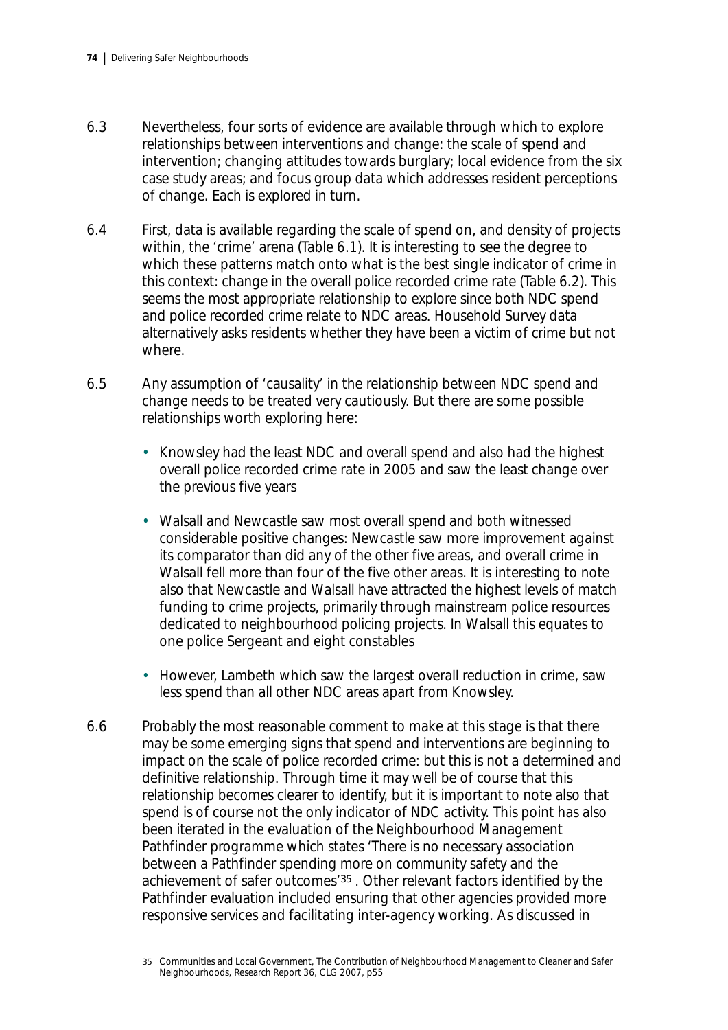6.3 Nevertheless, four sorts of evidence are available through which to explore relationships between interventions and change: the scale of spend and intervention; changing attitudes towards burglary; local evidence from the six case study areas; and focus group data which addresses resident perceptions of change. Each is explored in turn.

6.4 First, data is available regarding the scale of spend on, and density of projects within, the 'crime' arena (Table 6.1). It is interesting to see the degree to which these patterns match onto what is the best single indicator of crime in this context: change in the overall police recorded crime rate (Table 6.2). This seems the most appropriate relationship to explore since both NDC spend and police recorded crime relate to NDC areas. Household Survey data alternatively asks residents whether they have been a victim of crime but not where.

6.5 Any assumption of 'causality' in the relationship between NDC spend and change needs to be treated very cautiously. But there are some possible relationships worth exploring here:

- Knowsley had the least NDC and overall spend and also had the highest overall police recorded crime rate in 2005 and saw the least change over the previous five years
- Walsall and Newcastle saw most overall spend and both witnessed considerable positive changes: Newcastle saw more improvement against its comparator than did any of the other five areas, and overall crime in Walsall fell more than four of the five other areas. It is interesting to note also that Newcastle and Walsall have attracted the highest levels of match funding to crime projects, primarily through mainstream police resources dedicated to neighbourhood policing projects. In Walsall this equates to one police Sergeant and eight constables
- However, Lambeth which saw the largest overall reduction in crime, saw less spend than all other NDC areas apart from Knowsley.

6.6 Probably the most reasonable comment to make at this stage is that there may be some emerging signs that spend and interventions are beginning to impact on the scale of police recorded crime: but this is not a determined and definitive relationship. Through time it may well be of course that this relationship becomes clearer to identify, but it is important to note also that spend is of course not the only indicator of NDC activity. This point has also been iterated in the evaluation of the Neighbourhood Management Pathfinder programme which states 'There is no necessary association between a Pathfinder spending more on community safety and the achievement of safer outcomes'[35]. Other relevant factors identified by the Pathfinder evaluation included ensuring that other agencies provided more responsive services and facilitating inter-agency working. As discussed in

35 Communities and Local Government, The Contribution of Neighbourhood Management to Cleaner and Safer Neighbourhoods, Research Report 36, CLG 2007, p55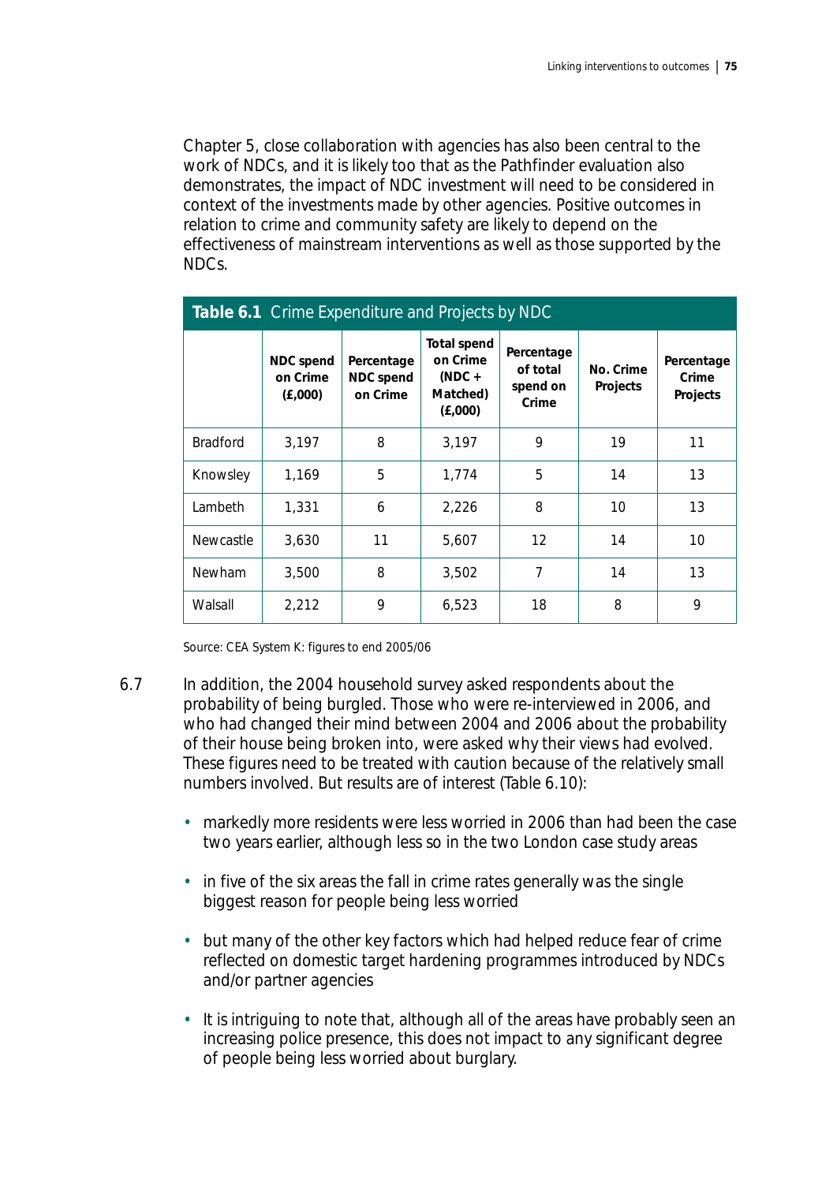Chapter 5, close collaboration with agencies has also been central to the work of NDCs, and it is likely too that as the Pathfinder evaluation also demonstrates, the impact of NDC investment will need to be considered in context of the investments made by other agencies. Positive outcomes in relation to crime and community safety are likely to depend on the effectiveness of mainstream interventions as well as those supported by the NDCs.

**Table 6.1** Crime Expenditure and Projects by NDC

| | NDC spend on Crime (£,000) | Percentage NDC spend on Crime | Total spend on Crime (NDC + Matched) (£,000) | Percentage of total spend on Crime | No. Crime Projects | Percentage Crime Projects |
|---|---|---|---|---|---|---|
| Bradford | 3,197 | 8 | 3,197 | 9 | 19 | 11 |
| Knowsley | 1,169 | 5 | 1,774 | 5 | 14 | 13 |
| Lambeth | 1,331 | 6 | 2,226 | 8 | 10 | 13 |
| Newcastle | 3,630 | 11 | 5,607 | 12 | 14 | 10 |
| Newham | 3,500 | 8 | 3,502 | 7 | 14 | 13 |
| Walsall | 2,212 | 9 | 6,523 | 18 | 8 | 9 |

Source: CEA System K: figures to end 2005/06

6.7 In addition, the 2004 household survey asked respondents about the probability of being burgled. Those who were re-interviewed in 2006, and who had changed their mind between 2004 and 2006 about the probability of their house being broken into, were asked why their views had evolved. These figures need to be treated with caution because of the relatively small numbers involved. But results are of interest (Table 6.10):

- markedly more residents were less worried in 2006 than had been the case two years earlier, although less so in the two London case study areas
- in five of the six areas the fall in crime rates generally was the single biggest reason for people being less worried
- but many of the other key factors which had helped reduce fear of crime reflected on domestic target hardening programmes introduced by NDCs and/or partner agencies
- It is intriguing to note that, although all of the areas have probably seen an increasing police presence, this does not impact to any significant degree of people being less worried about burglary.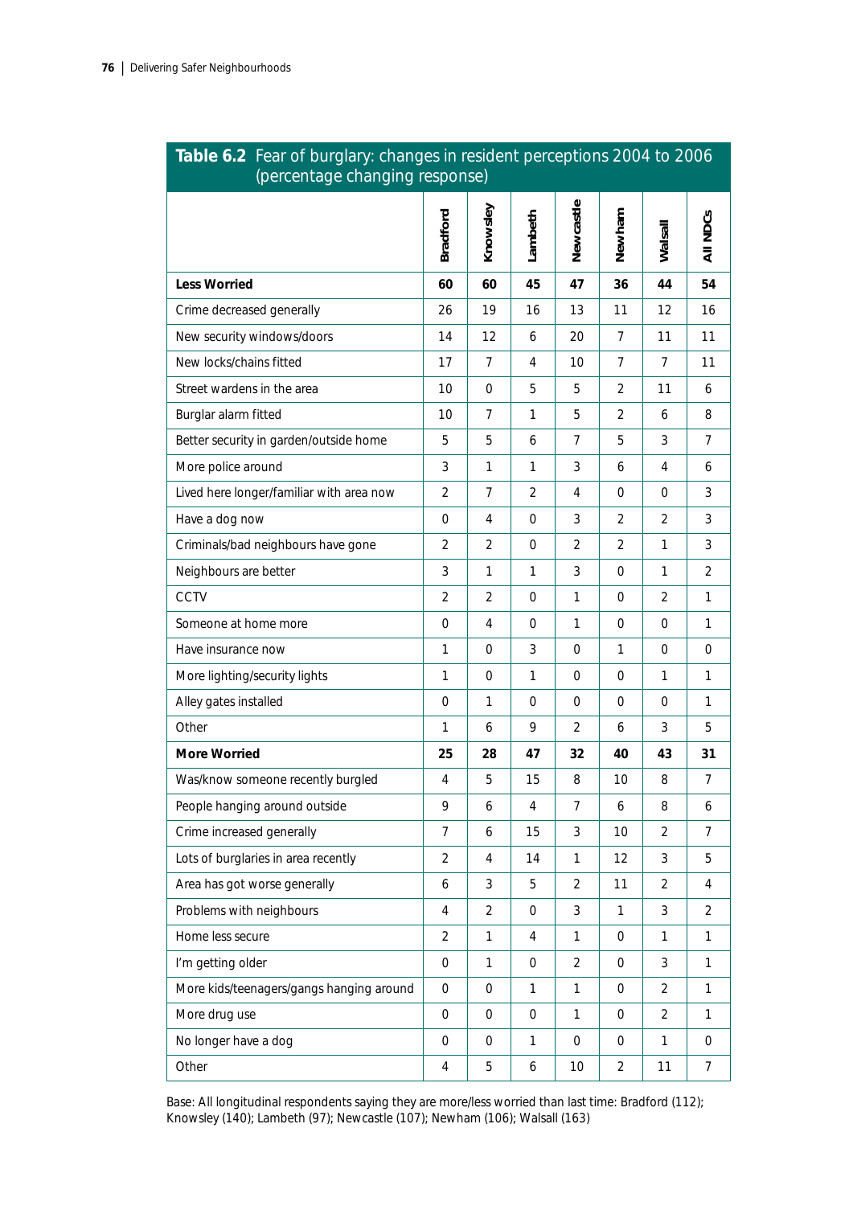**Table 6.2** Fear of burglary: changes in resident perceptions 2004 to 2006 (percentage changing response)

| | Bradford | Knowsley | Lambeth | Newcastle | Newham | Walsall | All NDCs |
|---|---|---|---|---|---|---|---|
| **Less Worried** | **60** | **60** | **45** | **47** | **36** | **44** | **54** |
| Crime decreased generally | 26 | 19 | 16 | 13 | 11 | 12 | 16 |
| New security windows/doors | 14 | 12 | 6 | 20 | 7 | 11 | 11 |
| New locks/chains fitted | 17 | 7 | 4 | 10 | 7 | 7 | 11 |
| Street wardens in the area | 10 | 0 | 5 | 5 | 2 | 11 | 6 |
| Burglar alarm fitted | 10 | 7 | 1 | 5 | 2 | 6 | 8 |
| Better security in garden/outside home | 5 | 5 | 6 | 7 | 5 | 3 | 7 |
| More police around | 3 | 1 | 1 | 3 | 6 | 4 | 6 |
| Lived here longer/familiar with area now | 2 | 7 | 2 | 4 | 0 | 0 | 3 |
| Have a dog now | 0 | 4 | 0 | 3 | 2 | 2 | 3 |
| Criminals/bad neighbours have gone | 2 | 2 | 0 | 2 | 2 | 1 | 3 |
| Neighbours are better | 3 | 1 | 1 | 3 | 0 | 1 | 2 |
| CCTV | 2 | 2 | 0 | 1 | 0 | 2 | 1 |
| Someone at home more | 0 | 4 | 0 | 1 | 0 | 0 | 1 |
| Have insurance now | 1 | 0 | 3 | 0 | 1 | 0 | 0 |
| More lighting/security lights | 1 | 0 | 1 | 0 | 0 | 1 | 1 |
| Alley gates installed | 0 | 1 | 0 | 0 | 0 | 0 | 1 |
| Other | 1 | 6 | 9 | 2 | 6 | 3 | 5 |
| **More Worried** | **25** | **28** | **47** | **32** | **40** | **43** | **31** |
| Was/know someone recently burgled | 4 | 5 | 15 | 8 | 10 | 8 | 7 |
| People hanging around outside | 9 | 6 | 4 | 7 | 6 | 8 | 6 |
| Crime increased generally | 7 | 6 | 15 | 3 | 10 | 2 | 7 |
| Lots of burglaries in area recently | 2 | 4 | 14 | 1 | 12 | 3 | 5 |
| Area has got worse generally | 6 | 3 | 5 | 2 | 11 | 2 | 4 |
| Problems with neighbours | 4 | 2 | 0 | 3 | 1 | 3 | 2 |
| Home less secure | 2 | 1 | 4 | 1 | 0 | 1 | 1 |
| I'm getting older | 0 | 1 | 0 | 2 | 0 | 3 | 1 |
| More kids/teenagers/gangs hanging around | 0 | 0 | 1 | 1 | 0 | 2 | 1 |
| More drug use | 0 | 0 | 0 | 1 | 0 | 2 | 1 |
| No longer have a dog | 0 | 0 | 1 | 0 | 0 | 1 | 0 |
| Other | 4 | 5 | 6 | 10 | 2 | 11 | 7 |

Base: All longitudinal respondents saying they are more/less worried than last time: Bradford (112); Knowsley (140); Lambeth (97); Newcastle (107); Newham (106); Walsall (163)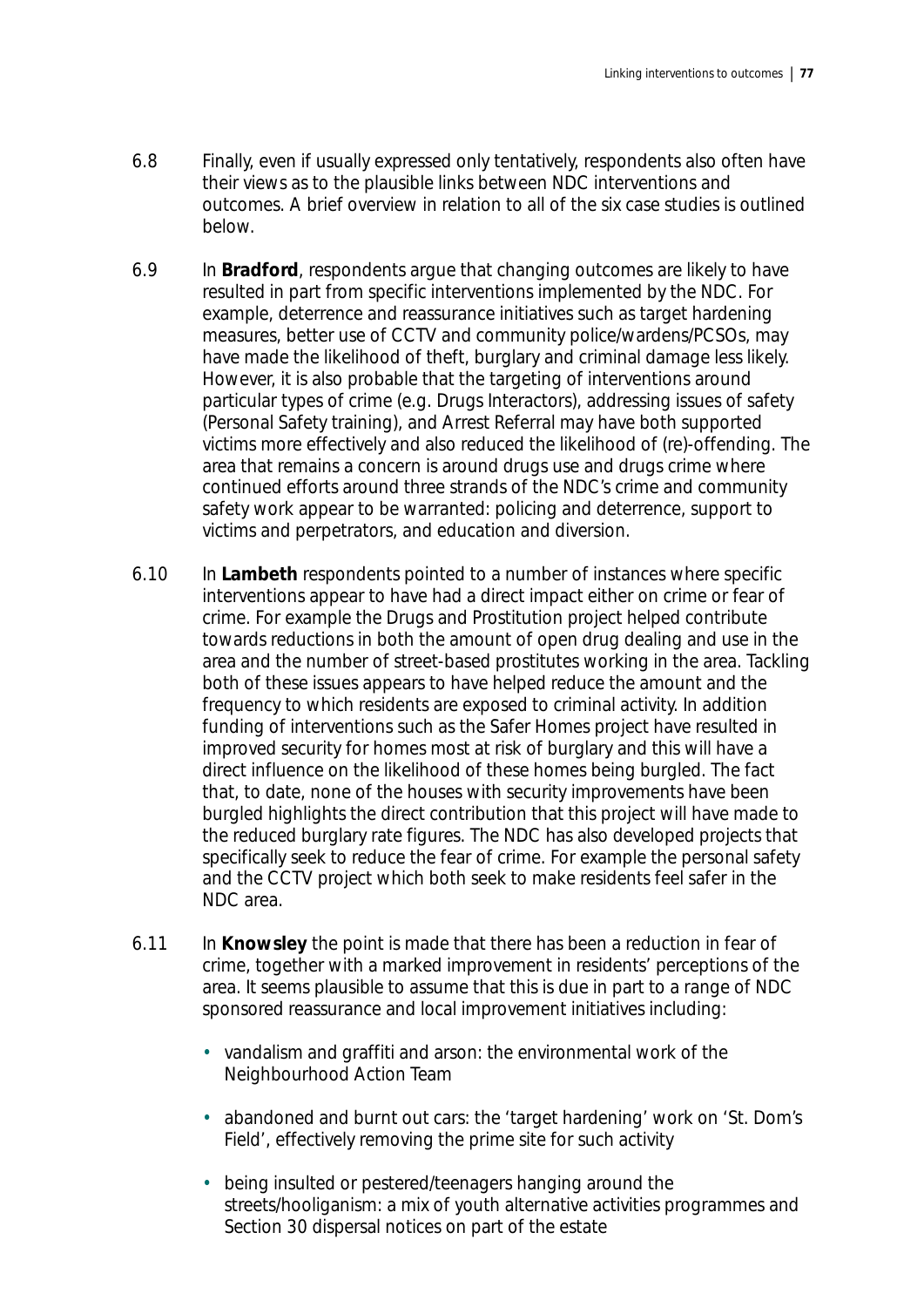6.8 Finally, even if usually expressed only tentatively, respondents also often have their views as to the plausible links between NDC interventions and outcomes. A brief overview in relation to all of the six case studies is outlined below.

6.9 In **Bradford**, respondents argue that changing outcomes are likely to have resulted in part from specific interventions implemented by the NDC. For example, deterrence and reassurance initiatives such as target hardening measures, better use of CCTV and community police/wardens/PCSOs, may have made the likelihood of theft, burglary and criminal damage less likely. However, it is also probable that the targeting of interventions around particular types of crime (e.g. Drugs Interactors), addressing issues of safety (Personal Safety training), and Arrest Referral may have both supported victims more effectively and also reduced the likelihood of (re)-offending. The area that remains a concern is around drugs use and drugs crime where continued efforts around three strands of the NDC's crime and community safety work appear to be warranted: policing and deterrence, support to victims and perpetrators, and education and diversion.

6.10 In **Lambeth** respondents pointed to a number of instances where specific interventions appear to have had a direct impact either on crime or fear of crime. For example the Drugs and Prostitution project helped contribute towards reductions in both the amount of open drug dealing and use in the area and the number of street-based prostitutes working in the area. Tackling both of these issues appears to have helped reduce the amount and the frequency to which residents are exposed to criminal activity. In addition funding of interventions such as the Safer Homes project have resulted in improved security for homes most at risk of burglary and this will have a direct influence on the likelihood of these homes being burgled. The fact that, to date, none of the houses with security improvements have been burgled highlights the direct contribution that this project will have made to the reduced burglary rate figures. The NDC has also developed projects that specifically seek to reduce the fear of crime. For example the personal safety and the CCTV project which both seek to make residents feel safer in the NDC area.

6.11 In **Knowsley** the point is made that there has been a reduction in fear of crime, together with a marked improvement in residents' perceptions of the area. It seems plausible to assume that this is due in part to a range of NDC sponsored reassurance and local improvement initiatives including:

- vandalism and graffiti and arson: the environmental work of the Neighbourhood Action Team
- abandoned and burnt out cars: the 'target hardening' work on 'St. Dom's Field', effectively removing the prime site for such activity
- being insulted or pestered/teenagers hanging around the streets/hooliganism: a mix of youth alternative activities programmes and Section 30 dispersal notices on part of the estate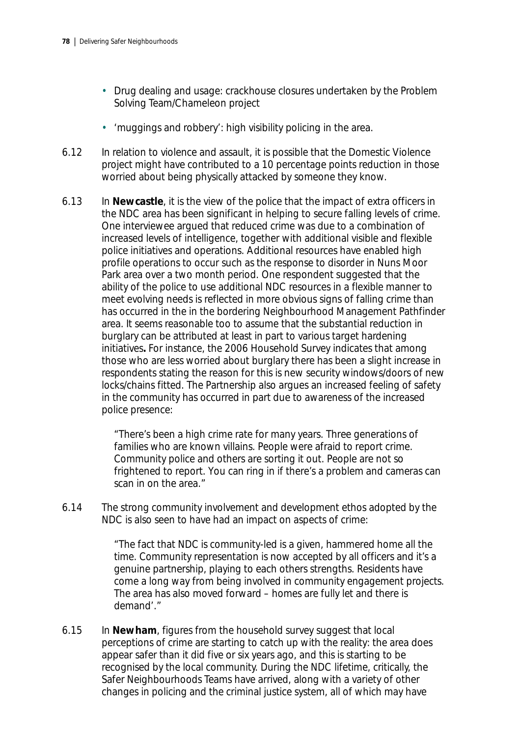- Drug dealing and usage: crackhouse closures undertaken by the Problem Solving Team/Chameleon project
- 'muggings and robbery': high visibility policing in the area.

6.12 In relation to violence and assault, it is possible that the Domestic Violence project might have contributed to a 10 percentage points reduction in those worried about being physically attacked by someone they know.

6.13 In **Newcastle**, it is the view of the police that the impact of extra officers in the NDC area has been significant in helping to secure falling levels of crime. One interviewee argued that reduced crime was due to a combination of increased levels of intelligence, together with additional visible and flexible police initiatives and operations. Additional resources have enabled high profile operations to occur such as the response to disorder in Nuns Moor Park area over a two month period. One respondent suggested that the ability of the police to use additional NDC resources in a flexible manner to meet evolving needs is reflected in more obvious signs of falling crime than has occurred in the in the bordering Neighbourhood Management Pathfinder area. It seems reasonable too to assume that the substantial reduction in burglary can be attributed at least in part to various target hardening initiatives**.** For instance, the 2006 Household Survey indicates that among those who are less worried about burglary there has been a slight increase in respondents stating the reason for this is new security windows/doors of new locks/chains fitted. The Partnership also argues an increased feeling of safety in the community has occurred in part due to awareness of the increased police presence:

> "There's been a high crime rate for many years. Three generations of families who are known villains. People were afraid to report crime. Community police and others are sorting it out. People are not so frightened to report. You can ring in if there's a problem and cameras can scan in on the area."

6.14 The strong community involvement and development ethos adopted by the NDC is also seen to have had an impact on aspects of crime:

> "The fact that NDC is community-led is a given, hammered home all the time. Community representation is now accepted by all officers and it's a genuine partnership, playing to each others strengths. Residents have come a long way from being involved in community engagement projects. The area has also moved forward – homes are fully let and there is demand'."

6.15 In **Newham**, figures from the household survey suggest that local perceptions of crime are starting to catch up with the reality: the area does appear safer than it did five or six years ago, and this is starting to be recognised by the local community. During the NDC lifetime, critically, the Safer Neighbourhoods Teams have arrived, along with a variety of other changes in policing and the criminal justice system, all of which may have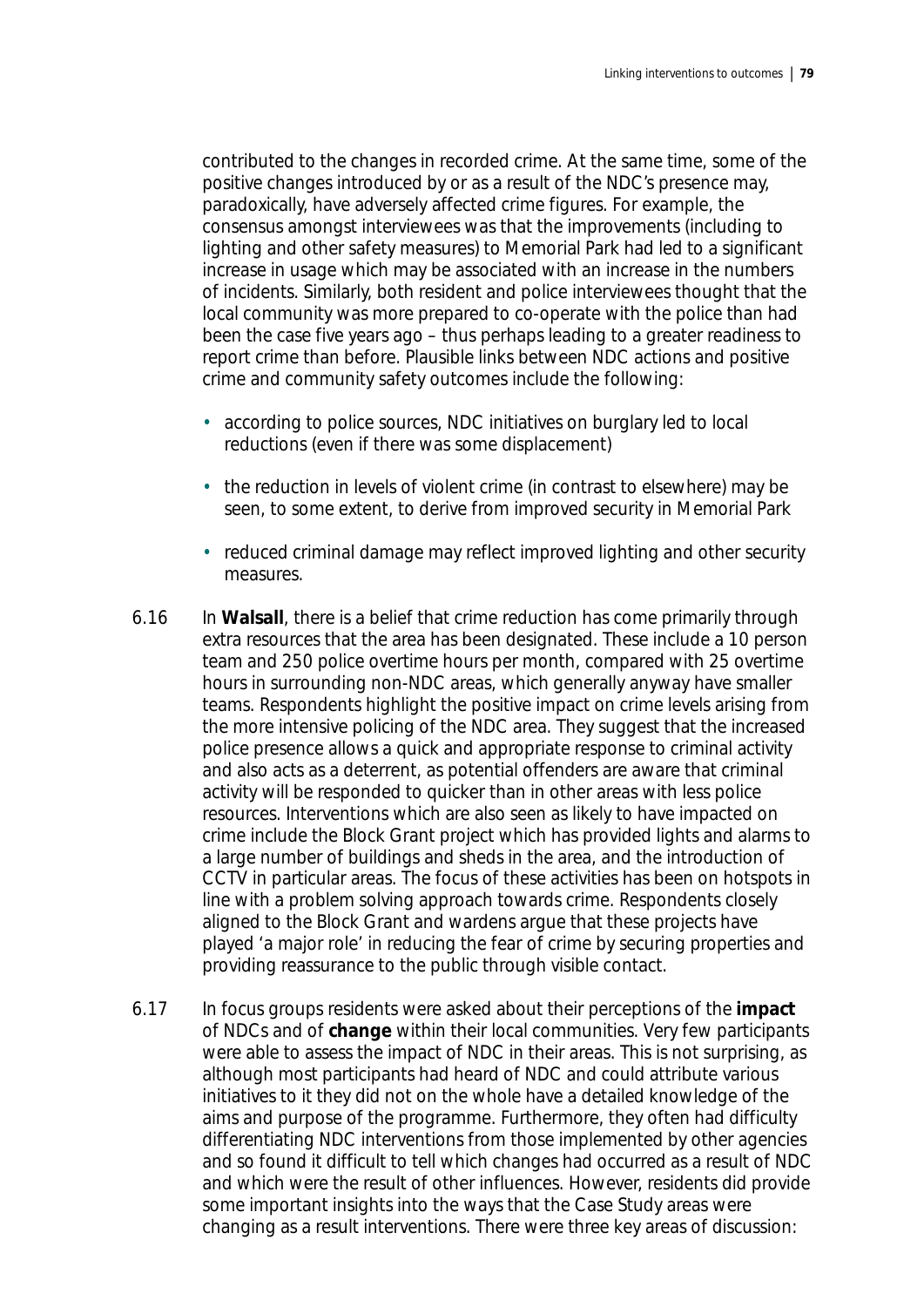contributed to the changes in recorded crime. At the same time, some of the positive changes introduced by or as a result of the NDC's presence may, paradoxically, have adversely affected crime figures. For example, the consensus amongst interviewees was that the improvements (including to lighting and other safety measures) to Memorial Park had led to a significant increase in usage which may be associated with an increase in the numbers of incidents. Similarly, both resident and police interviewees thought that the local community was more prepared to co-operate with the police than had been the case five years ago – thus perhaps leading to a greater readiness to report crime than before. Plausible links between NDC actions and positive crime and community safety outcomes include the following:

- according to police sources, NDC initiatives on burglary led to local reductions (even if there was some displacement)
- the reduction in levels of violent crime (in contrast to elsewhere) may be seen, to some extent, to derive from improved security in Memorial Park
- reduced criminal damage may reflect improved lighting and other security measures.

6.16 In **Walsall**, there is a belief that crime reduction has come primarily through extra resources that the area has been designated. These include a 10 person team and 250 police overtime hours per month, compared with 25 overtime hours in surrounding non-NDC areas, which generally anyway have smaller teams. Respondents highlight the positive impact on crime levels arising from the more intensive policing of the NDC area. They suggest that the increased police presence allows a quick and appropriate response to criminal activity and also acts as a deterrent, as potential offenders are aware that criminal activity will be responded to quicker than in other areas with less police resources. Interventions which are also seen as likely to have impacted on crime include the Block Grant project which has provided lights and alarms to a large number of buildings and sheds in the area, and the introduction of CCTV in particular areas. The focus of these activities has been on hotspots in line with a problem solving approach towards crime. Respondents closely aligned to the Block Grant and wardens argue that these projects have played 'a major role' in reducing the fear of crime by securing properties and providing reassurance to the public through visible contact.

6.17 In focus groups residents were asked about their perceptions of the **impact** of NDCs and of **change** within their local communities. Very few participants were able to assess the impact of NDC in their areas. This is not surprising, as although most participants had heard of NDC and could attribute various initiatives to it they did not on the whole have a detailed knowledge of the aims and purpose of the programme. Furthermore, they often had difficulty differentiating NDC interventions from those implemented by other agencies and so found it difficult to tell which changes had occurred as a result of NDC and which were the result of other influences. However, residents did provide some important insights into the ways that the Case Study areas were changing as a result interventions. There were three key areas of discussion: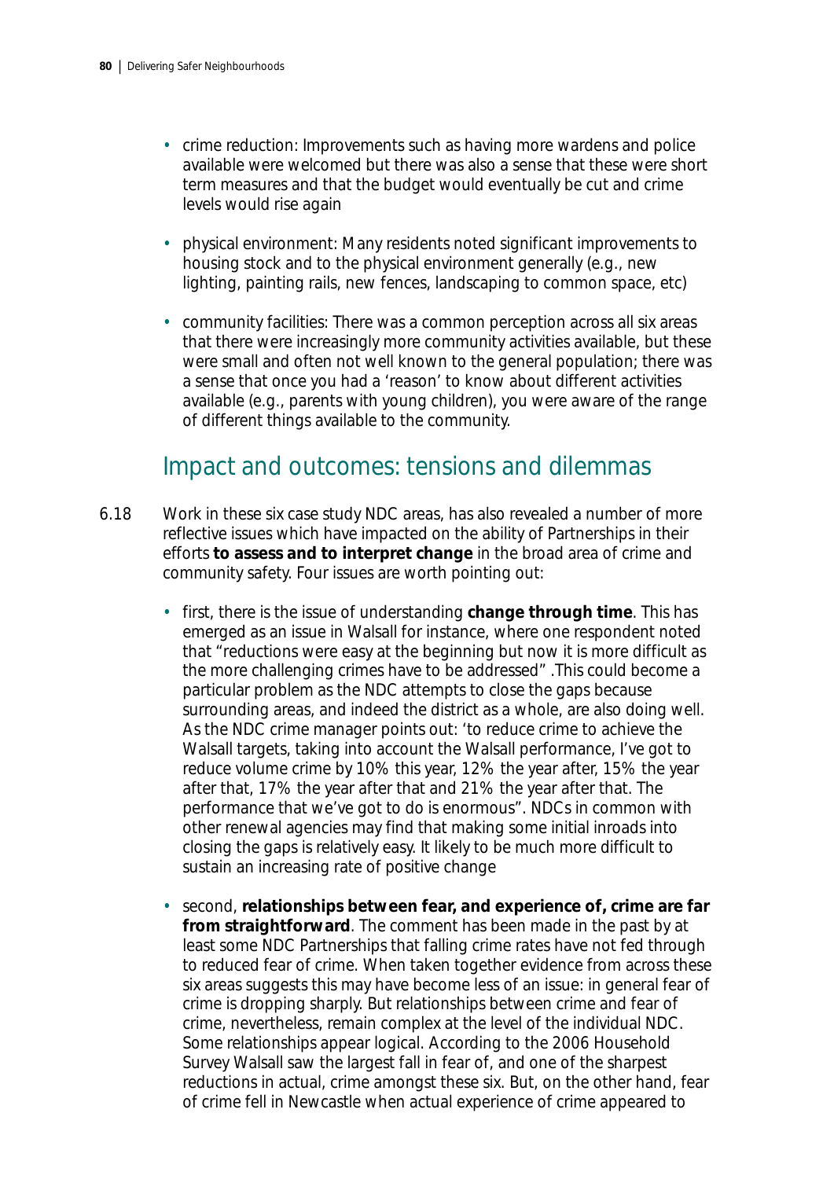- crime reduction: Improvements such as having more wardens and police available were welcomed but there was also a sense that these were short term measures and that the budget would eventually be cut and crime levels would rise again
- physical environment: Many residents noted significant improvements to housing stock and to the physical environment generally (e.g., new lighting, painting rails, new fences, landscaping to common space, etc)
- community facilities: There was a common perception across all six areas that there were increasingly more community activities available, but these were small and often not well known to the general population; there was a sense that once you had a 'reason' to know about different activities available (e.g., parents with young children), you were aware of the range of different things available to the community.

## Impact and outcomes: tensions and dilemmas

6.18 Work in these six case study NDC areas, has also revealed a number of more reflective issues which have impacted on the ability of Partnerships in their efforts **to assess and to interpret change** in the broad area of crime and community safety. Four issues are worth pointing out:

- first, there is the issue of understanding **change through time**. This has emerged as an issue in Walsall for instance, where one respondent noted that "reductions were easy at the beginning but now it is more difficult as the more challenging crimes have to be addressed" .This could become a particular problem as the NDC attempts to close the gaps because surrounding areas, and indeed the district as a whole, are also doing well. As the NDC crime manager points out: 'to reduce crime to achieve the Walsall targets, taking into account the Walsall performance, I've got to reduce volume crime by 10% this year, 12% the year after, 15% the year after that, 17% the year after that and 21% the year after that. The performance that we've got to do is enormous". NDCs in common with other renewal agencies may find that making some initial inroads into closing the gaps is relatively easy. It likely to be much more difficult to sustain an increasing rate of positive change
- second, **relationships between fear, and experience of, crime are far from straightforward**. The comment has been made in the past by at least some NDC Partnerships that falling crime rates have not fed through to reduced fear of crime. When taken together evidence from across these six areas suggests this may have become less of an issue: in general fear of crime is dropping sharply. But relationships between crime and fear of crime, nevertheless, remain complex at the level of the individual NDC. Some relationships appear logical. According to the 2006 Household Survey Walsall saw the largest fall in fear of, and one of the sharpest reductions in actual, crime amongst these six. But, on the other hand, fear of crime fell in Newcastle when actual experience of crime appeared to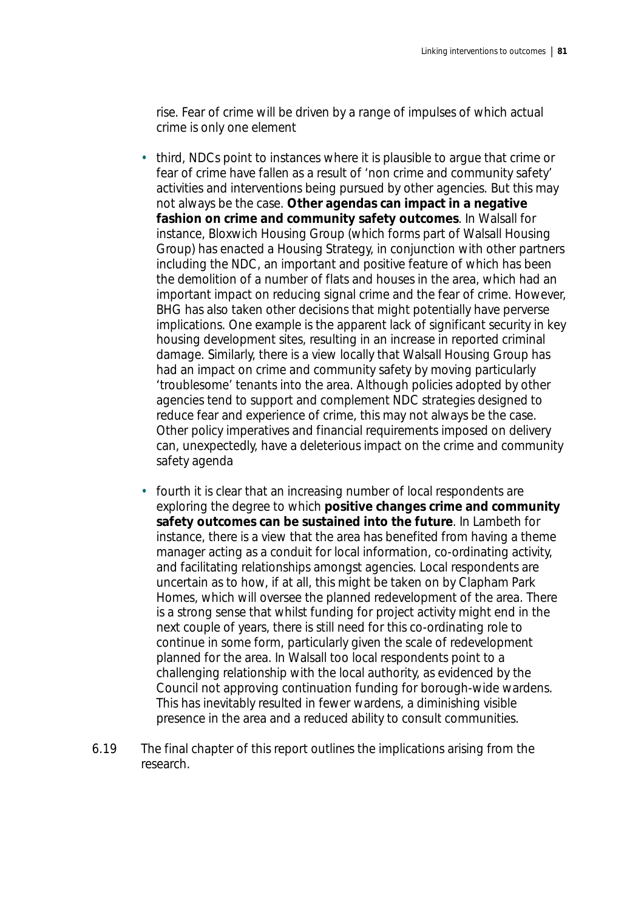rise. Fear of crime will be driven by a range of impulses of which actual crime is only one element

- third, NDCs point to instances where it is plausible to argue that crime or fear of crime have fallen as a result of 'non crime and community safety' activities and interventions being pursued by other agencies. But this may not always be the case. **Other agendas can impact in a negative fashion on crime and community safety outcomes**. In Walsall for instance, Bloxwich Housing Group (which forms part of Walsall Housing Group) has enacted a Housing Strategy, in conjunction with other partners including the NDC, an important and positive feature of which has been the demolition of a number of flats and houses in the area, which had an important impact on reducing signal crime and the fear of crime. However, BHG has also taken other decisions that might potentially have perverse implications. One example is the apparent lack of significant security in key housing development sites, resulting in an increase in reported criminal damage. Similarly, there is a view locally that Walsall Housing Group has had an impact on crime and community safety by moving particularly 'troublesome' tenants into the area. Although policies adopted by other agencies tend to support and complement NDC strategies designed to reduce fear and experience of crime, this may not always be the case. Other policy imperatives and financial requirements imposed on delivery can, unexpectedly, have a deleterious impact on the crime and community safety agenda
- fourth it is clear that an increasing number of local respondents are exploring the degree to which **positive changes crime and community safety outcomes can be sustained into the future**. In Lambeth for instance, there is a view that the area has benefited from having a theme manager acting as a conduit for local information, co-ordinating activity, and facilitating relationships amongst agencies. Local respondents are uncertain as to how, if at all, this might be taken on by Clapham Park Homes, which will oversee the planned redevelopment of the area. There is a strong sense that whilst funding for project activity might end in the next couple of years, there is still need for this co-ordinating role to continue in some form, particularly given the scale of redevelopment planned for the area. In Walsall too local respondents point to a challenging relationship with the local authority, as evidenced by the Council not approving continuation funding for borough-wide wardens. This has inevitably resulted in fewer wardens, a diminishing visible presence in the area and a reduced ability to consult communities.

6.19 The final chapter of this report outlines the implications arising from the research.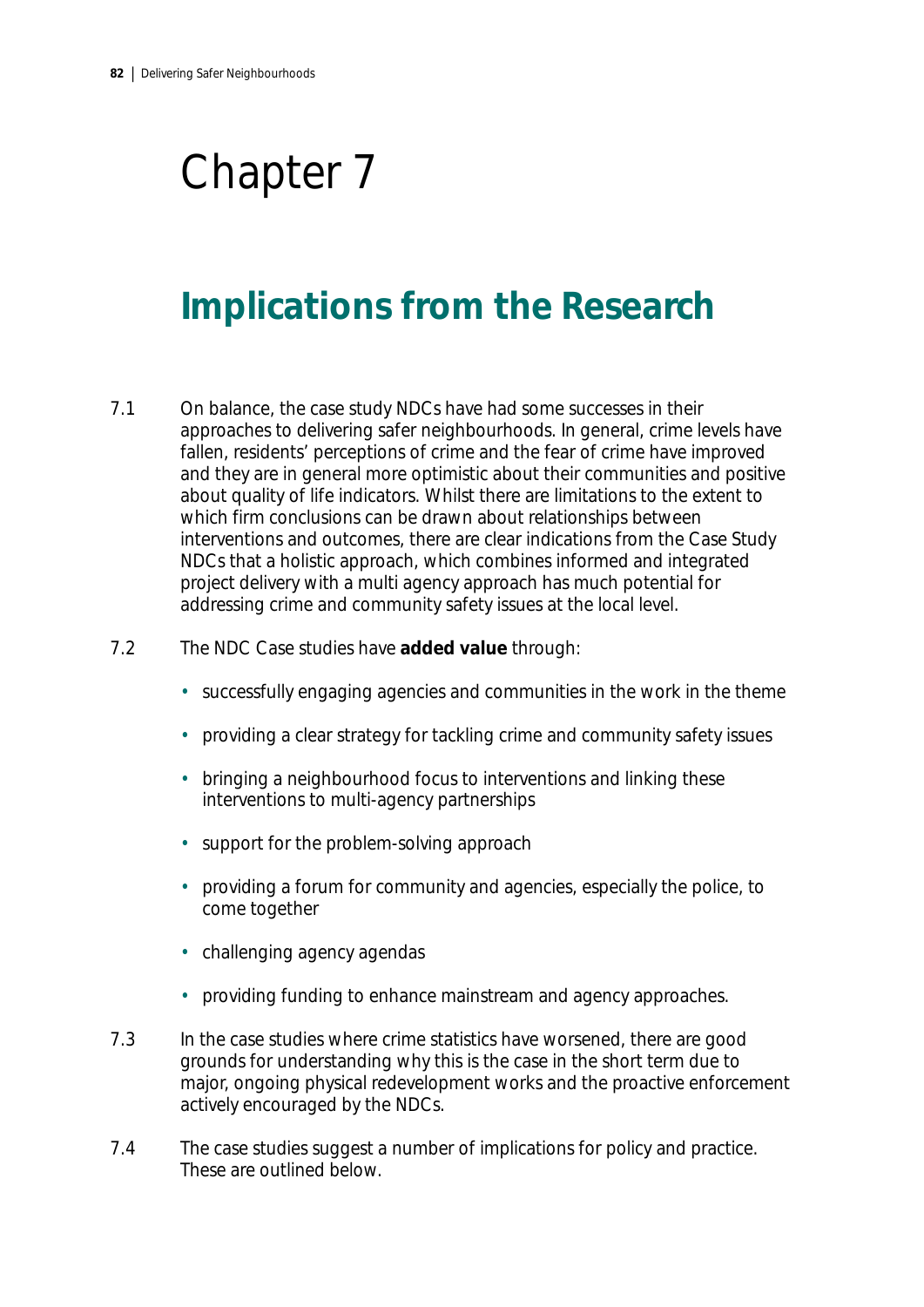# Chapter 7

## Implications from the Research

7.1 On balance, the case study NDCs have had some successes in their approaches to delivering safer neighbourhoods. In general, crime levels have fallen, residents' perceptions of crime and the fear of crime have improved and they are in general more optimistic about their communities and positive about quality of life indicators. Whilst there are limitations to the extent to which firm conclusions can be drawn about relationships between interventions and outcomes, there are clear indications from the Case Study NDCs that a holistic approach, which combines informed and integrated project delivery with a multi agency approach has much potential for addressing crime and community safety issues at the local level.

7.2 The NDC Case studies have **added value** through:

- successfully engaging agencies and communities in the work in the theme
- providing a clear strategy for tackling crime and community safety issues
- bringing a neighbourhood focus to interventions and linking these interventions to multi-agency partnerships
- support for the problem-solving approach
- providing a forum for community and agencies, especially the police, to come together
- challenging agency agendas
- providing funding to enhance mainstream and agency approaches.

7.3 In the case studies where crime statistics have worsened, there are good grounds for understanding why this is the case in the short term due to major, ongoing physical redevelopment works and the proactive enforcement actively encouraged by the NDCs.

7.4 The case studies suggest a number of implications for policy and practice. These are outlined below.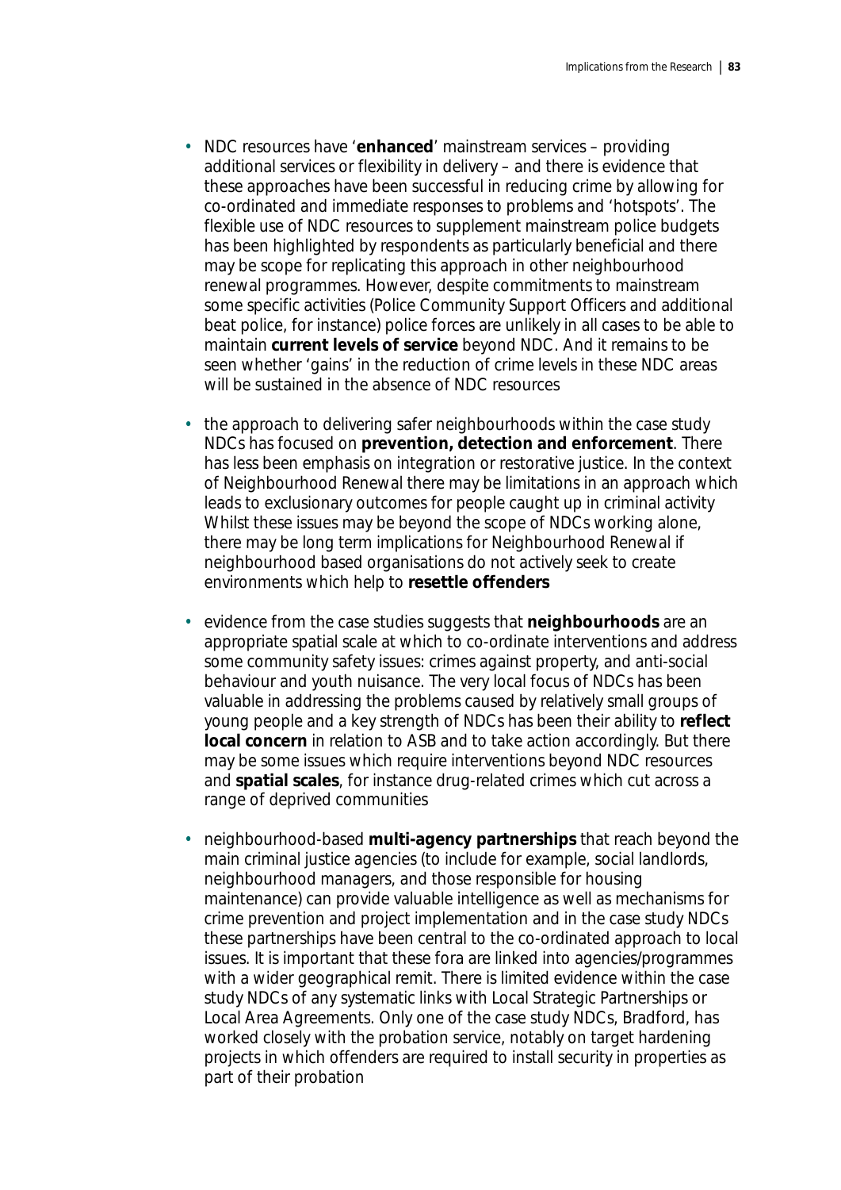- NDC resources have '**enhanced**' mainstream services – providing additional services or flexibility in delivery – and there is evidence that these approaches have been successful in reducing crime by allowing for co-ordinated and immediate responses to problems and 'hotspots'. The flexible use of NDC resources to supplement mainstream police budgets has been highlighted by respondents as particularly beneficial and there may be scope for replicating this approach in other neighbourhood renewal programmes. However, despite commitments to mainstream some specific activities (Police Community Support Officers and additional beat police, for instance) police forces are unlikely in all cases to be able to maintain **current levels of service** beyond NDC. And it remains to be seen whether 'gains' in the reduction of crime levels in these NDC areas will be sustained in the absence of NDC resources

- the approach to delivering safer neighbourhoods within the case study NDCs has focused on **prevention, detection and enforcement**. There has less been emphasis on integration or restorative justice. In the context of Neighbourhood Renewal there may be limitations in an approach which leads to exclusionary outcomes for people caught up in criminal activity Whilst these issues may be beyond the scope of NDCs working alone, there may be long term implications for Neighbourhood Renewal if neighbourhood based organisations do not actively seek to create environments which help to **resettle offenders**

- evidence from the case studies suggests that **neighbourhoods** are an appropriate spatial scale at which to co-ordinate interventions and address some community safety issues: crimes against property, and anti-social behaviour and youth nuisance. The very local focus of NDCs has been valuable in addressing the problems caused by relatively small groups of young people and a key strength of NDCs has been their ability to **reflect local concern** in relation to ASB and to take action accordingly. But there may be some issues which require interventions beyond NDC resources and **spatial scales**, for instance drug-related crimes which cut across a range of deprived communities

- neighbourhood-based **multi-agency partnerships** that reach beyond the main criminal justice agencies (to include for example, social landlords, neighbourhood managers, and those responsible for housing maintenance) can provide valuable intelligence as well as mechanisms for crime prevention and project implementation and in the case study NDCs these partnerships have been central to the co-ordinated approach to local issues. It is important that these fora are linked into agencies/programmes with a wider geographical remit. There is limited evidence within the case study NDCs of any systematic links with Local Strategic Partnerships or Local Area Agreements. Only one of the case study NDCs, Bradford, has worked closely with the probation service, notably on target hardening projects in which offenders are required to install security in properties as part of their probation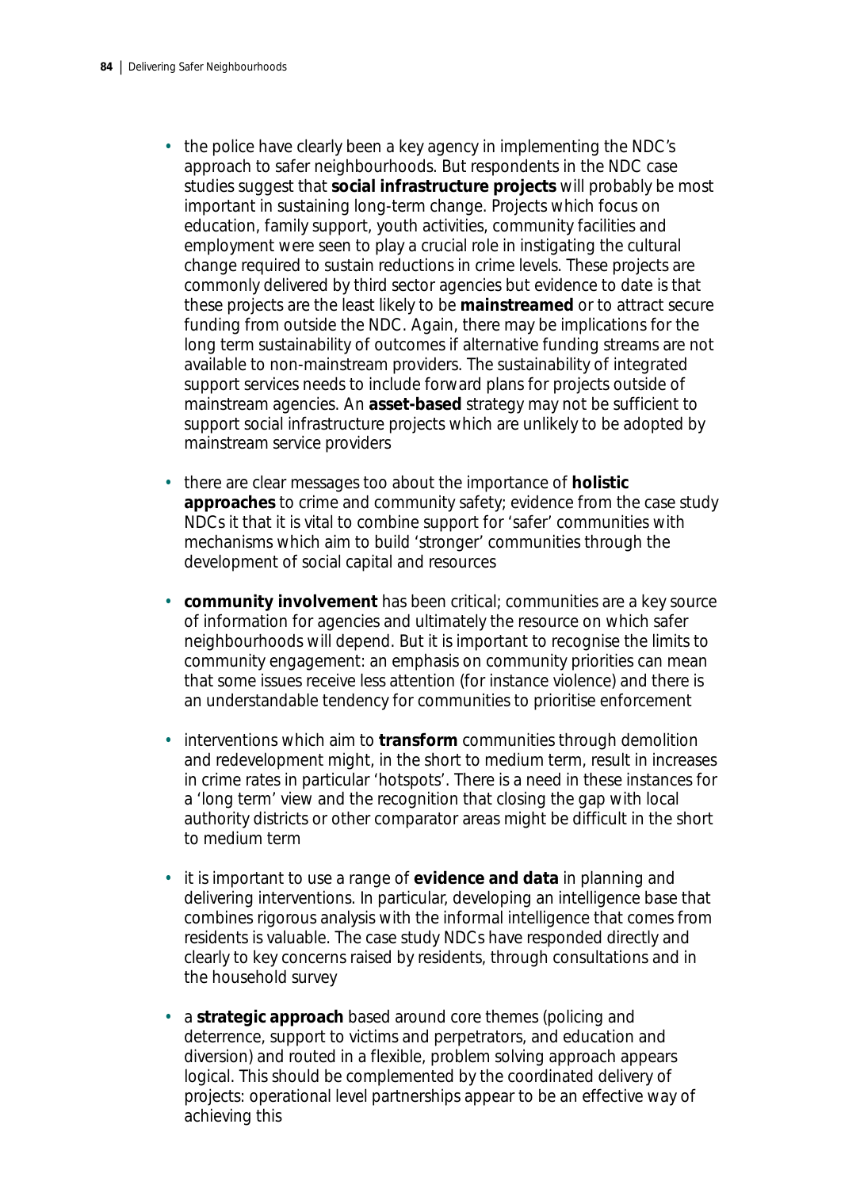- the police have clearly been a key agency in implementing the NDC's approach to safer neighbourhoods. But respondents in the NDC case studies suggest that **social infrastructure projects** will probably be most important in sustaining long-term change. Projects which focus on education, family support, youth activities, community facilities and employment were seen to play a crucial role in instigating the cultural change required to sustain reductions in crime levels. These projects are commonly delivered by third sector agencies but evidence to date is that these projects are the least likely to be **mainstreamed** or to attract secure funding from outside the NDC. Again, there may be implications for the long term sustainability of outcomes if alternative funding streams are not available to non-mainstream providers. The sustainability of integrated support services needs to include forward plans for projects outside of mainstream agencies. An **asset-based** strategy may not be sufficient to support social infrastructure projects which are unlikely to be adopted by mainstream service providers

- there are clear messages too about the importance of **holistic approaches** to crime and community safety; evidence from the case study NDCs it that it is vital to combine support for 'safer' communities with mechanisms which aim to build 'stronger' communities through the development of social capital and resources

- **community involvement** has been critical; communities are a key source of information for agencies and ultimately the resource on which safer neighbourhoods will depend. But it is important to recognise the limits to community engagement: an emphasis on community priorities can mean that some issues receive less attention (for instance violence) and there is an understandable tendency for communities to prioritise enforcement

- interventions which aim to **transform** communities through demolition and redevelopment might, in the short to medium term, result in increases in crime rates in particular 'hotspots'. There is a need in these instances for a 'long term' view and the recognition that closing the gap with local authority districts or other comparator areas might be difficult in the short to medium term

- it is important to use a range of **evidence and data** in planning and delivering interventions. In particular, developing an intelligence base that combines rigorous analysis with the informal intelligence that comes from residents is valuable. The case study NDCs have responded directly and clearly to key concerns raised by residents, through consultations and in the household survey

- a **strategic approach** based around core themes (policing and deterrence, support to victims and perpetrators, and education and diversion) and routed in a flexible, problem solving approach appears logical. This should be complemented by the coordinated delivery of projects: operational level partnerships appear to be an effective way of achieving this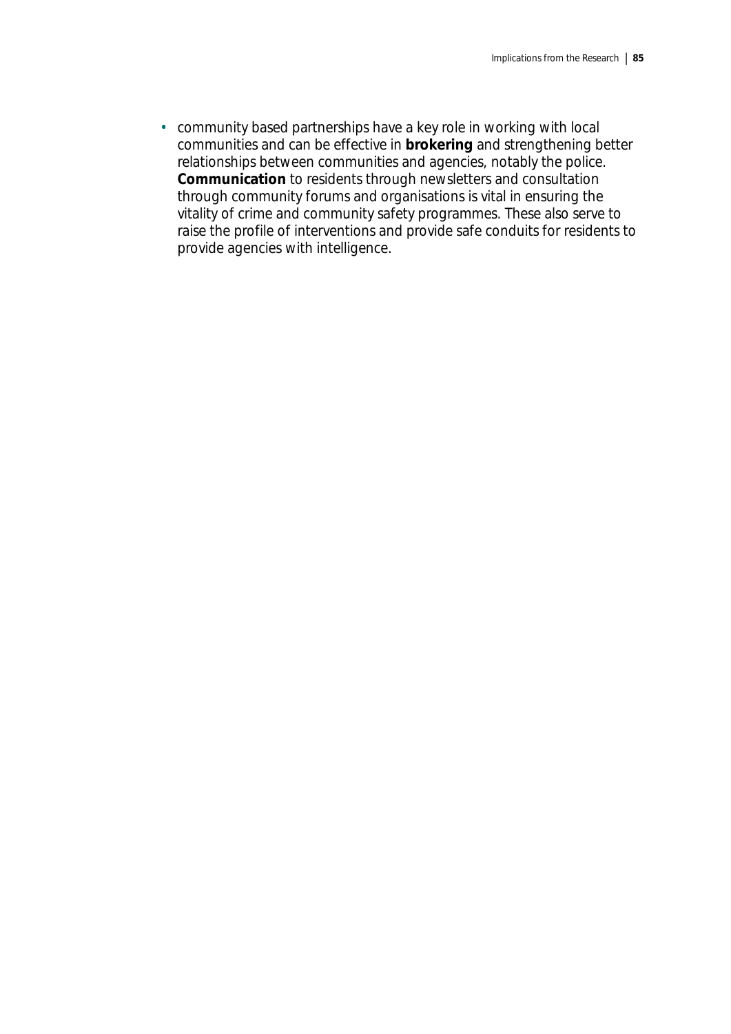- community based partnerships have a key role in working with local communities and can be effective in **brokering** and strengthening better relationships between communities and agencies, notably the police. **Communication** to residents through newsletters and consultation through community forums and organisations is vital in ensuring the vitality of crime and community safety programmes. These also serve to raise the profile of interventions and provide safe conduits for residents to provide agencies with intelligence.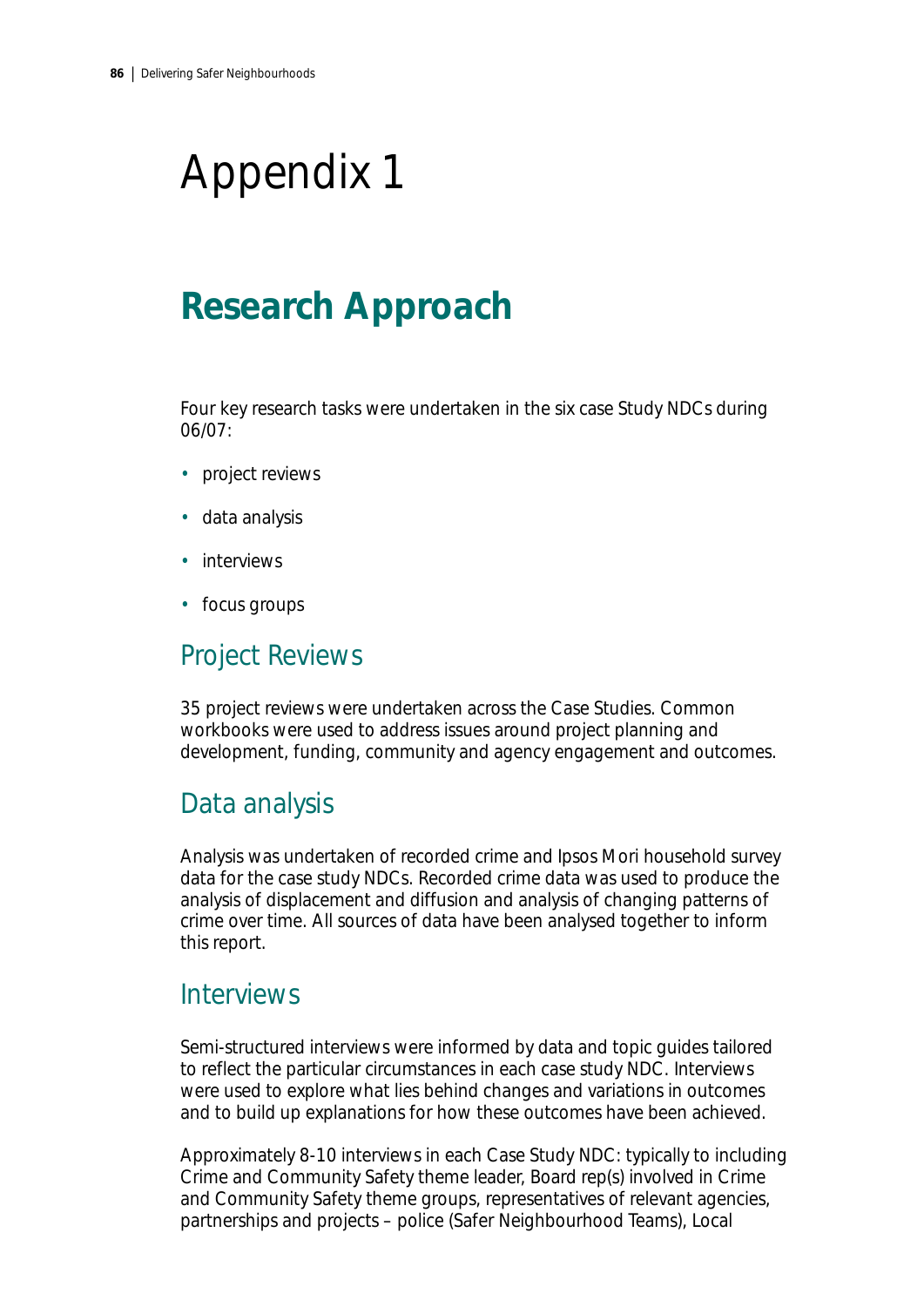# Appendix 1

## Research Approach

Four key research tasks were undertaken in the six case Study NDCs during 06/07:

- project reviews
- data analysis
- interviews
- focus groups

### Project Reviews

35 project reviews were undertaken across the Case Studies. Common workbooks were used to address issues around project planning and development, funding, community and agency engagement and outcomes.

### Data analysis

Analysis was undertaken of recorded crime and Ipsos Mori household survey data for the case study NDCs. Recorded crime data was used to produce the analysis of displacement and diffusion and analysis of changing patterns of crime over time. All sources of data have been analysed together to inform this report.

### Interviews

Semi-structured interviews were informed by data and topic guides tailored to reflect the particular circumstances in each case study NDC. Interviews were used to explore what lies behind changes and variations in outcomes and to build up explanations for how these outcomes have been achieved.

Approximately 8-10 interviews in each Case Study NDC: typically to including Crime and Community Safety theme leader, Board rep(s) involved in Crime and Community Safety theme groups, representatives of relevant agencies, partnerships and projects – police (Safer Neighbourhood Teams), Local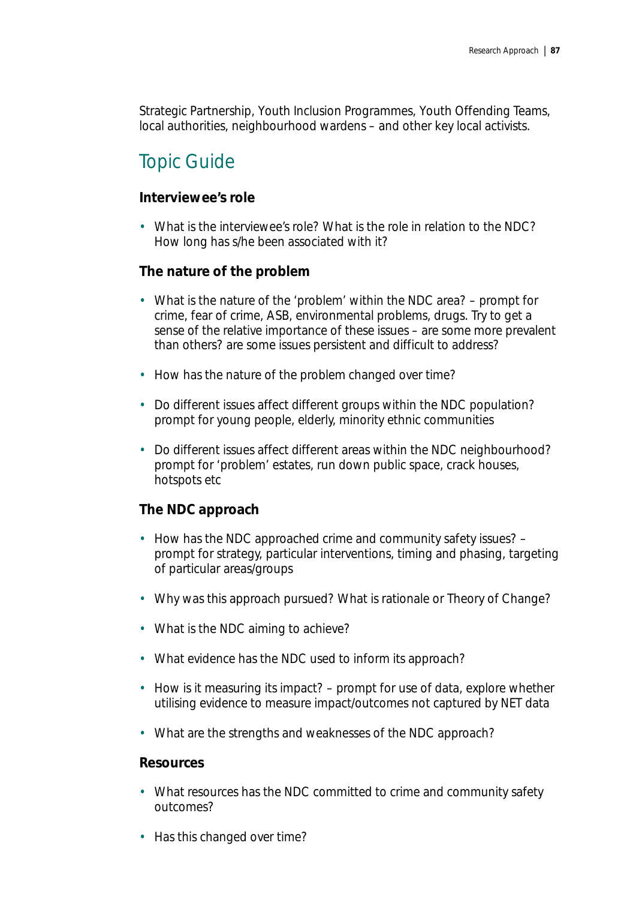Strategic Partnership, Youth Inclusion Programmes, Youth Offending Teams, local authorities, neighbourhood wardens – and other key local activists.

## Topic Guide

### Interviewee's role

- What is the interviewee's role? What is the role in relation to the NDC? How long has s/he been associated with it?

### The nature of the problem

- What is the nature of the 'problem' within the NDC area? – prompt for crime, fear of crime, ASB, environmental problems, drugs. Try to get a sense of the relative importance of these issues – are some more prevalent than others? are some issues persistent and difficult to address?
- How has the nature of the problem changed over time?
- Do different issues affect different groups within the NDC population? prompt for young people, elderly, minority ethnic communities
- Do different issues affect different areas within the NDC neighbourhood? prompt for 'problem' estates, run down public space, crack houses, hotspots etc

### The NDC approach

- How has the NDC approached crime and community safety issues? – prompt for strategy, particular interventions, timing and phasing, targeting of particular areas/groups
- Why was this approach pursued? What is rationale or Theory of Change?
- What is the NDC aiming to achieve?
- What evidence has the NDC used to inform its approach?
- How is it measuring its impact? – prompt for use of data, explore whether utilising evidence to measure impact/outcomes not captured by NET data
- What are the strengths and weaknesses of the NDC approach?

### Resources

- What resources has the NDC committed to crime and community safety outcomes?
- Has this changed over time?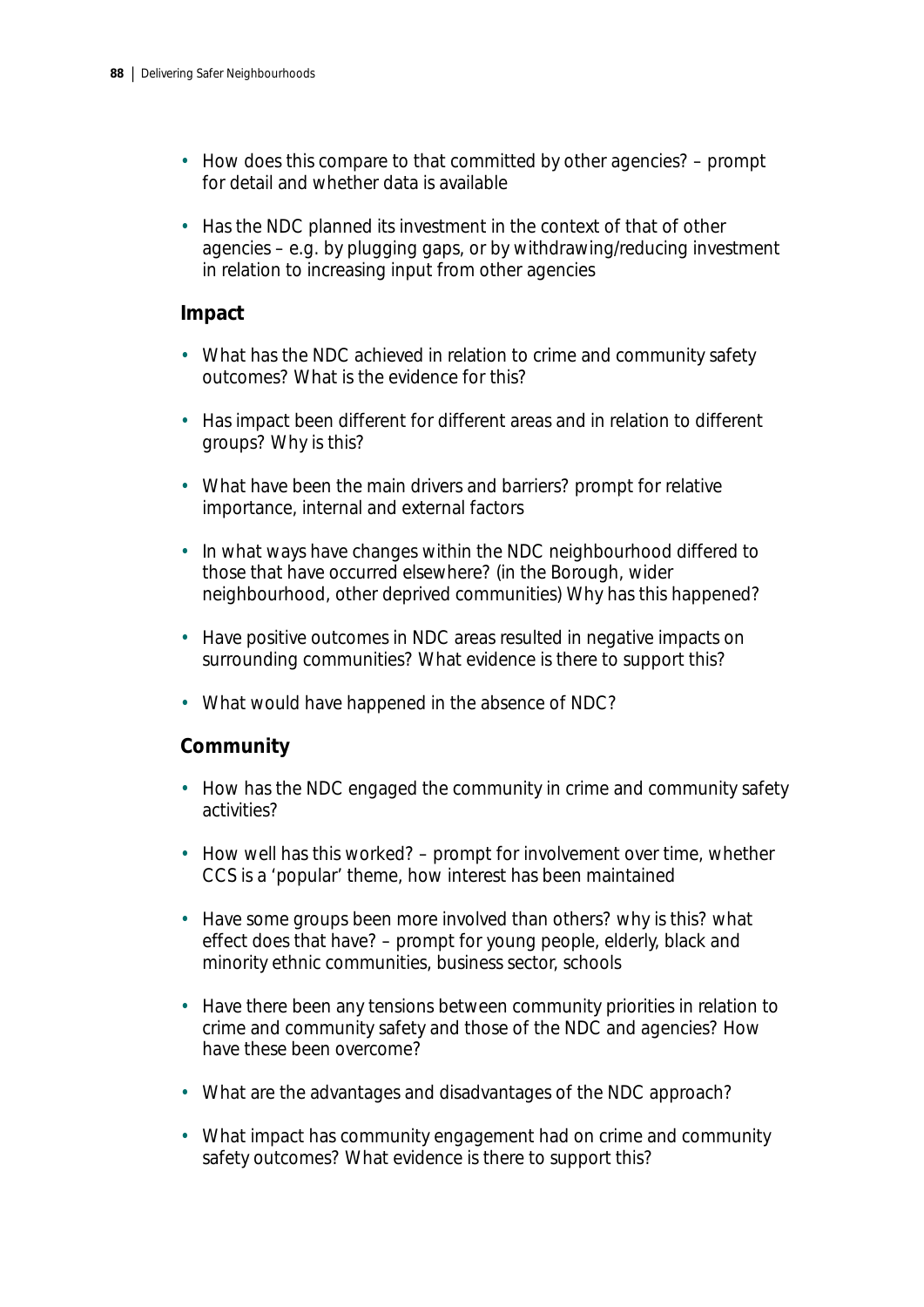- How does this compare to that committed by other agencies? – prompt for detail and whether data is available
- Has the NDC planned its investment in the context of that of other agencies – e.g. by plugging gaps, or by withdrawing/reducing investment in relation to increasing input from other agencies

### Impact

- What has the NDC achieved in relation to crime and community safety outcomes? What is the evidence for this?
- Has impact been different for different areas and in relation to different groups? Why is this?
- What have been the main drivers and barriers? prompt for relative importance, internal and external factors
- In what ways have changes within the NDC neighbourhood differed to those that have occurred elsewhere? (in the Borough, wider neighbourhood, other deprived communities) Why has this happened?
- Have positive outcomes in NDC areas resulted in negative impacts on surrounding communities? What evidence is there to support this?
- What would have happened in the absence of NDC?

### Community

- How has the NDC engaged the community in crime and community safety activities?
- How well has this worked? – prompt for involvement over time, whether CCS is a 'popular' theme, how interest has been maintained
- Have some groups been more involved than others? why is this? what effect does that have? – prompt for young people, elderly, black and minority ethnic communities, business sector, schools
- Have there been any tensions between community priorities in relation to crime and community safety and those of the NDC and agencies? How have these been overcome?
- What are the advantages and disadvantages of the NDC approach?
- What impact has community engagement had on crime and community safety outcomes? What evidence is there to support this?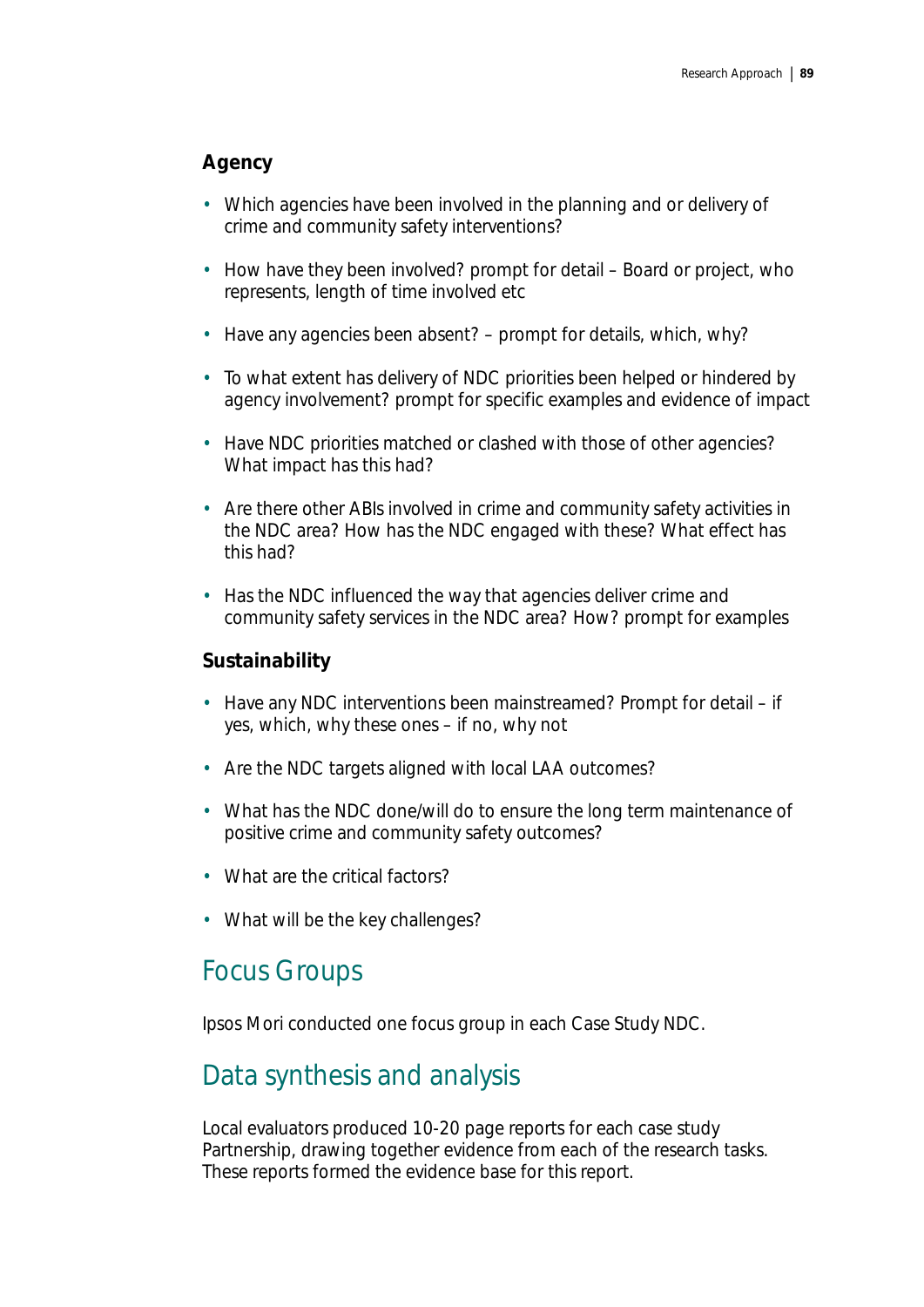### Agency

- Which agencies have been involved in the planning and or delivery of crime and community safety interventions?
- How have they been involved? prompt for detail – Board or project, who represents, length of time involved etc
- Have any agencies been absent? – prompt for details, which, why?
- To what extent has delivery of NDC priorities been helped or hindered by agency involvement? prompt for specific examples and evidence of impact
- Have NDC priorities matched or clashed with those of other agencies? What impact has this had?
- Are there other ABIs involved in crime and community safety activities in the NDC area? How has the NDC engaged with these? What effect has this had?
- Has the NDC influenced the way that agencies deliver crime and community safety services in the NDC area? How? prompt for examples

### Sustainability

- Have any NDC interventions been mainstreamed? Prompt for detail – if yes, which, why these ones – if no, why not
- Are the NDC targets aligned with local LAA outcomes?
- What has the NDC done/will do to ensure the long term maintenance of positive crime and community safety outcomes?
- What are the critical factors?
- What will be the key challenges?

## Focus Groups

Ipsos Mori conducted one focus group in each Case Study NDC.

## Data synthesis and analysis

Local evaluators produced 10-20 page reports for each case study Partnership, drawing together evidence from each of the research tasks. These reports formed the evidence base for this report.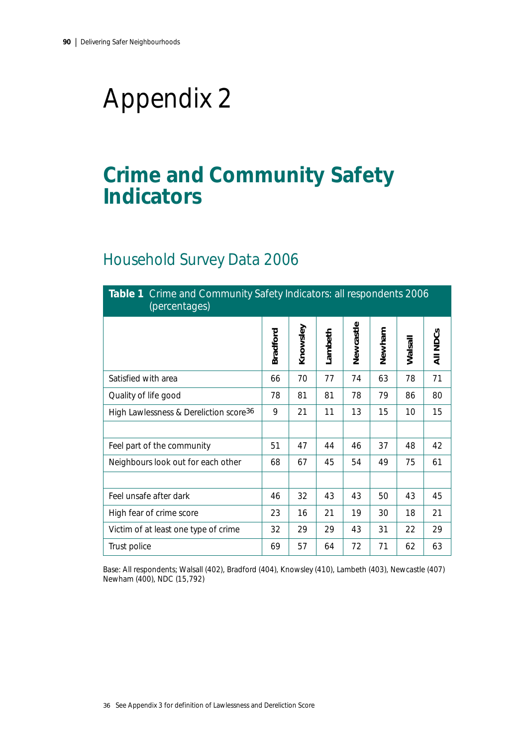# Appendix 2

## Crime and Community Safety Indicators

### Household Survey Data 2006

**Table 1** Crime and Community Safety Indicators: all respondents 2006 (percentages)

| | Bradford | Knowsley | Lambeth | Newcastle | Newham | Walsall | All NDCs |
|---|---|---|---|---|---|---|---|
| Satisfied with area | 66 | 70 | 77 | 74 | 63 | 78 | 71 |
| Quality of life good | 78 | 81 | 81 | 78 | 79 | 86 | 80 |
| High Lawlessness & Dereliction score[36] | 9 | 21 | 11 | 13 | 15 | 10 | 15 |
| | | | | | | | |
| Feel part of the community | 51 | 47 | 44 | 46 | 37 | 48 | 42 |
| Neighbours look out for each other | 68 | 67 | 45 | 54 | 49 | 75 | 61 |
| | | | | | | | |
| Feel unsafe after dark | 46 | 32 | 43 | 43 | 50 | 43 | 45 |
| High fear of crime score | 23 | 16 | 21 | 19 | 30 | 18 | 21 |
| Victim of at least one type of crime | 32 | 29 | 29 | 43 | 31 | 22 | 29 |
| Trust police | 69 | 57 | 64 | 72 | 71 | 62 | 63 |

Base: All respondents; Walsall (402), Bradford (404), Knowsley (410), Lambeth (403), Newcastle (407) Newham (400), NDC (15,792)

36 See Appendix 3 for definition of Lawlessness and Dereliction Score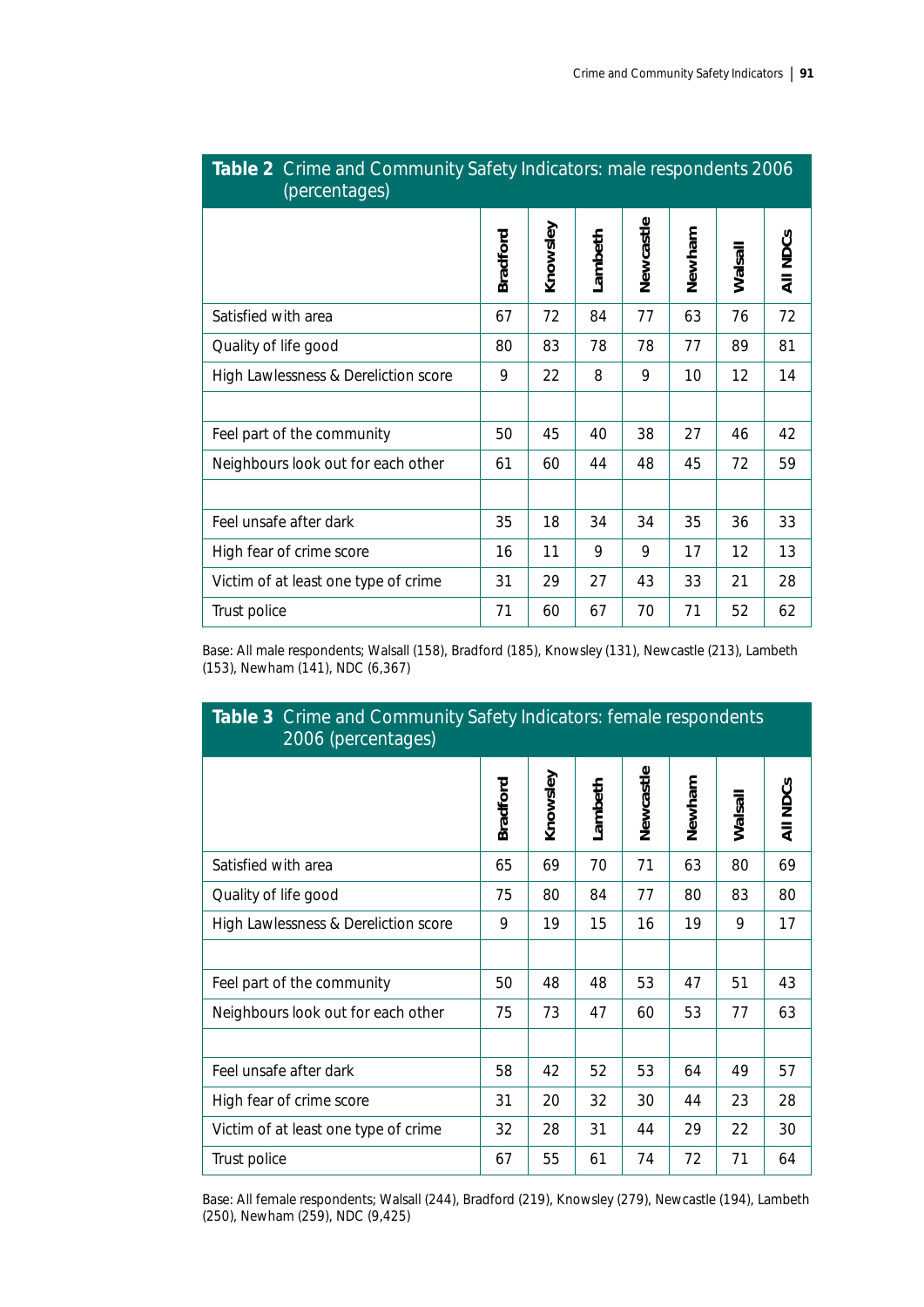**Table 2** Crime and Community Safety Indicators: male respondents 2006 (percentages)

| | Bradford | Knowsley | Lambeth | Newcastle | Newham | Walsall | All NDCs |
|---|---|---|---|---|---|---|---|
| Satisfied with area | 67 | 72 | 84 | 77 | 63 | 76 | 72 |
| Quality of life good | 80 | 83 | 78 | 78 | 77 | 89 | 81 |
| High Lawlessness & Dereliction score | 9 | 22 | 8 | 9 | 10 | 12 | 14 |
| | | | | | | | |
| Feel part of the community | 50 | 45 | 40 | 38 | 27 | 46 | 42 |
| Neighbours look out for each other | 61 | 60 | 44 | 48 | 45 | 72 | 59 |
| | | | | | | | |
| Feel unsafe after dark | 35 | 18 | 34 | 34 | 35 | 36 | 33 |
| High fear of crime score | 16 | 11 | 9 | 9 | 17 | 12 | 13 |
| Victim of at least one type of crime | 31 | 29 | 27 | 43 | 33 | 21 | 28 |
| Trust police | 71 | 60 | 67 | 70 | 71 | 52 | 62 |

Base: All male respondents; Walsall (158), Bradford (185), Knowsley (131), Newcastle (213), Lambeth (153), Newham (141), NDC (6,367)

**Table 3** Crime and Community Safety Indicators: female respondents 2006 (percentages)

| | Bradford | Knowsley | Lambeth | Newcastle | Newham | Walsall | All NDCs |
|---|---|---|---|---|---|---|---|
| Satisfied with area | 65 | 69 | 70 | 71 | 63 | 80 | 69 |
| Quality of life good | 75 | 80 | 84 | 77 | 80 | 83 | 80 |
| High Lawlessness & Dereliction score | 9 | 19 | 15 | 16 | 19 | 9 | 17 |
| | | | | | | | |
| Feel part of the community | 50 | 48 | 48 | 53 | 47 | 51 | 43 |
| Neighbours look out for each other | 75 | 73 | 47 | 60 | 53 | 77 | 63 |
| | | | | | | | |
| Feel unsafe after dark | 58 | 42 | 52 | 53 | 64 | 49 | 57 |
| High fear of crime score | 31 | 20 | 32 | 30 | 44 | 23 | 28 |
| Victim of at least one type of crime | 32 | 28 | 31 | 44 | 29 | 22 | 30 |
| Trust police | 67 | 55 | 61 | 74 | 72 | 71 | 64 |

Base: All female respondents; Walsall (244), Bradford (219), Knowsley (279), Newcastle (194), Lambeth (250), Newham (259), NDC (9,425)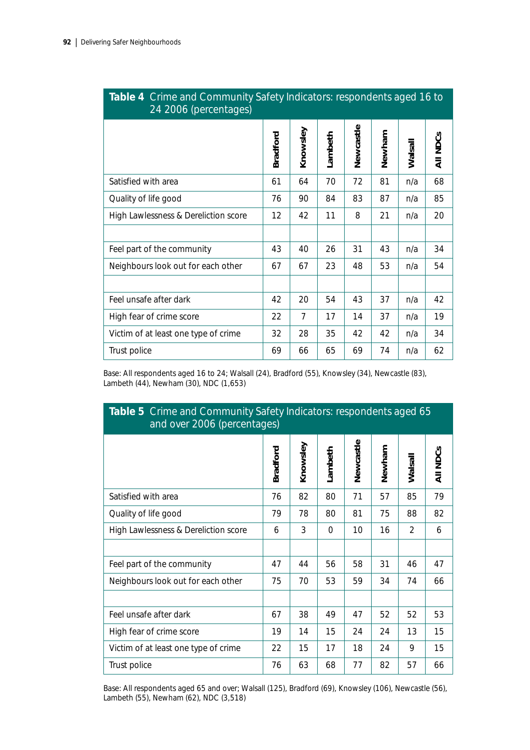**Table 4** Crime and Community Safety Indicators: respondents aged 16 to 24 2006 (percentages)

| | Bradford | Knowsley | Lambeth | Newcastle | Newham | Walsall | All NDCs |
|---|---|---|---|---|---|---|---|
| Satisfied with area | 61 | 64 | 70 | 72 | 81 | n/a | 68 |
| Quality of life good | 76 | 90 | 84 | 83 | 87 | n/a | 85 |
| High Lawlessness & Dereliction score | 12 | 42 | 11 | 8 | 21 | n/a | 20 |
| | | | | | | | |
| Feel part of the community | 43 | 40 | 26 | 31 | 43 | n/a | 34 |
| Neighbours look out for each other | 67 | 67 | 23 | 48 | 53 | n/a | 54 |
| | | | | | | | |
| Feel unsafe after dark | 42 | 20 | 54 | 43 | 37 | n/a | 42 |
| High fear of crime score | 22 | 7 | 17 | 14 | 37 | n/a | 19 |
| Victim of at least one type of crime | 32 | 28 | 35 | 42 | 42 | n/a | 34 |
| Trust police | 69 | 66 | 65 | 69 | 74 | n/a | 62 |

Base: All respondents aged 16 to 24; Walsall (24), Bradford (55), Knowsley (34), Newcastle (83), Lambeth (44), Newham (30), NDC (1,653)

**Table 5** Crime and Community Safety Indicators: respondents aged 65 and over 2006 (percentages)

| | Bradford | Knowsley | Lambeth | Newcastle | Newham | Walsall | All NDCs |
|---|---|---|---|---|---|---|---|
| Satisfied with area | 76 | 82 | 80 | 71 | 57 | 85 | 79 |
| Quality of life good | 79 | 78 | 80 | 81 | 75 | 88 | 82 |
| High Lawlessness & Dereliction score | 6 | 3 | 0 | 10 | 16 | 2 | 6 |
| | | | | | | | |
| Feel part of the community | 47 | 44 | 56 | 58 | 31 | 46 | 47 |
| Neighbours look out for each other | 75 | 70 | 53 | 59 | 34 | 74 | 66 |
| | | | | | | | |
| Feel unsafe after dark | 67 | 38 | 49 | 47 | 52 | 52 | 53 |
| High fear of crime score | 19 | 14 | 15 | 24 | 24 | 13 | 15 |
| Victim of at least one type of crime | 22 | 15 | 17 | 18 | 24 | 9 | 15 |
| Trust police | 76 | 63 | 68 | 77 | 82 | 57 | 66 |

Base: All respondents aged 65 and over; Walsall (125), Bradford (69), Knowsley (106), Newcastle (56), Lambeth (55), Newham (62), NDC (3,518)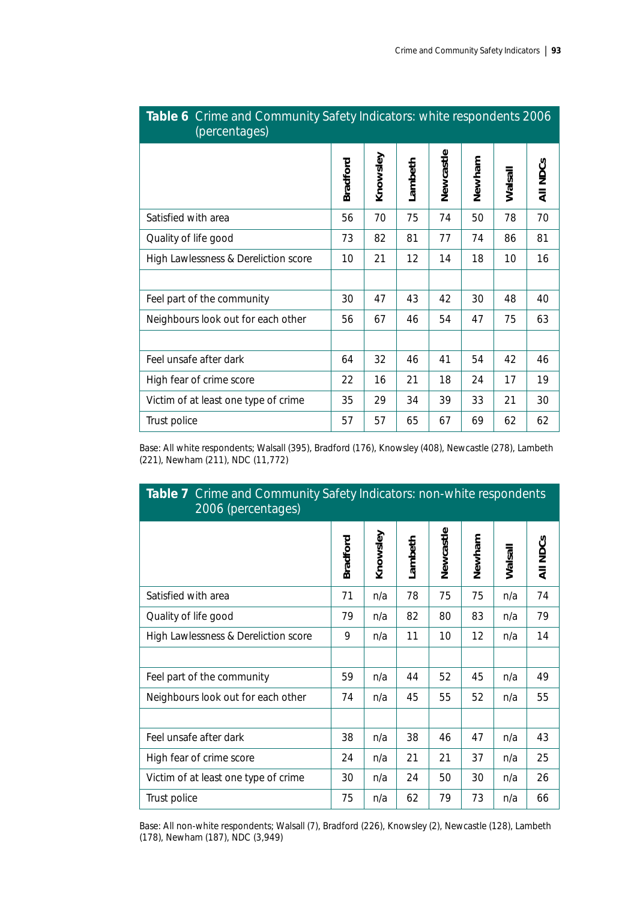**Table 6** Crime and Community Safety Indicators: white respondents 2006 (percentages)

| | Bradford | Knowsley | Lambeth | Newcastle | Newham | Walsall | All NDCs |
|---|---|---|---|---|---|---|---|
| Satisfied with area | 56 | 70 | 75 | 74 | 50 | 78 | 70 |
| Quality of life good | 73 | 82 | 81 | 77 | 74 | 86 | 81 |
| High Lawlessness & Dereliction score | 10 | 21 | 12 | 14 | 18 | 10 | 16 |
| | | | | | | | |
| Feel part of the community | 30 | 47 | 43 | 42 | 30 | 48 | 40 |
| Neighbours look out for each other | 56 | 67 | 46 | 54 | 47 | 75 | 63 |
| | | | | | | | |
| Feel unsafe after dark | 64 | 32 | 46 | 41 | 54 | 42 | 46 |
| High fear of crime score | 22 | 16 | 21 | 18 | 24 | 17 | 19 |
| Victim of at least one type of crime | 35 | 29 | 34 | 39 | 33 | 21 | 30 |
| Trust police | 57 | 57 | 65 | 67 | 69 | 62 | 62 |

Base: All white respondents; Walsall (395), Bradford (176), Knowsley (408), Newcastle (278), Lambeth (221), Newham (211), NDC (11,772)

**Table 7** Crime and Community Safety Indicators: non-white respondents 2006 (percentages)

| | Bradford | Knowsley | Lambeth | Newcastle | Newham | Walsall | All NDCs |
|---|---|---|---|---|---|---|---|
| Satisfied with area | 71 | n/a | 78 | 75 | 75 | n/a | 74 |
| Quality of life good | 79 | n/a | 82 | 80 | 83 | n/a | 79 |
| High Lawlessness & Dereliction score | 9 | n/a | 11 | 10 | 12 | n/a | 14 |
| | | | | | | | |
| Feel part of the community | 59 | n/a | 44 | 52 | 45 | n/a | 49 |
| Neighbours look out for each other | 74 | n/a | 45 | 55 | 52 | n/a | 55 |
| | | | | | | | |
| Feel unsafe after dark | 38 | n/a | 38 | 46 | 47 | n/a | 43 |
| High fear of crime score | 24 | n/a | 21 | 21 | 37 | n/a | 25 |
| Victim of at least one type of crime | 30 | n/a | 24 | 50 | 30 | n/a | 26 |
| Trust police | 75 | n/a | 62 | 79 | 73 | n/a | 66 |

Base: All non-white respondents; Walsall (7), Bradford (226), Knowsley (2), Newcastle (128), Lambeth (178), Newham (187), NDC (3,949)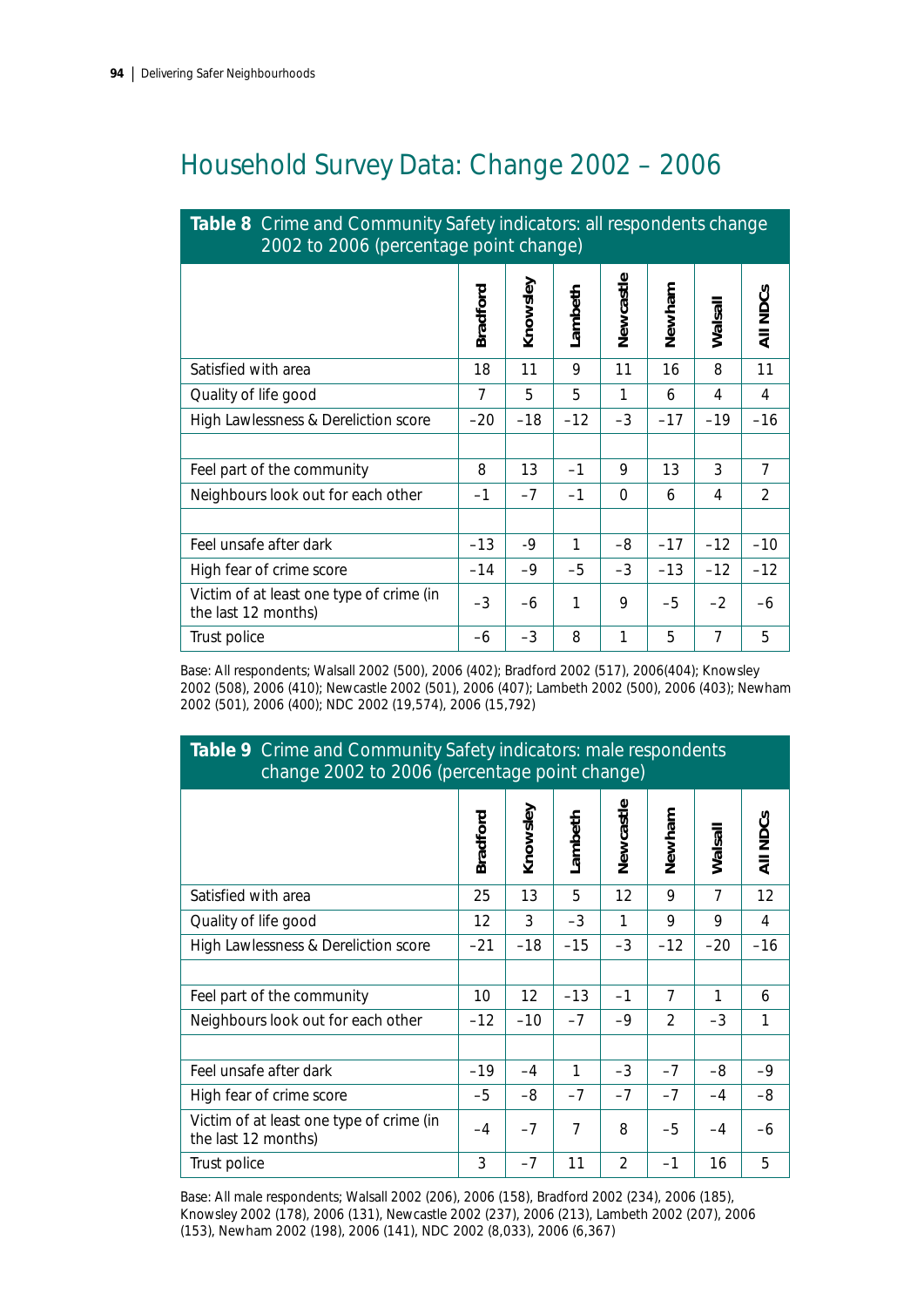# Household Survey Data: Change 2002 – 2006

**Table 8** Crime and Community Safety indicators: all respondents change 2002 to 2006 (percentage point change)

| | Bradford | Knowsley | Lambeth | Newcastle | Newham | Walsall | All NDCs |
|---|---|---|---|---|---|---|---|
| Satisfied with area | 18 | 11 | 9 | 11 | 16 | 8 | 11 |
| Quality of life good | 7 | 5 | 5 | 1 | 6 | 4 | 4 |
| High Lawlessness & Dereliction score | –20 | –18 | –12 | –3 | –17 | –19 | –16 |
| | | | | | | | |
| Feel part of the community | 8 | 13 | –1 | 9 | 13 | 3 | 7 |
| Neighbours look out for each other | –1 | –7 | –1 | 0 | 6 | 4 | 2 |
| | | | | | | | |
| Feel unsafe after dark | –13 | -9 | 1 | –8 | –17 | –12 | –10 |
| High fear of crime score | –14 | –9 | –5 | –3 | –13 | –12 | –12 |
| Victim of at least one type of crime (in the last 12 months) | –3 | –6 | 1 | 9 | –5 | –2 | –6 |
| Trust police | –6 | –3 | 8 | 1 | 5 | 7 | 5 |

Base: All respondents; Walsall 2002 (500), 2006 (402); Bradford 2002 (517), 2006(404); Knowsley 2002 (508), 2006 (410); Newcastle 2002 (501), 2006 (407); Lambeth 2002 (500), 2006 (403); Newham 2002 (501), 2006 (400); NDC 2002 (19,574), 2006 (15,792)

**Table 9** Crime and Community Safety indicators: male respondents change 2002 to 2006 (percentage point change)

| | Bradford | Knowsley | Lambeth | Newcastle | Newham | Walsall | All NDCs |
|---|---|---|---|---|---|---|---|
| Satisfied with area | 25 | 13 | 5 | 12 | 9 | 7 | 12 |
| Quality of life good | 12 | 3 | –3 | 1 | 9 | 9 | 4 |
| High Lawlessness & Dereliction score | –21 | –18 | –15 | –3 | –12 | –20 | –16 |
| | | | | | | | |
| Feel part of the community | 10 | 12 | –13 | –1 | 7 | 1 | 6 |
| Neighbours look out for each other | –12 | –10 | –7 | –9 | 2 | –3 | 1 |
| | | | | | | | |
| Feel unsafe after dark | –19 | –4 | 1 | –3 | –7 | –8 | –9 |
| High fear of crime score | –5 | –8 | –7 | –7 | –7 | –4 | –8 |
| Victim of at least one type of crime (in the last 12 months) | –4 | –7 | 7 | 8 | –5 | –4 | –6 |
| Trust police | 3 | –7 | 11 | 2 | –1 | 16 | 5 |

Base: All male respondents; Walsall 2002 (206), 2006 (158), Bradford 2002 (234), 2006 (185), Knowsley 2002 (178), 2006 (131), Newcastle 2002 (237), 2006 (213), Lambeth 2002 (207), 2006 (153), Newham 2002 (198), 2006 (141), NDC 2002 (8,033), 2006 (6,367)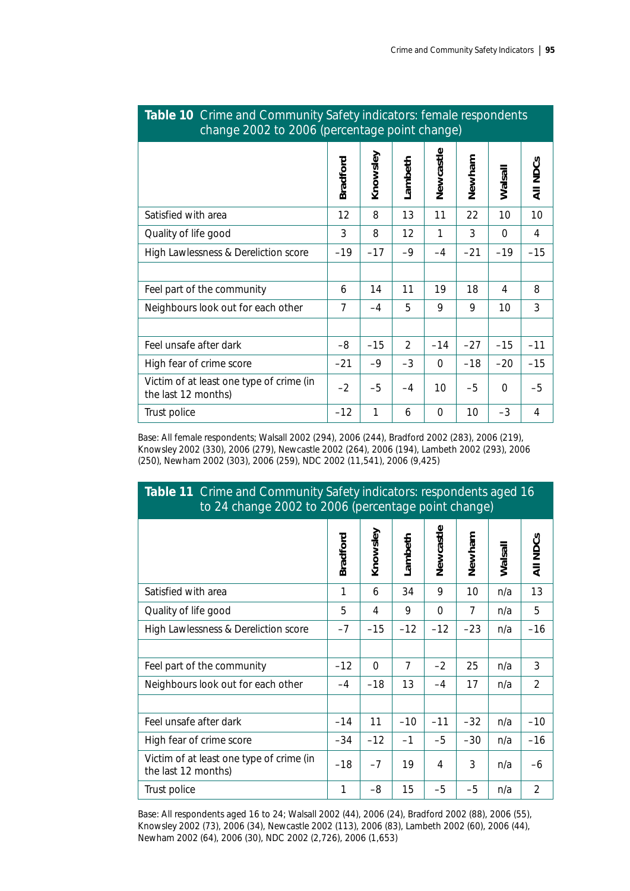**Table 10** Crime and Community Safety indicators: female respondents change 2002 to 2006 (percentage point change)

| | Bradford | Knowsley | Lambeth | Newcastle | Newham | Walsall | All NDCs |
|---|---|---|---|---|---|---|---|
| Satisfied with area | 12 | 8 | 13 | 11 | 22 | 10 | 10 |
| Quality of life good | 3 | 8 | 12 | 1 | 3 | 0 | 4 |
| High Lawlessness & Dereliction score | –19 | –17 | –9 | –4 | –21 | –19 | –15 |
| | | | | | | | |
| Feel part of the community | 6 | 14 | 11 | 19 | 18 | 4 | 8 |
| Neighbours look out for each other | 7 | –4 | 5 | 9 | 9 | 10 | 3 |
| | | | | | | | |
| Feel unsafe after dark | –8 | –15 | 2 | –14 | –27 | –15 | –11 |
| High fear of crime score | –21 | –9 | –3 | 0 | –18 | –20 | –15 |
| Victim of at least one type of crime (in the last 12 months) | –2 | –5 | –4 | 10 | –5 | 0 | –5 |
| Trust police | –12 | 1 | 6 | 0 | 10 | –3 | 4 |

Base: All female respondents; Walsall 2002 (294), 2006 (244), Bradford 2002 (283), 2006 (219), Knowsley 2002 (330), 2006 (279), Newcastle 2002 (264), 2006 (194), Lambeth 2002 (293), 2006 (250), Newham 2002 (303), 2006 (259), NDC 2002 (11,541), 2006 (9,425)

**Table 11** Crime and Community Safety indicators: respondents aged 16 to 24 change 2002 to 2006 (percentage point change)

| | Bradford | Knowsley | Lambeth | Newcastle | Newham | Walsall | All NDCs |
|---|---|---|---|---|---|---|---|
| Satisfied with area | 1 | 6 | 34 | 9 | 10 | n/a | 13 |
| Quality of life good | 5 | 4 | 9 | 0 | 7 | n/a | 5 |
| High Lawlessness & Dereliction score | –7 | –15 | –12 | –12 | –23 | n/a | –16 |
| | | | | | | | |
| Feel part of the community | –12 | 0 | 7 | –2 | 25 | n/a | 3 |
| Neighbours look out for each other | –4 | –18 | 13 | –4 | 17 | n/a | 2 |
| | | | | | | | |
| Feel unsafe after dark | –14 | 11 | –10 | –11 | –32 | n/a | –10 |
| High fear of crime score | –34 | –12 | –1 | –5 | –30 | n/a | –16 |
| Victim of at least one type of crime (in the last 12 months) | –18 | –7 | 19 | 4 | 3 | n/a | –6 |
| Trust police | 1 | –8 | 15 | –5 | –5 | n/a | 2 |

Base: All respondents aged 16 to 24; Walsall 2002 (44), 2006 (24), Bradford 2002 (88), 2006 (55), Knowsley 2002 (73), 2006 (34), Newcastle 2002 (113), 2006 (83), Lambeth 2002 (60), 2006 (44), Newham 2002 (64), 2006 (30), NDC 2002 (2,726), 2006 (1,653)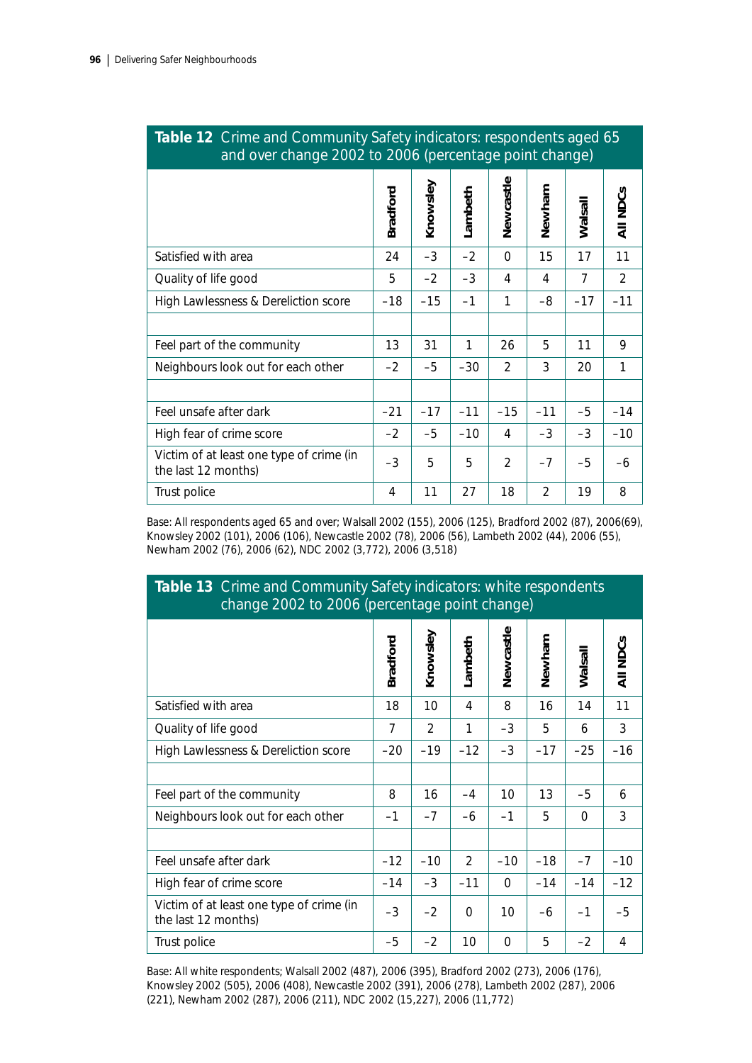**Table 12** Crime and Community Safety indicators: respondents aged 65 and over change 2002 to 2006 (percentage point change)

| | Bradford | Knowsley | Lambeth | Newcastle | Newham | Walsall | All NDCs |
|---|---|---|---|---|---|---|---|
| Satisfied with area | 24 | −3 | −2 | 0 | 15 | 17 | 11 |
| Quality of life good | 5 | −2 | −3 | 4 | 4 | 7 | 2 |
| High Lawlessness & Dereliction score | −18 | −15 | −1 | 1 | −8 | −17 | −11 |
| | | | | | | | |
| Feel part of the community | 13 | 31 | 1 | 26 | 5 | 11 | 9 |
| Neighbours look out for each other | −2 | −5 | −30 | 2 | 3 | 20 | 1 |
| | | | | | | | |
| Feel unsafe after dark | −21 | −17 | −11 | −15 | −11 | −5 | −14 |
| High fear of crime score | −2 | −5 | −10 | 4 | −3 | −3 | −10 |
| Victim of at least one type of crime (in the last 12 months) | −3 | 5 | 5 | 2 | −7 | −5 | −6 |
| Trust police | 4 | 11 | 27 | 18 | 2 | 19 | 8 |

Base: All respondents aged 65 and over; Walsall 2002 (155), 2006 (125), Bradford 2002 (87), 2006(69), Knowsley 2002 (101), 2006 (106), Newcastle 2002 (78), 2006 (56), Lambeth 2002 (44), 2006 (55), Newham 2002 (76), 2006 (62), NDC 2002 (3,772), 2006 (3,518)

**Table 13** Crime and Community Safety indicators: white respondents change 2002 to 2006 (percentage point change)

| | Bradford | Knowsley | Lambeth | Newcastle | Newham | Walsall | All NDCs |
|---|---|---|---|---|---|---|---|
| Satisfied with area | 18 | 10 | 4 | 8 | 16 | 14 | 11 |
| Quality of life good | 7 | 2 | 1 | −3 | 5 | 6 | 3 |
| High Lawlessness & Dereliction score | −20 | −19 | −12 | −3 | −17 | −25 | −16 |
| | | | | | | | |
| Feel part of the community | 8 | 16 | −4 | 10 | 13 | −5 | 6 |
| Neighbours look out for each other | −1 | −7 | −6 | −1 | 5 | 0 | 3 |
| | | | | | | | |
| Feel unsafe after dark | −12 | −10 | 2 | −10 | −18 | −7 | −10 |
| High fear of crime score | −14 | −3 | −11 | 0 | −14 | −14 | −12 |
| Victim of at least one type of crime (in the last 12 months) | −3 | −2 | 0 | 10 | −6 | −1 | −5 |
| Trust police | −5 | −2 | 10 | 0 | 5 | −2 | 4 |

Base: All white respondents; Walsall 2002 (487), 2006 (395), Bradford 2002 (273), 2006 (176), Knowsley 2002 (505), 2006 (408), Newcastle 2002 (391), 2006 (278), Lambeth 2002 (287), 2006 (221), Newham 2002 (287), 2006 (211), NDC 2002 (15,227), 2006 (11,772)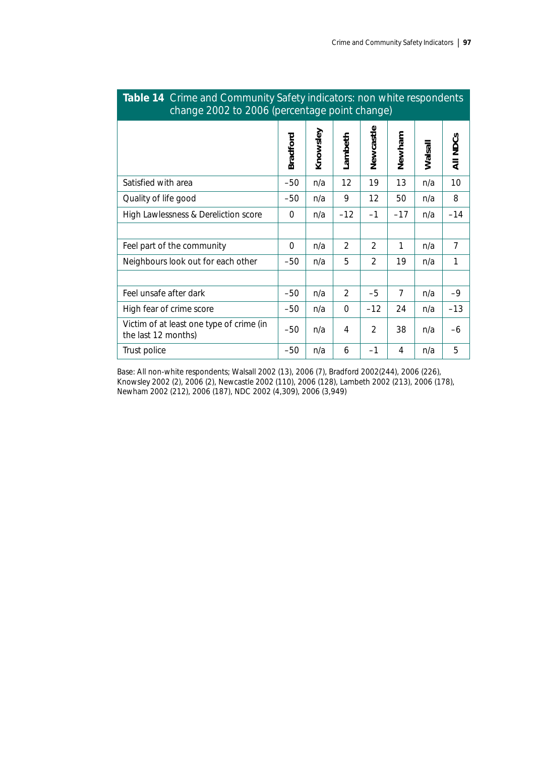**Table 14** Crime and Community Safety indicators: non white respondents change 2002 to 2006 (percentage point change)

| | Bradford | Knowsley | Lambeth | Newcastle | Newham | Walsall | All NDCs |
|---|---|---|---|---|---|---|---|
| Satisfied with area | –50 | n/a | 12 | 19 | 13 | n/a | 10 |
| Quality of life good | –50 | n/a | 9 | 12 | 50 | n/a | 8 |
| High Lawlessness & Dereliction score | 0 | n/a | –12 | –1 | –17 | n/a | –14 |
| | | | | | | | |
| Feel part of the community | 0 | n/a | 2 | 2 | 1 | n/a | 7 |
| Neighbours look out for each other | –50 | n/a | 5 | 2 | 19 | n/a | 1 |
| | | | | | | | |
| Feel unsafe after dark | –50 | n/a | 2 | –5 | 7 | n/a | –9 |
| High fear of crime score | –50 | n/a | 0 | –12 | 24 | n/a | –13 |
| Victim of at least one type of crime (in the last 12 months) | –50 | n/a | 4 | 2 | 38 | n/a | –6 |
| Trust police | –50 | n/a | 6 | –1 | 4 | n/a | 5 |

Base: All non-white respondents; Walsall 2002 (13), 2006 (7), Bradford 2002(244), 2006 (226), Knowsley 2002 (2), 2006 (2), Newcastle 2002 (110), 2006 (128), Lambeth 2002 (213), 2006 (178), Newham 2002 (212), 2006 (187), NDC 2002 (4,309), 2006 (3,949)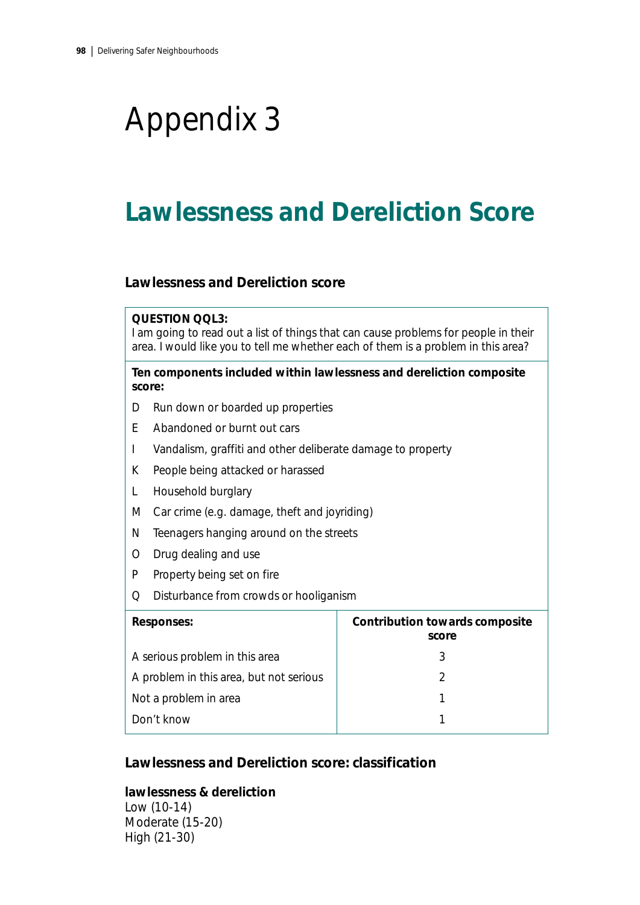# Appendix 3

## Lawlessness and Dereliction Score

### Lawlessness and Dereliction score

**QUESTION QQL3:**
I am going to read out a list of things that can cause problems for people in their area. I would like you to tell me whether each of them is a problem in this area?

**Ten components included within lawlessness and dereliction composite score:**

- D Run down or boarded up properties
- E Abandoned or burnt out cars
- I Vandalism, graffiti and other deliberate damage to property
- K People being attacked or harassed
- L Household burglary
- M Car crime (e.g. damage, theft and joyriding)
- N Teenagers hanging around on the streets
- O Drug dealing and use
- P Property being set on fire
- Q Disturbance from crowds or hooliganism

| Responses: | Contribution towards composite score |
|---|---|
| A serious problem in this area | 3 |
| A problem in this area, but not serious | 2 |
| Not a problem in area | 1 |
| Don't know | 1 |

### Lawlessness and Dereliction score: classification

**lawlessness & dereliction**
Low (10-14)
Moderate (15-20)
High (21-30)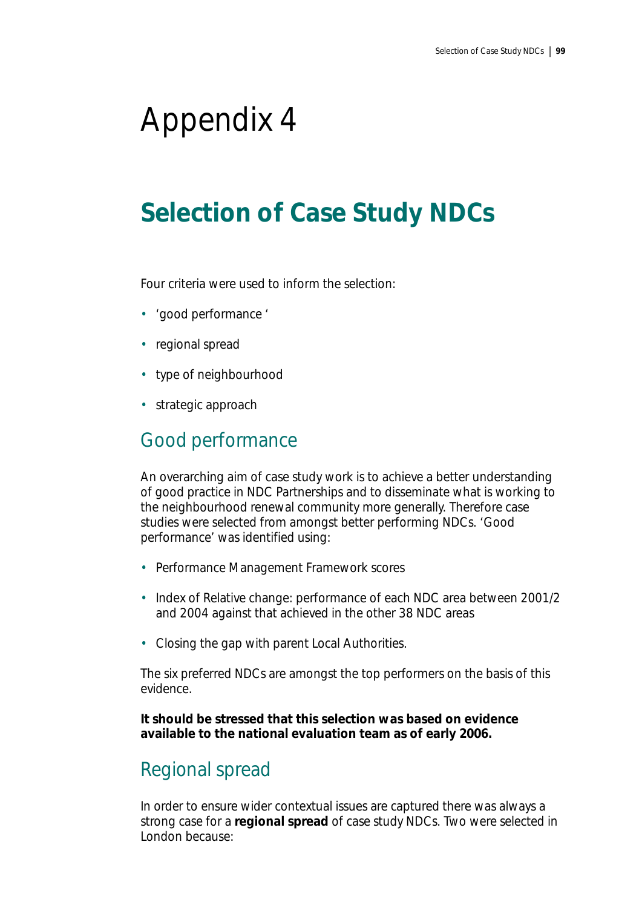# Appendix 4

## Selection of Case Study NDCs

Four criteria were used to inform the selection:

- 'good performance '
- regional spread
- type of neighbourhood
- strategic approach

### Good performance

An overarching aim of case study work is to achieve a better understanding of good practice in NDC Partnerships and to disseminate what is working to the neighbourhood renewal community more generally. Therefore case studies were selected from amongst better performing NDCs. 'Good performance' was identified using:

- Performance Management Framework scores
- Index of Relative change: performance of each NDC area between 2001/2 and 2004 against that achieved in the other 38 NDC areas
- Closing the gap with parent Local Authorities.

The six preferred NDCs are amongst the top performers on the basis of this evidence.

**It should be stressed that this selection was based on evidence available to the national evaluation team as of early 2006.**

### Regional spread

In order to ensure wider contextual issues are captured there was always a strong case for a **regional spread** of case study NDCs. Two were selected in London because: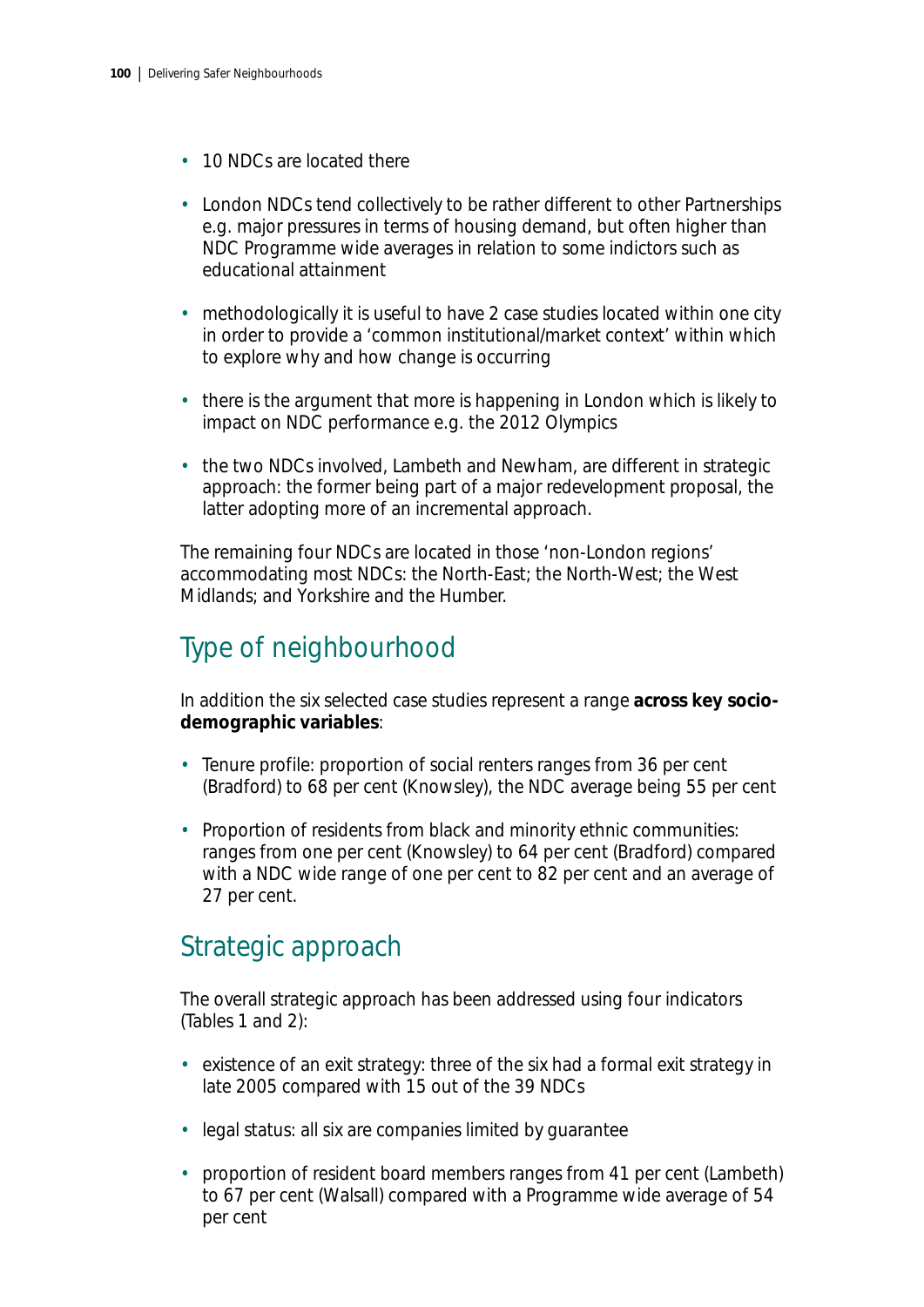- 10 NDCs are located there
- London NDCs tend collectively to be rather different to other Partnerships e.g. major pressures in terms of housing demand, but often higher than NDC Programme wide averages in relation to some indictors such as educational attainment
- methodologically it is useful to have 2 case studies located within one city in order to provide a 'common institutional/market context' within which to explore why and how change is occurring
- there is the argument that more is happening in London which is likely to impact on NDC performance e.g. the 2012 Olympics
- the two NDCs involved, Lambeth and Newham, are different in strategic approach: the former being part of a major redevelopment proposal, the latter adopting more of an incremental approach.

The remaining four NDCs are located in those 'non-London regions' accommodating most NDCs: the North-East; the North-West; the West Midlands; and Yorkshire and the Humber.

## Type of neighbourhood

In addition the six selected case studies represent a range **across key socio-demographic variables**:

- Tenure profile: proportion of social renters ranges from 36 per cent (Bradford) to 68 per cent (Knowsley), the NDC average being 55 per cent
- Proportion of residents from black and minority ethnic communities: ranges from one per cent (Knowsley) to 64 per cent (Bradford) compared with a NDC wide range of one per cent to 82 per cent and an average of 27 per cent.

## Strategic approach

The overall strategic approach has been addressed using four indicators (Tables 1 and 2):

- existence of an exit strategy: three of the six had a formal exit strategy in late 2005 compared with 15 out of the 39 NDCs
- legal status: all six are companies limited by guarantee
- proportion of resident board members ranges from 41 per cent (Lambeth) to 67 per cent (Walsall) compared with a Programme wide average of 54 per cent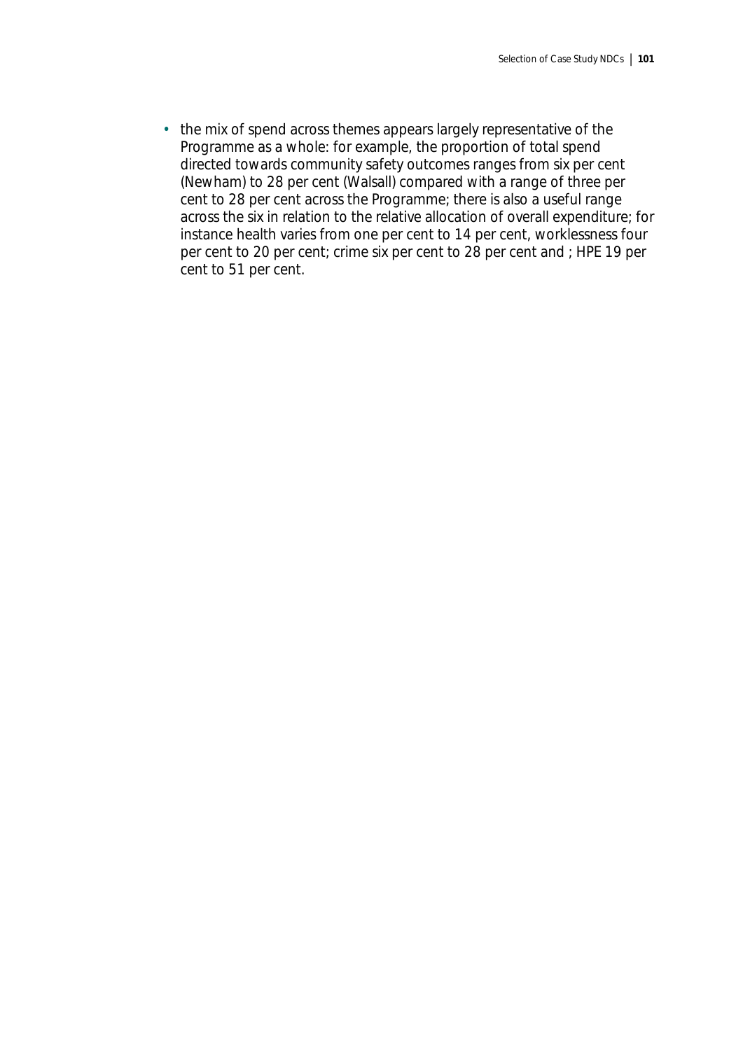- the mix of spend across themes appears largely representative of the Programme as a whole: for example, the proportion of total spend directed towards community safety outcomes ranges from six per cent (Newham) to 28 per cent (Walsall) compared with a range of three per cent to 28 per cent across the Programme; there is also a useful range across the six in relation to the relative allocation of overall expenditure; for instance health varies from one per cent to 14 per cent, worklessness four per cent to 20 per cent; crime six per cent to 28 per cent and ; HPE 19 per cent to 51 per cent.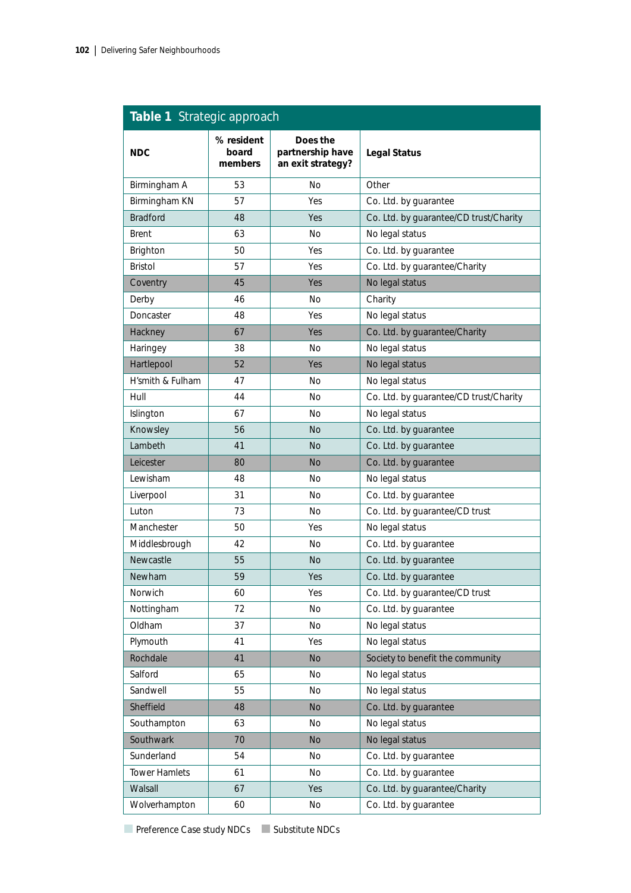## Table 1 Strategic approach

| NDC | % resident board members | Does the partnership have an exit strategy? | Legal Status |
|---|---|---|---|
| Birmingham A | 53 | No | Other |
| Birmingham KN | 57 | Yes | Co. Ltd. by guarantee |
| Bradford | 48 | Yes | Co. Ltd. by guarantee/CD trust/Charity |
| Brent | 63 | No | No legal status |
| Brighton | 50 | Yes | Co. Ltd. by guarantee |
| Bristol | 57 | Yes | Co. Ltd. by guarantee/Charity |
| Coventry | 45 | Yes | No legal status |
| Derby | 46 | No | Charity |
| Doncaster | 48 | Yes | No legal status |
| Hackney | 67 | Yes | Co. Ltd. by guarantee/Charity |
| Haringey | 38 | No | No legal status |
| Hartlepool | 52 | Yes | No legal status |
| H'smith & Fulham | 47 | No | No legal status |
| Hull | 44 | No | Co. Ltd. by guarantee/CD trust/Charity |
| Islington | 67 | No | No legal status |
| Knowsley | 56 | No | Co. Ltd. by guarantee |
| Lambeth | 41 | No | Co. Ltd. by guarantee |
| Leicester | 80 | No | Co. Ltd. by guarantee |
| Lewisham | 48 | No | No legal status |
| Liverpool | 31 | No | Co. Ltd. by guarantee |
| Luton | 73 | No | Co. Ltd. by guarantee/CD trust |
| Manchester | 50 | Yes | No legal status |
| Middlesbrough | 42 | No | Co. Ltd. by guarantee |
| Newcastle | 55 | No | Co. Ltd. by guarantee |
| Newham | 59 | Yes | Co. Ltd. by guarantee |
| Norwich | 60 | Yes | Co. Ltd. by guarantee/CD trust |
| Nottingham | 72 | No | Co. Ltd. by guarantee |
| Oldham | 37 | No | No legal status |
| Plymouth | 41 | Yes | No legal status |
| Rochdale | 41 | No | Society to benefit the community |
| Salford | 65 | No | No legal status |
| Sandwell | 55 | No | No legal status |
| Sheffield | 48 | No | Co. Ltd. by guarantee |
| Southampton | 63 | No | No legal status |
| Southwark | 70 | No | No legal status |
| Sunderland | 54 | No | Co. Ltd. by guarantee |
| Tower Hamlets | 61 | No | Co. Ltd. by guarantee |
| Walsall | 67 | Yes | Co. Ltd. by guarantee/Charity |
| Wolverhampton | 60 | No | Co. Ltd. by guarantee |

Preference Case study NDCs (Bradford, Knowsley, Lambeth, Newcastle, Newham, Walsall) | Substitute NDCs (Coventry, Hackney, Hartlepool, Leicester, Rochdale, Sheffield, Southwark)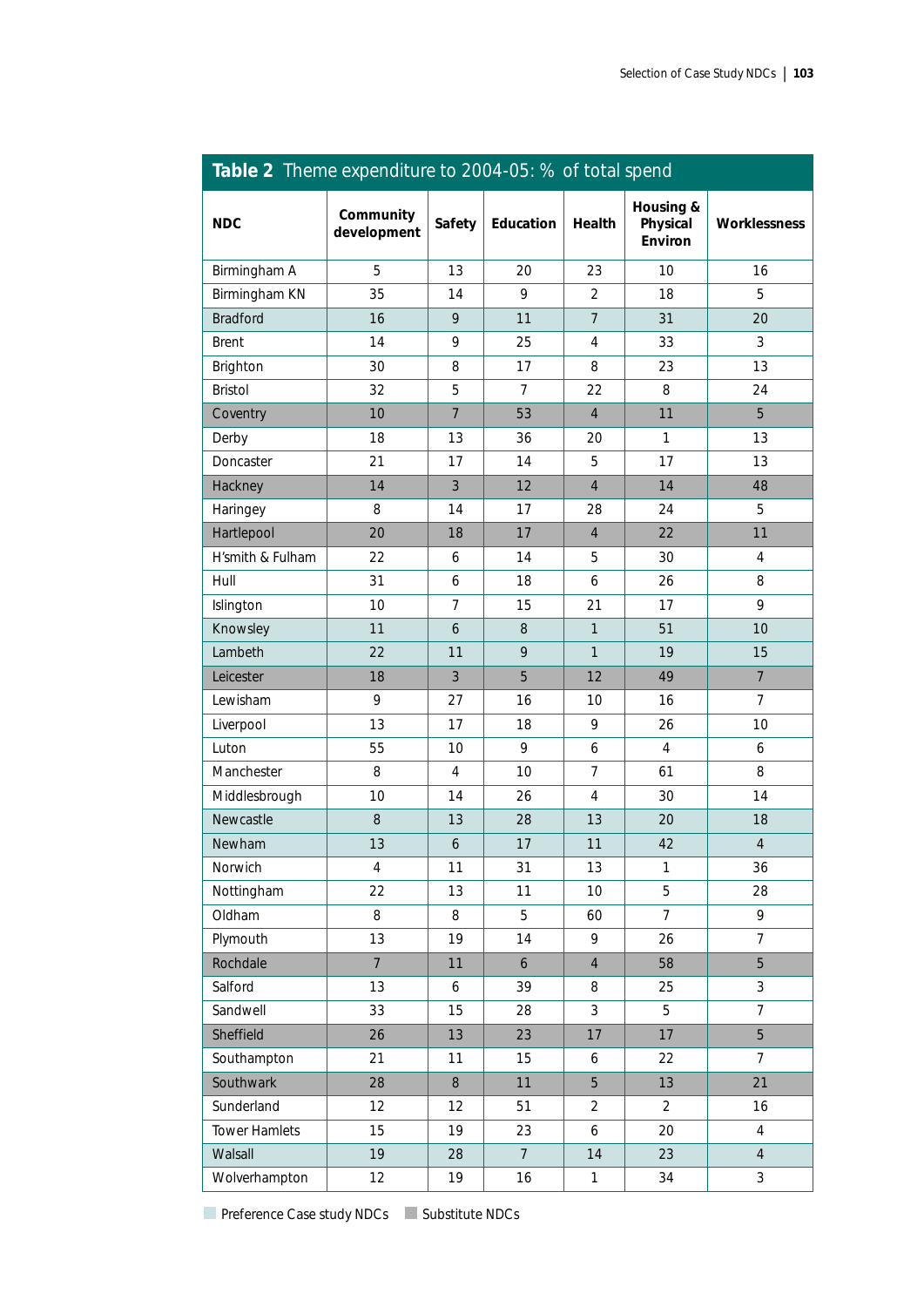**Table 2** Theme expenditure to 2004-05: % of total spend

| NDC | Community development | Safety | Education | Health | Housing & Physical Environ | Worklessness |
|---|---|---|---|---|---|---|
| Birmingham A | 5 | 13 | 20 | 23 | 10 | 16 |
| Birmingham KN | 35 | 14 | 9 | 2 | 18 | 5 |
| Bradford | 16 | 9 | 11 | 7 | 31 | 20 |
| Brent | 14 | 9 | 25 | 4 | 33 | 3 |
| Brighton | 30 | 8 | 17 | 8 | 23 | 13 |
| Bristol | 32 | 5 | 7 | 22 | 8 | 24 |
| Coventry | 10 | 7 | 53 | 4 | 11 | 5 |
| Derby | 18 | 13 | 36 | 20 | 1 | 13 |
| Doncaster | 21 | 17 | 14 | 5 | 17 | 13 |
| Hackney | 14 | 3 | 12 | 4 | 14 | 48 |
| Haringey | 8 | 14 | 17 | 28 | 24 | 5 |
| Hartlepool | 20 | 18 | 17 | 4 | 22 | 11 |
| H'smith & Fulham | 22 | 6 | 14 | 5 | 30 | 4 |
| Hull | 31 | 6 | 18 | 6 | 26 | 8 |
| Islington | 10 | 7 | 15 | 21 | 17 | 9 |
| Knowsley | 11 | 6 | 8 | 1 | 51 | 10 |
| Lambeth | 22 | 11 | 9 | 1 | 19 | 15 |
| Leicester | 18 | 3 | 5 | 12 | 49 | 7 |
| Lewisham | 9 | 27 | 16 | 10 | 16 | 7 |
| Liverpool | 13 | 17 | 18 | 9 | 26 | 10 |
| Luton | 55 | 10 | 9 | 6 | 4 | 6 |
| Manchester | 8 | 4 | 10 | 7 | 61 | 8 |
| Middlesbrough | 10 | 14 | 26 | 4 | 30 | 14 |
| Newcastle | 8 | 13 | 28 | 13 | 20 | 18 |
| Newham | 13 | 6 | 17 | 11 | 42 | 4 |
| Norwich | 4 | 11 | 31 | 13 | 1 | 36 |
| Nottingham | 22 | 13 | 11 | 10 | 5 | 28 |
| Oldham | 8 | 8 | 5 | 60 | 7 | 9 |
| Plymouth | 13 | 19 | 14 | 9 | 26 | 7 |
| Rochdale | 7 | 11 | 6 | 4 | 58 | 5 |
| Salford | 13 | 6 | 39 | 8 | 25 | 3 |
| Sandwell | 33 | 15 | 28 | 3 | 5 | 7 |
| Sheffield | 26 | 13 | 23 | 17 | 17 | 5 |
| Southampton | 21 | 11 | 15 | 6 | 22 | 7 |
| Southwark | 28 | 8 | 11 | 5 | 13 | 21 |
| Sunderland | 12 | 12 | 51 | 2 | 2 | 16 |
| Tower Hamlets | 15 | 19 | 23 | 6 | 20 | 4 |
| Walsall | 19 | 28 | 7 | 14 | 23 | 4 |
| Wolverhampton | 12 | 19 | 16 | 1 | 34 | 3 |

Preference Case study NDCs (Bradford, Knowsley, Lambeth, Newcastle, Newham, Walsall) — Substitute NDCs (Coventry, Hackney, Hartlepool, Leicester, Rochdale, Sheffield, Southwark)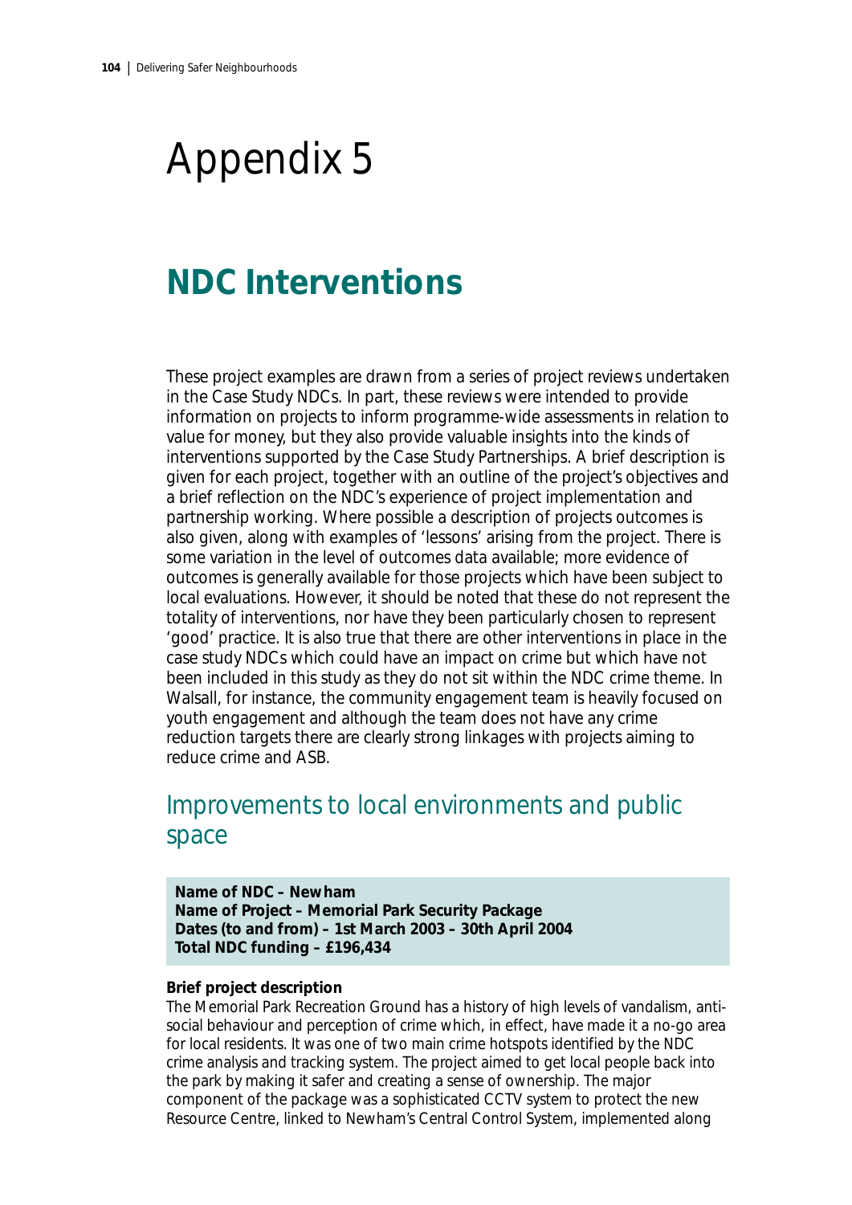# Appendix 5

## NDC Interventions

These project examples are drawn from a series of project reviews undertaken in the Case Study NDCs. In part, these reviews were intended to provide information on projects to inform programme-wide assessments in relation to value for money, but they also provide valuable insights into the kinds of interventions supported by the Case Study Partnerships. A brief description is given for each project, together with an outline of the project's objectives and a brief reflection on the NDC's experience of project implementation and partnership working. Where possible a description of projects outcomes is also given, along with examples of 'lessons' arising from the project. There is some variation in the level of outcomes data available; more evidence of outcomes is generally available for those projects which have been subject to local evaluations. However, it should be noted that these do not represent the totality of interventions, nor have they been particularly chosen to represent 'good' practice. It is also true that there are other interventions in place in the case study NDCs which could have an impact on crime but which have not been included in this study as they do not sit within the NDC crime theme. In Walsall, for instance, the community engagement team is heavily focused on youth engagement and although the team does not have any crime reduction targets there are clearly strong linkages with projects aiming to reduce crime and ASB.

### Improvements to local environments and public space

**Name of NDC – Newham**
**Name of Project – Memorial Park Security Package**
**Dates (to and from) – 1st March 2003 – 30th April 2004**
**Total NDC funding – £196,434**

**Brief project description**

The Memorial Park Recreation Ground has a history of high levels of vandalism, anti-social behaviour and perception of crime which, in effect, have made it a no-go area for local residents. It was one of two main crime hotspots identified by the NDC crime analysis and tracking system. The project aimed to get local people back into the park by making it safer and creating a sense of ownership. The major component of the package was a sophisticated CCTV system to protect the new Resource Centre, linked to Newham's Central Control System, implemented along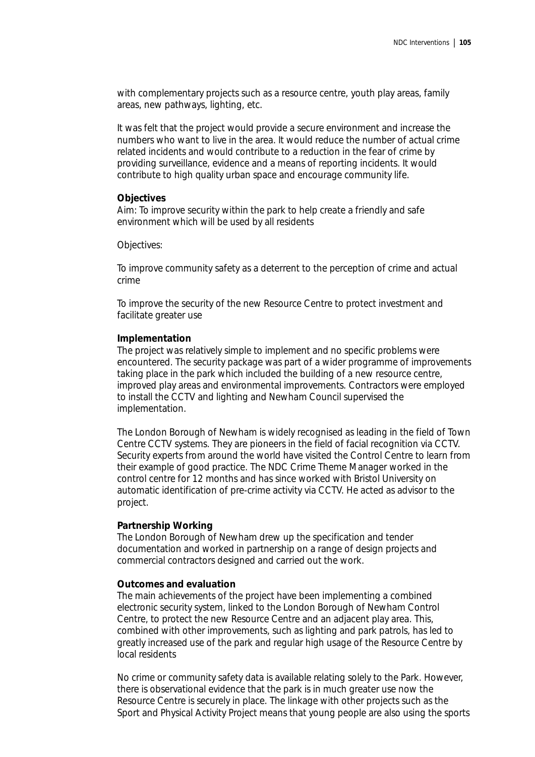with complementary projects such as a resource centre, youth play areas, family areas, new pathways, lighting, etc.

It was felt that the project would provide a secure environment and increase the numbers who want to live in the area. It would reduce the number of actual crime related incidents and would contribute to a reduction in the fear of crime by providing surveillance, evidence and a means of reporting incidents. It would contribute to high quality urban space and encourage community life.

**Objectives**

Aim: To improve security within the park to help create a friendly and safe environment which will be used by all residents

Objectives:

To improve community safety as a deterrent to the perception of crime and actual crime

To improve the security of the new Resource Centre to protect investment and facilitate greater use

**Implementation**

The project was relatively simple to implement and no specific problems were encountered. The security package was part of a wider programme of improvements taking place in the park which included the building of a new resource centre, improved play areas and environmental improvements. Contractors were employed to install the CCTV and lighting and Newham Council supervised the implementation.

The London Borough of Newham is widely recognised as leading in the field of Town Centre CCTV systems. They are pioneers in the field of facial recognition via CCTV. Security experts from around the world have visited the Control Centre to learn from their example of good practice. The NDC Crime Theme Manager worked in the control centre for 12 months and has since worked with Bristol University on automatic identification of pre-crime activity via CCTV. He acted as advisor to the project.

**Partnership Working**

The London Borough of Newham drew up the specification and tender documentation and worked in partnership on a range of design projects and commercial contractors designed and carried out the work.

**Outcomes and evaluation**

The main achievements of the project have been implementing a combined electronic security system, linked to the London Borough of Newham Control Centre, to protect the new Resource Centre and an adjacent play area. This, combined with other improvements, such as lighting and park patrols, has led to greatly increased use of the park and regular high usage of the Resource Centre by local residents

No crime or community safety data is available relating solely to the Park. However, there is observational evidence that the park is in much greater use now the Resource Centre is securely in place. The linkage with other projects such as the Sport and Physical Activity Project means that young people are also using the sports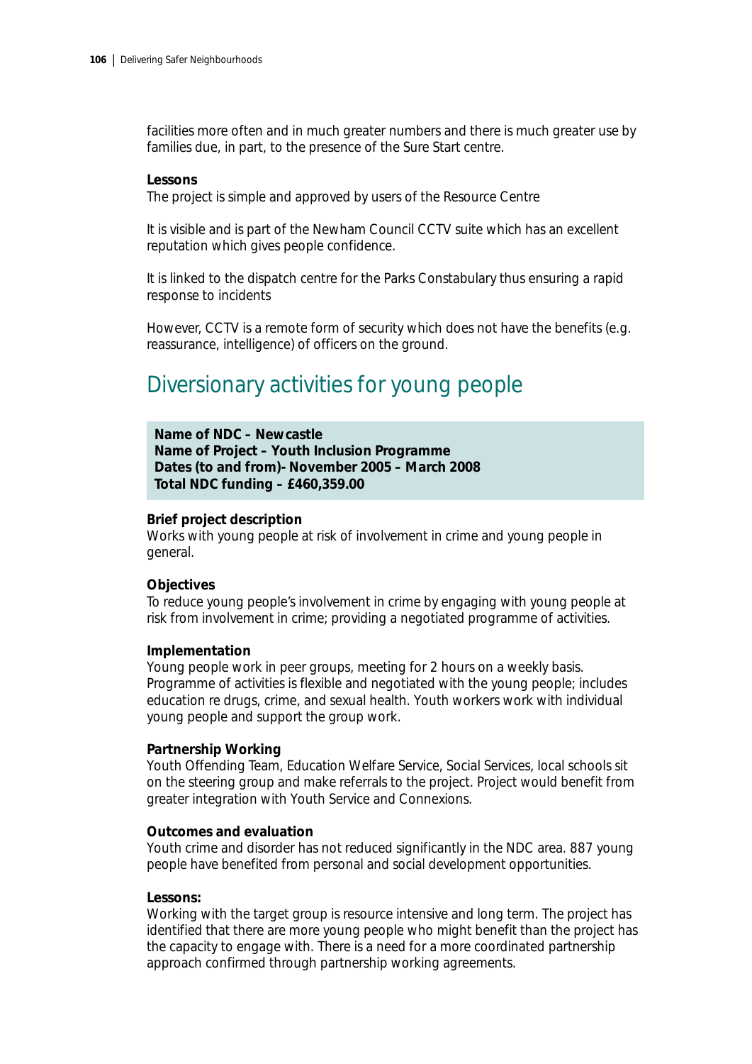facilities more often and in much greater numbers and there is much greater use by families due, in part, to the presence of the Sure Start centre.

**Lessons**

The project is simple and approved by users of the Resource Centre

It is visible and is part of the Newham Council CCTV suite which has an excellent reputation which gives people confidence.

It is linked to the dispatch centre for the Parks Constabulary thus ensuring a rapid response to incidents

However, CCTV is a remote form of security which does not have the benefits (e.g. reassurance, intelligence) of officers on the ground.

## Diversionary activities for young people

**Name of NDC – Newcastle**
**Name of Project – Youth Inclusion Programme**
**Dates (to and from)- November 2005 – March 2008**
**Total NDC funding – £460,359.00**

**Brief project description**

Works with young people at risk of involvement in crime and young people in general.

**Objectives**

To reduce young people's involvement in crime by engaging with young people at risk from involvement in crime; providing a negotiated programme of activities.

**Implementation**

Young people work in peer groups, meeting for 2 hours on a weekly basis. Programme of activities is flexible and negotiated with the young people; includes education re drugs, crime, and sexual health. Youth workers work with individual young people and support the group work.

**Partnership Working**

Youth Offending Team, Education Welfare Service, Social Services, local schools sit on the steering group and make referrals to the project. Project would benefit from greater integration with Youth Service and Connexions.

**Outcomes and evaluation**

Youth crime and disorder has not reduced significantly in the NDC area. 887 young people have benefited from personal and social development opportunities.

**Lessons:**

Working with the target group is resource intensive and long term. The project has identified that there are more young people who might benefit than the project has the capacity to engage with. There is a need for a more coordinated partnership approach confirmed through partnership working agreements.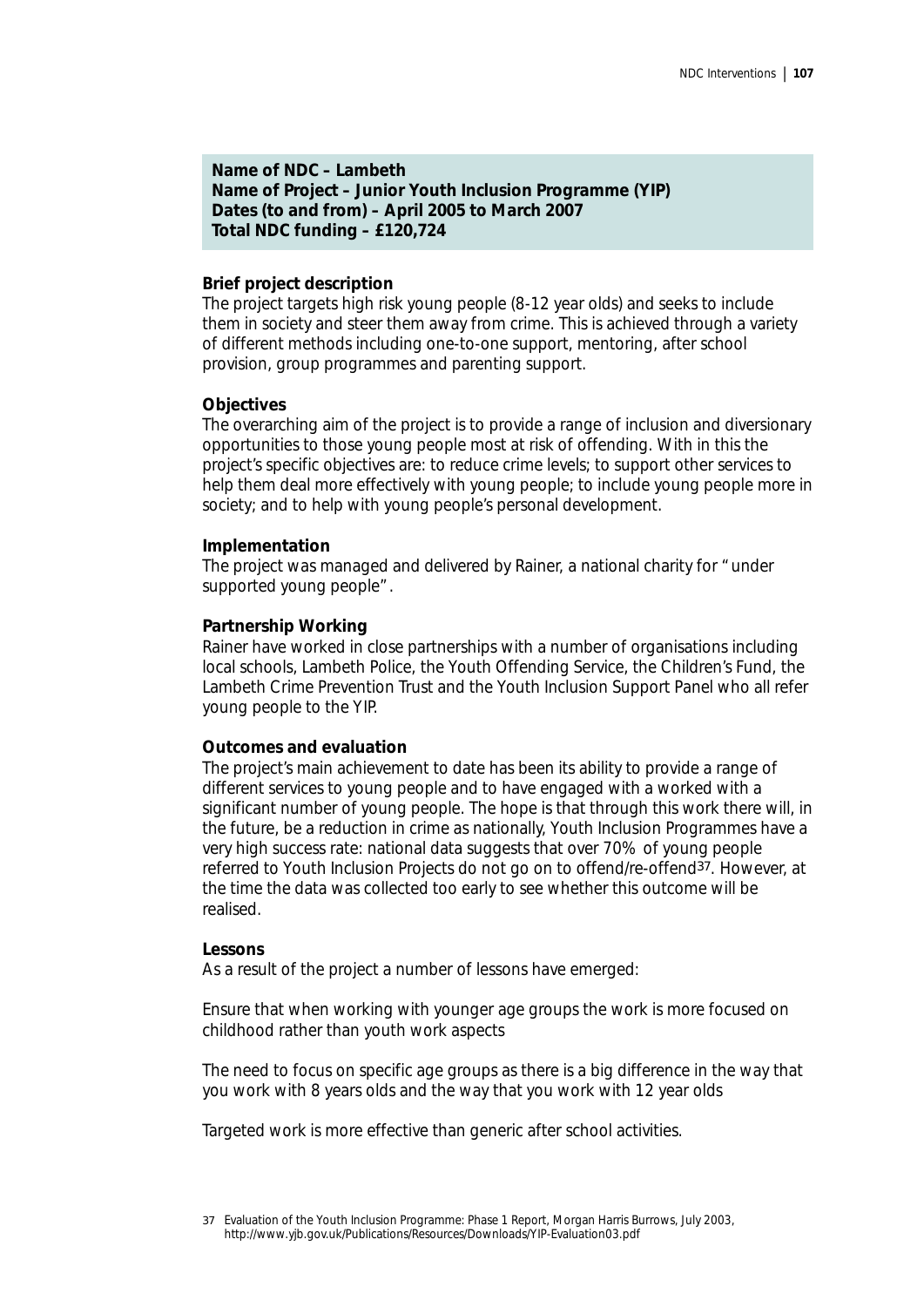**Name of NDC – Lambeth**
**Name of Project – Junior Youth Inclusion Programme (YIP)**
**Dates (to and from) – April 2005 to March 2007**
**Total NDC funding – £120,724**

**Brief project description**

The project targets high risk young people (8-12 year olds) and seeks to include them in society and steer them away from crime. This is achieved through a variety of different methods including one-to-one support, mentoring, after school provision, group programmes and parenting support.

**Objectives**

The overarching aim of the project is to provide a range of inclusion and diversionary opportunities to those young people most at risk of offending. With in this the project's specific objectives are: to reduce crime levels; to support other services to help them deal more effectively with young people; to include young people more in society; and to help with young people's personal development.

**Implementation**

The project was managed and delivered by Rainer, a national charity for "under supported young people".

**Partnership Working**

Rainer have worked in close partnerships with a number of organisations including local schools, Lambeth Police, the Youth Offending Service, the Children's Fund, the Lambeth Crime Prevention Trust and the Youth Inclusion Support Panel who all refer young people to the YIP.

**Outcomes and evaluation**

The project's main achievement to date has been its ability to provide a range of different services to young people and to have engaged with a worked with a significant number of young people. The hope is that through this work there will, in the future, be a reduction in crime as nationally, Youth Inclusion Programmes have a very high success rate: national data suggests that over 70% of young people referred to Youth Inclusion Projects do not go on to offend/re-offend[37]. However, at the time the data was collected too early to see whether this outcome will be realised.

**Lessons**

As a result of the project a number of lessons have emerged:

Ensure that when working with younger age groups the work is more focused on childhood rather than youth work aspects

The need to focus on specific age groups as there is a big difference in the way that you work with 8 years olds and the way that you work with 12 year olds

Targeted work is more effective than generic after school activities.

37 Evaluation of the Youth Inclusion Programme: Phase 1 Report, Morgan Harris Burrows, July 2003, http://www.yjb.gov.uk/Publications/Resources/Downloads/YIP-Evaluation03.pdf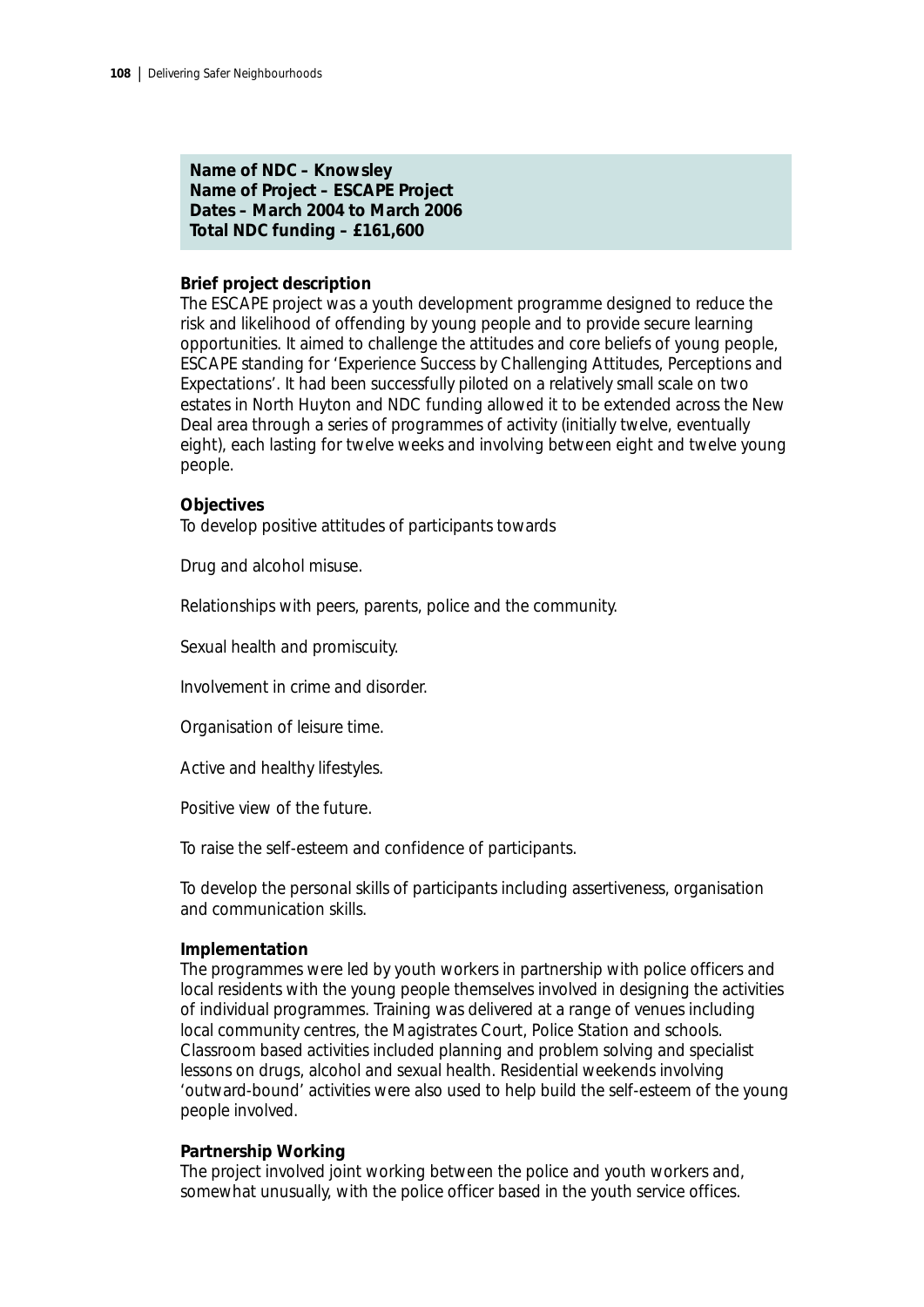**Name of NDC – Knowsley**
**Name of Project – ESCAPE Project**
**Dates – March 2004 to March 2006**
**Total NDC funding – £161,600**

**Brief project description**

The ESCAPE project was a youth development programme designed to reduce the risk and likelihood of offending by young people and to provide secure learning opportunities. It aimed to challenge the attitudes and core beliefs of young people, ESCAPE standing for 'Experience Success by Challenging Attitudes, Perceptions and Expectations'. It had been successfully piloted on a relatively small scale on two estates in North Huyton and NDC funding allowed it to be extended across the New Deal area through a series of programmes of activity (initially twelve, eventually eight), each lasting for twelve weeks and involving between eight and twelve young people.

**Objectives**

To develop positive attitudes of participants towards

Drug and alcohol misuse.

Relationships with peers, parents, police and the community.

Sexual health and promiscuity.

Involvement in crime and disorder.

Organisation of leisure time.

Active and healthy lifestyles.

Positive view of the future.

To raise the self-esteem and confidence of participants.

To develop the personal skills of participants including assertiveness, organisation and communication skills.

**Implementation**

The programmes were led by youth workers in partnership with police officers and local residents with the young people themselves involved in designing the activities of individual programmes. Training was delivered at a range of venues including local community centres, the Magistrates Court, Police Station and schools. Classroom based activities included planning and problem solving and specialist lessons on drugs, alcohol and sexual health. Residential weekends involving 'outward-bound' activities were also used to help build the self-esteem of the young people involved.

**Partnership Working**

The project involved joint working between the police and youth workers and, somewhat unusually, with the police officer based in the youth service offices.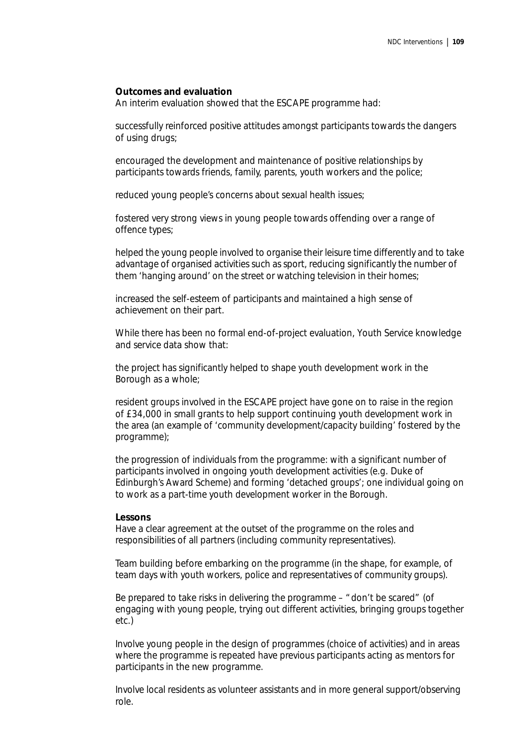**Outcomes and evaluation**

An interim evaluation showed that the ESCAPE programme had:

successfully reinforced positive attitudes amongst participants towards the dangers of using drugs;

encouraged the development and maintenance of positive relationships by participants towards friends, family, parents, youth workers and the police;

reduced young people's concerns about sexual health issues;

fostered very strong views in young people towards offending over a range of offence types;

helped the young people involved to organise their leisure time differently and to take advantage of organised activities such as sport, reducing significantly the number of them 'hanging around' on the street or watching television in their homes;

increased the self-esteem of participants and maintained a high sense of achievement on their part.

While there has been no formal end-of-project evaluation, Youth Service knowledge and service data show that:

the project has significantly helped to shape youth development work in the Borough as a whole;

resident groups involved in the ESCAPE project have gone on to raise in the region of £34,000 in small grants to help support continuing youth development work in the area (an example of 'community development/capacity building' fostered by the programme);

the progression of individuals from the programme: with a significant number of participants involved in ongoing youth development activities (e.g. Duke of Edinburgh's Award Scheme) and forming 'detached groups'; one individual going on to work as a part-time youth development worker in the Borough.

**Lessons**

Have a clear agreement at the outset of the programme on the roles and responsibilities of all partners (including community representatives).

Team building before embarking on the programme (in the shape, for example, of team days with youth workers, police and representatives of community groups).

Be prepared to take risks in delivering the programme – "don't be scared" (of engaging with young people, trying out different activities, bringing groups together etc.)

Involve young people in the design of programmes (choice of activities) and in areas where the programme is repeated have previous participants acting as mentors for participants in the new programme.

Involve local residents as volunteer assistants and in more general support/observing role.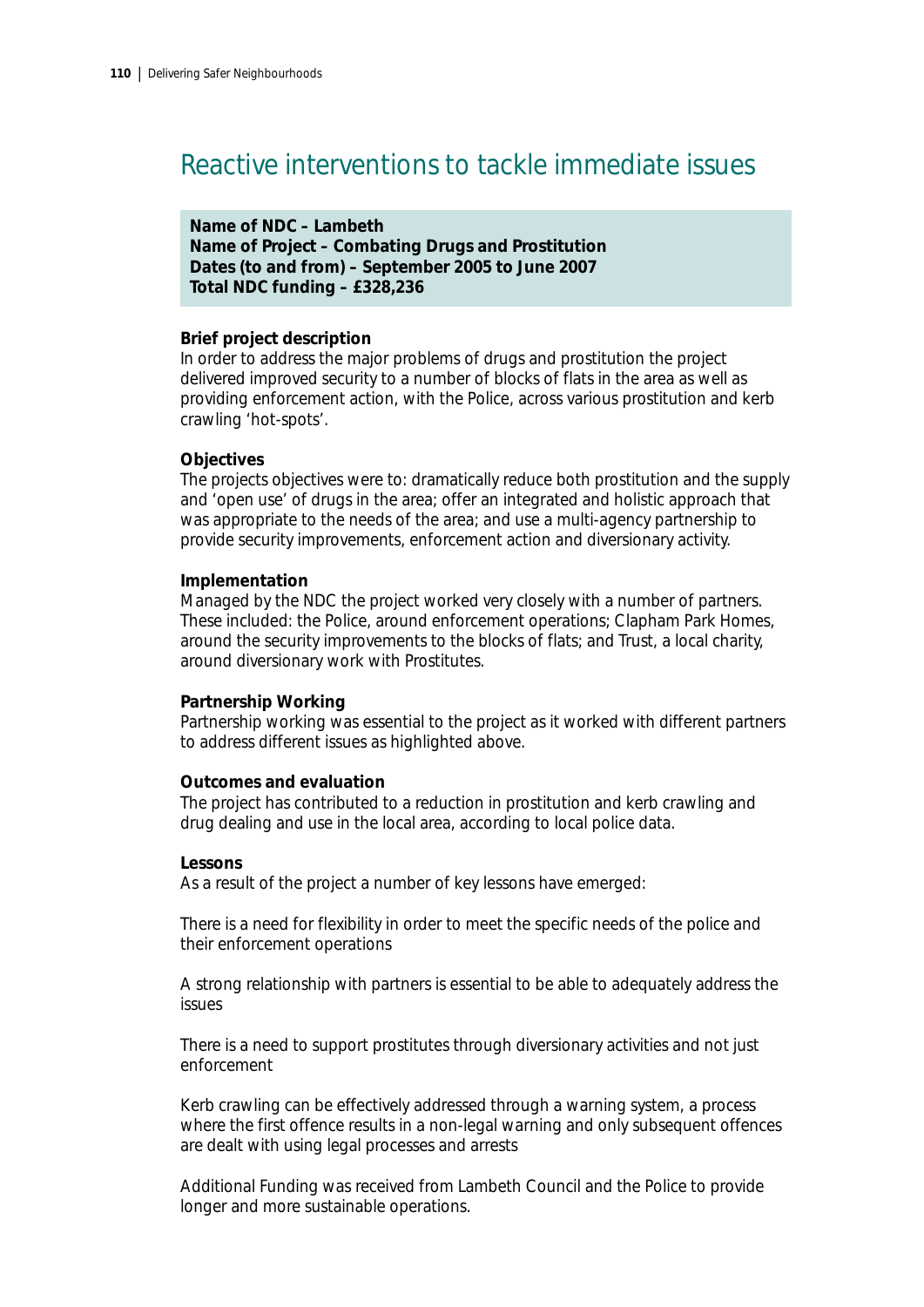# Reactive interventions to tackle immediate issues

**Name of NDC – Lambeth**
**Name of Project – Combating Drugs and Prostitution**
**Dates (to and from) – September 2005 to June 2007**
**Total NDC funding – £328,236**

**Brief project description**
In order to address the major problems of drugs and prostitution the project delivered improved security to a number of blocks of flats in the area as well as providing enforcement action, with the Police, across various prostitution and kerb crawling 'hot-spots'.

**Objectives**
The projects objectives were to: dramatically reduce both prostitution and the supply and 'open use' of drugs in the area; offer an integrated and holistic approach that was appropriate to the needs of the area; and use a multi-agency partnership to provide security improvements, enforcement action and diversionary activity.

**Implementation**
Managed by the NDC the project worked very closely with a number of partners. These included: the Police, around enforcement operations; Clapham Park Homes, around the security improvements to the blocks of flats; and Trust, a local charity, around diversionary work with Prostitutes.

**Partnership Working**
Partnership working was essential to the project as it worked with different partners to address different issues as highlighted above.

**Outcomes and evaluation**
The project has contributed to a reduction in prostitution and kerb crawling and drug dealing and use in the local area, according to local police data.

**Lessons**
As a result of the project a number of key lessons have emerged:

There is a need for flexibility in order to meet the specific needs of the police and their enforcement operations

A strong relationship with partners is essential to be able to adequately address the issues

There is a need to support prostitutes through diversionary activities and not just enforcement

Kerb crawling can be effectively addressed through a warning system, a process where the first offence results in a non-legal warning and only subsequent offences are dealt with using legal processes and arrests

Additional Funding was received from Lambeth Council and the Police to provide longer and more sustainable operations.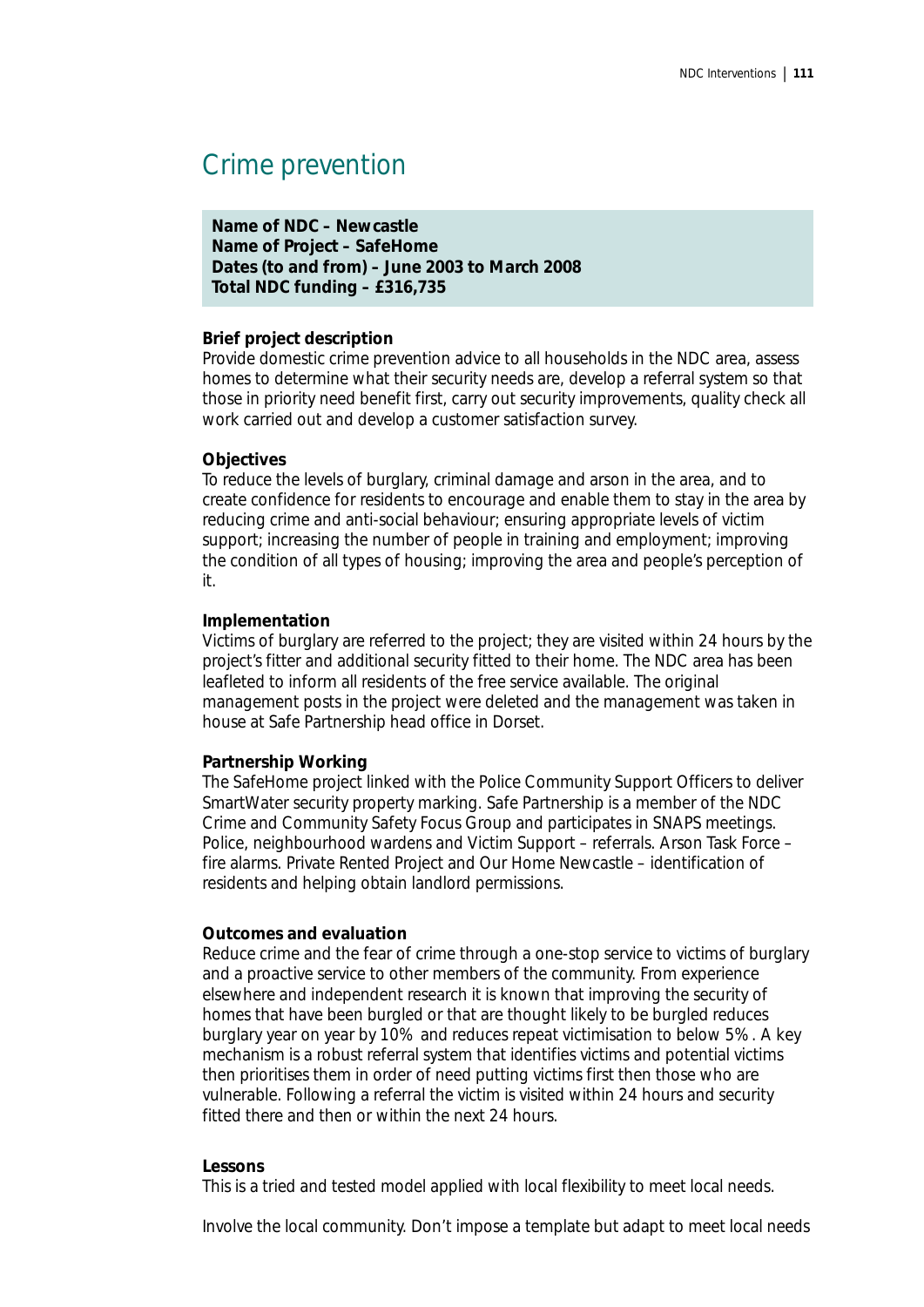# Crime prevention

**Name of NDC – Newcastle**
**Name of Project – SafeHome**
**Dates (to and from) – June 2003 to March 2008**
**Total NDC funding – £316,735**

**Brief project description**
Provide domestic crime prevention advice to all households in the NDC area, assess homes to determine what their security needs are, develop a referral system so that those in priority need benefit first, carry out security improvements, quality check all work carried out and develop a customer satisfaction survey.

**Objectives**
To reduce the levels of burglary, criminal damage and arson in the area, and to create confidence for residents to encourage and enable them to stay in the area by reducing crime and anti-social behaviour; ensuring appropriate levels of victim support; increasing the number of people in training and employment; improving the condition of all types of housing; improving the area and people's perception of it.

**Implementation**
Victims of burglary are referred to the project; they are visited within 24 hours by the project's fitter and additional security fitted to their home. The NDC area has been leafleted to inform all residents of the free service available. The original management posts in the project were deleted and the management was taken in house at Safe Partnership head office in Dorset.

**Partnership Working**
The SafeHome project linked with the Police Community Support Officers to deliver SmartWater security property marking. Safe Partnership is a member of the NDC Crime and Community Safety Focus Group and participates in SNAPS meetings. Police, neighbourhood wardens and Victim Support – referrals. Arson Task Force – fire alarms. Private Rented Project and Our Home Newcastle – identification of residents and helping obtain landlord permissions.

**Outcomes and evaluation**
Reduce crime and the fear of crime through a one-stop service to victims of burglary and a proactive service to other members of the community. From experience elsewhere and independent research it is known that improving the security of homes that have been burgled or that are thought likely to be burgled reduces burglary year on year by 10% and reduces repeat victimisation to below 5%. A key mechanism is a robust referral system that identifies victims and potential victims then prioritises them in order of need putting victims first then those who are vulnerable. Following a referral the victim is visited within 24 hours and security fitted there and then or within the next 24 hours.

**Lessons**
This is a tried and tested model applied with local flexibility to meet local needs.

Involve the local community. Don't impose a template but adapt to meet local needs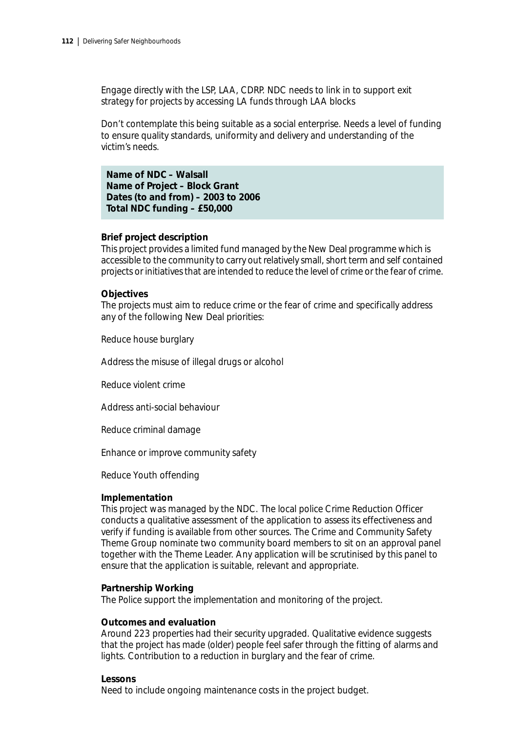Engage directly with the LSP, LAA, CDRP. NDC needs to link in to support exit strategy for projects by accessing LA funds through LAA blocks

Don't contemplate this being suitable as a social enterprise. Needs a level of funding to ensure quality standards, uniformity and delivery and understanding of the victim's needs.

**Name of NDC – Walsall**
**Name of Project – Block Grant**
**Dates (to and from) – 2003 to 2006**
**Total NDC funding – £50,000**

**Brief project description**
This project provides a limited fund managed by the New Deal programme which is accessible to the community to carry out relatively small, short term and self contained projects or initiatives that are intended to reduce the level of crime or the fear of crime.

**Objectives**
The projects must aim to reduce crime or the fear of crime and specifically address any of the following New Deal priorities:

Reduce house burglary

Address the misuse of illegal drugs or alcohol

Reduce violent crime

Address anti-social behaviour

Reduce criminal damage

Enhance or improve community safety

Reduce Youth offending

**Implementation**
This project was managed by the NDC. The local police Crime Reduction Officer conducts a qualitative assessment of the application to assess its effectiveness and verify if funding is available from other sources. The Crime and Community Safety Theme Group nominate two community board members to sit on an approval panel together with the Theme Leader. Any application will be scrutinised by this panel to ensure that the application is suitable, relevant and appropriate.

**Partnership Working**
The Police support the implementation and monitoring of the project.

**Outcomes and evaluation**
Around 223 properties had their security upgraded. Qualitative evidence suggests that the project has made (older) people feel safer through the fitting of alarms and lights. Contribution to a reduction in burglary and the fear of crime.

**Lessons**
Need to include ongoing maintenance costs in the project budget.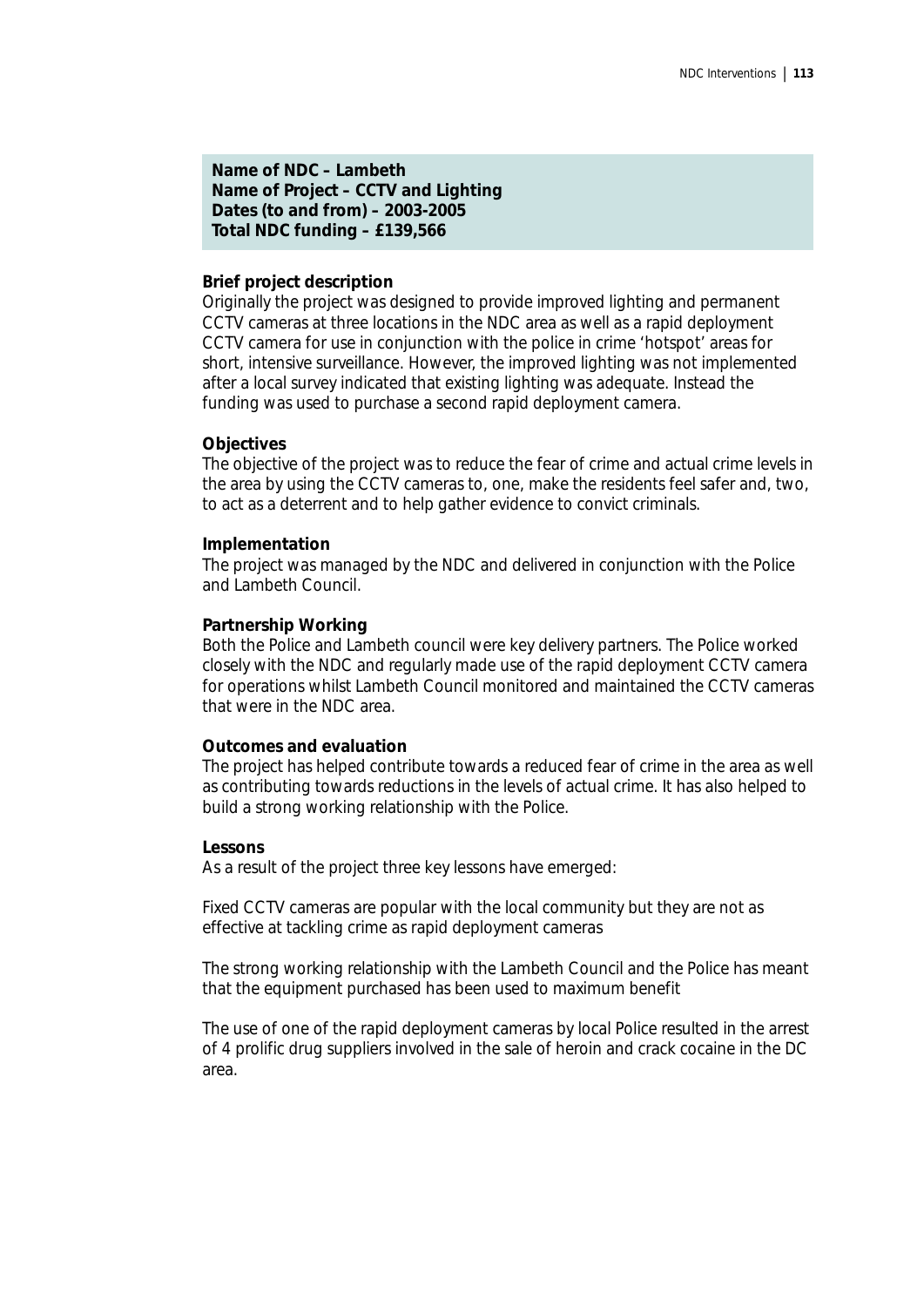**Name of NDC – Lambeth**
**Name of Project – CCTV and Lighting**
**Dates (to and from) – 2003-2005**
**Total NDC funding – £139,566**

**Brief project description**

Originally the project was designed to provide improved lighting and permanent CCTV cameras at three locations in the NDC area as well as a rapid deployment CCTV camera for use in conjunction with the police in crime 'hotspot' areas for short, intensive surveillance. However, the improved lighting was not implemented after a local survey indicated that existing lighting was adequate. Instead the funding was used to purchase a second rapid deployment camera.

**Objectives**

The objective of the project was to reduce the fear of crime and actual crime levels in the area by using the CCTV cameras to, one, make the residents feel safer and, two, to act as a deterrent and to help gather evidence to convict criminals.

**Implementation**

The project was managed by the NDC and delivered in conjunction with the Police and Lambeth Council.

**Partnership Working**

Both the Police and Lambeth council were key delivery partners. The Police worked closely with the NDC and regularly made use of the rapid deployment CCTV camera for operations whilst Lambeth Council monitored and maintained the CCTV cameras that were in the NDC area.

**Outcomes and evaluation**

The project has helped contribute towards a reduced fear of crime in the area as well as contributing towards reductions in the levels of actual crime. It has also helped to build a strong working relationship with the Police.

**Lessons**

As a result of the project three key lessons have emerged:

Fixed CCTV cameras are popular with the local community but they are not as effective at tackling crime as rapid deployment cameras

The strong working relationship with the Lambeth Council and the Police has meant that the equipment purchased has been used to maximum benefit

The use of one of the rapid deployment cameras by local Police resulted in the arrest of 4 prolific drug suppliers involved in the sale of heroin and crack cocaine in the DC area.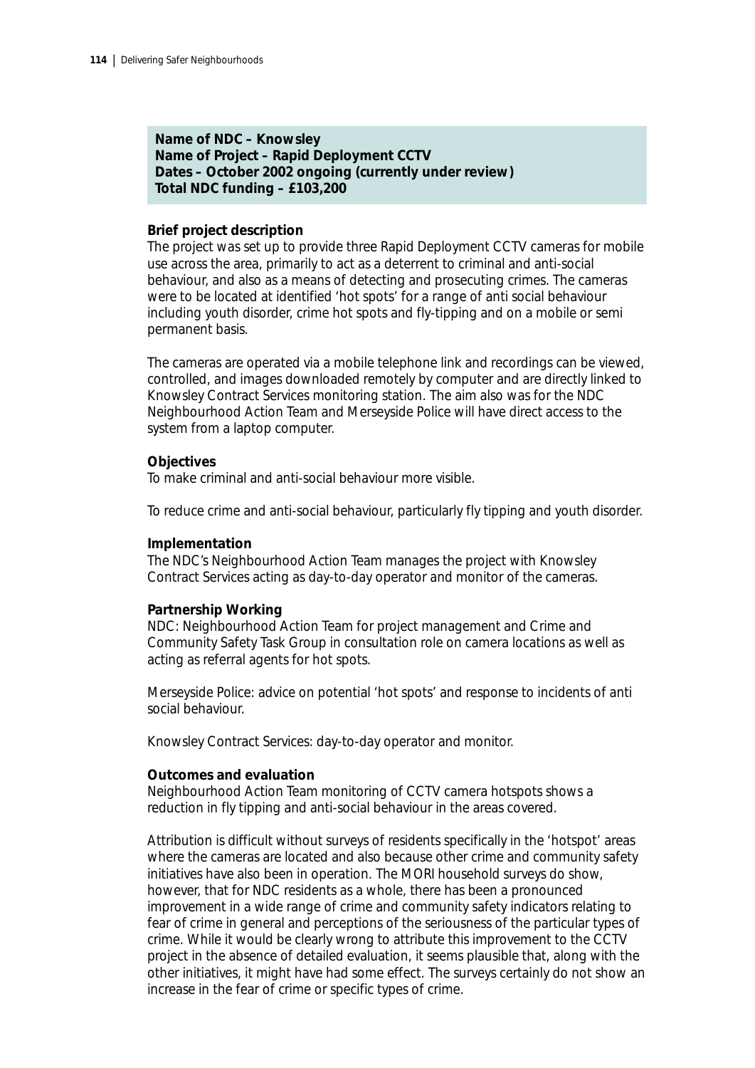**Name of NDC – Knowsley**
**Name of Project – Rapid Deployment CCTV**
**Dates – October 2002 ongoing (currently under review)**
**Total NDC funding – £103,200**

**Brief project description**

The project was set up to provide three Rapid Deployment CCTV cameras for mobile use across the area, primarily to act as a deterrent to criminal and anti-social behaviour, and also as a means of detecting and prosecuting crimes. The cameras were to be located at identified 'hot spots' for a range of anti social behaviour including youth disorder, crime hot spots and fly-tipping and on a mobile or semi permanent basis.

The cameras are operated via a mobile telephone link and recordings can be viewed, controlled, and images downloaded remotely by computer and are directly linked to Knowsley Contract Services monitoring station. The aim also was for the NDC Neighbourhood Action Team and Merseyside Police will have direct access to the system from a laptop computer.

**Objectives**

To make criminal and anti-social behaviour more visible.

To reduce crime and anti-social behaviour, particularly fly tipping and youth disorder.

**Implementation**

The NDC's Neighbourhood Action Team manages the project with Knowsley Contract Services acting as day-to-day operator and monitor of the cameras.

**Partnership Working**

NDC: Neighbourhood Action Team for project management and Crime and Community Safety Task Group in consultation role on camera locations as well as acting as referral agents for hot spots.

Merseyside Police: advice on potential 'hot spots' and response to incidents of anti social behaviour.

Knowsley Contract Services: day-to-day operator and monitor.

**Outcomes and evaluation**

Neighbourhood Action Team monitoring of CCTV camera hotspots shows a reduction in fly tipping and anti-social behaviour in the areas covered.

Attribution is difficult without surveys of residents specifically in the 'hotspot' areas where the cameras are located and also because other crime and community safety initiatives have also been in operation. The MORI household surveys do show, however, that for NDC residents as a whole, there has been a pronounced improvement in a wide range of crime and community safety indicators relating to fear of crime in general and perceptions of the seriousness of the particular types of crime. While it would be clearly wrong to attribute this improvement to the CCTV project in the absence of detailed evaluation, it seems plausible that, along with the other initiatives, it might have had some effect. The surveys certainly do not show an increase in the fear of crime or specific types of crime.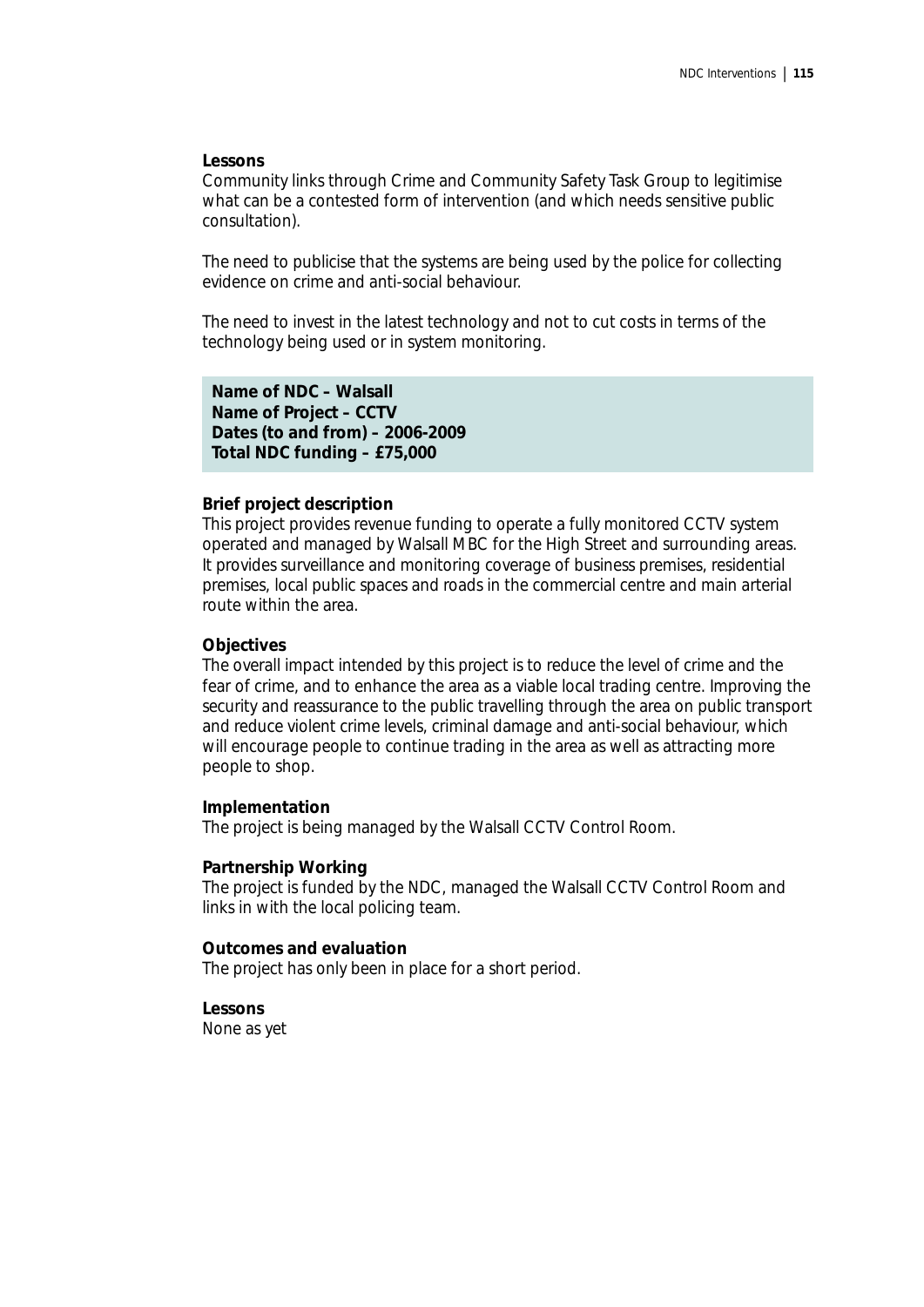**Lessons**

Community links through Crime and Community Safety Task Group to legitimise what can be a contested form of intervention (and which needs sensitive public consultation).

The need to publicise that the systems are being used by the police for collecting evidence on crime and anti-social behaviour.

The need to invest in the latest technology and not to cut costs in terms of the technology being used or in system monitoring.

**Name of NDC – Walsall**
**Name of Project – CCTV**
**Dates (to and from) – 2006-2009**
**Total NDC funding – £75,000**

**Brief project description**

This project provides revenue funding to operate a fully monitored CCTV system operated and managed by Walsall MBC for the High Street and surrounding areas. It provides surveillance and monitoring coverage of business premises, residential premises, local public spaces and roads in the commercial centre and main arterial route within the area.

**Objectives**

The overall impact intended by this project is to reduce the level of crime and the fear of crime, and to enhance the area as a viable local trading centre. Improving the security and reassurance to the public travelling through the area on public transport and reduce violent crime levels, criminal damage and anti-social behaviour, which will encourage people to continue trading in the area as well as attracting more people to shop.

**Implementation**

The project is being managed by the Walsall CCTV Control Room.

**Partnership Working**

The project is funded by the NDC, managed the Walsall CCTV Control Room and links in with the local policing team.

**Outcomes and evaluation**

The project has only been in place for a short period.

**Lessons**

None as yet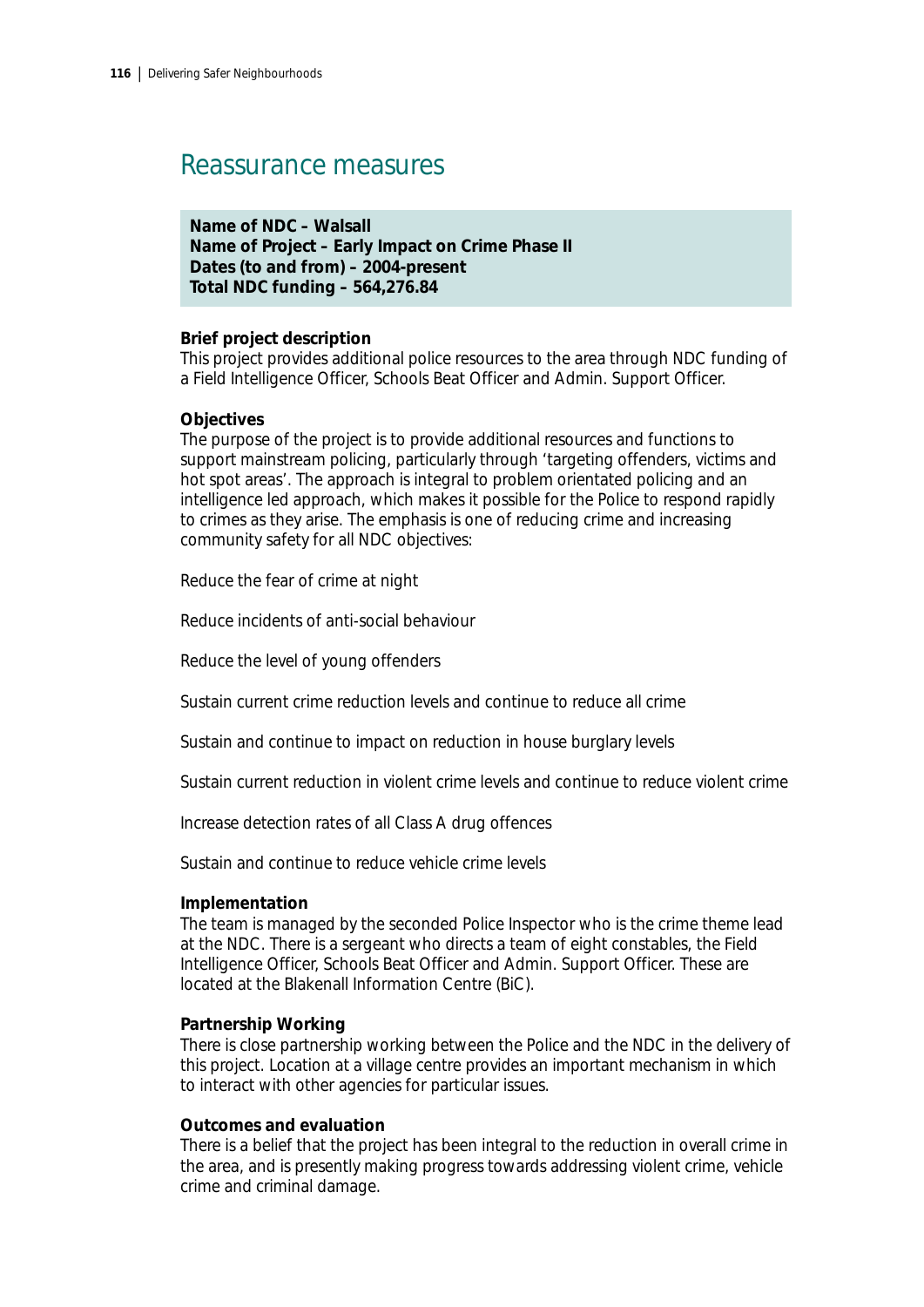# Reassurance measures

**Name of NDC – Walsall**
**Name of Project – Early Impact on Crime Phase II**
**Dates (to and from) – 2004-present**
**Total NDC funding – 564,276.84**

**Brief project description**

This project provides additional police resources to the area through NDC funding of a Field Intelligence Officer, Schools Beat Officer and Admin. Support Officer.

**Objectives**

The purpose of the project is to provide additional resources and functions to support mainstream policing, particularly through 'targeting offenders, victims and hot spot areas'. The approach is integral to problem orientated policing and an intelligence led approach, which makes it possible for the Police to respond rapidly to crimes as they arise. The emphasis is one of reducing crime and increasing community safety for all NDC objectives:

Reduce the fear of crime at night

Reduce incidents of anti-social behaviour

Reduce the level of young offenders

Sustain current crime reduction levels and continue to reduce all crime

Sustain and continue to impact on reduction in house burglary levels

Sustain current reduction in violent crime levels and continue to reduce violent crime

Increase detection rates of all Class A drug offences

Sustain and continue to reduce vehicle crime levels

**Implementation**

The team is managed by the seconded Police Inspector who is the crime theme lead at the NDC. There is a sergeant who directs a team of eight constables, the Field Intelligence Officer, Schools Beat Officer and Admin. Support Officer. These are located at the Blakenall Information Centre (BiC).

**Partnership Working**

There is close partnership working between the Police and the NDC in the delivery of this project. Location at a village centre provides an important mechanism in which to interact with other agencies for particular issues.

**Outcomes and evaluation**

There is a belief that the project has been integral to the reduction in overall crime in the area, and is presently making progress towards addressing violent crime, vehicle crime and criminal damage.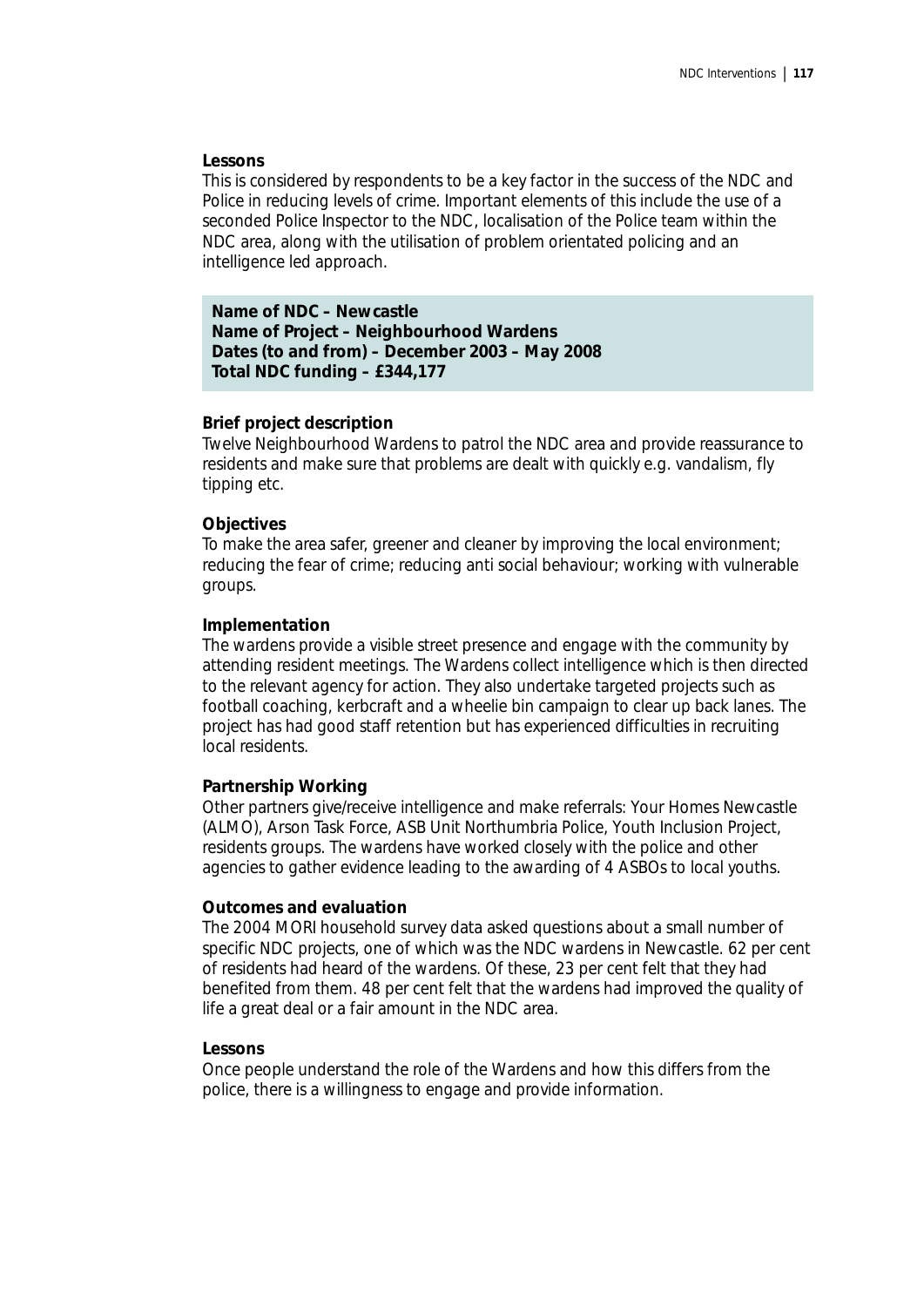**Lessons**

This is considered by respondents to be a key factor in the success of the NDC and Police in reducing levels of crime. Important elements of this include the use of a seconded Police Inspector to the NDC, localisation of the Police team within the NDC area, along with the utilisation of problem orientated policing and an intelligence led approach.

**Name of NDC – Newcastle**
**Name of Project – Neighbourhood Wardens**
**Dates (to and from) – December 2003 – May 2008**
**Total NDC funding – £344,177**

**Brief project description**

Twelve Neighbourhood Wardens to patrol the NDC area and provide reassurance to residents and make sure that problems are dealt with quickly e.g. vandalism, fly tipping etc.

**Objectives**

To make the area safer, greener and cleaner by improving the local environment; reducing the fear of crime; reducing anti social behaviour; working with vulnerable groups.

**Implementation**

The wardens provide a visible street presence and engage with the community by attending resident meetings. The Wardens collect intelligence which is then directed to the relevant agency for action. They also undertake targeted projects such as football coaching, kerbcraft and a wheelie bin campaign to clear up back lanes. The project has had good staff retention but has experienced difficulties in recruiting local residents.

**Partnership Working**

Other partners give/receive intelligence and make referrals: Your Homes Newcastle (ALMO), Arson Task Force, ASB Unit Northumbria Police, Youth Inclusion Project, residents groups. The wardens have worked closely with the police and other agencies to gather evidence leading to the awarding of 4 ASBOs to local youths.

**Outcomes and evaluation**

The 2004 MORI household survey data asked questions about a small number of specific NDC projects, one of which was the NDC wardens in Newcastle. 62 per cent of residents had heard of the wardens. Of these, 23 per cent felt that they had benefited from them. 48 per cent felt that the wardens had improved the quality of life a great deal or a fair amount in the NDC area.

**Lessons**

Once people understand the role of the Wardens and how this differs from the police, there is a willingness to engage and provide information.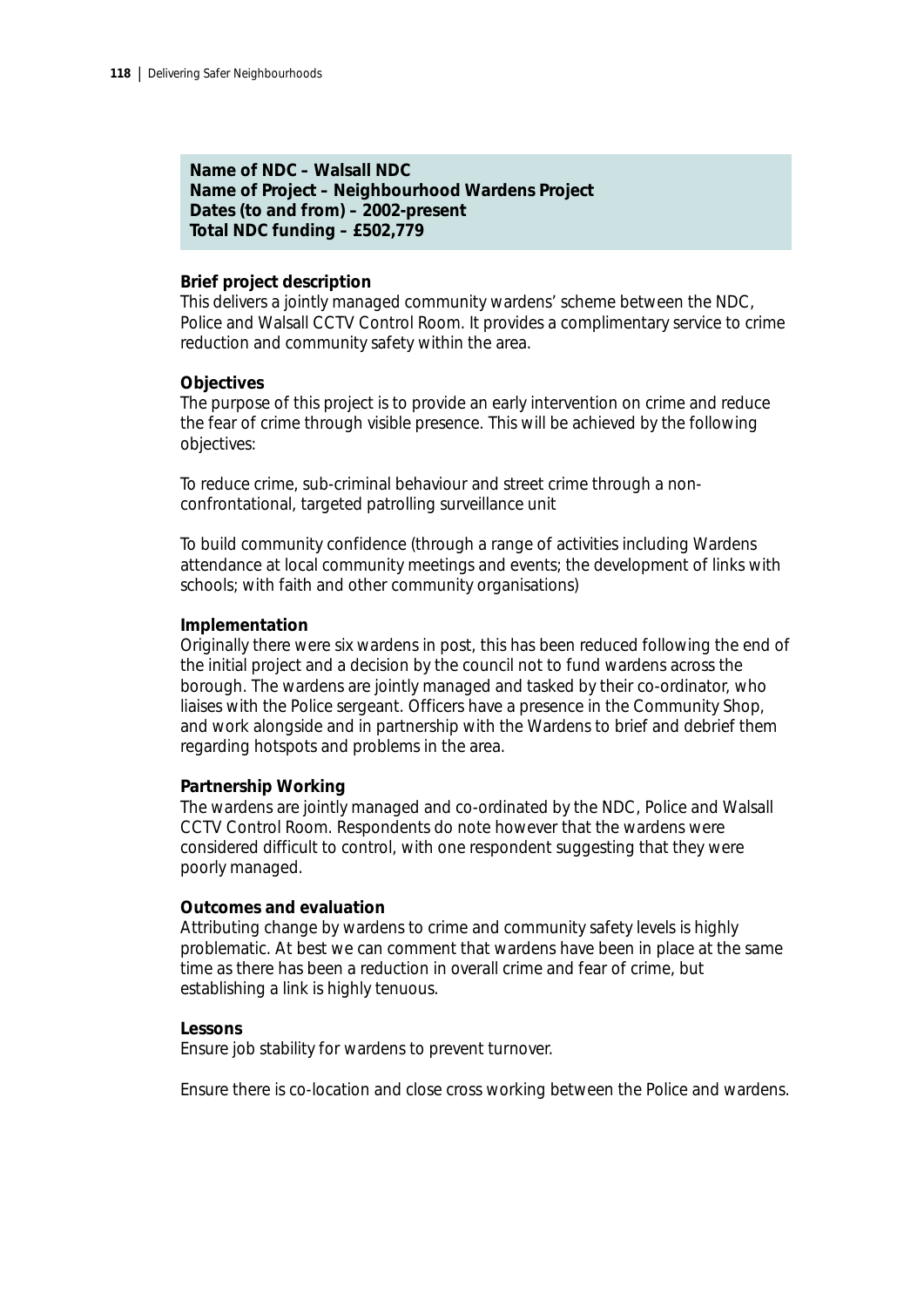**Name of NDC – Walsall NDC**
**Name of Project – Neighbourhood Wardens Project**
**Dates (to and from) – 2002-present**
**Total NDC funding – £502,779**

**Brief project description**

This delivers a jointly managed community wardens' scheme between the NDC, Police and Walsall CCTV Control Room. It provides a complimentary service to crime reduction and community safety within the area.

**Objectives**

The purpose of this project is to provide an early intervention on crime and reduce the fear of crime through visible presence. This will be achieved by the following objectives:

To reduce crime, sub-criminal behaviour and street crime through a non-confrontational, targeted patrolling surveillance unit

To build community confidence (through a range of activities including Wardens attendance at local community meetings and events; the development of links with schools; with faith and other community organisations)

**Implementation**

Originally there were six wardens in post, this has been reduced following the end of the initial project and a decision by the council not to fund wardens across the borough. The wardens are jointly managed and tasked by their co-ordinator, who liaises with the Police sergeant. Officers have a presence in the Community Shop, and work alongside and in partnership with the Wardens to brief and debrief them regarding hotspots and problems in the area.

**Partnership Working**

The wardens are jointly managed and co-ordinated by the NDC, Police and Walsall CCTV Control Room. Respondents do note however that the wardens were considered difficult to control, with one respondent suggesting that they were poorly managed.

**Outcomes and evaluation**

Attributing change by wardens to crime and community safety levels is highly problematic. At best we can comment that wardens have been in place at the same time as there has been a reduction in overall crime and fear of crime, but establishing a link is highly tenuous.

**Lessons**

Ensure job stability for wardens to prevent turnover.

Ensure there is co-location and close cross working between the Police and wardens.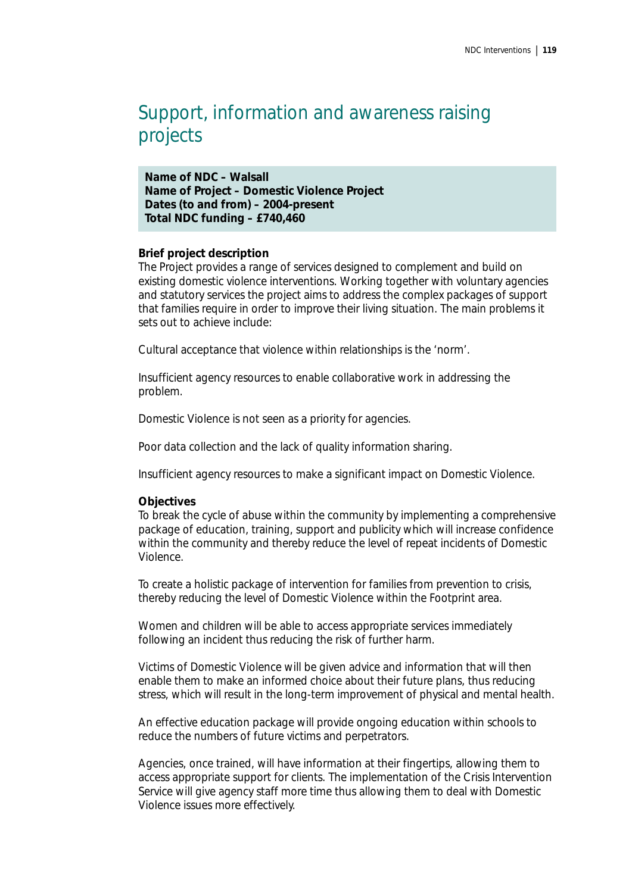## Support, information and awareness raising projects

**Name of NDC – Walsall**
**Name of Project – Domestic Violence Project**
**Dates (to and from) – 2004-present**
**Total NDC funding – £740,460**

**Brief project description**

The Project provides a range of services designed to complement and build on existing domestic violence interventions. Working together with voluntary agencies and statutory services the project aims to address the complex packages of support that families require in order to improve their living situation. The main problems it sets out to achieve include:

Cultural acceptance that violence within relationships is the 'norm'.

Insufficient agency resources to enable collaborative work in addressing the problem.

Domestic Violence is not seen as a priority for agencies.

Poor data collection and the lack of quality information sharing.

Insufficient agency resources to make a significant impact on Domestic Violence.

**Objectives**

To break the cycle of abuse within the community by implementing a comprehensive package of education, training, support and publicity which will increase confidence within the community and thereby reduce the level of repeat incidents of Domestic Violence.

To create a holistic package of intervention for families from prevention to crisis, thereby reducing the level of Domestic Violence within the Footprint area.

Women and children will be able to access appropriate services immediately following an incident thus reducing the risk of further harm.

Victims of Domestic Violence will be given advice and information that will then enable them to make an informed choice about their future plans, thus reducing stress, which will result in the long-term improvement of physical and mental health.

An effective education package will provide ongoing education within schools to reduce the numbers of future victims and perpetrators.

Agencies, once trained, will have information at their fingertips, allowing them to access appropriate support for clients. The implementation of the Crisis Intervention Service will give agency staff more time thus allowing them to deal with Domestic Violence issues more effectively.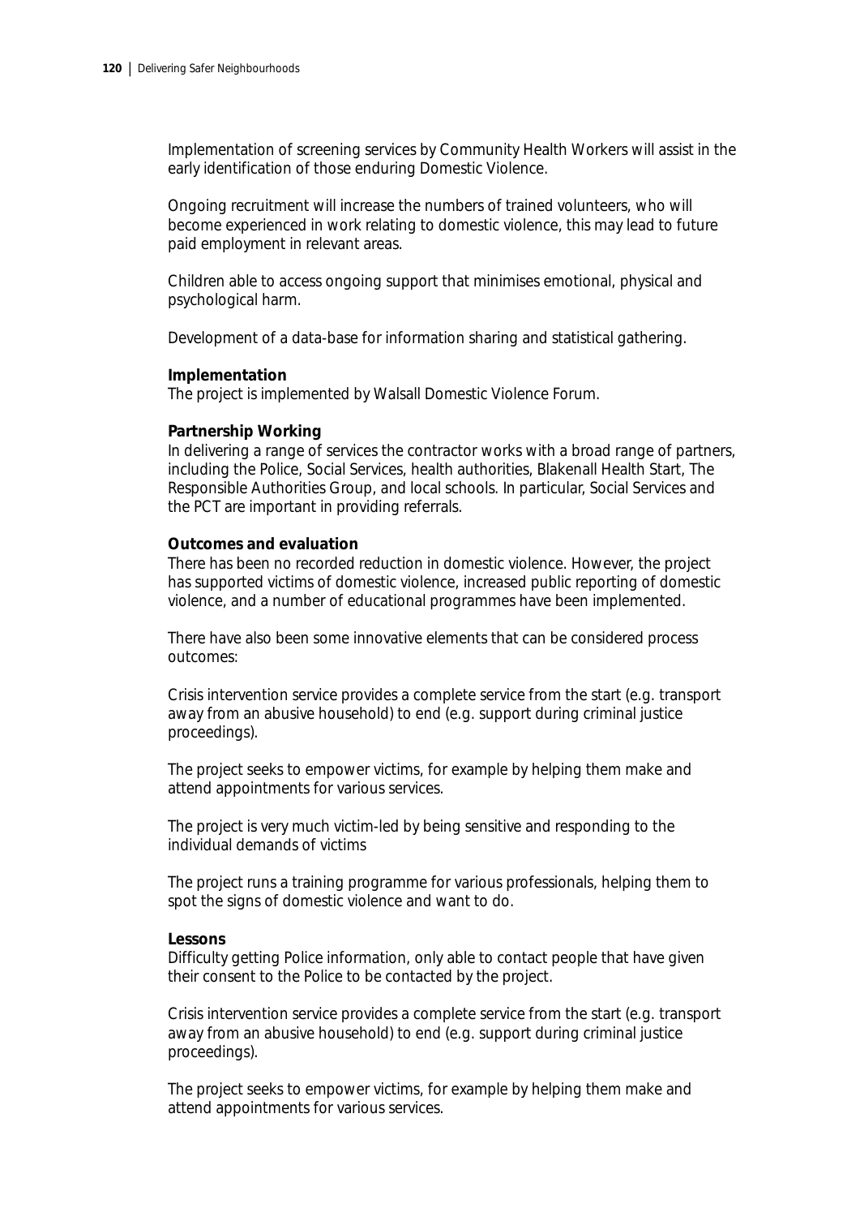Implementation of screening services by Community Health Workers will assist in the early identification of those enduring Domestic Violence.

Ongoing recruitment will increase the numbers of trained volunteers, who will become experienced in work relating to domestic violence, this may lead to future paid employment in relevant areas.

Children able to access ongoing support that minimises emotional, physical and psychological harm.

Development of a data-base for information sharing and statistical gathering.

**Implementation**
The project is implemented by Walsall Domestic Violence Forum.

**Partnership Working**
In delivering a range of services the contractor works with a broad range of partners, including the Police, Social Services, health authorities, Blakenall Health Start, The Responsible Authorities Group, and local schools. In particular, Social Services and the PCT are important in providing referrals.

**Outcomes and evaluation**
There has been no recorded reduction in domestic violence. However, the project has supported victims of domestic violence, increased public reporting of domestic violence, and a number of educational programmes have been implemented.

There have also been some innovative elements that can be considered process outcomes:

Crisis intervention service provides a complete service from the start (e.g. transport away from an abusive household) to end (e.g. support during criminal justice proceedings).

The project seeks to empower victims, for example by helping them make and attend appointments for various services.

The project is very much victim-led by being sensitive and responding to the individual demands of victims

The project runs a training programme for various professionals, helping them to spot the signs of domestic violence and want to do.

**Lessons**
Difficulty getting Police information, only able to contact people that have given their consent to the Police to be contacted by the project.

Crisis intervention service provides a complete service from the start (e.g. transport away from an abusive household) to end (e.g. support during criminal justice proceedings).

The project seeks to empower victims, for example by helping them make and attend appointments for various services.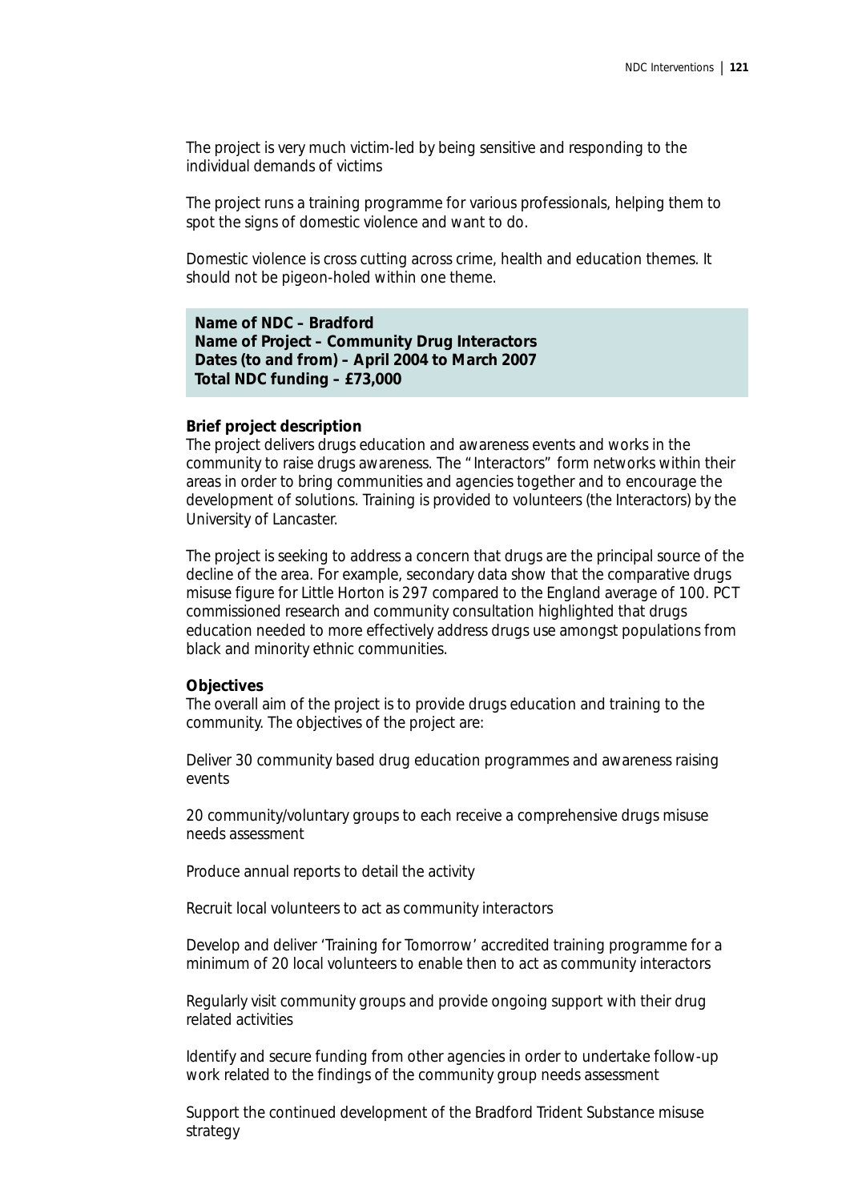The project is very much victim-led by being sensitive and responding to the individual demands of victims

The project runs a training programme for various professionals, helping them to spot the signs of domestic violence and want to do.

Domestic violence is cross cutting across crime, health and education themes. It should not be pigeon-holed within one theme.

**Name of NDC – Bradford**
**Name of Project – Community Drug Interactors**
**Dates (to and from) – April 2004 to March 2007**
**Total NDC funding – £73,000**

**Brief project description**
The project delivers drugs education and awareness events and works in the community to raise drugs awareness. The "Interactors" form networks within their areas in order to bring communities and agencies together and to encourage the development of solutions. Training is provided to volunteers (the Interactors) by the University of Lancaster.

The project is seeking to address a concern that drugs are the principal source of the decline of the area. For example, secondary data show that the comparative drugs misuse figure for Little Horton is 297 compared to the England average of 100. PCT commissioned research and community consultation highlighted that drugs education needed to more effectively address drugs use amongst populations from black and minority ethnic communities.

**Objectives**
The overall aim of the project is to provide drugs education and training to the community. The objectives of the project are:

Deliver 30 community based drug education programmes and awareness raising events

20 community/voluntary groups to each receive a comprehensive drugs misuse needs assessment

Produce annual reports to detail the activity

Recruit local volunteers to act as community interactors

Develop and deliver 'Training for Tomorrow' accredited training programme for a minimum of 20 local volunteers to enable then to act as community interactors

Regularly visit community groups and provide ongoing support with their drug related activities

Identify and secure funding from other agencies in order to undertake follow-up work related to the findings of the community group needs assessment

Support the continued development of the Bradford Trident Substance misuse strategy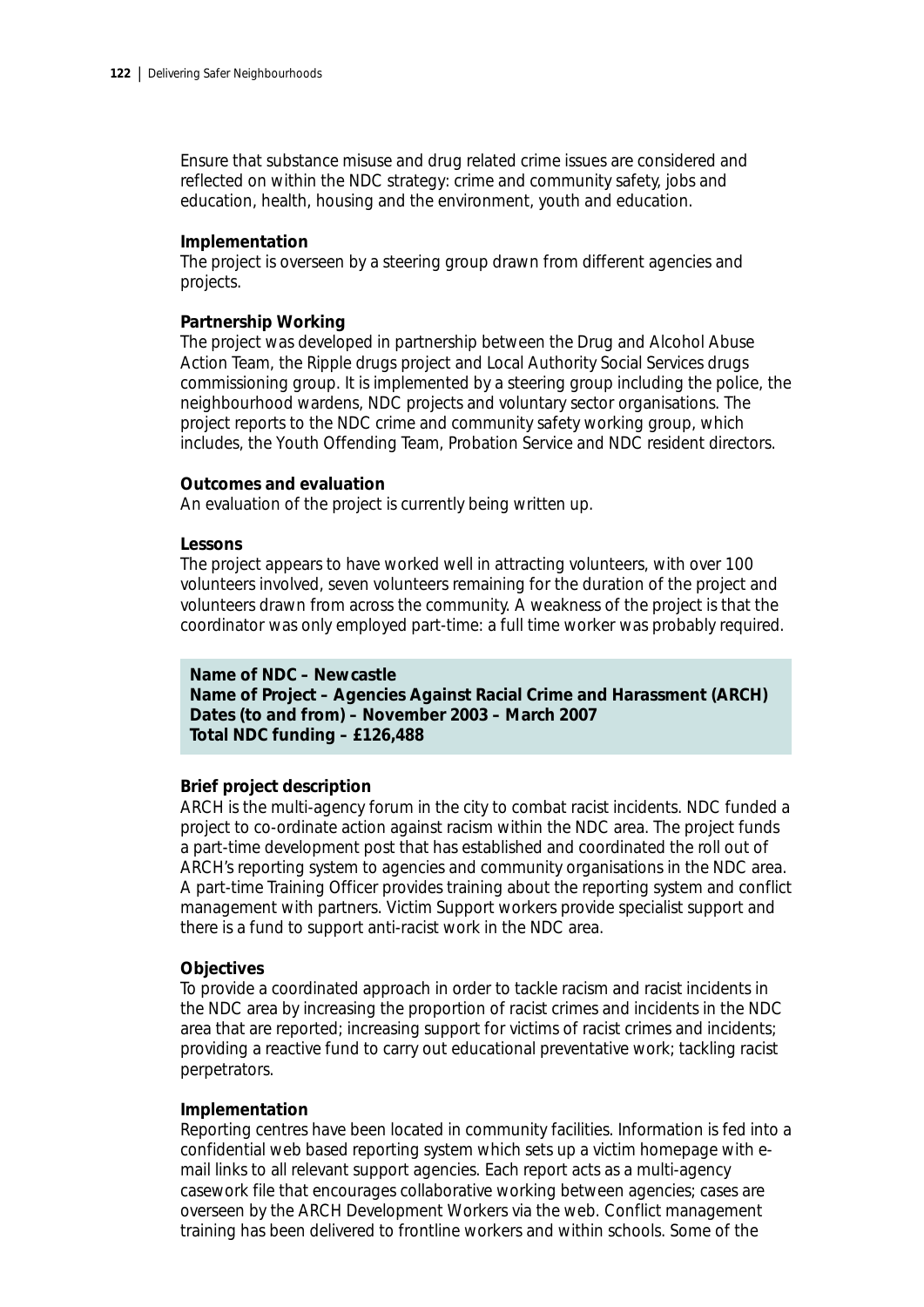Ensure that substance misuse and drug related crime issues are considered and reflected on within the NDC strategy: crime and community safety, jobs and education, health, housing and the environment, youth and education.

**Implementation**

The project is overseen by a steering group drawn from different agencies and projects.

**Partnership Working**

The project was developed in partnership between the Drug and Alcohol Abuse Action Team, the Ripple drugs project and Local Authority Social Services drugs commissioning group. It is implemented by a steering group including the police, the neighbourhood wardens, NDC projects and voluntary sector organisations. The project reports to the NDC crime and community safety working group, which includes, the Youth Offending Team, Probation Service and NDC resident directors.

**Outcomes and evaluation**

An evaluation of the project is currently being written up.

**Lessons**

The project appears to have worked well in attracting volunteers, with over 100 volunteers involved, seven volunteers remaining for the duration of the project and volunteers drawn from across the community. A weakness of the project is that the coordinator was only employed part-time: a full time worker was probably required.

**Name of NDC – Newcastle**
**Name of Project – Agencies Against Racial Crime and Harassment (ARCH)**
**Dates (to and from) – November 2003 – March 2007**
**Total NDC funding – £126,488**

**Brief project description**

ARCH is the multi-agency forum in the city to combat racist incidents. NDC funded a project to co-ordinate action against racism within the NDC area. The project funds a part-time development post that has established and coordinated the roll out of ARCH's reporting system to agencies and community organisations in the NDC area. A part-time Training Officer provides training about the reporting system and conflict management with partners. Victim Support workers provide specialist support and there is a fund to support anti-racist work in the NDC area.

**Objectives**

To provide a coordinated approach in order to tackle racism and racist incidents in the NDC area by increasing the proportion of racist crimes and incidents in the NDC area that are reported; increasing support for victims of racist crimes and incidents; providing a reactive fund to carry out educational preventative work; tackling racist perpetrators.

**Implementation**

Reporting centres have been located in community facilities. Information is fed into a confidential web based reporting system which sets up a victim homepage with e-mail links to all relevant support agencies. Each report acts as a multi-agency casework file that encourages collaborative working between agencies; cases are overseen by the ARCH Development Workers via the web. Conflict management training has been delivered to frontline workers and within schools. Some of the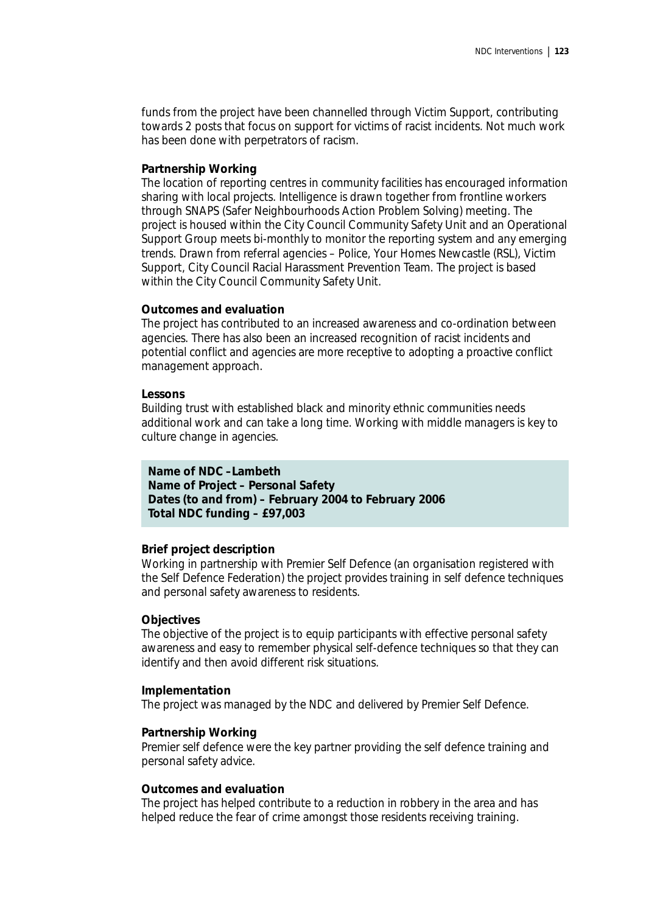funds from the project have been channelled through Victim Support, contributing towards 2 posts that focus on support for victims of racist incidents. Not much work has been done with perpetrators of racism.

**Partnership Working**

The location of reporting centres in community facilities has encouraged information sharing with local projects. Intelligence is drawn together from frontline workers through SNAPS (Safer Neighbourhoods Action Problem Solving) meeting. The project is housed within the City Council Community Safety Unit and an Operational Support Group meets bi-monthly to monitor the reporting system and any emerging trends. Drawn from referral agencies – Police, Your Homes Newcastle (RSL), Victim Support, City Council Racial Harassment Prevention Team. The project is based within the City Council Community Safety Unit.

**Outcomes and evaluation**

The project has contributed to an increased awareness and co-ordination between agencies. There has also been an increased recognition of racist incidents and potential conflict and agencies are more receptive to adopting a proactive conflict management approach.

**Lessons**

Building trust with established black and minority ethnic communities needs additional work and can take a long time. Working with middle managers is key to culture change in agencies.

**Name of NDC –Lambeth**
**Name of Project – Personal Safety**
**Dates (to and from) – February 2004 to February 2006**
**Total NDC funding – £97,003**

**Brief project description**

Working in partnership with Premier Self Defence (an organisation registered with the Self Defence Federation) the project provides training in self defence techniques and personal safety awareness to residents.

**Objectives**

The objective of the project is to equip participants with effective personal safety awareness and easy to remember physical self-defence techniques so that they can identify and then avoid different risk situations.

**Implementation**

The project was managed by the NDC and delivered by Premier Self Defence.

**Partnership Working**

Premier self defence were the key partner providing the self defence training and personal safety advice.

**Outcomes and evaluation**

The project has helped contribute to a reduction in robbery in the area and has helped reduce the fear of crime amongst those residents receiving training.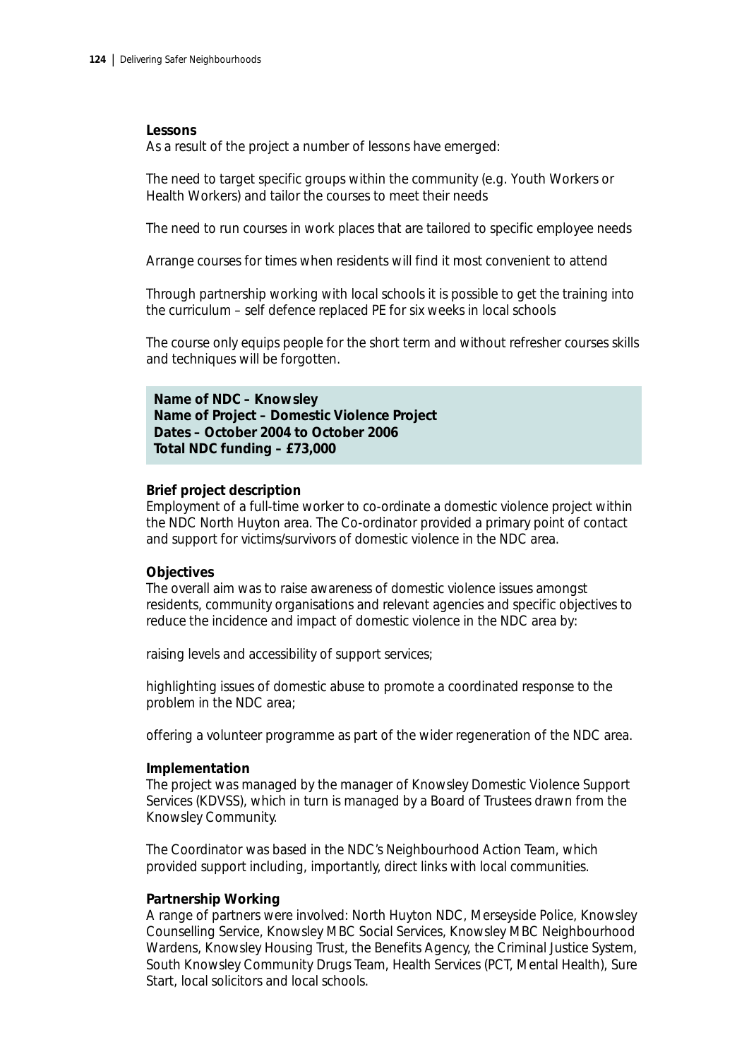**Lessons**

As a result of the project a number of lessons have emerged:

The need to target specific groups within the community (e.g. Youth Workers or Health Workers) and tailor the courses to meet their needs

The need to run courses in work places that are tailored to specific employee needs

Arrange courses for times when residents will find it most convenient to attend

Through partnership working with local schools it is possible to get the training into the curriculum – self defence replaced PE for six weeks in local schools

The course only equips people for the short term and without refresher courses skills and techniques will be forgotten.

**Name of NDC – Knowsley**
**Name of Project – Domestic Violence Project**
**Dates – October 2004 to October 2006**
**Total NDC funding – £73,000**

**Brief project description**

Employment of a full-time worker to co-ordinate a domestic violence project within the NDC North Huyton area. The Co-ordinator provided a primary point of contact and support for victims/survivors of domestic violence in the NDC area.

**Objectives**

The overall aim was to raise awareness of domestic violence issues amongst residents, community organisations and relevant agencies and specific objectives to reduce the incidence and impact of domestic violence in the NDC area by:

raising levels and accessibility of support services;

highlighting issues of domestic abuse to promote a coordinated response to the problem in the NDC area;

offering a volunteer programme as part of the wider regeneration of the NDC area.

**Implementation**

The project was managed by the manager of Knowsley Domestic Violence Support Services (KDVSS), which in turn is managed by a Board of Trustees drawn from the Knowsley Community.

The Coordinator was based in the NDC's Neighbourhood Action Team, which provided support including, importantly, direct links with local communities.

**Partnership Working**

A range of partners were involved: North Huyton NDC, Merseyside Police, Knowsley Counselling Service, Knowsley MBC Social Services, Knowsley MBC Neighbourhood Wardens, Knowsley Housing Trust, the Benefits Agency, the Criminal Justice System, South Knowsley Community Drugs Team, Health Services (PCT, Mental Health), Sure Start, local solicitors and local schools.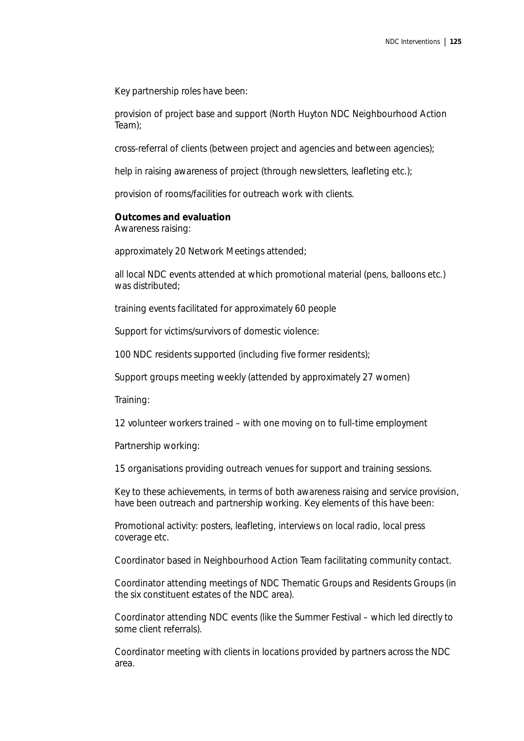Key partnership roles have been:

provision of project base and support (North Huyton NDC Neighbourhood Action Team);

cross-referral of clients (between project and agencies and between agencies);

help in raising awareness of project (through newsletters, leafleting etc.);

provision of rooms/facilities for outreach work with clients.

**Outcomes and evaluation**

Awareness raising:

approximately 20 Network Meetings attended;

all local NDC events attended at which promotional material (pens, balloons etc.) was distributed;

training events facilitated for approximately 60 people

Support for victims/survivors of domestic violence:

100 NDC residents supported (including five former residents);

Support groups meeting weekly (attended by approximately 27 women)

Training:

12 volunteer workers trained – with one moving on to full-time employment

Partnership working:

15 organisations providing outreach venues for support and training sessions.

Key to these achievements, in terms of both awareness raising and service provision, have been outreach and partnership working. Key elements of this have been:

Promotional activity: posters, leafleting, interviews on local radio, local press coverage etc.

Coordinator based in Neighbourhood Action Team facilitating community contact.

Coordinator attending meetings of NDC Thematic Groups and Residents Groups (in the six constituent estates of the NDC area).

Coordinator attending NDC events (like the Summer Festival – which led directly to some client referrals).

Coordinator meeting with clients in locations provided by partners across the NDC area.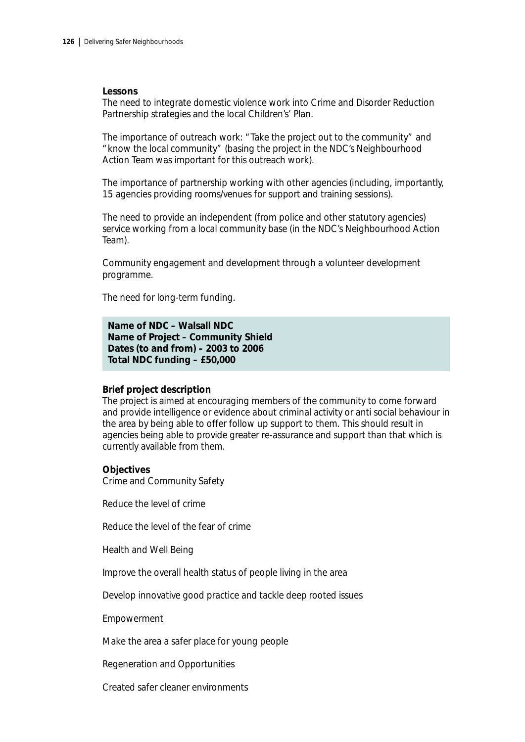**Lessons**

The need to integrate domestic violence work into Crime and Disorder Reduction Partnership strategies and the local Children's' Plan.

The importance of outreach work: "Take the project out to the community" and "know the local community" (basing the project in the NDC's Neighbourhood Action Team was important for this outreach work).

The importance of partnership working with other agencies (including, importantly, 15 agencies providing rooms/venues for support and training sessions).

The need to provide an independent (from police and other statutory agencies) service working from a local community base (in the NDC's Neighbourhood Action Team).

Community engagement and development through a volunteer development programme.

The need for long-term funding.

**Name of NDC – Walsall NDC**
**Name of Project – Community Shield**
**Dates (to and from) – 2003 to 2006**
**Total NDC funding – £50,000**

**Brief project description**

The project is aimed at encouraging members of the community to come forward and provide intelligence or evidence about criminal activity or anti social behaviour in the area by being able to offer follow up support to them. This should result in agencies being able to provide greater re-assurance and support than that which is currently available from them.

**Objectives**

Crime and Community Safety

Reduce the level of crime

Reduce the level of the fear of crime

Health and Well Being

Improve the overall health status of people living in the area

Develop innovative good practice and tackle deep rooted issues

Empowerment

Make the area a safer place for young people

Regeneration and Opportunities

Created safer cleaner environments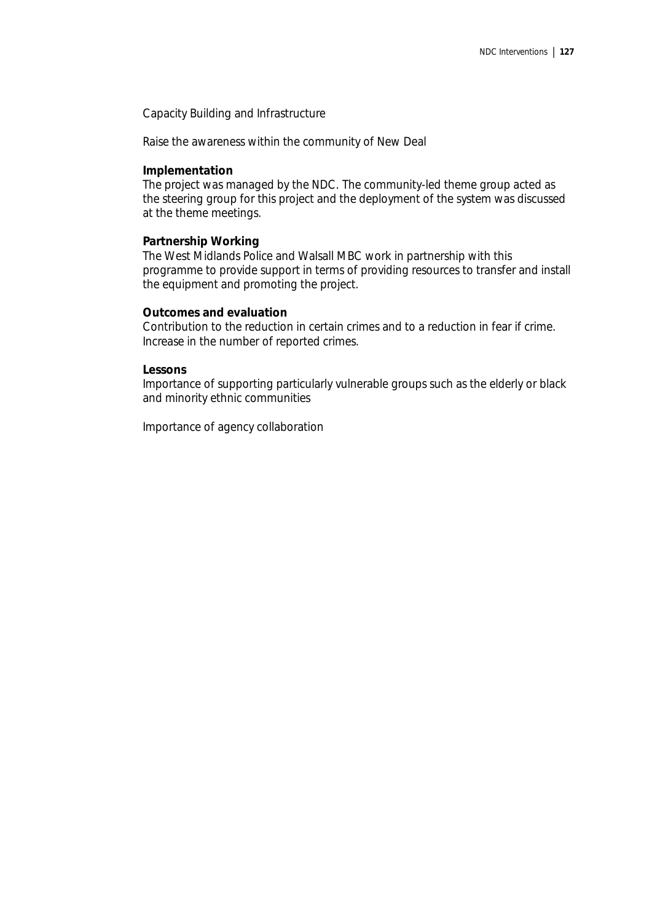Capacity Building and Infrastructure

Raise the awareness within the community of New Deal

**Implementation**
The project was managed by the NDC. The community-led theme group acted as the steering group for this project and the deployment of the system was discussed at the theme meetings.

**Partnership Working**
The West Midlands Police and Walsall MBC work in partnership with this programme to provide support in terms of providing resources to transfer and install the equipment and promoting the project.

**Outcomes and evaluation**
Contribution to the reduction in certain crimes and to a reduction in fear if crime. Increase in the number of reported crimes.

**Lessons**
Importance of supporting particularly vulnerable groups such as the elderly or black and minority ethnic communities

Importance of agency collaboration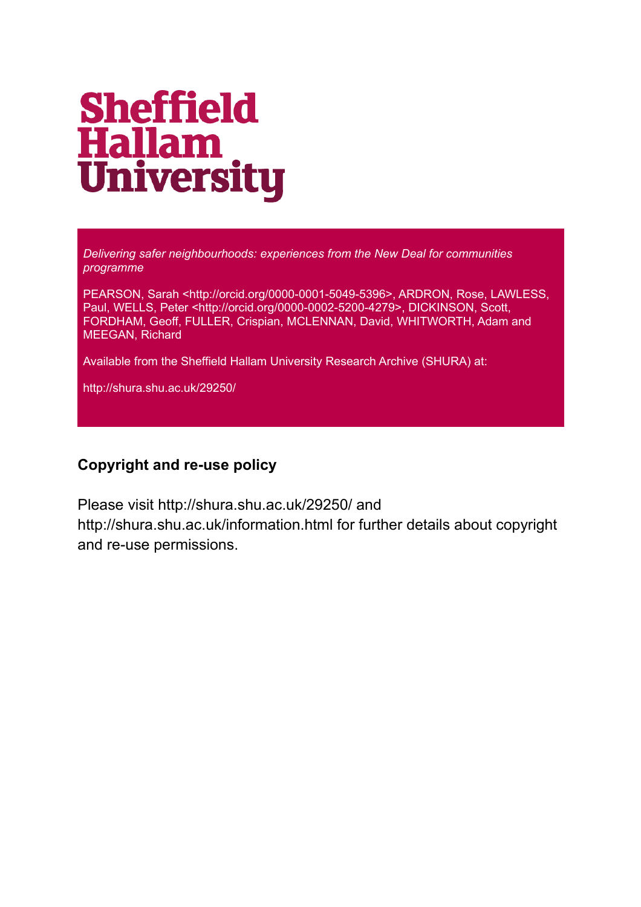Sheffield Hallam University

*Delivering safer neighbourhoods: experiences from the New Deal for communities programme*

PEARSON, Sarah <http://orcid.org/0000-0001-5049-5396>, ARDRON, Rose, LAWLESS, Paul, WELLS, Peter <http://orcid.org/0000-0002-5200-4279>, DICKINSON, Scott, FORDHAM, Geoff, FULLER, Crispian, MCLENNAN, David, WHITWORTH, Adam and MEEGAN, Richard

Available from the Sheffield Hallam University Research Archive (SHURA) at:

http://shura.shu.ac.uk/29250/

## Copyright and re-use policy

Please visit http://shura.shu.ac.uk/29250/ and http://shura.shu.ac.uk/information.html for further details about copyright and re-use permissions.